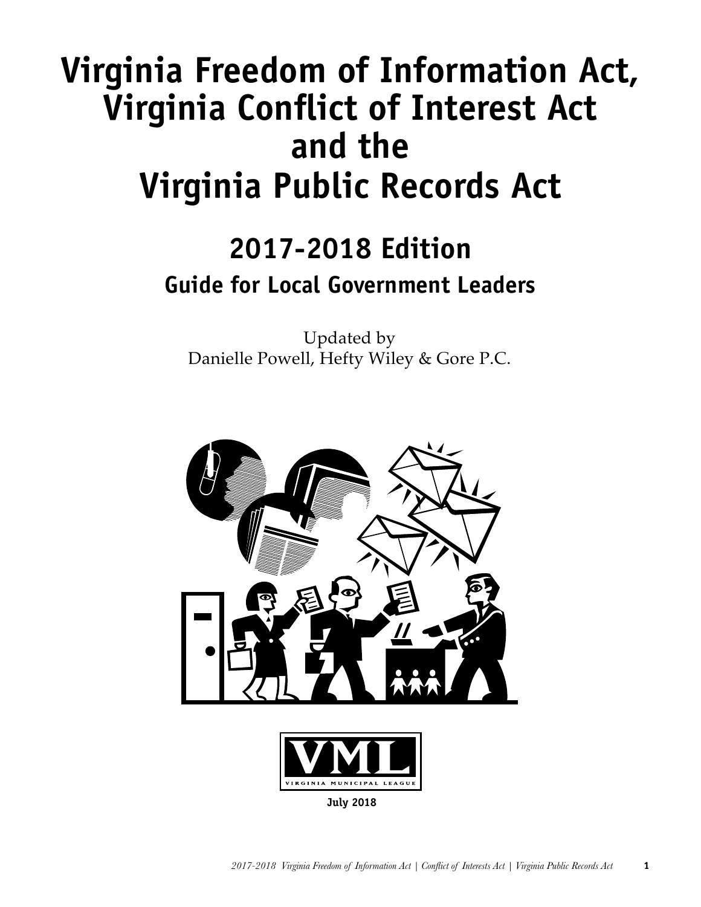# Virginia Freedom of Information Act, Virginia Conflict of Interest Act and the Virginia Public Records Act

## 2017-2018 Edition

### Guide for Local Government Leaders

Updated by
Danielle Powell, Hefty Wiley & Gore P.C.

VML
VIRGINIA MUNICIPAL LEAGUE

**July 2018**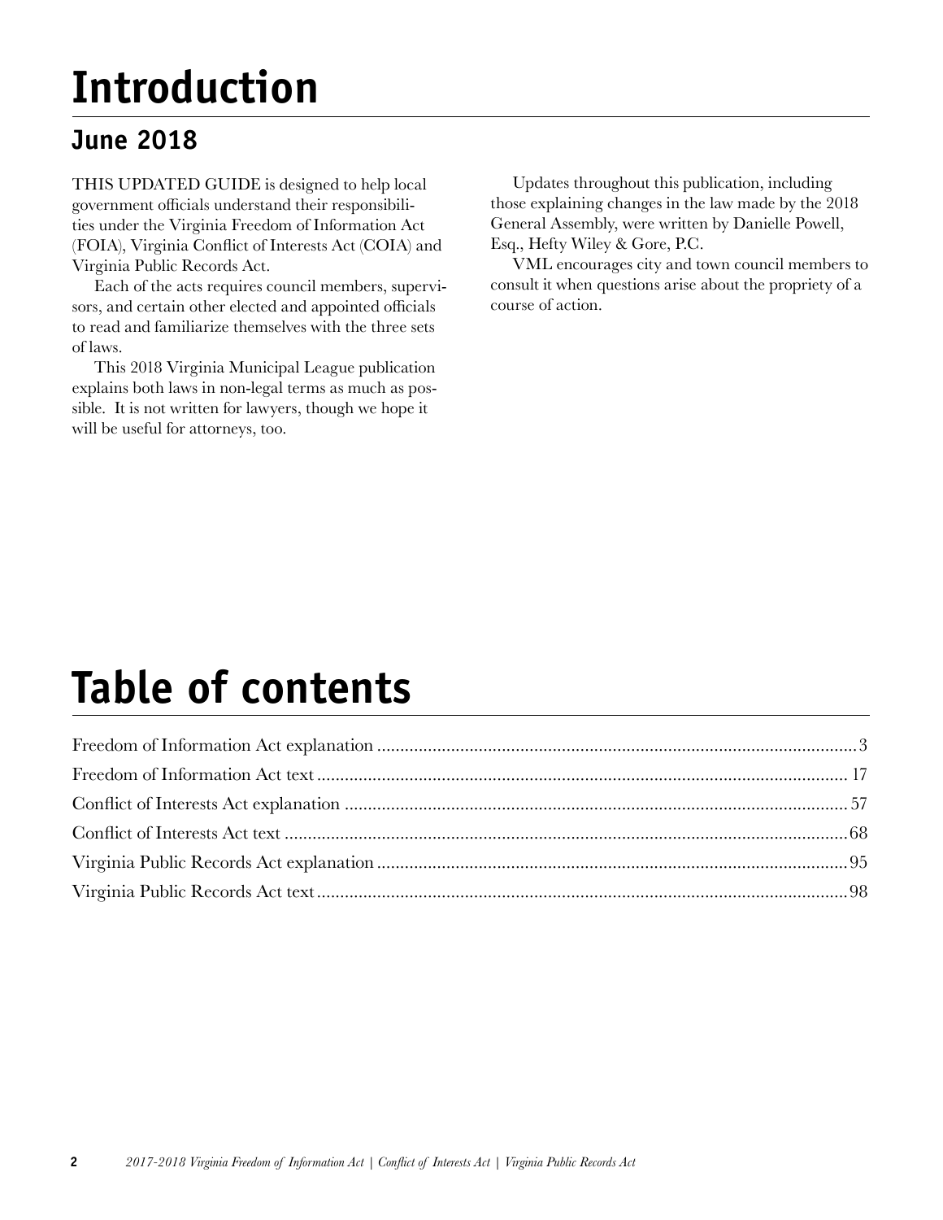# Introduction

## June 2018

THIS UPDATED GUIDE is designed to help local government officials understand their responsibilities under the Virginia Freedom of Information Act (FOIA), Virginia Conflict of Interests Act (COIA) and Virginia Public Records Act.

Each of the acts requires council members, supervisors, and certain other elected and appointed officials to read and familiarize themselves with the three sets of laws.

This 2018 Virginia Municipal League publication explains both laws in non-legal terms as much as possible. It is not written for lawyers, though we hope it will be useful for attorneys, too.

Updates throughout this publication, including those explaining changes in the law made by the 2018 General Assembly, were written by Danielle Powell, Esq., Hefty Wiley & Gore, P.C.

VML encourages city and town council members to consult it when questions arise about the propriety of a course of action.

# Table of contents

| | |
|---|---|
| Freedom of Information Act explanation | 3 |
| Freedom of Information Act text | 17 |
| Conflict of Interests Act explanation | 57 |
| Conflict of Interests Act text | 68 |
| Virginia Public Records Act explanation | 95 |
| Virginia Public Records Act text | 98 |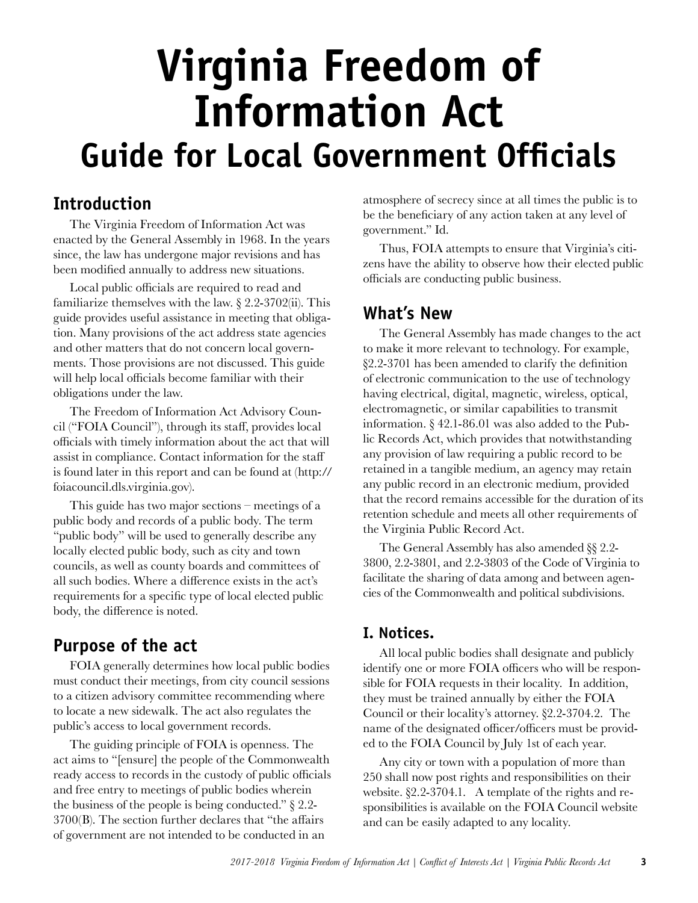# Virginia Freedom of Information Act

## Guide for Local Government Officials

### Introduction

The Virginia Freedom of Information Act was enacted by the General Assembly in 1968. In the years since, the law has undergone major revisions and has been modified annually to address new situations.

Local public officials are required to read and familiarize themselves with the law. § 2.2-3702(ii). This guide provides useful assistance in meeting that obligation. Many provisions of the act address state agencies and other matters that do not concern local governments. Those provisions are not discussed. This guide will help local officials become familiar with their obligations under the law.

The Freedom of Information Act Advisory Council ("FOIA Council"), through its staff, provides local officials with timely information about the act that will assist in compliance. Contact information for the staff is found later in this report and can be found at (http://foiacouncil.dls.virginia.gov).

This guide has two major sections – meetings of a public body and records of a public body. The term "public body" will be used to generally describe any locally elected public body, such as city and town councils, as well as county boards and committees of all such bodies. Where a difference exists in the act's requirements for a specific type of local elected public body, the difference is noted.

### Purpose of the act

FOIA generally determines how local public bodies must conduct their meetings, from city council sessions to a citizen advisory committee recommending where to locate a new sidewalk. The act also regulates the public's access to local government records.

The guiding principle of FOIA is openness. The act aims to "[ensure] the people of the Commonwealth ready access to records in the custody of public officials and free entry to meetings of public bodies wherein the business of the people is being conducted." § 2.2-3700(B). The section further declares that "the affairs of government are not intended to be conducted in an atmosphere of secrecy since at all times the public is to be the beneficiary of any action taken at any level of government." Id.

Thus, FOIA attempts to ensure that Virginia's citizens have the ability to observe how their elected public officials are conducting public business.

### What's New

The General Assembly has made changes to the act to make it more relevant to technology. For example, §2.2-3701 has been amended to clarify the definition of electronic communication to the use of technology having electrical, digital, magnetic, wireless, optical, electromagnetic, or similar capabilities to transmit information. § 42.1-86.01 was also added to the Public Records Act, which provides that notwithstanding any provision of law requiring a public record to be retained in a tangible medium, an agency may retain any public record in an electronic medium, provided that the record remains accessible for the duration of its retention schedule and meets all other requirements of the Virginia Public Record Act.

The General Assembly has also amended §§ 2.2-3800, 2.2-3801, and 2.2-3803 of the Code of Virginia to facilitate the sharing of data among and between agencies of the Commonwealth and political subdivisions.

### I. Notices.

All local public bodies shall designate and publicly identify one or more FOIA officers who will be responsible for FOIA requests in their locality. In addition, they must be trained annually by either the FOIA Council or their locality's attorney. §2.2-3704.2. The name of the designated officer/officers must be provided to the FOIA Council by July 1st of each year.

Any city or town with a population of more than 250 shall now post rights and responsibilities on their website. §2.2-3704.1. A template of the rights and responsibilities is available on the FOIA Council website and can be easily adapted to any locality.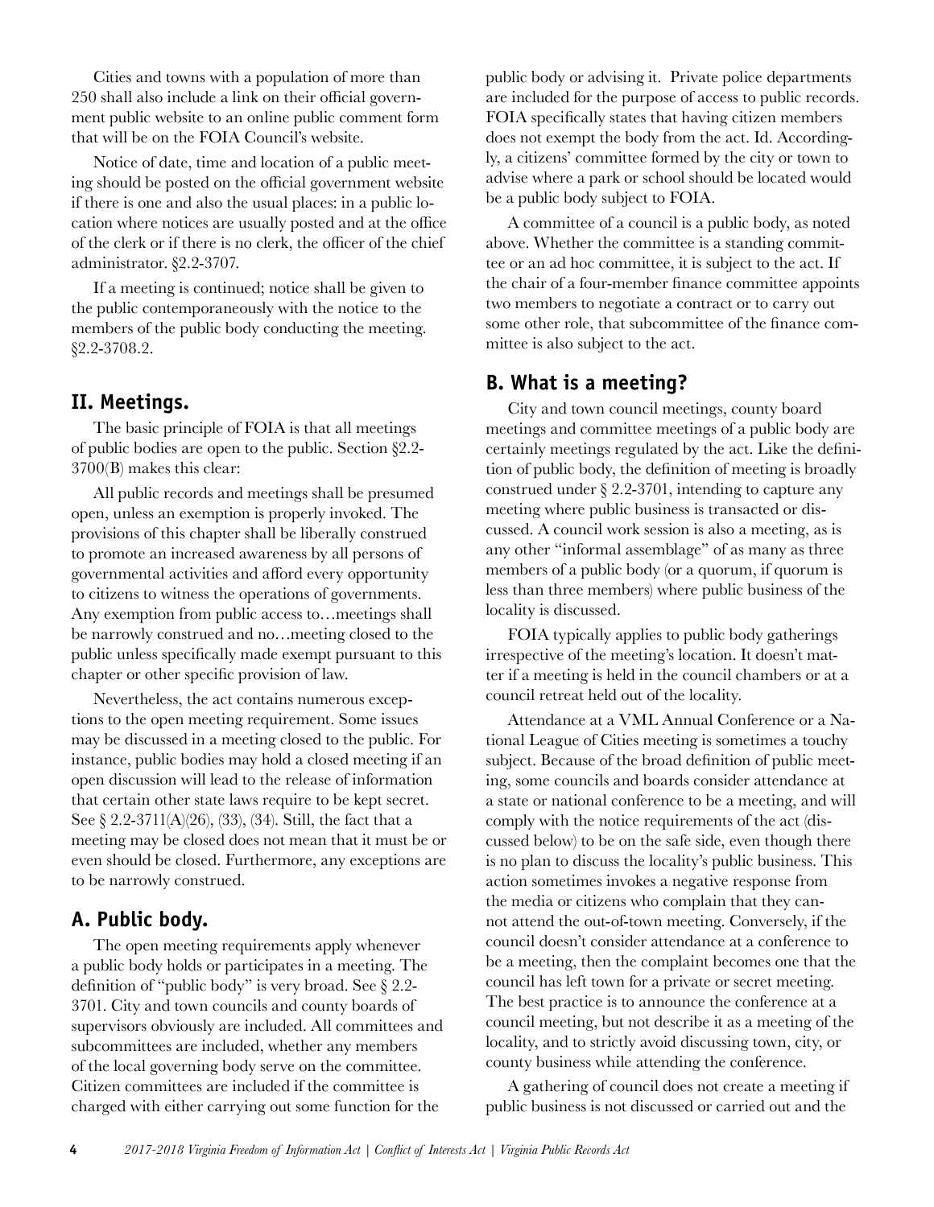Cities and towns with a population of more than 250 shall also include a link on their official government public website to an online public comment form that will be on the FOIA Council's website.

Notice of date, time and location of a public meeting should be posted on the official government website if there is one and also the usual places: in a public location where notices are usually posted and at the office of the clerk or if there is no clerk, the officer of the chief administrator. §2.2-3707.

If a meeting is continued; notice shall be given to the public contemporaneously with the notice to the members of the public body conducting the meeting. §2.2-3708.2.

## II. Meetings.

The basic principle of FOIA is that all meetings of public bodies are open to the public. Section §2.2-3700(B) makes this clear:

All public records and meetings shall be presumed open, unless an exemption is properly invoked. The provisions of this chapter shall be liberally construed to promote an increased awareness by all persons of governmental activities and afford every opportunity to citizens to witness the operations of governments. Any exemption from public access to…meetings shall be narrowly construed and no…meeting closed to the public unless specifically made exempt pursuant to this chapter or other specific provision of law.

Nevertheless, the act contains numerous exceptions to the open meeting requirement. Some issues may be discussed in a meeting closed to the public. For instance, public bodies may hold a closed meeting if an open discussion will lead to the release of information that certain other state laws require to be kept secret. See § 2.2-3711(A)(26), (33), (34). Still, the fact that a meeting may be closed does not mean that it must be or even should be closed. Furthermore, any exceptions are to be narrowly construed.

### A. Public body.

The open meeting requirements apply whenever a public body holds or participates in a meeting. The definition of "public body" is very broad. See § 2.2-3701. City and town councils and county boards of supervisors obviously are included. All committees and subcommittees are included, whether any members of the local governing body serve on the committee. Citizen committees are included if the committee is charged with either carrying out some function for the public body or advising it. Private police departments are included for the purpose of access to public records. FOIA specifically states that having citizen members does not exempt the body from the act. Id. Accordingly, a citizens' committee formed by the city or town to advise where a park or school should be located would be a public body subject to FOIA.

A committee of a council is a public body, as noted above. Whether the committee is a standing committee or an ad hoc committee, it is subject to the act. If the chair of a four-member finance committee appoints two members to negotiate a contract or to carry out some other role, that subcommittee of the finance committee is also subject to the act.

### B. What is a meeting?

City and town council meetings, county board meetings and committee meetings of a public body are certainly meetings regulated by the act. Like the definition of public body, the definition of meeting is broadly construed under § 2.2-3701, intending to capture any meeting where public business is transacted or discussed. A council work session is also a meeting, as is any other "informal assemblage" of as many as three members of a public body (or a quorum, if quorum is less than three members) where public business of the locality is discussed.

FOIA typically applies to public body gatherings irrespective of the meeting's location. It doesn't matter if a meeting is held in the council chambers or at a council retreat held out of the locality.

Attendance at a VML Annual Conference or a National League of Cities meeting is sometimes a touchy subject. Because of the broad definition of public meeting, some councils and boards consider attendance at a state or national conference to be a meeting, and will comply with the notice requirements of the act (discussed below) to be on the safe side, even though there is no plan to discuss the locality's public business. This action sometimes invokes a negative response from the media or citizens who complain that they cannot attend the out-of-town meeting. Conversely, if the council doesn't consider attendance at a conference to be a meeting, then the complaint becomes one that the council has left town for a private or secret meeting. The best practice is to announce the conference at a council meeting, but not describe it as a meeting of the locality, and to strictly avoid discussing town, city, or county business while attending the conference.

A gathering of council does not create a meeting if public business is not discussed or carried out and the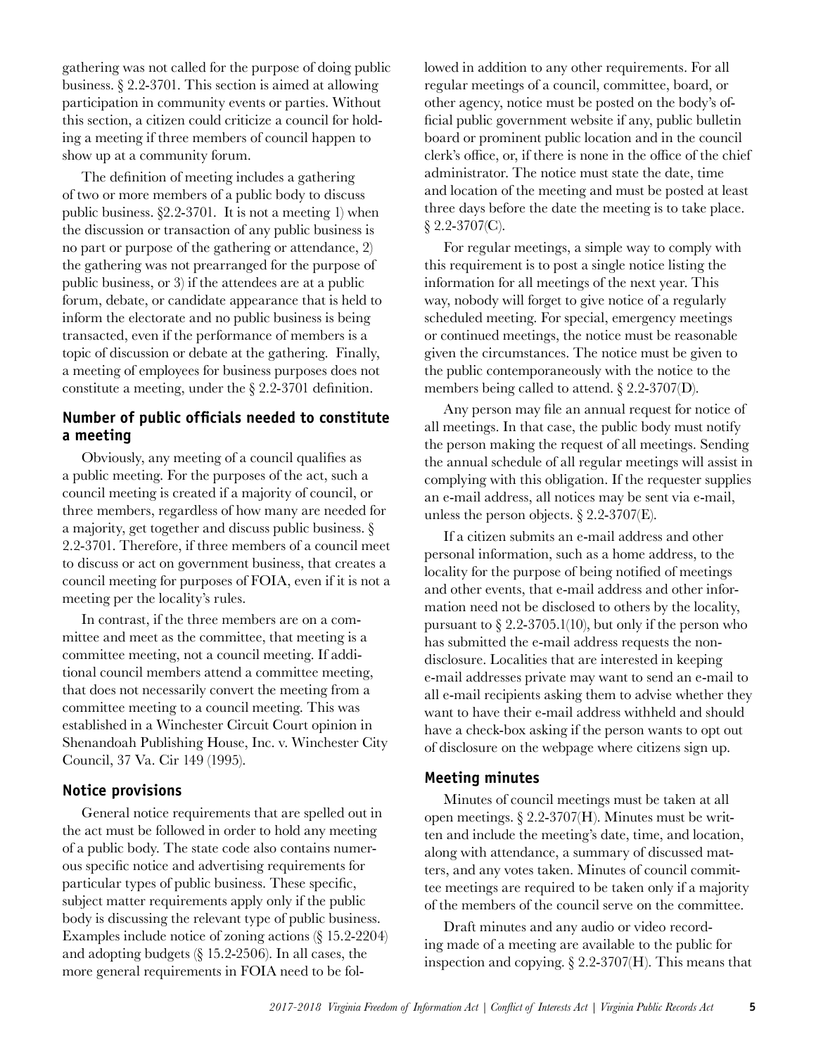gathering was not called for the purpose of doing public business. § 2.2-3701. This section is aimed at allowing participation in community events or parties. Without this section, a citizen could criticize a council for holding a meeting if three members of council happen to show up at a community forum.

The definition of meeting includes a gathering of two or more members of a public body to discuss public business. §2.2-3701. It is not a meeting 1) when the discussion or transaction of any public business is no part or purpose of the gathering or attendance, 2) the gathering was not prearranged for the purpose of public business, or 3) if the attendees are at a public forum, debate, or candidate appearance that is held to inform the electorate and no public business is being transacted, even if the performance of members is a topic of discussion or debate at the gathering. Finally, a meeting of employees for business purposes does not constitute a meeting, under the § 2.2-3701 definition.

### Number of public officials needed to constitute a meeting

Obviously, any meeting of a council qualifies as a public meeting. For the purposes of the act, such a council meeting is created if a majority of council, or three members, regardless of how many are needed for a majority, get together and discuss public business. § 2.2-3701. Therefore, if three members of a council meet to discuss or act on government business, that creates a council meeting for purposes of FOIA, even if it is not a meeting per the locality's rules.

In contrast, if the three members are on a committee and meet as the committee, that meeting is a committee meeting, not a council meeting. If additional council members attend a committee meeting, that does not necessarily convert the meeting from a committee meeting to a council meeting. This was established in a Winchester Circuit Court opinion in Shenandoah Publishing House, Inc. v. Winchester City Council, 37 Va. Cir 149 (1995).

### Notice provisions

General notice requirements that are spelled out in the act must be followed in order to hold any meeting of a public body. The state code also contains numerous specific notice and advertising requirements for particular types of public business. These specific, subject matter requirements apply only if the public body is discussing the relevant type of public business. Examples include notice of zoning actions (§ 15.2-2204) and adopting budgets (§ 15.2-2506). In all cases, the more general requirements in FOIA need to be followed in addition to any other requirements. For all regular meetings of a council, committee, board, or other agency, notice must be posted on the body's official public government website if any, public bulletin board or prominent public location and in the council clerk's office, or, if there is none in the office of the chief administrator. The notice must state the date, time and location of the meeting and must be posted at least three days before the date the meeting is to take place. § 2.2-3707(C).

For regular meetings, a simple way to comply with this requirement is to post a single notice listing the information for all meetings of the next year. This way, nobody will forget to give notice of a regularly scheduled meeting. For special, emergency meetings or continued meetings, the notice must be reasonable given the circumstances. The notice must be given to the public contemporaneously with the notice to the members being called to attend. § 2.2-3707(D).

Any person may file an annual request for notice of all meetings. In that case, the public body must notify the person making the request of all meetings. Sending the annual schedule of all regular meetings will assist in complying with this obligation. If the requester supplies an e-mail address, all notices may be sent via e-mail, unless the person objects. § 2.2-3707(E).

If a citizen submits an e-mail address and other personal information, such as a home address, to the locality for the purpose of being notified of meetings and other events, that e-mail address and other information need not be disclosed to others by the locality, pursuant to § 2.2-3705.1(10), but only if the person who has submitted the e-mail address requests the non-disclosure. Localities that are interested in keeping e-mail addresses private may want to send an e-mail to all e-mail recipients asking them to advise whether they want to have their e-mail address withheld and should have a check-box asking if the person wants to opt out of disclosure on the webpage where citizens sign up.

### Meeting minutes

Minutes of council meetings must be taken at all open meetings. § 2.2-3707(H). Minutes must be written and include the meeting's date, time, and location, along with attendance, a summary of discussed matters, and any votes taken. Minutes of council committee meetings are required to be taken only if a majority of the members of the council serve on the committee.

Draft minutes and any audio or video recording made of a meeting are available to the public for inspection and copying. § 2.2-3707(H). This means that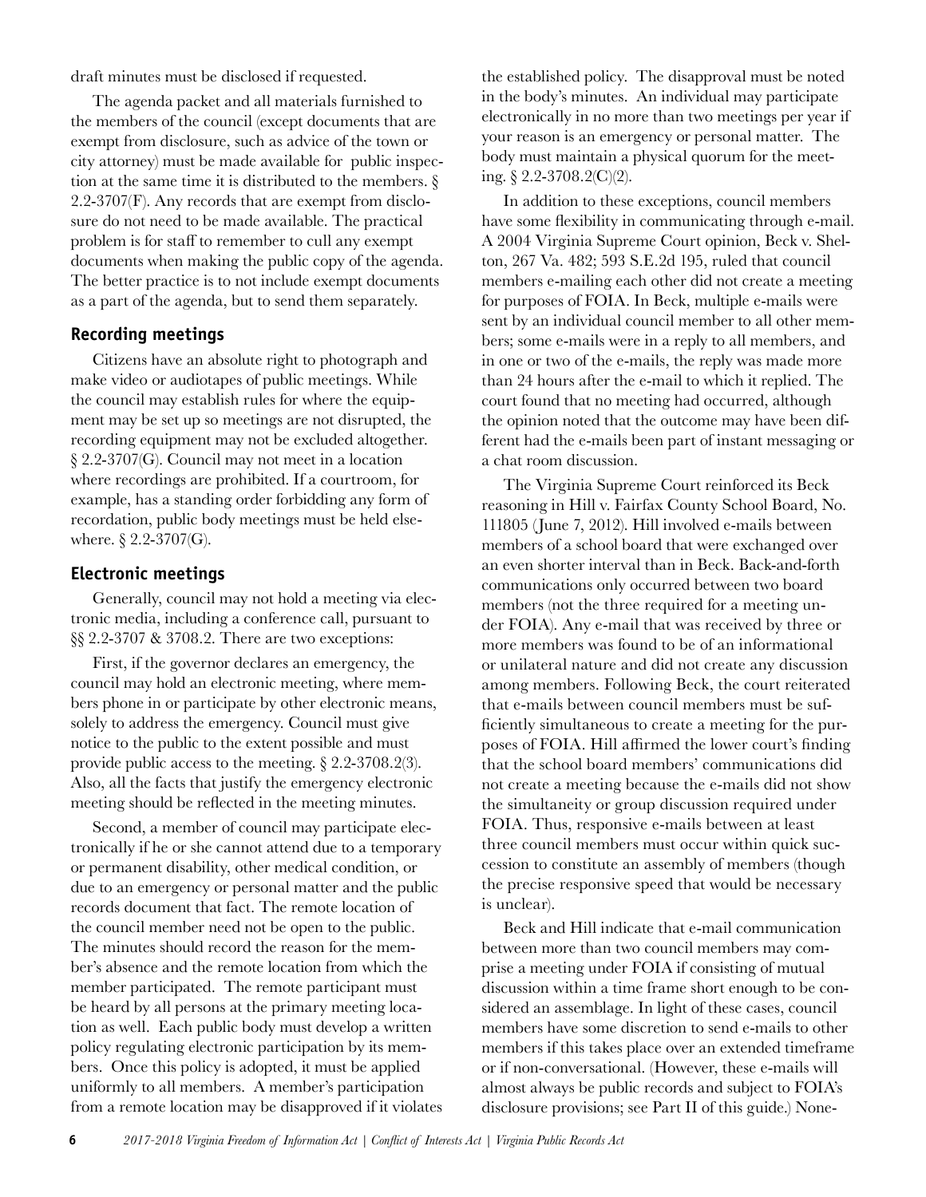draft minutes must be disclosed if requested.

The agenda packet and all materials furnished to the members of the council (except documents that are exempt from disclosure, such as advice of the town or city attorney) must be made available for public inspection at the same time it is distributed to the members. § 2.2-3707(F). Any records that are exempt from disclosure do not need to be made available. The practical problem is for staff to remember to cull any exempt documents when making the public copy of the agenda. The better practice is to not include exempt documents as a part of the agenda, but to send them separately.

## Recording meetings

Citizens have an absolute right to photograph and make video or audiotapes of public meetings. While the council may establish rules for where the equipment may be set up so meetings are not disrupted, the recording equipment may not be excluded altogether. § 2.2-3707(G). Council may not meet in a location where recordings are prohibited. If a courtroom, for example, has a standing order forbidding any form of recordation, public body meetings must be held elsewhere. § 2.2-3707(G).

## Electronic meetings

Generally, council may not hold a meeting via electronic media, including a conference call, pursuant to §§ 2.2-3707 & 3708.2. There are two exceptions:

First, if the governor declares an emergency, the council may hold an electronic meeting, where members phone in or participate by other electronic means, solely to address the emergency. Council must give notice to the public to the extent possible and must provide public access to the meeting. § 2.2-3708.2(3). Also, all the facts that justify the emergency electronic meeting should be reflected in the meeting minutes.

Second, a member of council may participate electronically if he or she cannot attend due to a temporary or permanent disability, other medical condition, or due to an emergency or personal matter and the public records document that fact. The remote location of the council member need not be open to the public. The minutes should record the reason for the member's absence and the remote location from which the member participated. The remote participant must be heard by all persons at the primary meeting location as well. Each public body must develop a written policy regulating electronic participation by its members. Once this policy is adopted, it must be applied uniformly to all members. A member's participation from a remote location may be disapproved if it violates the established policy. The disapproval must be noted in the body's minutes. An individual may participate electronically in no more than two meetings per year if your reason is an emergency or personal matter. The body must maintain a physical quorum for the meeting. § 2.2-3708.2(C)(2).

In addition to these exceptions, council members have some flexibility in communicating through e-mail. A 2004 Virginia Supreme Court opinion, Beck v. Shelton, 267 Va. 482; 593 S.E.2d 195, ruled that council members e-mailing each other did not create a meeting for purposes of FOIA. In Beck, multiple e-mails were sent by an individual council member to all other members; some e-mails were in a reply to all members, and in one or two of the e-mails, the reply was made more than 24 hours after the e-mail to which it replied. The court found that no meeting had occurred, although the opinion noted that the outcome may have been different had the e-mails been part of instant messaging or a chat room discussion.

The Virginia Supreme Court reinforced its Beck reasoning in Hill v. Fairfax County School Board, No. 111805 (June 7, 2012). Hill involved e-mails between members of a school board that were exchanged over an even shorter interval than in Beck. Back-and-forth communications only occurred between two board members (not the three required for a meeting under FOIA). Any e-mail that was received by three or more members was found to be of an informational or unilateral nature and did not create any discussion among members. Following Beck, the court reiterated that e-mails between council members must be sufficiently simultaneous to create a meeting for the purposes of FOIA. Hill affirmed the lower court's finding that the school board members' communications did not create a meeting because the e-mails did not show the simultaneity or group discussion required under FOIA. Thus, responsive e-mails between at least three council members must occur within quick succession to constitute an assembly of members (though the precise responsive speed that would be necessary is unclear).

Beck and Hill indicate that e-mail communication between more than two council members may comprise a meeting under FOIA if consisting of mutual discussion within a time frame short enough to be considered an assemblage. In light of these cases, council members have some discretion to send e-mails to other members if this takes place over an extended timeframe or if non-conversational. (However, these e-mails will almost always be public records and subject to FOIA's disclosure provisions; see Part II of this guide.) None-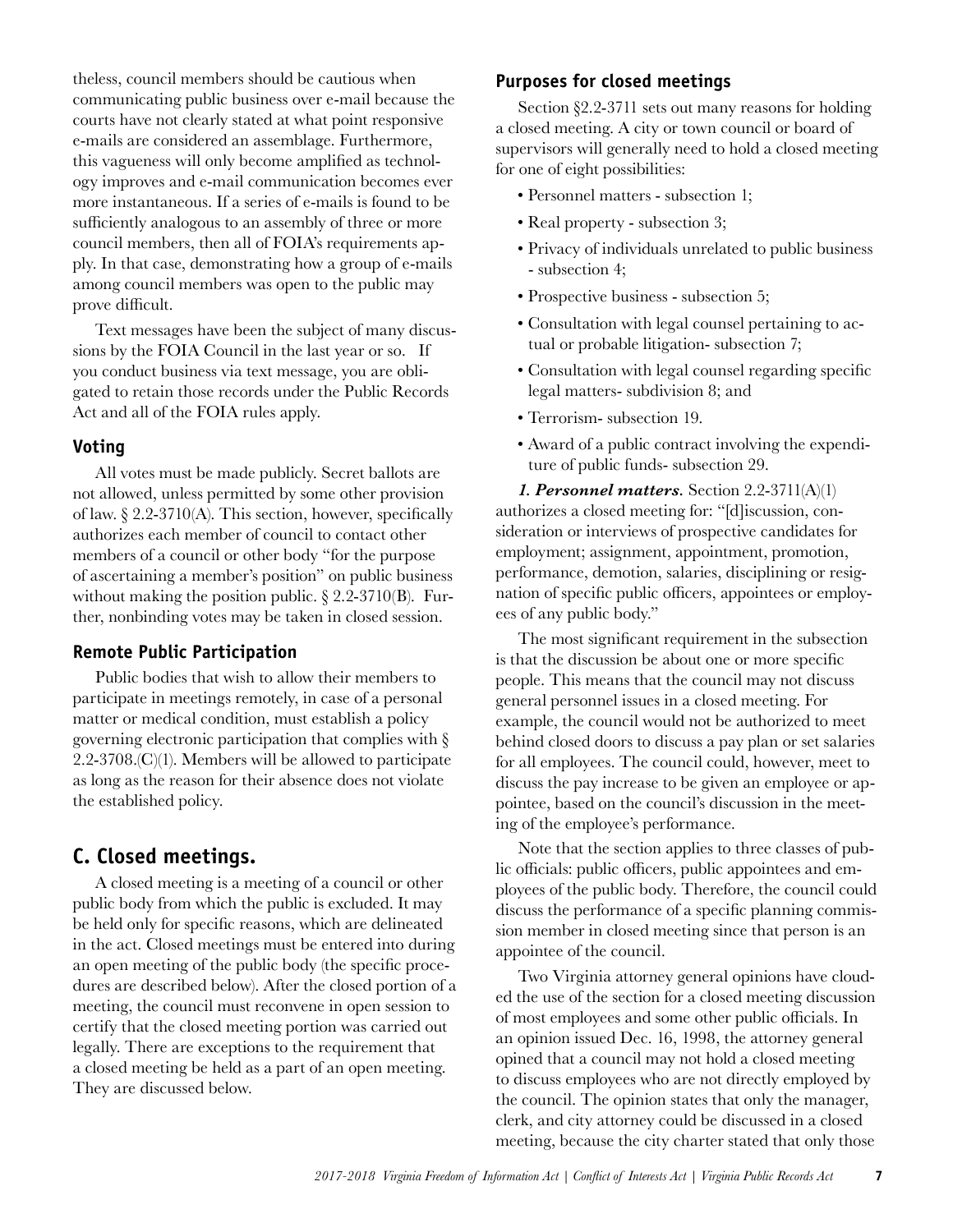theless, council members should be cautious when communicating public business over e-mail because the courts have not clearly stated at what point responsive e-mails are considered an assemblage. Furthermore, this vagueness will only become amplified as technology improves and e-mail communication becomes ever more instantaneous. If a series of e-mails is found to be sufficiently analogous to an assembly of three or more council members, then all of FOIA's requirements apply. In that case, demonstrating how a group of e-mails among council members was open to the public may prove difficult.

Text messages have been the subject of many discussions by the FOIA Council in the last year or so. If you conduct business via text message, you are obligated to retain those records under the Public Records Act and all of the FOIA rules apply.

### Voting

All votes must be made publicly. Secret ballots are not allowed, unless permitted by some other provision of law. § 2.2-3710(A). This section, however, specifically authorizes each member of council to contact other members of a council or other body "for the purpose of ascertaining a member's position" on public business without making the position public. § 2.2-3710(B). Further, nonbinding votes may be taken in closed session.

### Remote Public Participation

Public bodies that wish to allow their members to participate in meetings remotely, in case of a personal matter or medical condition, must establish a policy governing electronic participation that complies with § 2.2-3708.(C)(1). Members will be allowed to participate as long as the reason for their absence does not violate the established policy.

## C. Closed meetings.

A closed meeting is a meeting of a council or other public body from which the public is excluded. It may be held only for specific reasons, which are delineated in the act. Closed meetings must be entered into during an open meeting of the public body (the specific procedures are described below). After the closed portion of a meeting, the council must reconvene in open session to certify that the closed meeting portion was carried out legally. There are exceptions to the requirement that a closed meeting be held as a part of an open meeting. They are discussed below.

### Purposes for closed meetings

Section §2.2-3711 sets out many reasons for holding a closed meeting. A city or town council or board of supervisors will generally need to hold a closed meeting for one of eight possibilities:

- Personnel matters - subsection 1;
- Real property - subsection 3;
- Privacy of individuals unrelated to public business - subsection 4;
- Prospective business - subsection 5;
- Consultation with legal counsel pertaining to actual or probable litigation- subsection 7;
- Consultation with legal counsel regarding specific legal matters- subdivision 8; and
- Terrorism- subsection 19.
- Award of a public contract involving the expenditure of public funds- subsection 29.

***1. Personnel matters.*** Section 2.2-3711(A)(1) authorizes a closed meeting for: "[d]iscussion, consideration or interviews of prospective candidates for employment; assignment, appointment, promotion, performance, demotion, salaries, disciplining or resignation of specific public officers, appointees or employees of any public body."

The most significant requirement in the subsection is that the discussion be about one or more specific people. This means that the council may not discuss general personnel issues in a closed meeting. For example, the council would not be authorized to meet behind closed doors to discuss a pay plan or set salaries for all employees. The council could, however, meet to discuss the pay increase to be given an employee or appointee, based on the council's discussion in the meeting of the employee's performance.

Note that the section applies to three classes of public officials: public officers, public appointees and employees of the public body. Therefore, the council could discuss the performance of a specific planning commission member in closed meeting since that person is an appointee of the council.

Two Virginia attorney general opinions have clouded the use of the section for a closed meeting discussion of most employees and some other public officials. In an opinion issued Dec. 16, 1998, the attorney general opined that a council may not hold a closed meeting to discuss employees who are not directly employed by the council. The opinion states that only the manager, clerk, and city attorney could be discussed in a closed meeting, because the city charter stated that only those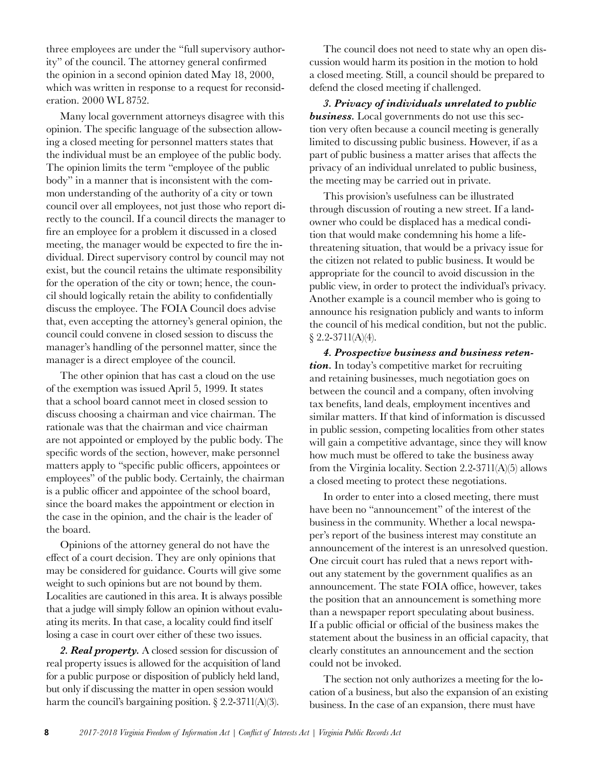three employees are under the "full supervisory authority" of the council. The attorney general confirmed the opinion in a second opinion dated May 18, 2000, which was written in response to a request for reconsideration. 2000 WL 8752.

Many local government attorneys disagree with this opinion. The specific language of the subsection allowing a closed meeting for personnel matters states that the individual must be an employee of the public body. The opinion limits the term "employee of the public body" in a manner that is inconsistent with the common understanding of the authority of a city or town council over all employees, not just those who report directly to the council. If a council directs the manager to fire an employee for a problem it discussed in a closed meeting, the manager would be expected to fire the individual. Direct supervisory control by council may not exist, but the council retains the ultimate responsibility for the operation of the city or town; hence, the council should logically retain the ability to confidentially discuss the employee. The FOIA Council does advise that, even accepting the attorney's general opinion, the council could convene in closed session to discuss the manager's handling of the personnel matter, since the manager is a direct employee of the council.

The other opinion that has cast a cloud on the use of the exemption was issued April 5, 1999. It states that a school board cannot meet in closed session to discuss choosing a chairman and vice chairman. The rationale was that the chairman and vice chairman are not appointed or employed by the public body. The specific words of the section, however, make personnel matters apply to "specific public officers, appointees or employees" of the public body. Certainly, the chairman is a public officer and appointee of the school board, since the board makes the appointment or election in the case in the opinion, and the chair is the leader of the board.

Opinions of the attorney general do not have the effect of a court decision. They are only opinions that may be considered for guidance. Courts will give some weight to such opinions but are not bound by them. Localities are cautioned in this area. It is always possible that a judge will simply follow an opinion without evaluating its merits. In that case, a locality could find itself losing a case in court over either of these two issues.

***2. Real property.*** A closed session for discussion of real property issues is allowed for the acquisition of land for a public purpose or disposition of publicly held land, but only if discussing the matter in open session would harm the council's bargaining position. § 2.2-3711(A)(3).

The council does not need to state why an open discussion would harm its position in the motion to hold a closed meeting. Still, a council should be prepared to defend the closed meeting if challenged.

***3. Privacy of individuals unrelated to public business.*** Local governments do not use this section very often because a council meeting is generally limited to discussing public business. However, if as a part of public business a matter arises that affects the privacy of an individual unrelated to public business, the meeting may be carried out in private.

This provision's usefulness can be illustrated through discussion of routing a new street. If a landowner who could be displaced has a medical condition that would make condemning his home a life-threatening situation, that would be a privacy issue for the citizen not related to public business. It would be appropriate for the council to avoid discussion in the public view, in order to protect the individual's privacy. Another example is a council member who is going to announce his resignation publicly and wants to inform the council of his medical condition, but not the public. § 2.2-3711(A)(4).

***4. Prospective business and business retention.*** In today's competitive market for recruiting and retaining businesses, much negotiation goes on between the council and a company, often involving tax benefits, land deals, employment incentives and similar matters. If that kind of information is discussed in public session, competing localities from other states will gain a competitive advantage, since they will know how much must be offered to take the business away from the Virginia locality. Section 2.2-3711(A)(5) allows a closed meeting to protect these negotiations.

In order to enter into a closed meeting, there must have been no "announcement" of the interest of the business in the community. Whether a local newspaper's report of the business interest may constitute an announcement of the interest is an unresolved question. One circuit court has ruled that a news report without any statement by the government qualifies as an announcement. The state FOIA office, however, takes the position that an announcement is something more than a newspaper report speculating about business. If a public official or official of the business makes the statement about the business in an official capacity, that clearly constitutes an announcement and the section could not be invoked.

The section not only authorizes a meeting for the location of a business, but also the expansion of an existing business. In the case of an expansion, there must have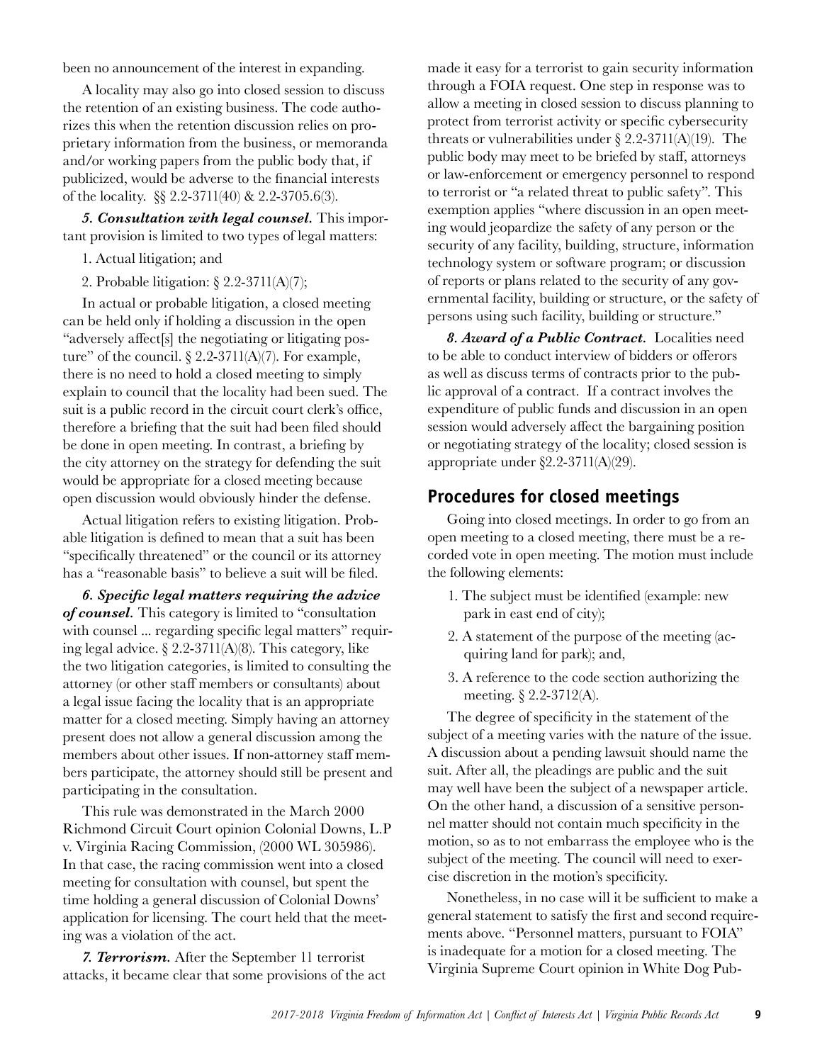been no announcement of the interest in expanding.

A locality may also go into closed session to discuss the retention of an existing business. The code authorizes this when the retention discussion relies on proprietary information from the business, or memoranda and/or working papers from the public body that, if publicized, would be adverse to the financial interests of the locality. §§ 2.2-3711(40) & 2.2-3705.6(3).

***5. Consultation with legal counsel.*** This important provision is limited to two types of legal matters:

1. Actual litigation; and
2. Probable litigation: § 2.2-3711(A)(7);

In actual or probable litigation, a closed meeting can be held only if holding a discussion in the open "adversely affect[s] the negotiating or litigating posture" of the council. § 2.2-3711(A)(7). For example, there is no need to hold a closed meeting to simply explain to council that the locality had been sued. The suit is a public record in the circuit court clerk's office, therefore a briefing that the suit had been filed should be done in open meeting. In contrast, a briefing by the city attorney on the strategy for defending the suit would be appropriate for a closed meeting because open discussion would obviously hinder the defense.

Actual litigation refers to existing litigation. Probable litigation is defined to mean that a suit has been "specifically threatened" or the council or its attorney has a "reasonable basis" to believe a suit will be filed.

***6. Specific legal matters requiring the advice of counsel.*** This category is limited to "consultation with counsel ... regarding specific legal matters" requiring legal advice. § 2.2-3711(A)(8). This category, like the two litigation categories, is limited to consulting the attorney (or other staff members or consultants) about a legal issue facing the locality that is an appropriate matter for a closed meeting. Simply having an attorney present does not allow a general discussion among the members about other issues. If non-attorney staff members participate, the attorney should still be present and participating in the consultation.

This rule was demonstrated in the March 2000 Richmond Circuit Court opinion Colonial Downs, L.P v. Virginia Racing Commission, (2000 WL 305986). In that case, the racing commission went into a closed meeting for consultation with counsel, but spent the time holding a general discussion of Colonial Downs' application for licensing. The court held that the meeting was a violation of the act.

***7. Terrorism.*** After the September 11 terrorist attacks, it became clear that some provisions of the act made it easy for a terrorist to gain security information through a FOIA request. One step in response was to allow a meeting in closed session to discuss planning to protect from terrorist activity or specific cybersecurity threats or vulnerabilities under § 2.2-3711(A)(19). The public body may meet to be briefed by staff, attorneys or law-enforcement or emergency personnel to respond to terrorist or "a related threat to public safety". This exemption applies "where discussion in an open meeting would jeopardize the safety of any person or the security of any facility, building, structure, information technology system or software program; or discussion of reports or plans related to the security of any governmental facility, building or structure, or the safety of persons using such facility, building or structure."

***8. Award of a Public Contract.*** Localities need to be able to conduct interview of bidders or offerors as well as discuss terms of contracts prior to the public approval of a contract. If a contract involves the expenditure of public funds and discussion in an open session would adversely affect the bargaining position or negotiating strategy of the locality; closed session is appropriate under §2.2-3711(A)(29).

## Procedures for closed meetings

Going into closed meetings. In order to go from an open meeting to a closed meeting, there must be a recorded vote in open meeting. The motion must include the following elements:

1. The subject must be identified (example: new park in east end of city);
2. A statement of the purpose of the meeting (acquiring land for park); and,
3. A reference to the code section authorizing the meeting. § 2.2-3712(A).

The degree of specificity in the statement of the subject of a meeting varies with the nature of the issue. A discussion about a pending lawsuit should name the suit. After all, the pleadings are public and the suit may well have been the subject of a newspaper article. On the other hand, a discussion of a sensitive personnel matter should not contain much specificity in the motion, so as to not embarrass the employee who is the subject of the meeting. The council will need to exercise discretion in the motion's specificity.

Nonetheless, in no case will it be sufficient to make a general statement to satisfy the first and second requirements above. "Personnel matters, pursuant to FOIA" is inadequate for a motion for a closed meeting. The Virginia Supreme Court opinion in White Dog Pub-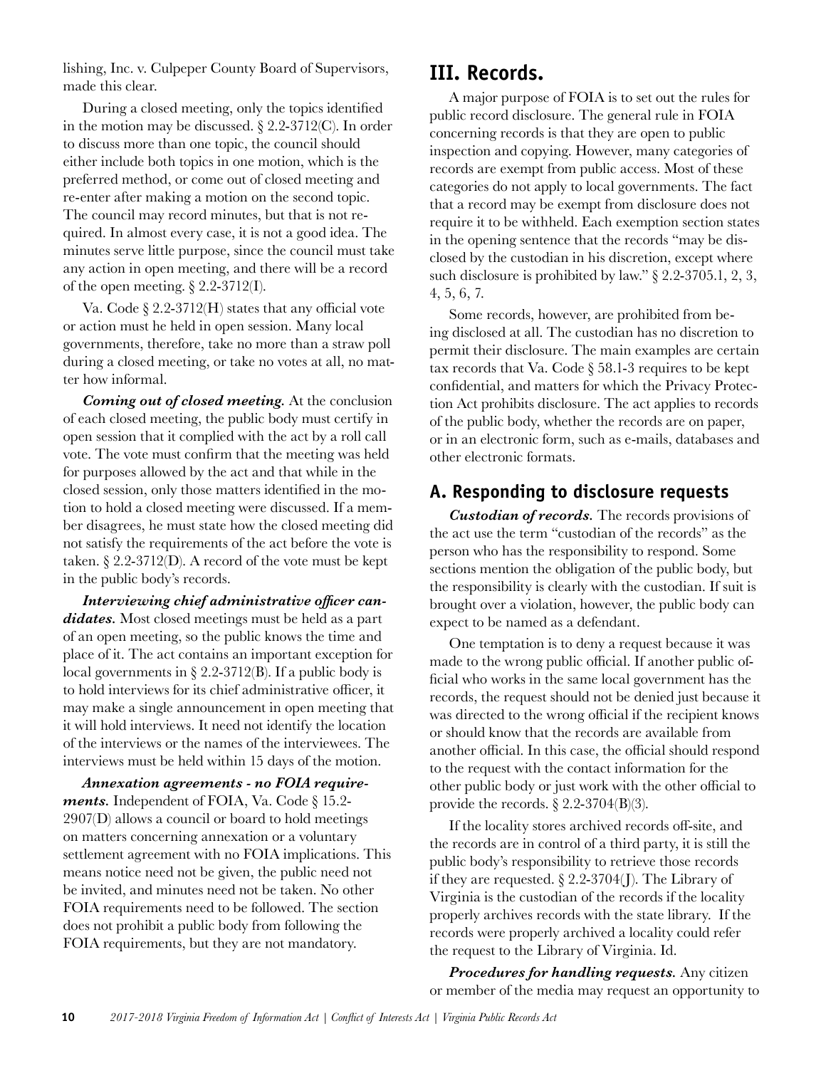lishing, Inc. v. Culpeper County Board of Supervisors, made this clear.

During a closed meeting, only the topics identified in the motion may be discussed. § 2.2-3712(C). In order to discuss more than one topic, the council should either include both topics in one motion, which is the preferred method, or come out of closed meeting and re-enter after making a motion on the second topic. The council may record minutes, but that is not required. In almost every case, it is not a good idea. The minutes serve little purpose, since the council must take any action in open meeting, and there will be a record of the open meeting. § 2.2-3712(I).

Va. Code § 2.2-3712(H) states that any official vote or action must he held in open session. Many local governments, therefore, take no more than a straw poll during a closed meeting, or take no votes at all, no matter how informal.

***Coming out of closed meeting.*** At the conclusion of each closed meeting, the public body must certify in open session that it complied with the act by a roll call vote. The vote must confirm that the meeting was held for purposes allowed by the act and that while in the closed session, only those matters identified in the motion to hold a closed meeting were discussed. If a member disagrees, he must state how the closed meeting did not satisfy the requirements of the act before the vote is taken. § 2.2-3712(D). A record of the vote must be kept in the public body's records.

***Interviewing chief administrative officer candidates.*** Most closed meetings must be held as a part of an open meeting, so the public knows the time and place of it. The act contains an important exception for local governments in § 2.2-3712(B). If a public body is to hold interviews for its chief administrative officer, it may make a single announcement in open meeting that it will hold interviews. It need not identify the location of the interviews or the names of the interviewees. The interviews must be held within 15 days of the motion.

***Annexation agreements - no FOIA requirements.*** Independent of FOIA, Va. Code § 15.2-2907(D) allows a council or board to hold meetings on matters concerning annexation or a voluntary settlement agreement with no FOIA implications. This means notice need not be given, the public need not be invited, and minutes need not be taken. No other FOIA requirements need to be followed. The section does not prohibit a public body from following the FOIA requirements, but they are not mandatory.

# III. Records.

A major purpose of FOIA is to set out the rules for public record disclosure. The general rule in FOIA concerning records is that they are open to public inspection and copying. However, many categories of records are exempt from public access. Most of these categories do not apply to local governments. The fact that a record may be exempt from disclosure does not require it to be withheld. Each exemption section states in the opening sentence that the records "may be disclosed by the custodian in his discretion, except where such disclosure is prohibited by law." § 2.2-3705.1, 2, 3, 4, 5, 6, 7.

Some records, however, are prohibited from being disclosed at all. The custodian has no discretion to permit their disclosure. The main examples are certain tax records that Va. Code § 58.1-3 requires to be kept confidential, and matters for which the Privacy Protection Act prohibits disclosure. The act applies to records of the public body, whether the records are on paper, or in an electronic form, such as e-mails, databases and other electronic formats.

## A. Responding to disclosure requests

***Custodian of records.*** The records provisions of the act use the term "custodian of the records" as the person who has the responsibility to respond. Some sections mention the obligation of the public body, but the responsibility is clearly with the custodian. If suit is brought over a violation, however, the public body can expect to be named as a defendant.

One temptation is to deny a request because it was made to the wrong public official. If another public official who works in the same local government has the records, the request should not be denied just because it was directed to the wrong official if the recipient knows or should know that the records are available from another official. In this case, the official should respond to the request with the contact information for the other public body or just work with the other official to provide the records. § 2.2-3704(B)(3).

If the locality stores archived records off-site, and the records are in control of a third party, it is still the public body's responsibility to retrieve those records if they are requested. § 2.2-3704(J). The Library of Virginia is the custodian of the records if the locality properly archives records with the state library. If the records were properly archived a locality could refer the request to the Library of Virginia. Id.

***Procedures for handling requests.*** Any citizen or member of the media may request an opportunity to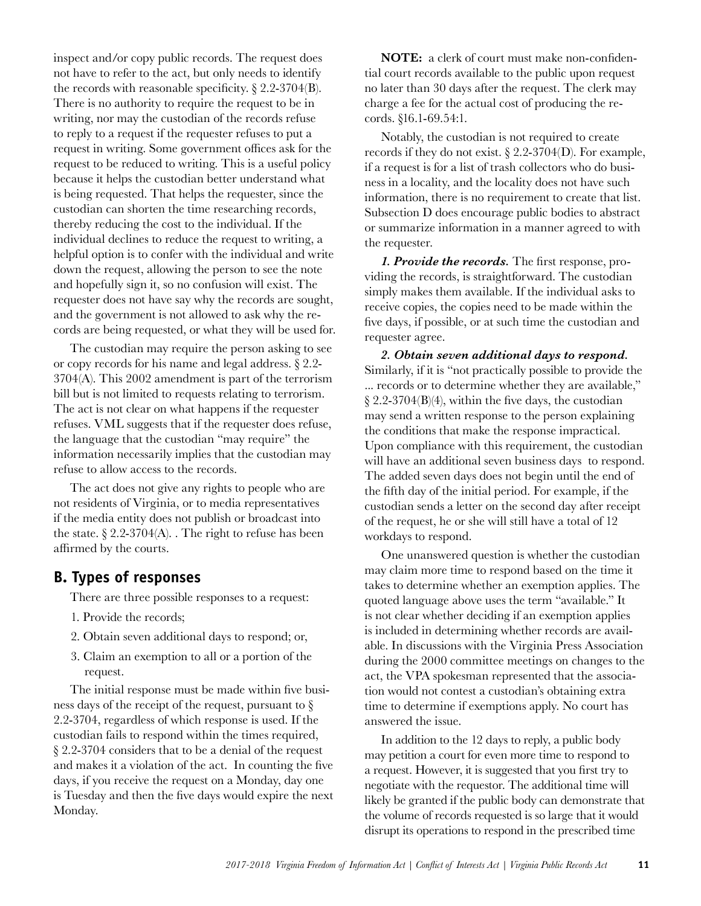inspect and/or copy public records. The request does not have to refer to the act, but only needs to identify the records with reasonable specificity. § 2.2-3704(B). There is no authority to require the request to be in writing, nor may the custodian of the records refuse to reply to a request if the requester refuses to put a request in writing. Some government offices ask for the request to be reduced to writing. This is a useful policy because it helps the custodian better understand what is being requested. That helps the requester, since the custodian can shorten the time researching records, thereby reducing the cost to the individual. If the individual declines to reduce the request to writing, a helpful option is to confer with the individual and write down the request, allowing the person to see the note and hopefully sign it, so no confusion will exist. The requester does not have say why the records are sought, and the government is not allowed to ask why the records are being requested, or what they will be used for.

The custodian may require the person asking to see or copy records for his name and legal address. § 2.2-3704(A). This 2002 amendment is part of the terrorism bill but is not limited to requests relating to terrorism. The act is not clear on what happens if the requester refuses. VML suggests that if the requester does refuse, the language that the custodian "may require" the information necessarily implies that the custodian may refuse to allow access to the records.

The act does not give any rights to people who are not residents of Virginia, or to media representatives if the media entity does not publish or broadcast into the state. § 2.2-3704(A). . The right to refuse has been affirmed by the courts.

## B. Types of responses

There are three possible responses to a request:

1. Provide the records;
2. Obtain seven additional days to respond; or,
3. Claim an exemption to all or a portion of the request.

The initial response must be made within five business days of the receipt of the request, pursuant to § 2.2-3704, regardless of which response is used. If the custodian fails to respond within the times required, § 2.2-3704 considers that to be a denial of the request and makes it a violation of the act. In counting the five days, if you receive the request on a Monday, day one is Tuesday and then the five days would expire the next Monday.

**NOTE:** a clerk of court must make non-confidential court records available to the public upon request no later than 30 days after the request. The clerk may charge a fee for the actual cost of producing the records. §16.1-69.54:1.

Notably, the custodian is not required to create records if they do not exist. § 2.2-3704(D). For example, if a request is for a list of trash collectors who do business in a locality, and the locality does not have such information, there is no requirement to create that list. Subsection D does encourage public bodies to abstract or summarize information in a manner agreed to with the requester.

***1. Provide the records.*** The first response, providing the records, is straightforward. The custodian simply makes them available. If the individual asks to receive copies, the copies need to be made within the five days, if possible, or at such time the custodian and requester agree.

***2. Obtain seven additional days to respond.*** Similarly, if it is "not practically possible to provide the ... records or to determine whether they are available," § 2.2-3704(B)(4), within the five days, the custodian may send a written response to the person explaining the conditions that make the response impractical. Upon compliance with this requirement, the custodian will have an additional seven business days to respond. The added seven days does not begin until the end of the fifth day of the initial period. For example, if the custodian sends a letter on the second day after receipt of the request, he or she will still have a total of 12 workdays to respond.

One unanswered question is whether the custodian may claim more time to respond based on the time it takes to determine whether an exemption applies. The quoted language above uses the term "available." It is not clear whether deciding if an exemption applies is included in determining whether records are available. In discussions with the Virginia Press Association during the 2000 committee meetings on changes to the act, the VPA spokesman represented that the association would not contest a custodian's obtaining extra time to determine if exemptions apply. No court has answered the issue.

In addition to the 12 days to reply, a public body may petition a court for even more time to respond to a request. However, it is suggested that you first try to negotiate with the requestor. The additional time will likely be granted if the public body can demonstrate that the volume of records requested is so large that it would disrupt its operations to respond in the prescribed time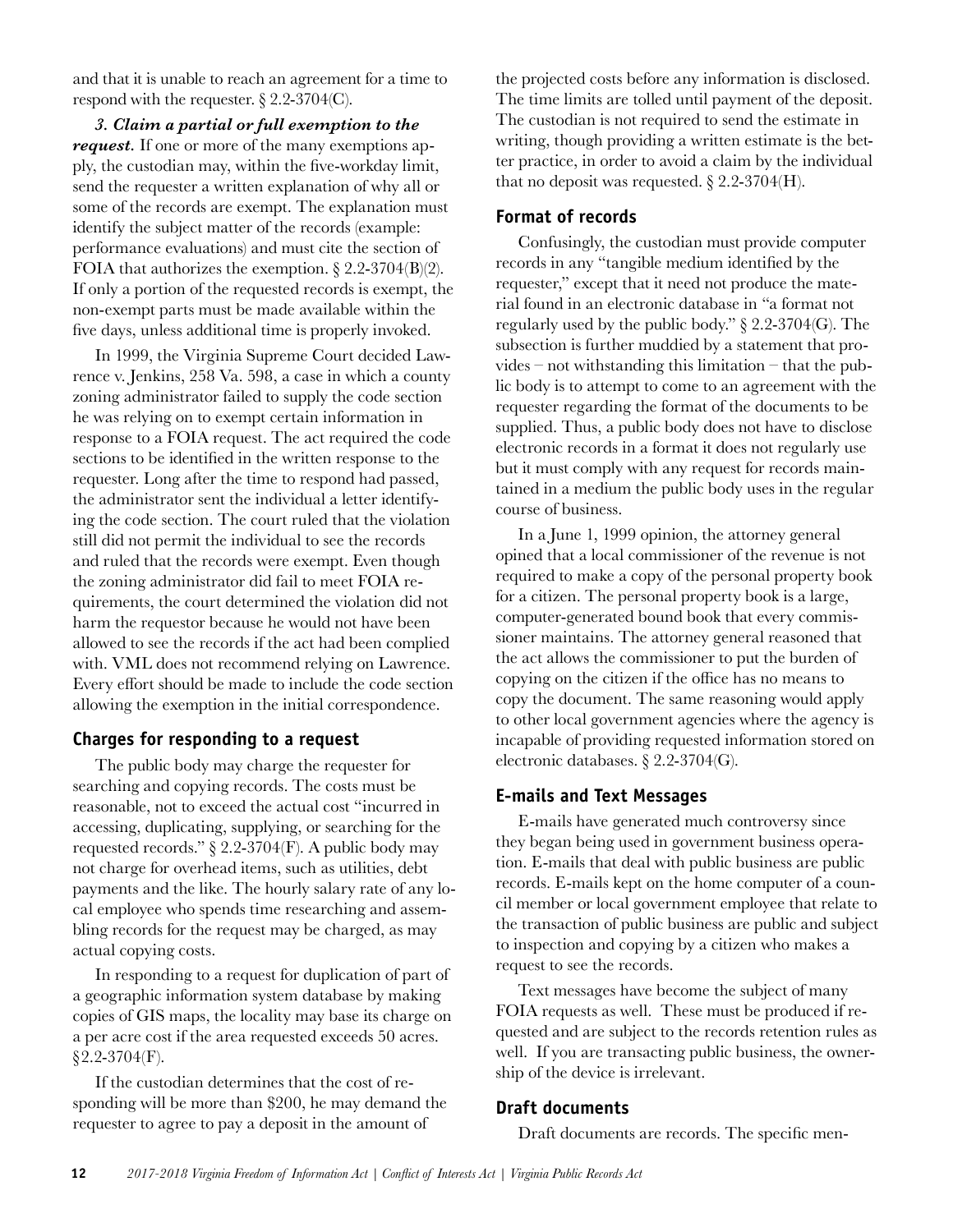and that it is unable to reach an agreement for a time to respond with the requester. § 2.2-3704(C).

***3. Claim a partial or full exemption to the request.*** If one or more of the many exemptions apply, the custodian may, within the five-workday limit, send the requester a written explanation of why all or some of the records are exempt. The explanation must identify the subject matter of the records (example: performance evaluations) and must cite the section of FOIA that authorizes the exemption. § 2.2-3704(B)(2). If only a portion of the requested records is exempt, the non-exempt parts must be made available within the five days, unless additional time is properly invoked.

In 1999, the Virginia Supreme Court decided Lawrence v. Jenkins, 258 Va. 598, a case in which a county zoning administrator failed to supply the code section he was relying on to exempt certain information in response to a FOIA request. The act required the code sections to be identified in the written response to the requester. Long after the time to respond had passed, the administrator sent the individual a letter identifying the code section. The court ruled that the violation still did not permit the individual to see the records and ruled that the records were exempt. Even though the zoning administrator did fail to meet FOIA requirements, the court determined the violation did not harm the requestor because he would not have been allowed to see the records if the act had been complied with. VML does not recommend relying on Lawrence. Every effort should be made to include the code section allowing the exemption in the initial correspondence.

### Charges for responding to a request

The public body may charge the requester for searching and copying records. The costs must be reasonable, not to exceed the actual cost "incurred in accessing, duplicating, supplying, or searching for the requested records." § 2.2-3704(F). A public body may not charge for overhead items, such as utilities, debt payments and the like. The hourly salary rate of any local employee who spends time researching and assembling records for the request may be charged, as may actual copying costs.

In responding to a request for duplication of part of a geographic information system database by making copies of GIS maps, the locality may base its charge on a per acre cost if the area requested exceeds 50 acres. §2.2-3704(F).

If the custodian determines that the cost of responding will be more than $200, he may demand the requester to agree to pay a deposit in the amount of the projected costs before any information is disclosed. The time limits are tolled until payment of the deposit. The custodian is not required to send the estimate in writing, though providing a written estimate is the better practice, in order to avoid a claim by the individual that no deposit was requested. § 2.2-3704(H).

### Format of records

Confusingly, the custodian must provide computer records in any "tangible medium identified by the requester," except that it need not produce the material found in an electronic database in "a format not regularly used by the public body." § 2.2-3704(G). The subsection is further muddied by a statement that provides – not withstanding this limitation – that the public body is to attempt to come to an agreement with the requester regarding the format of the documents to be supplied. Thus, a public body does not have to disclose electronic records in a format it does not regularly use but it must comply with any request for records maintained in a medium the public body uses in the regular course of business.

In a June 1, 1999 opinion, the attorney general opined that a local commissioner of the revenue is not required to make a copy of the personal property book for a citizen. The personal property book is a large, computer-generated bound book that every commissioner maintains. The attorney general reasoned that the act allows the commissioner to put the burden of copying on the citizen if the office has no means to copy the document. The same reasoning would apply to other local government agencies where the agency is incapable of providing requested information stored on electronic databases. § 2.2-3704(G).

### E-mails and Text Messages

E-mails have generated much controversy since they began being used in government business operation. E-mails that deal with public business are public records. E-mails kept on the home computer of a council member or local government employee that relate to the transaction of public business are public and subject to inspection and copying by a citizen who makes a request to see the records.

Text messages have become the subject of many FOIA requests as well. These must be produced if requested and are subject to the records retention rules as well. If you are transacting public business, the ownership of the device is irrelevant.

### Draft documents

Draft documents are records. The specific men-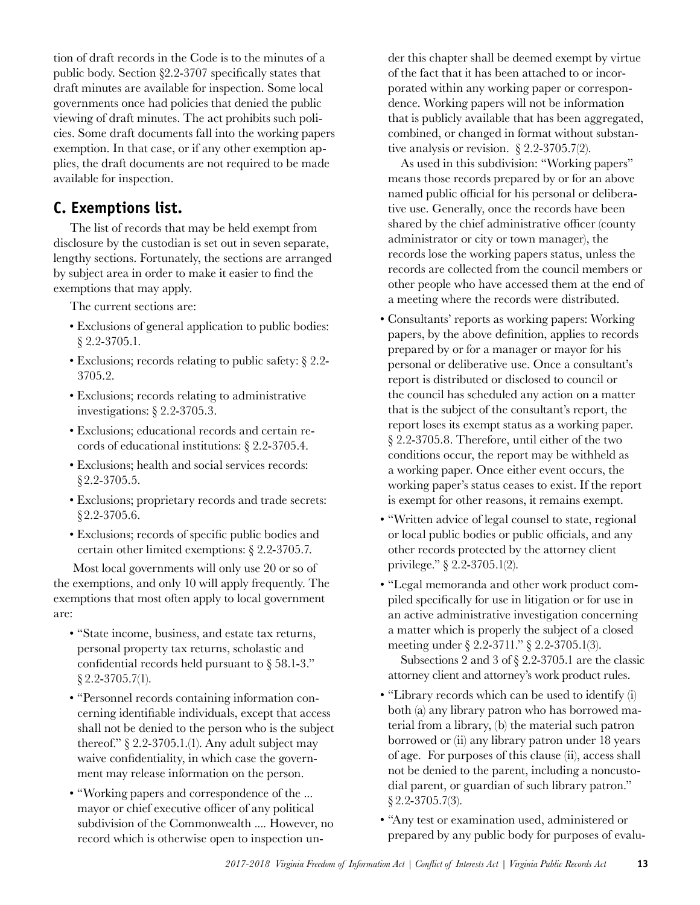tion of draft records in the Code is to the minutes of a public body. Section §2.2-3707 specifically states that draft minutes are available for inspection. Some local governments once had policies that denied the public viewing of draft minutes. The act prohibits such policies. Some draft documents fall into the working papers exemption. In that case, or if any other exemption applies, the draft documents are not required to be made available for inspection.

## C. Exemptions list.

The list of records that may be held exempt from disclosure by the custodian is set out in seven separate, lengthy sections. Fortunately, the sections are arranged by subject area in order to make it easier to find the exemptions that may apply.

The current sections are:

- Exclusions of general application to public bodies: § 2.2-3705.1.
- Exclusions; records relating to public safety: § 2.2-3705.2.
- Exclusions; records relating to administrative investigations: § 2.2-3705.3.
- Exclusions; educational records and certain records of educational institutions: § 2.2-3705.4.
- Exclusions; health and social services records: §2.2-3705.5.
- Exclusions; proprietary records and trade secrets: §2.2-3705.6.
- Exclusions; records of specific public bodies and certain other limited exemptions: § 2.2-3705.7.

Most local governments will only use 20 or so of the exemptions, and only 10 will apply frequently. The exemptions that most often apply to local government are:

- "State income, business, and estate tax returns, personal property tax returns, scholastic and confidential records held pursuant to § 58.1-3." § 2.2-3705.7(1).
- "Personnel records containing information concerning identifiable individuals, except that access shall not be denied to the person who is the subject thereof." § 2.2-3705.1.(1). Any adult subject may waive confidentiality, in which case the government may release information on the person.
- "Working papers and correspondence of the ... mayor or chief executive officer of any political subdivision of the Commonwealth .... However, no record which is otherwise open to inspection under this chapter shall be deemed exempt by virtue of the fact that it has been attached to or incorporated within any working paper or correspondence. Working papers will not be information that is publicly available that has been aggregated, combined, or changed in format without substantive analysis or revision. § 2.2-3705.7(2).

  As used in this subdivision: "Working papers" means those records prepared by or for an above named public official for his personal or deliberative use. Generally, once the records have been shared by the chief administrative officer (county administrator or city or town manager), the records lose the working papers status, unless the records are collected from the council members or other people who have accessed them at the end of a meeting where the records were distributed.
- Consultants' reports as working papers: Working papers, by the above definition, applies to records prepared by or for a manager or mayor for his personal or deliberative use. Once a consultant's report is distributed or disclosed to council or the council has scheduled any action on a matter that is the subject of the consultant's report, the report loses its exempt status as a working paper. § 2.2-3705.8. Therefore, until either of the two conditions occur, the report may be withheld as a working paper. Once either event occurs, the working paper's status ceases to exist. If the report is exempt for other reasons, it remains exempt.
- "Written advice of legal counsel to state, regional or local public bodies or public officials, and any other records protected by the attorney client privilege." § 2.2-3705.1(2).
- "Legal memoranda and other work product compiled specifically for use in litigation or for use in an active administrative investigation concerning a matter which is properly the subject of a closed meeting under § 2.2-3711." § 2.2-3705.1(3).

  Subsections 2 and 3 of § 2.2-3705.1 are the classic attorney client and attorney's work product rules.
- "Library records which can be used to identify (i) both (a) any library patron who has borrowed material from a library, (b) the material such patron borrowed or (ii) any library patron under 18 years of age. For purposes of this clause (ii), access shall not be denied to the parent, including a noncustodial parent, or guardian of such library patron." § 2.2-3705.7(3).
- "Any test or examination used, administered or prepared by any public body for purposes of evalu-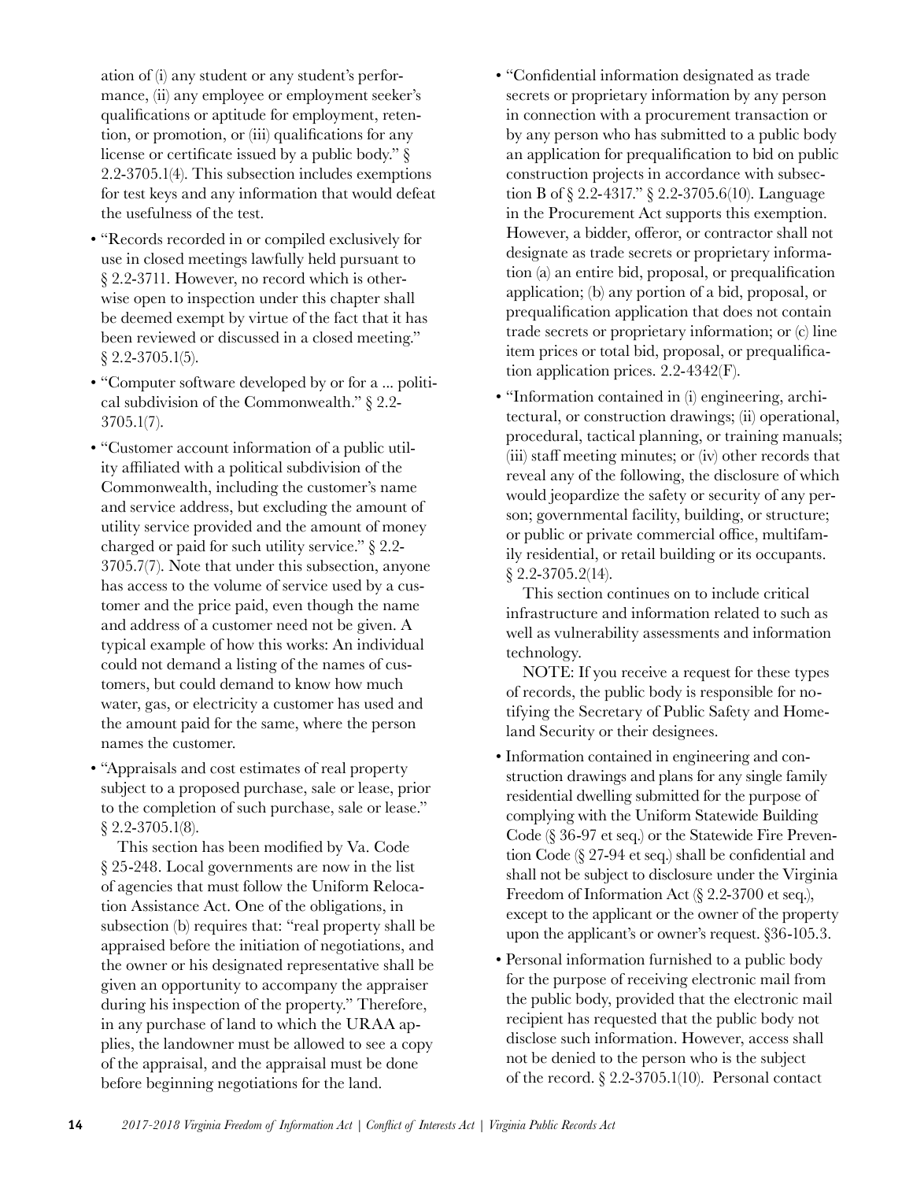ation of (i) any student or any student's performance, (ii) any employee or employment seeker's qualifications or aptitude for employment, retention, or promotion, or (iii) qualifications for any license or certificate issued by a public body." § 2.2-3705.1(4). This subsection includes exemptions for test keys and any information that would defeat the usefulness of the test.

- "Records recorded in or compiled exclusively for use in closed meetings lawfully held pursuant to § 2.2-3711. However, no record which is otherwise open to inspection under this chapter shall be deemed exempt by virtue of the fact that it has been reviewed or discussed in a closed meeting." § 2.2-3705.1(5).
- "Computer software developed by or for a ... political subdivision of the Commonwealth." § 2.2-3705.1(7).
- "Customer account information of a public utility affiliated with a political subdivision of the Commonwealth, including the customer's name and service address, but excluding the amount of utility service provided and the amount of money charged or paid for such utility service." § 2.2-3705.7(7). Note that under this subsection, anyone has access to the volume of service used by a customer and the price paid, even though the name and address of a customer need not be given. A typical example of how this works: An individual could not demand a listing of the names of customers, but could demand to know how much water, gas, or electricity a customer has used and the amount paid for the same, where the person names the customer.
- "Appraisals and cost estimates of real property subject to a proposed purchase, sale or lease, prior to the completion of such purchase, sale or lease." § 2.2-3705.1(8).

  This section has been modified by Va. Code § 25-248. Local governments are now in the list of agencies that must follow the Uniform Relocation Assistance Act. One of the obligations, in subsection (b) requires that: "real property shall be appraised before the initiation of negotiations, and the owner or his designated representative shall be given an opportunity to accompany the appraiser during his inspection of the property." Therefore, in any purchase of land to which the URAA applies, the landowner must be allowed to see a copy of the appraisal, and the appraisal must be done before beginning negotiations for the land.
- "Confidential information designated as trade secrets or proprietary information by any person in connection with a procurement transaction or by any person who has submitted to a public body an application for prequalification to bid on public construction projects in accordance with subsection B of § 2.2-4317." § 2.2-3705.6(10). Language in the Procurement Act supports this exemption. However, a bidder, offeror, or contractor shall not designate as trade secrets or proprietary information (a) an entire bid, proposal, or prequalification application; (b) any portion of a bid, proposal, or prequalification application that does not contain trade secrets or proprietary information; or (c) line item prices or total bid, proposal, or prequalification application prices. 2.2-4342(F).
- "Information contained in (i) engineering, architectural, or construction drawings; (ii) operational, procedural, tactical planning, or training manuals; (iii) staff meeting minutes; or (iv) other records that reveal any of the following, the disclosure of which would jeopardize the safety or security of any person; governmental facility, building, or structure; or public or private commercial office, multifamily residential, or retail building or its occupants. § 2.2-3705.2(14).

  This section continues on to include critical infrastructure and information related to such as well as vulnerability assessments and information technology.

  NOTE: If you receive a request for these types of records, the public body is responsible for notifying the Secretary of Public Safety and Homeland Security or their designees.
- Information contained in engineering and construction drawings and plans for any single family residential dwelling submitted for the purpose of complying with the Uniform Statewide Building Code (§ 36-97 et seq.) or the Statewide Fire Prevention Code (§ 27-94 et seq.) shall be confidential and shall not be subject to disclosure under the Virginia Freedom of Information Act (§ 2.2-3700 et seq.), except to the applicant or the owner of the property upon the applicant's or owner's request. §36-105.3.
- Personal information furnished to a public body for the purpose of receiving electronic mail from the public body, provided that the electronic mail recipient has requested that the public body not disclose such information. However, access shall not be denied to the person who is the subject of the record. § 2.2-3705.1(10). Personal contact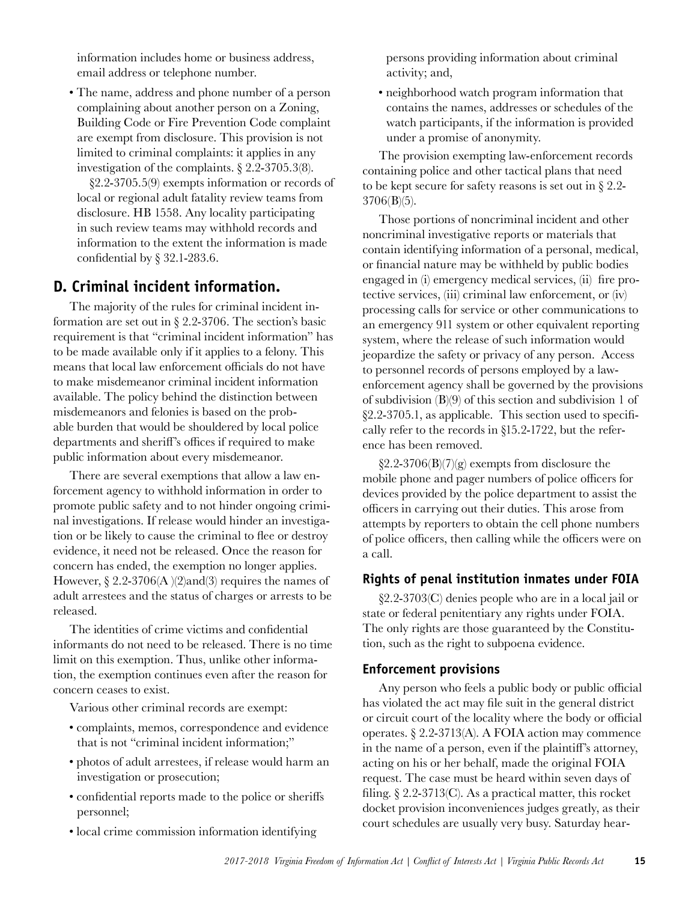information includes home or business address, email address or telephone number.

- The name, address and phone number of a person complaining about another person on a Zoning, Building Code or Fire Prevention Code complaint are exempt from disclosure. This provision is not limited to criminal complaints: it applies in any investigation of the complaints. § 2.2-3705.3(8).

§2.2-3705.5(9) exempts information or records of local or regional adult fatality review teams from disclosure. HB 1558. Any locality participating in such review teams may withhold records and information to the extent the information is made confidential by § 32.1-283.6.

## D. Criminal incident information.

The majority of the rules for criminal incident information are set out in § 2.2-3706. The section's basic requirement is that "criminal incident information" has to be made available only if it applies to a felony. This means that local law enforcement officials do not have to make misdemeanor criminal incident information available. The policy behind the distinction between misdemeanors and felonies is based on the probable burden that would be shouldered by local police departments and sheriff's offices if required to make public information about every misdemeanor.

There are several exemptions that allow a law enforcement agency to withhold information in order to promote public safety and to not hinder ongoing criminal investigations. If release would hinder an investigation or be likely to cause the criminal to flee or destroy evidence, it need not be released. Once the reason for concern has ended, the exemption no longer applies. However, § 2.2-3706(A )(2)and(3) requires the names of adult arrestees and the status of charges or arrests to be released.

The identities of crime victims and confidential informants do not need to be released. There is no time limit on this exemption. Thus, unlike other information, the exemption continues even after the reason for concern ceases to exist.

Various other criminal records are exempt:

- complaints, memos, correspondence and evidence that is not "criminal incident information;"
- photos of adult arrestees, if release would harm an investigation or prosecution;
- confidential reports made to the police or sheriffs personnel;
- local crime commission information identifying persons providing information about criminal activity; and,
- neighborhood watch program information that contains the names, addresses or schedules of the watch participants, if the information is provided under a promise of anonymity.

The provision exempting law-enforcement records containing police and other tactical plans that need to be kept secure for safety reasons is set out in § 2.2-3706(B)(5).

Those portions of noncriminal incident and other noncriminal investigative reports or materials that contain identifying information of a personal, medical, or financial nature may be withheld by public bodies engaged in (i) emergency medical services, (ii) fire protective services, (iii) criminal law enforcement, or (iv) processing calls for service or other communications to an emergency 911 system or other equivalent reporting system, where the release of such information would jeopardize the safety or privacy of any person. Access to personnel records of persons employed by a law-enforcement agency shall be governed by the provisions of subdivision (B)(9) of this section and subdivision 1 of §2.2-3705.1, as applicable. This section used to specifically refer to the records in §15.2-1722, but the reference has been removed.

§2.2-3706(B)(7)(g) exempts from disclosure the mobile phone and pager numbers of police officers for devices provided by the police department to assist the officers in carrying out their duties. This arose from attempts by reporters to obtain the cell phone numbers of police officers, then calling while the officers were on a call.

### Rights of penal institution inmates under FOIA

§2.2-3703(C) denies people who are in a local jail or state or federal penitentiary any rights under FOIA. The only rights are those guaranteed by the Constitution, such as the right to subpoena evidence.

### Enforcement provisions

Any person who feels a public body or public official has violated the act may file suit in the general district or circuit court of the locality where the body or official operates. § 2.2-3713(A). A FOIA action may commence in the name of a person, even if the plaintiff's attorney, acting on his or her behalf, made the original FOIA request. The case must be heard within seven days of filing. § 2.2-3713(C). As a practical matter, this rocket docket provision inconveniences judges greatly, as their court schedules are usually very busy. Saturday hear-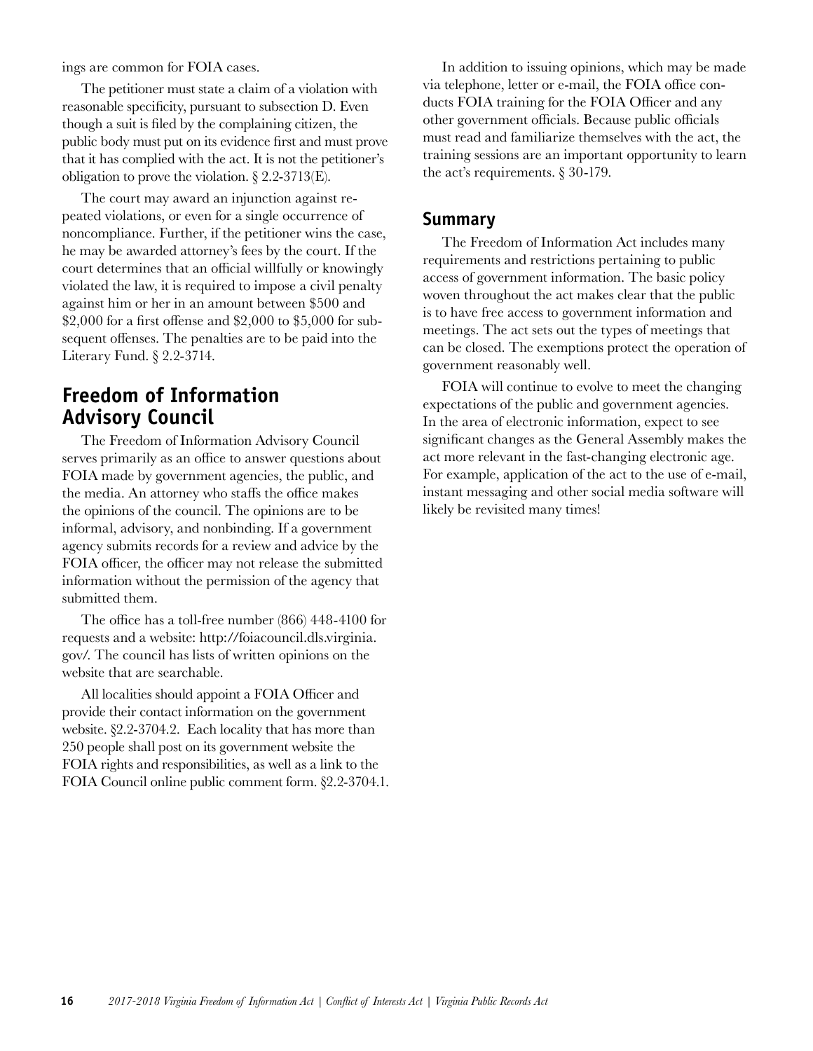ings are common for FOIA cases.

The petitioner must state a claim of a violation with reasonable specificity, pursuant to subsection D. Even though a suit is filed by the complaining citizen, the public body must put on its evidence first and must prove that it has complied with the act. It is not the petitioner's obligation to prove the violation. § 2.2-3713(E).

The court may award an injunction against repeated violations, or even for a single occurrence of noncompliance. Further, if the petitioner wins the case, he may be awarded attorney's fees by the court. If the court determines that an official willfully or knowingly violated the law, it is required to impose a civil penalty against him or her in an amount between $500 and $2,000 for a first offense and $2,000 to $5,000 for subsequent offenses. The penalties are to be paid into the Literary Fund. § 2.2-3714.

## Freedom of Information Advisory Council

The Freedom of Information Advisory Council serves primarily as an office to answer questions about FOIA made by government agencies, the public, and the media. An attorney who staffs the office makes the opinions of the council. The opinions are to be informal, advisory, and nonbinding. If a government agency submits records for a review and advice by the FOIA officer, the officer may not release the submitted information without the permission of the agency that submitted them.

The office has a toll-free number (866) 448-4100 for requests and a website: http://foiacouncil.dls.virginia.gov/. The council has lists of written opinions on the website that are searchable.

All localities should appoint a FOIA Officer and provide their contact information on the government website. §2.2-3704.2. Each locality that has more than 250 people shall post on its government website the FOIA rights and responsibilities, as well as a link to the FOIA Council online public comment form. §2.2-3704.1.

In addition to issuing opinions, which may be made via telephone, letter or e-mail, the FOIA office conducts FOIA training for the FOIA Officer and any other government officials. Because public officials must read and familiarize themselves with the act, the training sessions are an important opportunity to learn the act's requirements. § 30-179.

## Summary

The Freedom of Information Act includes many requirements and restrictions pertaining to public access of government information. The basic policy woven throughout the act makes clear that the public is to have free access to government information and meetings. The act sets out the types of meetings that can be closed. The exemptions protect the operation of government reasonably well.

FOIA will continue to evolve to meet the changing expectations of the public and government agencies. In the area of electronic information, expect to see significant changes as the General Assembly makes the act more relevant in the fast-changing electronic age. For example, application of the act to the use of e-mail, instant messaging and other social media software will likely be revisited many times!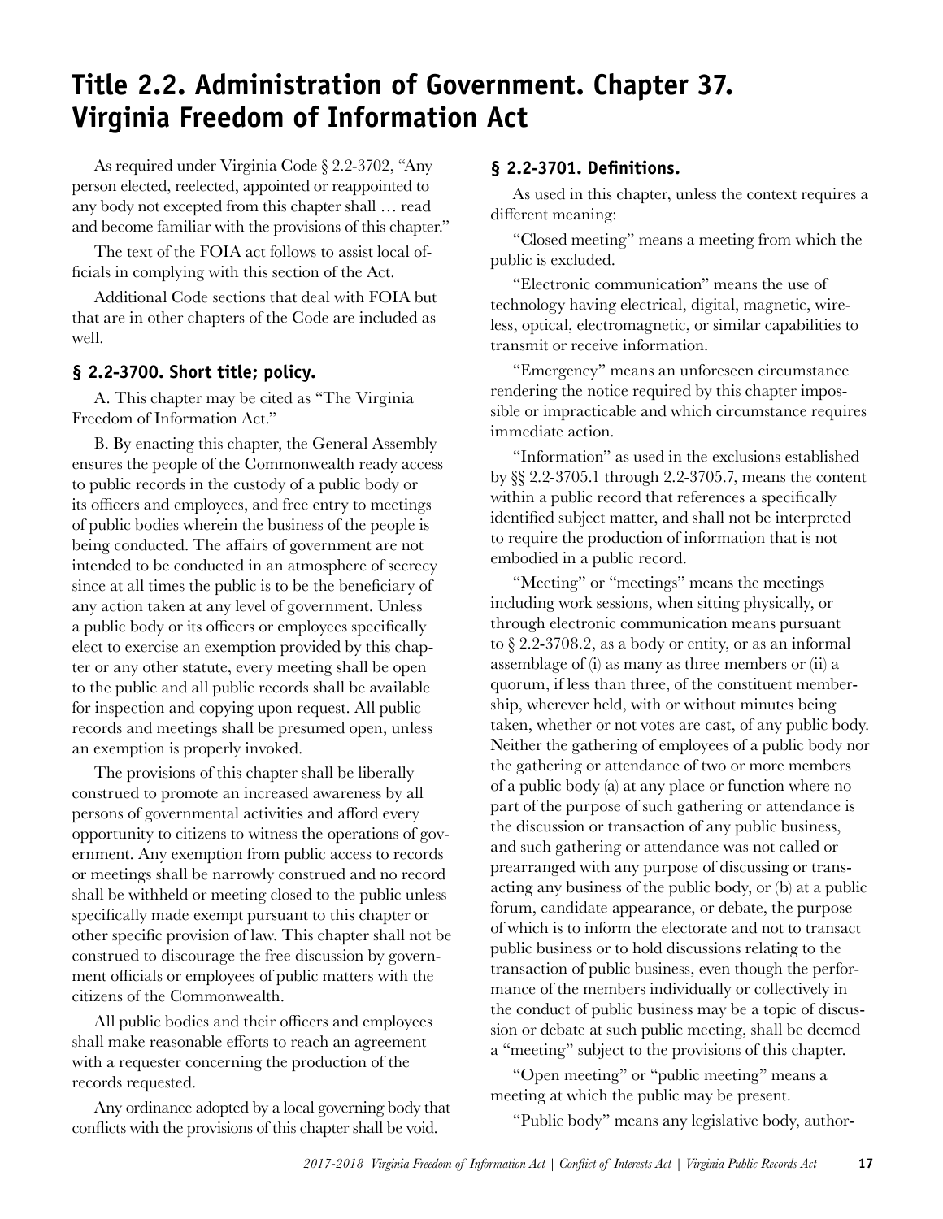# Title 2.2. Administration of Government. Chapter 37. Virginia Freedom of Information Act

As required under Virginia Code § 2.2-3702, "Any person elected, reelected, appointed or reappointed to any body not excepted from this chapter shall … read and become familiar with the provisions of this chapter."

The text of the FOIA act follows to assist local officials in complying with this section of the Act.

Additional Code sections that deal with FOIA but that are in other chapters of the Code are included as well.

## § 2.2-3700. Short title; policy.

A. This chapter may be cited as "The Virginia Freedom of Information Act."

B. By enacting this chapter, the General Assembly ensures the people of the Commonwealth ready access to public records in the custody of a public body or its officers and employees, and free entry to meetings of public bodies wherein the business of the people is being conducted. The affairs of government are not intended to be conducted in an atmosphere of secrecy since at all times the public is to be the beneficiary of any action taken at any level of government. Unless a public body or its officers or employees specifically elect to exercise an exemption provided by this chapter or any other statute, every meeting shall be open to the public and all public records shall be available for inspection and copying upon request. All public records and meetings shall be presumed open, unless an exemption is properly invoked.

The provisions of this chapter shall be liberally construed to promote an increased awareness by all persons of governmental activities and afford every opportunity to citizens to witness the operations of government. Any exemption from public access to records or meetings shall be narrowly construed and no record shall be withheld or meeting closed to the public unless specifically made exempt pursuant to this chapter or other specific provision of law. This chapter shall not be construed to discourage the free discussion by government officials or employees of public matters with the citizens of the Commonwealth.

All public bodies and their officers and employees shall make reasonable efforts to reach an agreement with a requester concerning the production of the records requested.

Any ordinance adopted by a local governing body that conflicts with the provisions of this chapter shall be void.

## § 2.2-3701. Definitions.

As used in this chapter, unless the context requires a different meaning:

"Closed meeting" means a meeting from which the public is excluded.

"Electronic communication" means the use of technology having electrical, digital, magnetic, wireless, optical, electromagnetic, or similar capabilities to transmit or receive information.

"Emergency" means an unforeseen circumstance rendering the notice required by this chapter impossible or impracticable and which circumstance requires immediate action.

"Information" as used in the exclusions established by §§ 2.2-3705.1 through 2.2-3705.7, means the content within a public record that references a specifically identified subject matter, and shall not be interpreted to require the production of information that is not embodied in a public record.

"Meeting" or "meetings" means the meetings including work sessions, when sitting physically, or through electronic communication means pursuant to § 2.2-3708.2, as a body or entity, or as an informal assemblage of (i) as many as three members or (ii) a quorum, if less than three, of the constituent membership, wherever held, with or without minutes being taken, whether or not votes are cast, of any public body. Neither the gathering of employees of a public body nor the gathering or attendance of two or more members of a public body (a) at any place or function where no part of the purpose of such gathering or attendance is the discussion or transaction of any public business, and such gathering or attendance was not called or prearranged with any purpose of discussing or transacting any business of the public body, or (b) at a public forum, candidate appearance, or debate, the purpose of which is to inform the electorate and not to transact public business or to hold discussions relating to the transaction of public business, even though the performance of the members individually or collectively in the conduct of public business may be a topic of discussion or debate at such public meeting, shall be deemed a "meeting" subject to the provisions of this chapter.

"Open meeting" or "public meeting" means a meeting at which the public may be present.

"Public body" means any legislative body, author-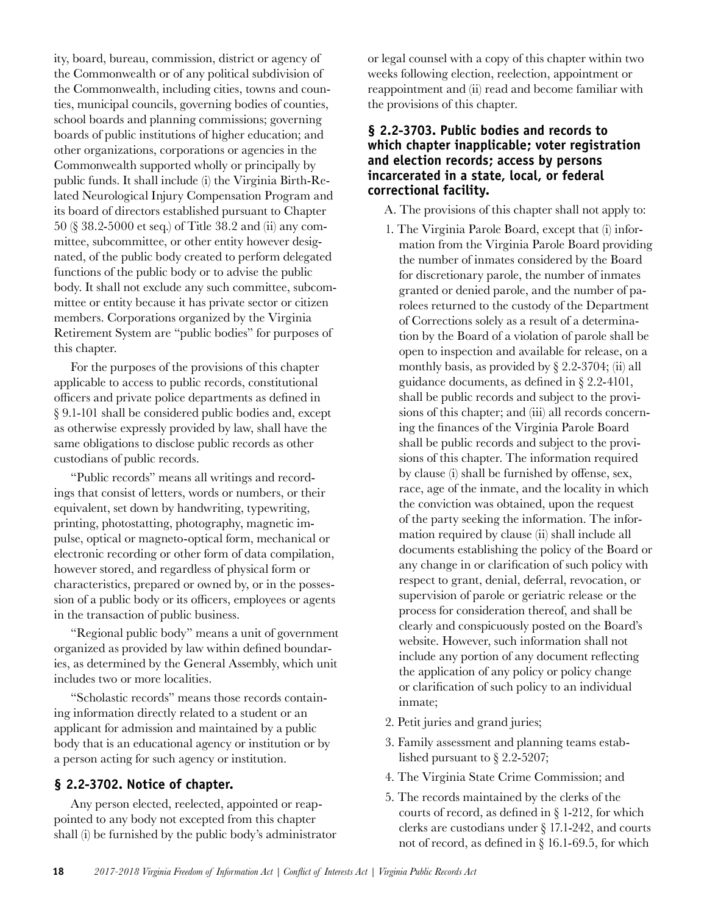ity, board, bureau, commission, district or agency of the Commonwealth or of any political subdivision of the Commonwealth, including cities, towns and counties, municipal councils, governing bodies of counties, school boards and planning commissions; governing boards of public institutions of higher education; and other organizations, corporations or agencies in the Commonwealth supported wholly or principally by public funds. It shall include (i) the Virginia Birth-Related Neurological Injury Compensation Program and its board of directors established pursuant to Chapter 50 (§ 38.2-5000 et seq.) of Title 38.2 and (ii) any committee, subcommittee, or other entity however designated, of the public body created to perform delegated functions of the public body or to advise the public body. It shall not exclude any such committee, subcommittee or entity because it has private sector or citizen members. Corporations organized by the Virginia Retirement System are "public bodies" for purposes of this chapter.

For the purposes of the provisions of this chapter applicable to access to public records, constitutional officers and private police departments as defined in § 9.1-101 shall be considered public bodies and, except as otherwise expressly provided by law, shall have the same obligations to disclose public records as other custodians of public records.

"Public records" means all writings and recordings that consist of letters, words or numbers, or their equivalent, set down by handwriting, typewriting, printing, photostatting, photography, magnetic impulse, optical or magneto-optical form, mechanical or electronic recording or other form of data compilation, however stored, and regardless of physical form or characteristics, prepared or owned by, or in the possession of a public body or its officers, employees or agents in the transaction of public business.

"Regional public body" means a unit of government organized as provided by law within defined boundaries, as determined by the General Assembly, which unit includes two or more localities.

"Scholastic records" means those records containing information directly related to a student or an applicant for admission and maintained by a public body that is an educational agency or institution or by a person acting for such agency or institution.

### § 2.2-3702. Notice of chapter.

Any person elected, reelected, appointed or reappointed to any body not excepted from this chapter shall (i) be furnished by the public body's administrator or legal counsel with a copy of this chapter within two weeks following election, reelection, appointment or reappointment and (ii) read and become familiar with the provisions of this chapter.

### § 2.2-3703. Public bodies and records to which chapter inapplicable; voter registration and election records; access by persons incarcerated in a state, local, or federal correctional facility.

A. The provisions of this chapter shall not apply to:

1. The Virginia Parole Board, except that (i) information from the Virginia Parole Board providing the number of inmates considered by the Board for discretionary parole, the number of inmates granted or denied parole, and the number of parolees returned to the custody of the Department of Corrections solely as a result of a determination by the Board of a violation of parole shall be open to inspection and available for release, on a monthly basis, as provided by § 2.2-3704; (ii) all guidance documents, as defined in § 2.2-4101, shall be public records and subject to the provisions of this chapter; and (iii) all records concerning the finances of the Virginia Parole Board shall be public records and subject to the provisions of this chapter. The information required by clause (i) shall be furnished by offense, sex, race, age of the inmate, and the locality in which the conviction was obtained, upon the request of the party seeking the information. The information required by clause (ii) shall include all documents establishing the policy of the Board or any change in or clarification of such policy with respect to grant, denial, deferral, revocation, or supervision of parole or geriatric release or the process for consideration thereof, and shall be clearly and conspicuously posted on the Board's website. However, such information shall not include any portion of any document reflecting the application of any policy or policy change or clarification of such policy to an individual inmate;
2. Petit juries and grand juries;
3. Family assessment and planning teams established pursuant to § 2.2-5207;
4. The Virginia State Crime Commission; and
5. The records maintained by the clerks of the courts of record, as defined in § 1-212, for which clerks are custodians under § 17.1-242, and courts not of record, as defined in § 16.1-69.5, for which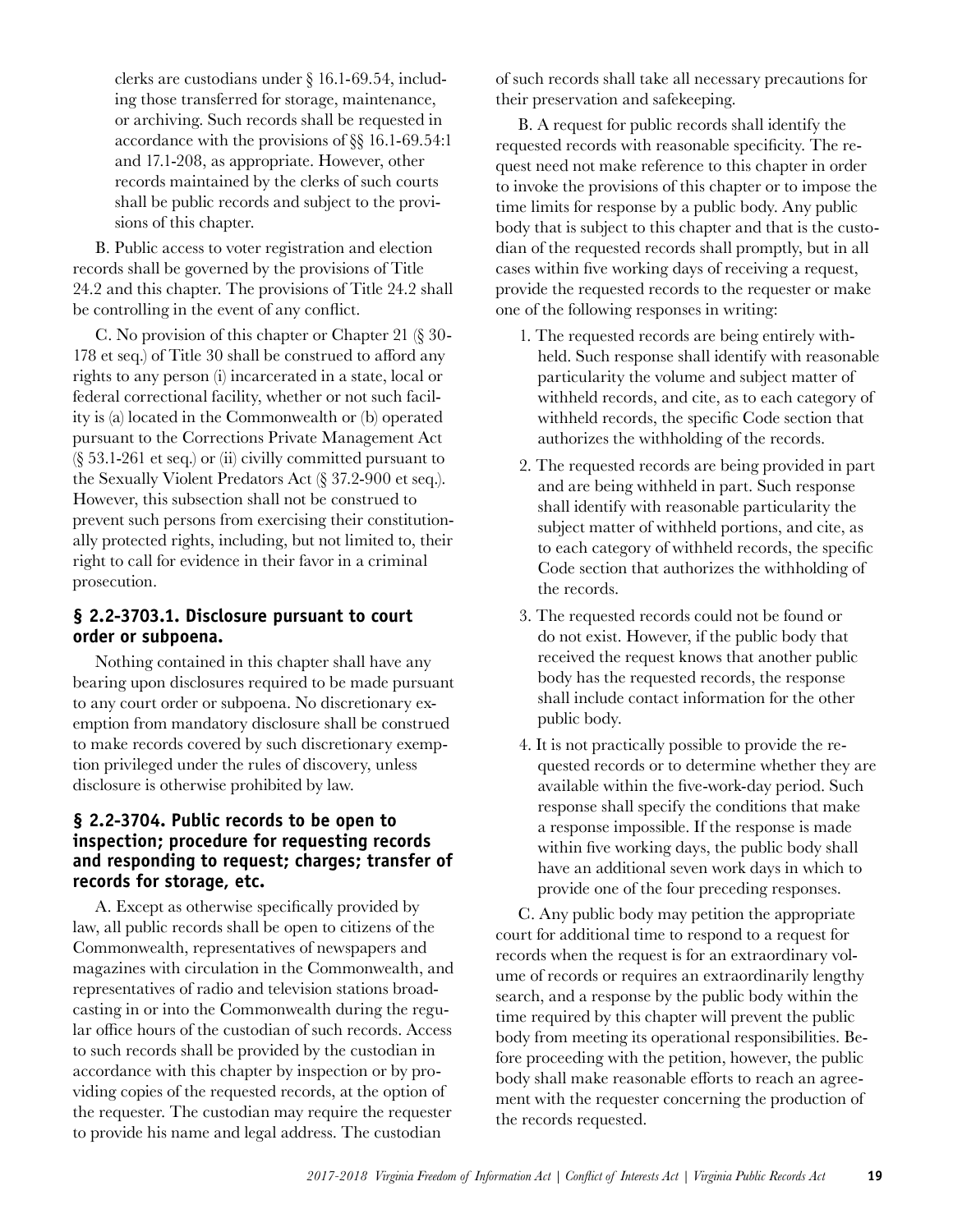clerks are custodians under § 16.1-69.54, including those transferred for storage, maintenance, or archiving. Such records shall be requested in accordance with the provisions of §§ 16.1-69.54:1 and 17.1-208, as appropriate. However, other records maintained by the clerks of such courts shall be public records and subject to the provisions of this chapter.

B. Public access to voter registration and election records shall be governed by the provisions of Title 24.2 and this chapter. The provisions of Title 24.2 shall be controlling in the event of any conflict.

C. No provision of this chapter or Chapter 21 (§ 30-178 et seq.) of Title 30 shall be construed to afford any rights to any person (i) incarcerated in a state, local or federal correctional facility, whether or not such facility is (a) located in the Commonwealth or (b) operated pursuant to the Corrections Private Management Act (§ 53.1-261 et seq.) or (ii) civilly committed pursuant to the Sexually Violent Predators Act (§ 37.2-900 et seq.). However, this subsection shall not be construed to prevent such persons from exercising their constitutionally protected rights, including, but not limited to, their right to call for evidence in their favor in a criminal prosecution.

### § 2.2-3703.1. Disclosure pursuant to court order or subpoena.

Nothing contained in this chapter shall have any bearing upon disclosures required to be made pursuant to any court order or subpoena. No discretionary exemption from mandatory disclosure shall be construed to make records covered by such discretionary exemption privileged under the rules of discovery, unless disclosure is otherwise prohibited by law.

### § 2.2-3704. Public records to be open to inspection; procedure for requesting records and responding to request; charges; transfer of records for storage, etc.

A. Except as otherwise specifically provided by law, all public records shall be open to citizens of the Commonwealth, representatives of newspapers and magazines with circulation in the Commonwealth, and representatives of radio and television stations broadcasting in or into the Commonwealth during the regular office hours of the custodian of such records. Access to such records shall be provided by the custodian in accordance with this chapter by inspection or by providing copies of the requested records, at the option of the requester. The custodian may require the requester to provide his name and legal address. The custodian of such records shall take all necessary precautions for their preservation and safekeeping.

B. A request for public records shall identify the requested records with reasonable specificity. The request need not make reference to this chapter in order to invoke the provisions of this chapter or to impose the time limits for response by a public body. Any public body that is subject to this chapter and that is the custodian of the requested records shall promptly, but in all cases within five working days of receiving a request, provide the requested records to the requester or make one of the following responses in writing:

1. The requested records are being entirely withheld. Such response shall identify with reasonable particularity the volume and subject matter of withheld records, and cite, as to each category of withheld records, the specific Code section that authorizes the withholding of the records.
2. The requested records are being provided in part and are being withheld in part. Such response shall identify with reasonable particularity the subject matter of withheld portions, and cite, as to each category of withheld records, the specific Code section that authorizes the withholding of the records.
3. The requested records could not be found or do not exist. However, if the public body that received the request knows that another public body has the requested records, the response shall include contact information for the other public body.
4. It is not practically possible to provide the requested records or to determine whether they are available within the five-work-day period. Such response shall specify the conditions that make a response impossible. If the response is made within five working days, the public body shall have an additional seven work days in which to provide one of the four preceding responses.

C. Any public body may petition the appropriate court for additional time to respond to a request for records when the request is for an extraordinary volume of records or requires an extraordinarily lengthy search, and a response by the public body within the time required by this chapter will prevent the public body from meeting its operational responsibilities. Before proceeding with the petition, however, the public body shall make reasonable efforts to reach an agreement with the requester concerning the production of the records requested.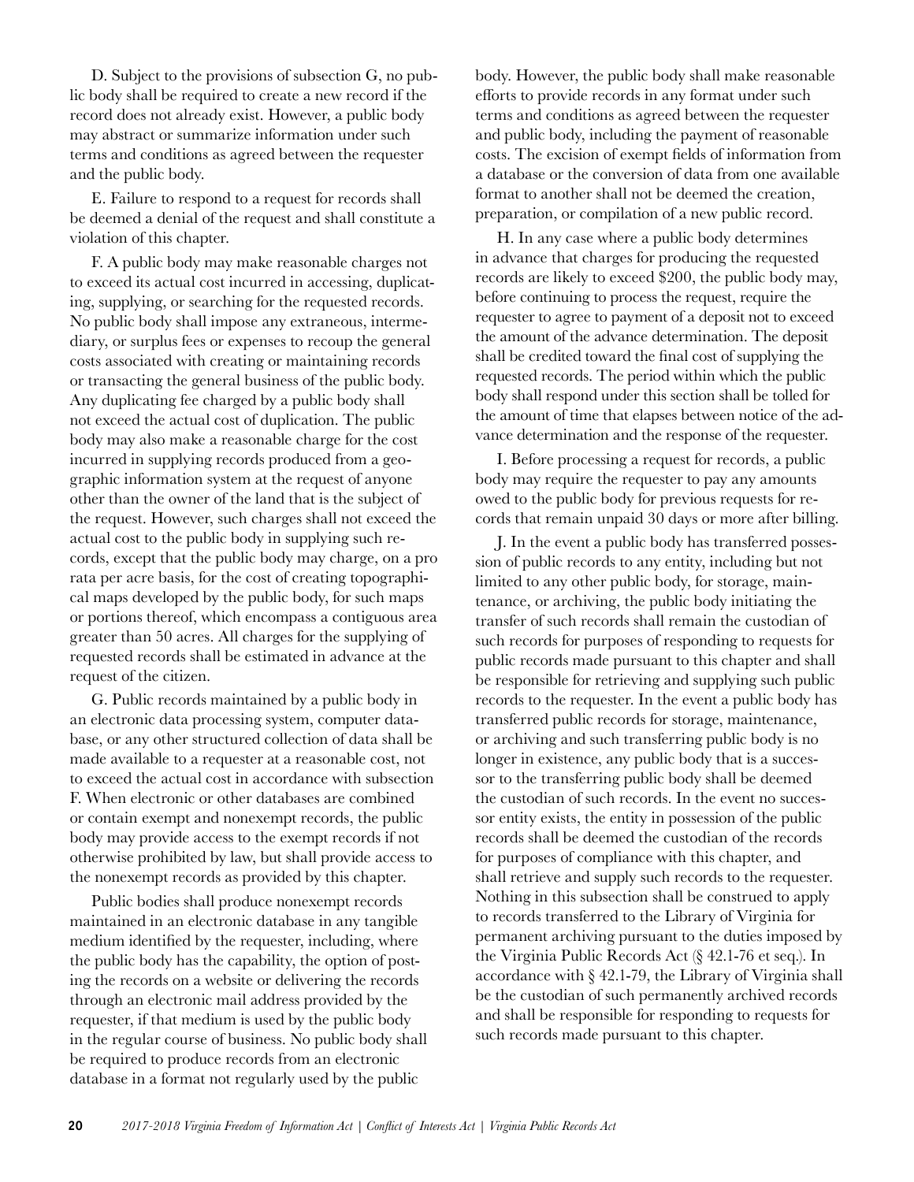D. Subject to the provisions of subsection G, no public body shall be required to create a new record if the record does not already exist. However, a public body may abstract or summarize information under such terms and conditions as agreed between the requester and the public body.

E. Failure to respond to a request for records shall be deemed a denial of the request and shall constitute a violation of this chapter.

F. A public body may make reasonable charges not to exceed its actual cost incurred in accessing, duplicating, supplying, or searching for the requested records. No public body shall impose any extraneous, intermediary, or surplus fees or expenses to recoup the general costs associated with creating or maintaining records or transacting the general business of the public body. Any duplicating fee charged by a public body shall not exceed the actual cost of duplication. The public body may also make a reasonable charge for the cost incurred in supplying records produced from a geographic information system at the request of anyone other than the owner of the land that is the subject of the request. However, such charges shall not exceed the actual cost to the public body in supplying such records, except that the public body may charge, on a pro rata per acre basis, for the cost of creating topographical maps developed by the public body, for such maps or portions thereof, which encompass a contiguous area greater than 50 acres. All charges for the supplying of requested records shall be estimated in advance at the request of the citizen.

G. Public records maintained by a public body in an electronic data processing system, computer database, or any other structured collection of data shall be made available to a requester at a reasonable cost, not to exceed the actual cost in accordance with subsection F. When electronic or other databases are combined or contain exempt and nonexempt records, the public body may provide access to the exempt records if not otherwise prohibited by law, but shall provide access to the nonexempt records as provided by this chapter.

Public bodies shall produce nonexempt records maintained in an electronic database in any tangible medium identified by the requester, including, where the public body has the capability, the option of posting the records on a website or delivering the records through an electronic mail address provided by the requester, if that medium is used by the public body in the regular course of business. No public body shall be required to produce records from an electronic database in a format not regularly used by the public body. However, the public body shall make reasonable efforts to provide records in any format under such terms and conditions as agreed between the requester and public body, including the payment of reasonable costs. The excision of exempt fields of information from a database or the conversion of data from one available format to another shall not be deemed the creation, preparation, or compilation of a new public record.

H. In any case where a public body determines in advance that charges for producing the requested records are likely to exceed $200, the public body may, before continuing to process the request, require the requester to agree to payment of a deposit not to exceed the amount of the advance determination. The deposit shall be credited toward the final cost of supplying the requested records. The period within which the public body shall respond under this section shall be tolled for the amount of time that elapses between notice of the advance determination and the response of the requester.

I. Before processing a request for records, a public body may require the requester to pay any amounts owed to the public body for previous requests for records that remain unpaid 30 days or more after billing.

J. In the event a public body has transferred possession of public records to any entity, including but not limited to any other public body, for storage, maintenance, or archiving, the public body initiating the transfer of such records shall remain the custodian of such records for purposes of responding to requests for public records made pursuant to this chapter and shall be responsible for retrieving and supplying such public records to the requester. In the event a public body has transferred public records for storage, maintenance, or archiving and such transferring public body is no longer in existence, any public body that is a successor to the transferring public body shall be deemed the custodian of such records. In the event no successor entity exists, the entity in possession of the public records shall be deemed the custodian of the records for purposes of compliance with this chapter, and shall retrieve and supply such records to the requester. Nothing in this subsection shall be construed to apply to records transferred to the Library of Virginia for permanent archiving pursuant to the duties imposed by the Virginia Public Records Act (§ 42.1-76 et seq.). In accordance with § 42.1-79, the Library of Virginia shall be the custodian of such permanently archived records and shall be responsible for responding to requests for such records made pursuant to this chapter.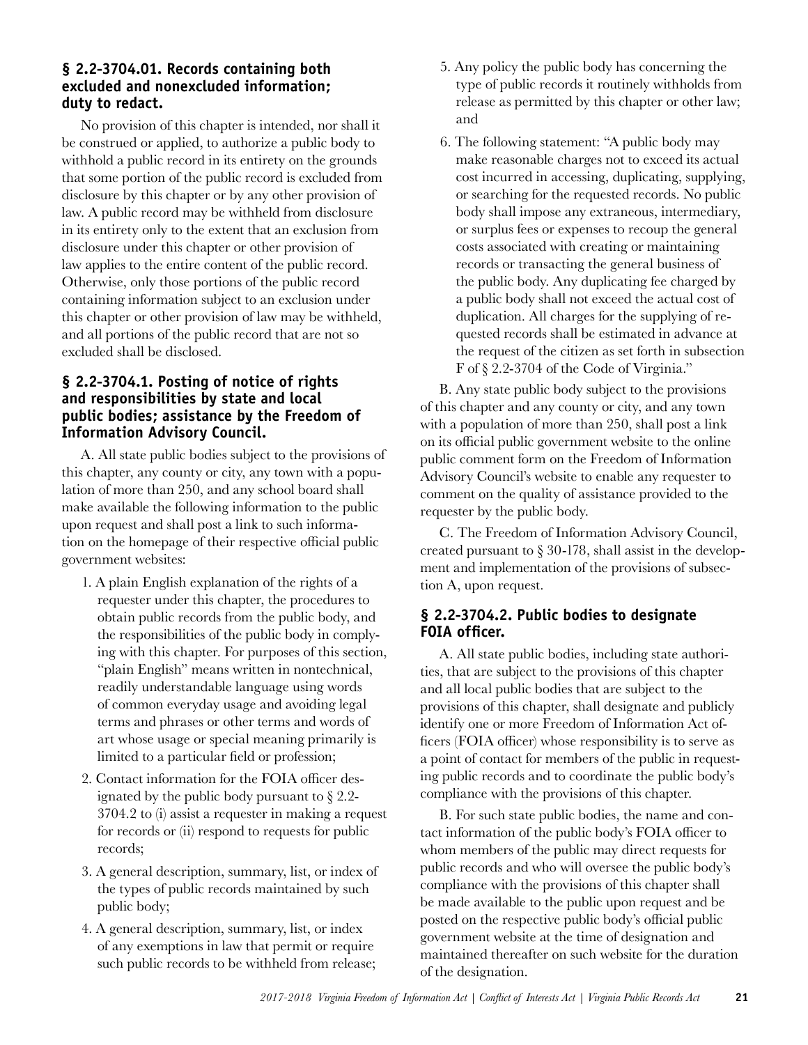### § 2.2-3704.01. Records containing both excluded and nonexcluded information; duty to redact.

No provision of this chapter is intended, nor shall it be construed or applied, to authorize a public body to withhold a public record in its entirety on the grounds that some portion of the public record is excluded from disclosure by this chapter or by any other provision of law. A public record may be withheld from disclosure in its entirety only to the extent that an exclusion from disclosure under this chapter or other provision of law applies to the entire content of the public record. Otherwise, only those portions of the public record containing information subject to an exclusion under this chapter or other provision of law may be withheld, and all portions of the public record that are not so excluded shall be disclosed.

### § 2.2-3704.1. Posting of notice of rights and responsibilities by state and local public bodies; assistance by the Freedom of Information Advisory Council.

A. All state public bodies subject to the provisions of this chapter, any county or city, any town with a population of more than 250, and any school board shall make available the following information to the public upon request and shall post a link to such information on the homepage of their respective official public government websites:

1. A plain English explanation of the rights of a requester under this chapter, the procedures to obtain public records from the public body, and the responsibilities of the public body in complying with this chapter. For purposes of this section, "plain English" means written in nontechnical, readily understandable language using words of common everyday usage and avoiding legal terms and phrases or other terms and words of art whose usage or special meaning primarily is limited to a particular field or profession;
2. Contact information for the FOIA officer designated by the public body pursuant to § 2.2-3704.2 to (i) assist a requester in making a request for records or (ii) respond to requests for public records;
3. A general description, summary, list, or index of the types of public records maintained by such public body;
4. A general description, summary, list, or index of any exemptions in law that permit or require such public records to be withheld from release;
5. Any policy the public body has concerning the type of public records it routinely withholds from release as permitted by this chapter or other law; and
6. The following statement: "A public body may make reasonable charges not to exceed its actual cost incurred in accessing, duplicating, supplying, or searching for the requested records. No public body shall impose any extraneous, intermediary, or surplus fees or expenses to recoup the general costs associated with creating or maintaining records or transacting the general business of the public body. Any duplicating fee charged by a public body shall not exceed the actual cost of duplication. All charges for the supplying of requested records shall be estimated in advance at the request of the citizen as set forth in subsection F of § 2.2-3704 of the Code of Virginia."

B. Any state public body subject to the provisions of this chapter and any county or city, and any town with a population of more than 250, shall post a link on its official public government website to the online public comment form on the Freedom of Information Advisory Council's website to enable any requester to comment on the quality of assistance provided to the requester by the public body.

C. The Freedom of Information Advisory Council, created pursuant to § 30-178, shall assist in the development and implementation of the provisions of subsection A, upon request.

### § 2.2-3704.2. Public bodies to designate FOIA officer.

A. All state public bodies, including state authorities, that are subject to the provisions of this chapter and all local public bodies that are subject to the provisions of this chapter, shall designate and publicly identify one or more Freedom of Information Act officers (FOIA officer) whose responsibility is to serve as a point of contact for members of the public in requesting public records and to coordinate the public body's compliance with the provisions of this chapter.

B. For such state public bodies, the name and contact information of the public body's FOIA officer to whom members of the public may direct requests for public records and who will oversee the public body's compliance with the provisions of this chapter shall be made available to the public upon request and be posted on the respective public body's official public government website at the time of designation and maintained thereafter on such website for the duration of the designation.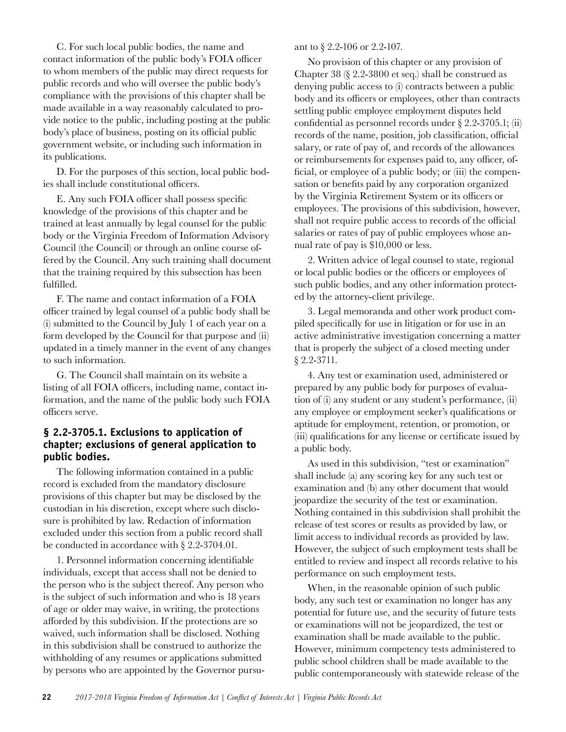C. For such local public bodies, the name and contact information of the public body's FOIA officer to whom members of the public may direct requests for public records and who will oversee the public body's compliance with the provisions of this chapter shall be made available in a way reasonably calculated to provide notice to the public, including posting at the public body's place of business, posting on its official public government website, or including such information in its publications.

D. For the purposes of this section, local public bodies shall include constitutional officers.

E. Any such FOIA officer shall possess specific knowledge of the provisions of this chapter and be trained at least annually by legal counsel for the public body or the Virginia Freedom of Information Advisory Council (the Council) or through an online course offered by the Council. Any such training shall document that the training required by this subsection has been fulfilled.

F. The name and contact information of a FOIA officer trained by legal counsel of a public body shall be (i) submitted to the Council by July 1 of each year on a form developed by the Council for that purpose and (ii) updated in a timely manner in the event of any changes to such information.

G. The Council shall maintain on its website a listing of all FOIA officers, including name, contact information, and the name of the public body such FOIA officers serve.

### § 2.2-3705.1. Exclusions to application of chapter; exclusions of general application to public bodies.

The following information contained in a public record is excluded from the mandatory disclosure provisions of this chapter but may be disclosed by the custodian in his discretion, except where such disclosure is prohibited by law. Redaction of information excluded under this section from a public record shall be conducted in accordance with § 2.2-3704.01.

1. Personnel information concerning identifiable individuals, except that access shall not be denied to the person who is the subject thereof. Any person who is the subject of such information and who is 18 years of age or older may waive, in writing, the protections afforded by this subdivision. If the protections are so waived, such information shall be disclosed. Nothing in this subdivision shall be construed to authorize the withholding of any resumes or applications submitted by persons who are appointed by the Governor pursuant to § 2.2-106 or 2.2-107.

No provision of this chapter or any provision of Chapter 38 (§ 2.2-3800 et seq.) shall be construed as denying public access to (i) contracts between a public body and its officers or employees, other than contracts settling public employee employment disputes held confidential as personnel records under § 2.2-3705.1; (ii) records of the name, position, job classification, official salary, or rate of pay of, and records of the allowances or reimbursements for expenses paid to, any officer, official, or employee of a public body; or (iii) the compensation or benefits paid by any corporation organized by the Virginia Retirement System or its officers or employees. The provisions of this subdivision, however, shall not require public access to records of the official salaries or rates of pay of public employees whose annual rate of pay is $10,000 or less.

2. Written advice of legal counsel to state, regional or local public bodies or the officers or employees of such public bodies, and any other information protected by the attorney-client privilege.

3. Legal memoranda and other work product compiled specifically for use in litigation or for use in an active administrative investigation concerning a matter that is properly the subject of a closed meeting under § 2.2-3711.

4. Any test or examination used, administered or prepared by any public body for purposes of evaluation of (i) any student or any student's performance, (ii) any employee or employment seeker's qualifications or aptitude for employment, retention, or promotion, or (iii) qualifications for any license or certificate issued by a public body.

As used in this subdivision, "test or examination" shall include (a) any scoring key for any such test or examination and (b) any other document that would jeopardize the security of the test or examination. Nothing contained in this subdivision shall prohibit the release of test scores or results as provided by law, or limit access to individual records as provided by law. However, the subject of such employment tests shall be entitled to review and inspect all records relative to his performance on such employment tests.

When, in the reasonable opinion of such public body, any such test or examination no longer has any potential for future use, and the security of future tests or examinations will not be jeopardized, the test or examination shall be made available to the public. However, minimum competency tests administered to public school children shall be made available to the public contemporaneously with statewide release of the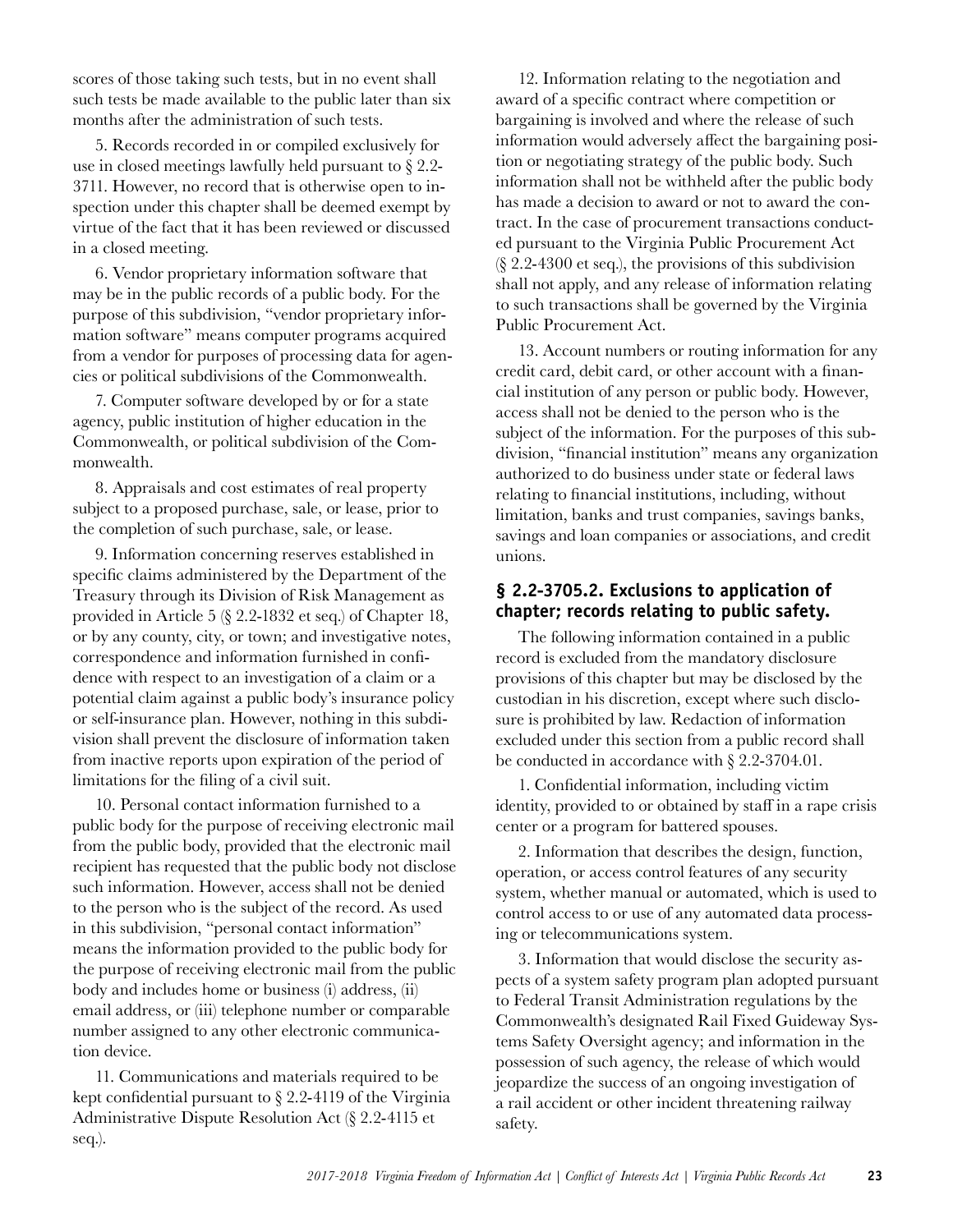scores of those taking such tests, but in no event shall such tests be made available to the public later than six months after the administration of such tests.

5. Records recorded in or compiled exclusively for use in closed meetings lawfully held pursuant to § 2.2-3711. However, no record that is otherwise open to inspection under this chapter shall be deemed exempt by virtue of the fact that it has been reviewed or discussed in a closed meeting.

6. Vendor proprietary information software that may be in the public records of a public body. For the purpose of this subdivision, "vendor proprietary information software" means computer programs acquired from a vendor for purposes of processing data for agencies or political subdivisions of the Commonwealth.

7. Computer software developed by or for a state agency, public institution of higher education in the Commonwealth, or political subdivision of the Commonwealth.

8. Appraisals and cost estimates of real property subject to a proposed purchase, sale, or lease, prior to the completion of such purchase, sale, or lease.

9. Information concerning reserves established in specific claims administered by the Department of the Treasury through its Division of Risk Management as provided in Article 5 (§ 2.2-1832 et seq.) of Chapter 18, or by any county, city, or town; and investigative notes, correspondence and information furnished in confidence with respect to an investigation of a claim or a potential claim against a public body's insurance policy or self-insurance plan. However, nothing in this subdivision shall prevent the disclosure of information taken from inactive reports upon expiration of the period of limitations for the filing of a civil suit.

10. Personal contact information furnished to a public body for the purpose of receiving electronic mail from the public body, provided that the electronic mail recipient has requested that the public body not disclose such information. However, access shall not be denied to the person who is the subject of the record. As used in this subdivision, "personal contact information" means the information provided to the public body for the purpose of receiving electronic mail from the public body and includes home or business (i) address, (ii) email address, or (iii) telephone number or comparable number assigned to any other electronic communication device.

11. Communications and materials required to be kept confidential pursuant to § 2.2-4119 of the Virginia Administrative Dispute Resolution Act (§ 2.2-4115 et seq.).

12. Information relating to the negotiation and award of a specific contract where competition or bargaining is involved and where the release of such information would adversely affect the bargaining position or negotiating strategy of the public body. Such information shall not be withheld after the public body has made a decision to award or not to award the contract. In the case of procurement transactions conducted pursuant to the Virginia Public Procurement Act (§ 2.2-4300 et seq.), the provisions of this subdivision shall not apply, and any release of information relating to such transactions shall be governed by the Virginia Public Procurement Act.

13. Account numbers or routing information for any credit card, debit card, or other account with a financial institution of any person or public body. However, access shall not be denied to the person who is the subject of the information. For the purposes of this subdivision, "financial institution" means any organization authorized to do business under state or federal laws relating to financial institutions, including, without limitation, banks and trust companies, savings banks, savings and loan companies or associations, and credit unions.

### § 2.2-3705.2. Exclusions to application of chapter; records relating to public safety.

The following information contained in a public record is excluded from the mandatory disclosure provisions of this chapter but may be disclosed by the custodian in his discretion, except where such disclosure is prohibited by law. Redaction of information excluded under this section from a public record shall be conducted in accordance with § 2.2-3704.01.

1. Confidential information, including victim identity, provided to or obtained by staff in a rape crisis center or a program for battered spouses.

2. Information that describes the design, function, operation, or access control features of any security system, whether manual or automated, which is used to control access to or use of any automated data processing or telecommunications system.

3. Information that would disclose the security aspects of a system safety program plan adopted pursuant to Federal Transit Administration regulations by the Commonwealth's designated Rail Fixed Guideway Systems Safety Oversight agency; and information in the possession of such agency, the release of which would jeopardize the success of an ongoing investigation of a rail accident or other incident threatening railway safety.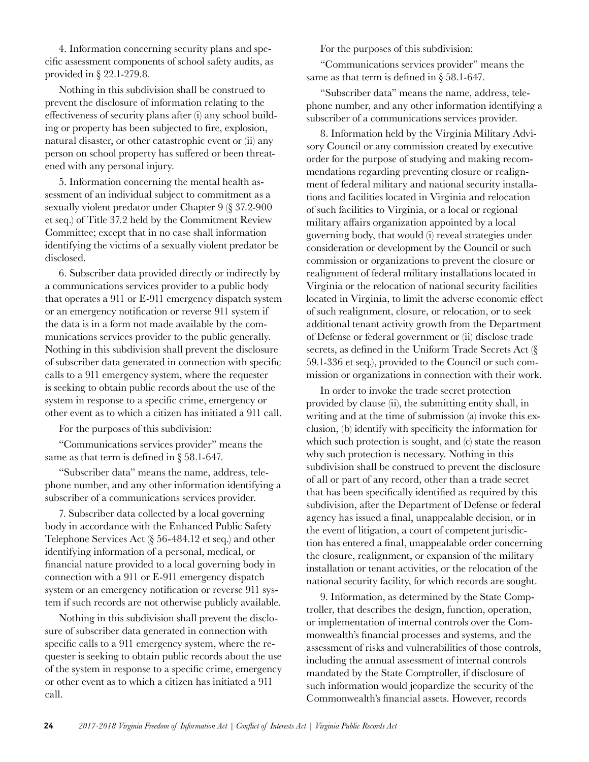4. Information concerning security plans and specific assessment components of school safety audits, as provided in § 22.1-279.8.

Nothing in this subdivision shall be construed to prevent the disclosure of information relating to the effectiveness of security plans after (i) any school building or property has been subjected to fire, explosion, natural disaster, or other catastrophic event or (ii) any person on school property has suffered or been threatened with any personal injury.

5. Information concerning the mental health assessment of an individual subject to commitment as a sexually violent predator under Chapter 9 (§ 37.2-900 et seq.) of Title 37.2 held by the Commitment Review Committee; except that in no case shall information identifying the victims of a sexually violent predator be disclosed.

6. Subscriber data provided directly or indirectly by a communications services provider to a public body that operates a 911 or E-911 emergency dispatch system or an emergency notification or reverse 911 system if the data is in a form not made available by the communications services provider to the public generally. Nothing in this subdivision shall prevent the disclosure of subscriber data generated in connection with specific calls to a 911 emergency system, where the requester is seeking to obtain public records about the use of the system in response to a specific crime, emergency or other event as to which a citizen has initiated a 911 call.

For the purposes of this subdivision:

"Communications services provider" means the same as that term is defined in § 58.1-647.

"Subscriber data" means the name, address, telephone number, and any other information identifying a subscriber of a communications services provider.

7. Subscriber data collected by a local governing body in accordance with the Enhanced Public Safety Telephone Services Act (§ 56-484.12 et seq.) and other identifying information of a personal, medical, or financial nature provided to a local governing body in connection with a 911 or E-911 emergency dispatch system or an emergency notification or reverse 911 system if such records are not otherwise publicly available.

Nothing in this subdivision shall prevent the disclosure of subscriber data generated in connection with specific calls to a 911 emergency system, where the requester is seeking to obtain public records about the use of the system in response to a specific crime, emergency or other event as to which a citizen has initiated a 911 call.

For the purposes of this subdivision:

"Communications services provider" means the same as that term is defined in § 58.1-647.

"Subscriber data" means the name, address, telephone number, and any other information identifying a subscriber of a communications services provider.

8. Information held by the Virginia Military Advisory Council or any commission created by executive order for the purpose of studying and making recommendations regarding preventing closure or realignment of federal military and national security installations and facilities located in Virginia and relocation of such facilities to Virginia, or a local or regional military affairs organization appointed by a local governing body, that would (i) reveal strategies under consideration or development by the Council or such commission or organizations to prevent the closure or realignment of federal military installations located in Virginia or the relocation of national security facilities located in Virginia, to limit the adverse economic effect of such realignment, closure, or relocation, or to seek additional tenant activity growth from the Department of Defense or federal government or (ii) disclose trade secrets, as defined in the Uniform Trade Secrets Act (§ 59.1-336 et seq.), provided to the Council or such commission or organizations in connection with their work.

In order to invoke the trade secret protection provided by clause (ii), the submitting entity shall, in writing and at the time of submission (a) invoke this exclusion, (b) identify with specificity the information for which such protection is sought, and (c) state the reason why such protection is necessary. Nothing in this subdivision shall be construed to prevent the disclosure of all or part of any record, other than a trade secret that has been specifically identified as required by this subdivision, after the Department of Defense or federal agency has issued a final, unappealable decision, or in the event of litigation, a court of competent jurisdiction has entered a final, unappealable order concerning the closure, realignment, or expansion of the military installation or tenant activities, or the relocation of the national security facility, for which records are sought.

9. Information, as determined by the State Comptroller, that describes the design, function, operation, or implementation of internal controls over the Commonwealth's financial processes and systems, and the assessment of risks and vulnerabilities of those controls, including the annual assessment of internal controls mandated by the State Comptroller, if disclosure of such information would jeopardize the security of the Commonwealth's financial assets. However, records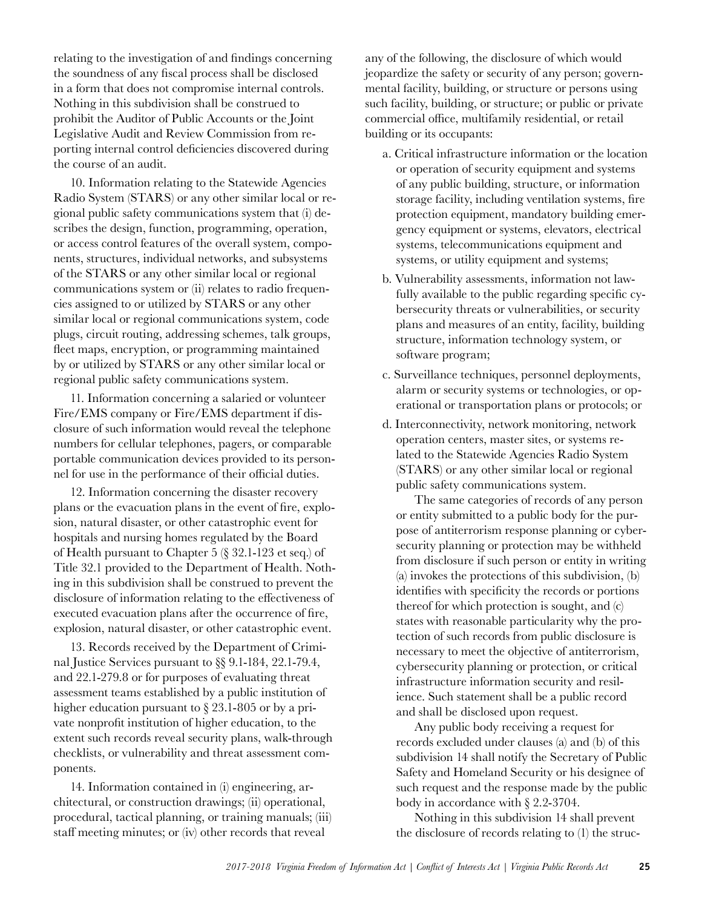relating to the investigation of and findings concerning the soundness of any fiscal process shall be disclosed in a form that does not compromise internal controls. Nothing in this subdivision shall be construed to prohibit the Auditor of Public Accounts or the Joint Legislative Audit and Review Commission from reporting internal control deficiencies discovered during the course of an audit.

10. Information relating to the Statewide Agencies Radio System (STARS) or any other similar local or regional public safety communications system that (i) describes the design, function, programming, operation, or access control features of the overall system, components, structures, individual networks, and subsystems of the STARS or any other similar local or regional communications system or (ii) relates to radio frequencies assigned to or utilized by STARS or any other similar local or regional communications system, code plugs, circuit routing, addressing schemes, talk groups, fleet maps, encryption, or programming maintained by or utilized by STARS or any other similar local or regional public safety communications system.

11. Information concerning a salaried or volunteer Fire/EMS company or Fire/EMS department if disclosure of such information would reveal the telephone numbers for cellular telephones, pagers, or comparable portable communication devices provided to its personnel for use in the performance of their official duties.

12. Information concerning the disaster recovery plans or the evacuation plans in the event of fire, explosion, natural disaster, or other catastrophic event for hospitals and nursing homes regulated by the Board of Health pursuant to Chapter 5 (§ 32.1-123 et seq.) of Title 32.1 provided to the Department of Health. Nothing in this subdivision shall be construed to prevent the disclosure of information relating to the effectiveness of executed evacuation plans after the occurrence of fire, explosion, natural disaster, or other catastrophic event.

13. Records received by the Department of Criminal Justice Services pursuant to §§ 9.1-184, 22.1-79.4, and 22.1-279.8 or for purposes of evaluating threat assessment teams established by a public institution of higher education pursuant to § 23.1-805 or by a private nonprofit institution of higher education, to the extent such records reveal security plans, walk-through checklists, or vulnerability and threat assessment components.

14. Information contained in (i) engineering, architectural, or construction drawings; (ii) operational, procedural, tactical planning, or training manuals; (iii) staff meeting minutes; or (iv) other records that reveal any of the following, the disclosure of which would jeopardize the safety or security of any person; governmental facility, building, or structure or persons using such facility, building, or structure; or public or private commercial office, multifamily residential, or retail building or its occupants:

a. Critical infrastructure information or the location or operation of security equipment and systems of any public building, structure, or information storage facility, including ventilation systems, fire protection equipment, mandatory building emergency equipment or systems, elevators, electrical systems, telecommunications equipment and systems, or utility equipment and systems;

b. Vulnerability assessments, information not lawfully available to the public regarding specific cybersecurity threats or vulnerabilities, or security plans and measures of an entity, facility, building structure, information technology system, or software program;

c. Surveillance techniques, personnel deployments, alarm or security systems or technologies, or operational or transportation plans or protocols; or

d. Interconnectivity, network monitoring, network operation centers, master sites, or systems related to the Statewide Agencies Radio System (STARS) or any other similar local or regional public safety communications system.

The same categories of records of any person or entity submitted to a public body for the purpose of antiterrorism response planning or cybersecurity planning or protection may be withheld from disclosure if such person or entity in writing (a) invokes the protections of this subdivision, (b) identifies with specificity the records or portions thereof for which protection is sought, and (c) states with reasonable particularity why the protection of such records from public disclosure is necessary to meet the objective of antiterrorism, cybersecurity planning or protection, or critical infrastructure information security and resilience. Such statement shall be a public record and shall be disclosed upon request.

Any public body receiving a request for records excluded under clauses (a) and (b) of this subdivision 14 shall notify the Secretary of Public Safety and Homeland Security or his designee of such request and the response made by the public body in accordance with § 2.2-3704.

Nothing in this subdivision 14 shall prevent the disclosure of records relating to (1) the struc-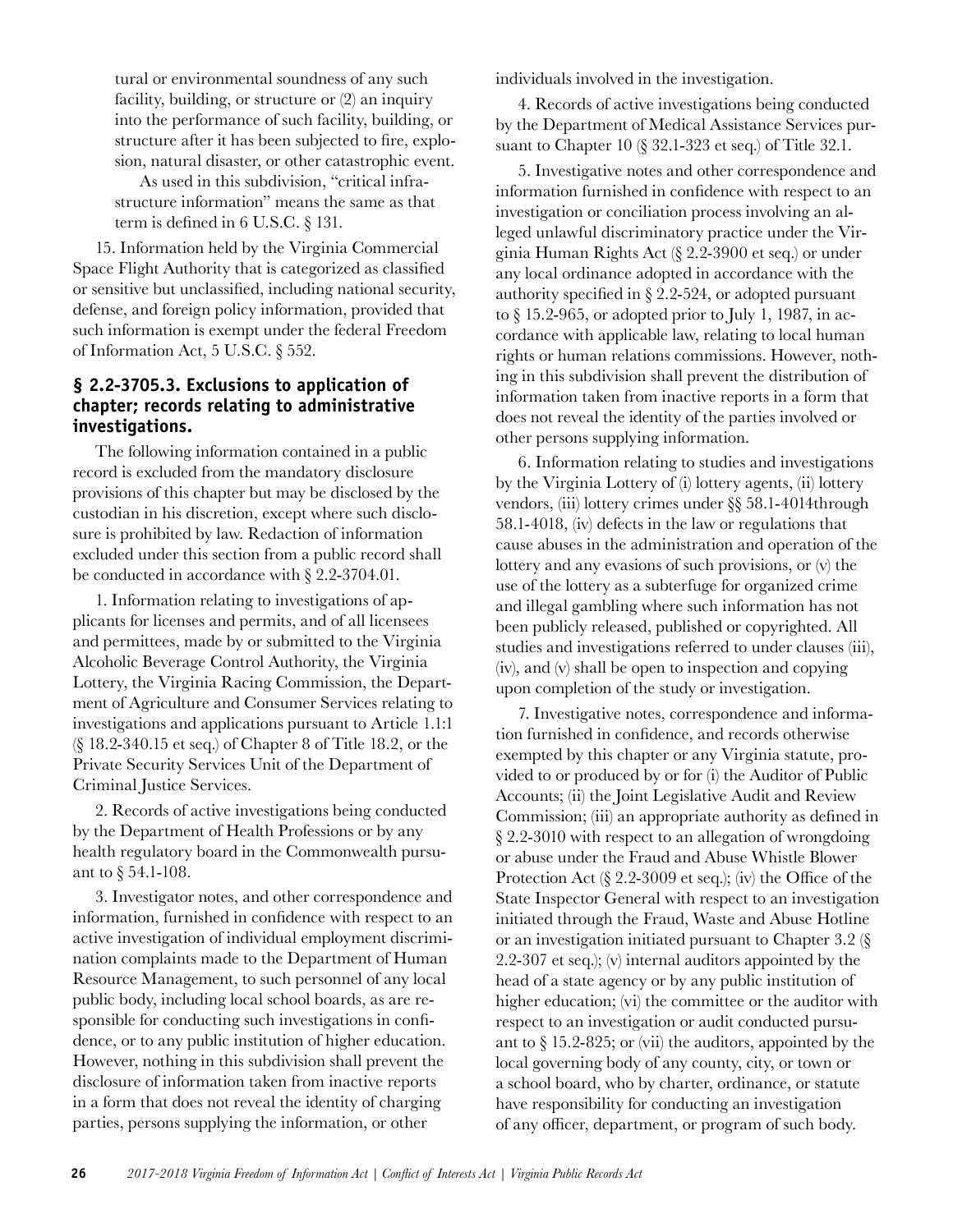tural or environmental soundness of any such facility, building, or structure or (2) an inquiry into the performance of such facility, building, or structure after it has been subjected to fire, explosion, natural disaster, or other catastrophic event.

As used in this subdivision, "critical infrastructure information" means the same as that term is defined in 6 U.S.C. § 131.

15. Information held by the Virginia Commercial Space Flight Authority that is categorized as classified or sensitive but unclassified, including national security, defense, and foreign policy information, provided that such information is exempt under the federal Freedom of Information Act, 5 U.S.C. § 552.

### § 2.2-3705.3. Exclusions to application of chapter; records relating to administrative investigations.

The following information contained in a public record is excluded from the mandatory disclosure provisions of this chapter but may be disclosed by the custodian in his discretion, except where such disclosure is prohibited by law. Redaction of information excluded under this section from a public record shall be conducted in accordance with § 2.2-3704.01.

1. Information relating to investigations of applicants for licenses and permits, and of all licensees and permittees, made by or submitted to the Virginia Alcoholic Beverage Control Authority, the Virginia Lottery, the Virginia Racing Commission, the Department of Agriculture and Consumer Services relating to investigations and applications pursuant to Article 1.1:1 (§ 18.2-340.15 et seq.) of Chapter 8 of Title 18.2, or the Private Security Services Unit of the Department of Criminal Justice Services.

2. Records of active investigations being conducted by the Department of Health Professions or by any health regulatory board in the Commonwealth pursuant to § 54.1-108.

3. Investigator notes, and other correspondence and information, furnished in confidence with respect to an active investigation of individual employment discrimination complaints made to the Department of Human Resource Management, to such personnel of any local public body, including local school boards, as are responsible for conducting such investigations in confidence, or to any public institution of higher education. However, nothing in this subdivision shall prevent the disclosure of information taken from inactive reports in a form that does not reveal the identity of charging parties, persons supplying the information, or other individuals involved in the investigation.

4. Records of active investigations being conducted by the Department of Medical Assistance Services pursuant to Chapter 10 (§ 32.1-323 et seq.) of Title 32.1.

5. Investigative notes and other correspondence and information furnished in confidence with respect to an investigation or conciliation process involving an alleged unlawful discriminatory practice under the Virginia Human Rights Act (§ 2.2-3900 et seq.) or under any local ordinance adopted in accordance with the authority specified in § 2.2-524, or adopted pursuant to § 15.2-965, or adopted prior to July 1, 1987, in accordance with applicable law, relating to local human rights or human relations commissions. However, nothing in this subdivision shall prevent the distribution of information taken from inactive reports in a form that does not reveal the identity of the parties involved or other persons supplying information.

6. Information relating to studies and investigations by the Virginia Lottery of (i) lottery agents, (ii) lottery vendors, (iii) lottery crimes under §§ 58.1-4014through 58.1-4018, (iv) defects in the law or regulations that cause abuses in the administration and operation of the lottery and any evasions of such provisions, or (v) the use of the lottery as a subterfuge for organized crime and illegal gambling where such information has not been publicly released, published or copyrighted. All studies and investigations referred to under clauses (iii), (iv), and (v) shall be open to inspection and copying upon completion of the study or investigation.

7. Investigative notes, correspondence and information furnished in confidence, and records otherwise exempted by this chapter or any Virginia statute, provided to or produced by or for (i) the Auditor of Public Accounts; (ii) the Joint Legislative Audit and Review Commission; (iii) an appropriate authority as defined in § 2.2-3010 with respect to an allegation of wrongdoing or abuse under the Fraud and Abuse Whistle Blower Protection Act (§ 2.2-3009 et seq.); (iv) the Office of the State Inspector General with respect to an investigation initiated through the Fraud, Waste and Abuse Hotline or an investigation initiated pursuant to Chapter 3.2 (§ 2.2-307 et seq.); (v) internal auditors appointed by the head of a state agency or by any public institution of higher education; (vi) the committee or the auditor with respect to an investigation or audit conducted pursuant to § 15.2-825; or (vii) the auditors, appointed by the local governing body of any county, city, or town or a school board, who by charter, ordinance, or statute have responsibility for conducting an investigation of any officer, department, or program of such body.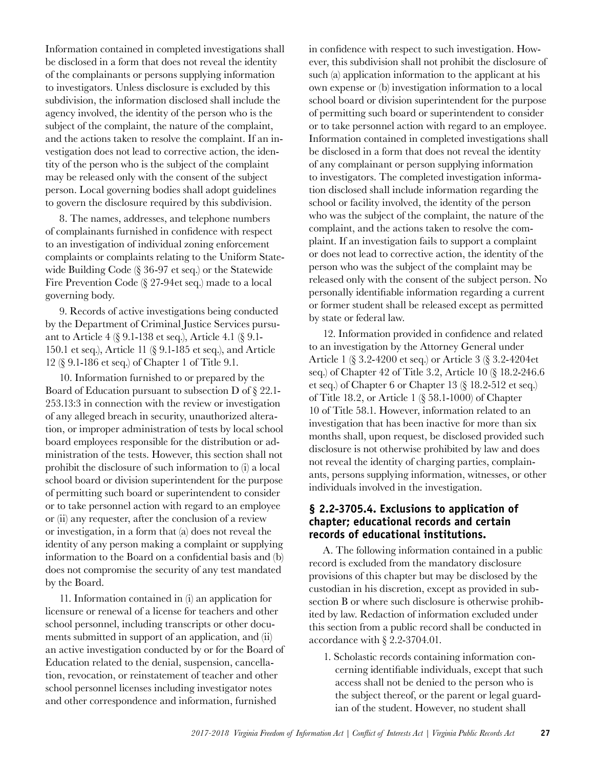Information contained in completed investigations shall be disclosed in a form that does not reveal the identity of the complainants or persons supplying information to investigators. Unless disclosure is excluded by this subdivision, the information disclosed shall include the agency involved, the identity of the person who is the subject of the complaint, the nature of the complaint, and the actions taken to resolve the complaint. If an investigation does not lead to corrective action, the identity of the person who is the subject of the complaint may be released only with the consent of the subject person. Local governing bodies shall adopt guidelines to govern the disclosure required by this subdivision.

8. The names, addresses, and telephone numbers of complainants furnished in confidence with respect to an investigation of individual zoning enforcement complaints or complaints relating to the Uniform Statewide Building Code (§ 36-97 et seq.) or the Statewide Fire Prevention Code (§ 27-94et seq.) made to a local governing body.

9. Records of active investigations being conducted by the Department of Criminal Justice Services pursuant to Article 4 (§ 9.1-138 et seq.), Article 4.1 (§ 9.1-150.1 et seq.), Article 11 (§ 9.1-185 et seq.), and Article 12 (§ 9.1-186 et seq.) of Chapter 1 of Title 9.1.

10. Information furnished to or prepared by the Board of Education pursuant to subsection D of § 22.1-253.13:3 in connection with the review or investigation of any alleged breach in security, unauthorized alteration, or improper administration of tests by local school board employees responsible for the distribution or administration of the tests. However, this section shall not prohibit the disclosure of such information to (i) a local school board or division superintendent for the purpose of permitting such board or superintendent to consider or to take personnel action with regard to an employee or (ii) any requester, after the conclusion of a review or investigation, in a form that (a) does not reveal the identity of any person making a complaint or supplying information to the Board on a confidential basis and (b) does not compromise the security of any test mandated by the Board.

11. Information contained in (i) an application for licensure or renewal of a license for teachers and other school personnel, including transcripts or other documents submitted in support of an application, and (ii) an active investigation conducted by or for the Board of Education related to the denial, suspension, cancellation, revocation, or reinstatement of teacher and other school personnel licenses including investigator notes and other correspondence and information, furnished in confidence with respect to such investigation. However, this subdivision shall not prohibit the disclosure of such (a) application information to the applicant at his own expense or (b) investigation information to a local school board or division superintendent for the purpose of permitting such board or superintendent to consider or to take personnel action with regard to an employee. Information contained in completed investigations shall be disclosed in a form that does not reveal the identity of any complainant or person supplying information to investigators. The completed investigation information disclosed shall include information regarding the school or facility involved, the identity of the person who was the subject of the complaint, the nature of the complaint, and the actions taken to resolve the complaint. If an investigation fails to support a complaint or does not lead to corrective action, the identity of the person who was the subject of the complaint may be released only with the consent of the subject person. No personally identifiable information regarding a current or former student shall be released except as permitted by state or federal law.

12. Information provided in confidence and related to an investigation by the Attorney General under Article 1 (§ 3.2-4200 et seq.) or Article 3 (§ 3.2-4204et seq.) of Chapter 42 of Title 3.2, Article 10 (§ 18.2-246.6 et seq.) of Chapter 6 or Chapter 13 (§ 18.2-512 et seq.) of Title 18.2, or Article 1 (§ 58.1-1000) of Chapter 10 of Title 58.1. However, information related to an investigation that has been inactive for more than six months shall, upon request, be disclosed provided such disclosure is not otherwise prohibited by law and does not reveal the identity of charging parties, complainants, persons supplying information, witnesses, or other individuals involved in the investigation.

### § 2.2-3705.4. Exclusions to application of chapter; educational records and certain records of educational institutions.

A. The following information contained in a public record is excluded from the mandatory disclosure provisions of this chapter but may be disclosed by the custodian in his discretion, except as provided in subsection B or where such disclosure is otherwise prohibited by law. Redaction of information excluded under this section from a public record shall be conducted in accordance with § 2.2-3704.01.

1. Scholastic records containing information concerning identifiable individuals, except that such access shall not be denied to the person who is the subject thereof, or the parent or legal guardian of the student. However, no student shall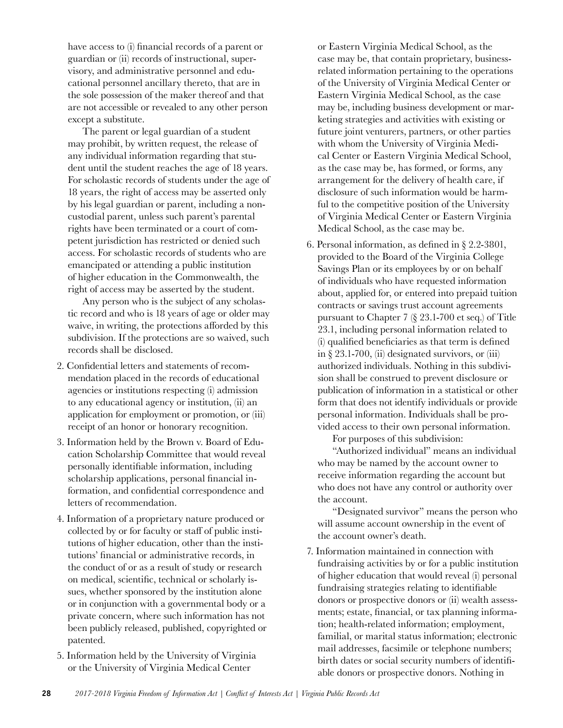have access to (i) financial records of a parent or guardian or (ii) records of instructional, supervisory, and administrative personnel and educational personnel ancillary thereto, that are in the sole possession of the maker thereof and that are not accessible or revealed to any other person except a substitute.

The parent or legal guardian of a student may prohibit, by written request, the release of any individual information regarding that student until the student reaches the age of 18 years. For scholastic records of students under the age of 18 years, the right of access may be asserted only by his legal guardian or parent, including a noncustodial parent, unless such parent's parental rights have been terminated or a court of competent jurisdiction has restricted or denied such access. For scholastic records of students who are emancipated or attending a public institution of higher education in the Commonwealth, the right of access may be asserted by the student.

Any person who is the subject of any scholastic record and who is 18 years of age or older may waive, in writing, the protections afforded by this subdivision. If the protections are so waived, such records shall be disclosed.

2. Confidential letters and statements of recommendation placed in the records of educational agencies or institutions respecting (i) admission to any educational agency or institution, (ii) an application for employment or promotion, or (iii) receipt of an honor or honorary recognition.

3. Information held by the Brown v. Board of Education Scholarship Committee that would reveal personally identifiable information, including scholarship applications, personal financial information, and confidential correspondence and letters of recommendation.

4. Information of a proprietary nature produced or collected by or for faculty or staff of public institutions of higher education, other than the institutions' financial or administrative records, in the conduct of or as a result of study or research on medical, scientific, technical or scholarly issues, whether sponsored by the institution alone or in conjunction with a governmental body or a private concern, where such information has not been publicly released, published, copyrighted or patented.

5. Information held by the University of Virginia or the University of Virginia Medical Center or Eastern Virginia Medical School, as the case may be, that contain proprietary, business-related information pertaining to the operations of the University of Virginia Medical Center or Eastern Virginia Medical School, as the case may be, including business development or marketing strategies and activities with existing or future joint venturers, partners, or other parties with whom the University of Virginia Medical Center or Eastern Virginia Medical School, as the case may be, has formed, or forms, any arrangement for the delivery of health care, if disclosure of such information would be harmful to the competitive position of the University of Virginia Medical Center or Eastern Virginia Medical School, as the case may be.

6. Personal information, as defined in § 2.2-3801, provided to the Board of the Virginia College Savings Plan or its employees by or on behalf of individuals who have requested information about, applied for, or entered into prepaid tuition contracts or savings trust account agreements pursuant to Chapter 7 (§ 23.1-700 et seq.) of Title 23.1, including personal information related to (i) qualified beneficiaries as that term is defined in § 23.1-700, (ii) designated survivors, or (iii) authorized individuals. Nothing in this subdivision shall be construed to prevent disclosure or publication of information in a statistical or other form that does not identify individuals or provide personal information. Individuals shall be provided access to their own personal information.

   For purposes of this subdivision:

   "Authorized individual" means an individual who may be named by the account owner to receive information regarding the account but who does not have any control or authority over the account.

   "Designated survivor" means the person who will assume account ownership in the event of the account owner's death.

7. Information maintained in connection with fundraising activities by or for a public institution of higher education that would reveal (i) personal fundraising strategies relating to identifiable donors or prospective donors or (ii) wealth assessments; estate, financial, or tax planning information; health-related information; employment, familial, or marital status information; electronic mail addresses, facsimile or telephone numbers; birth dates or social security numbers of identifiable donors or prospective donors. Nothing in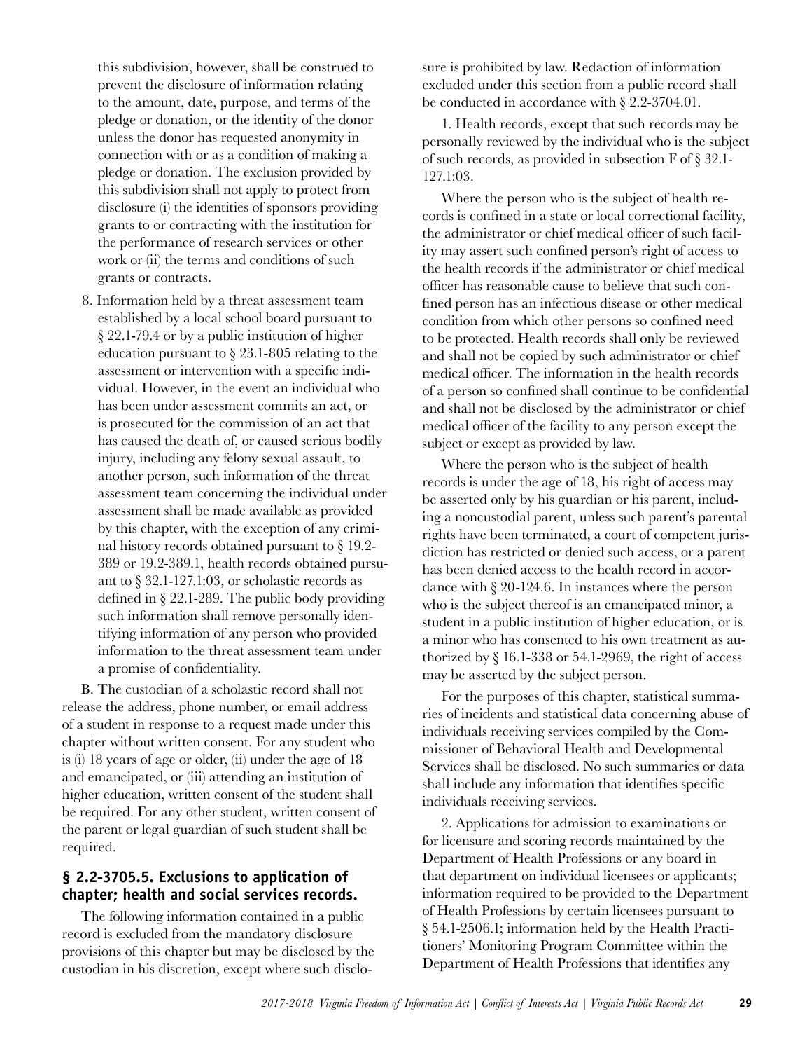this subdivision, however, shall be construed to prevent the disclosure of information relating to the amount, date, purpose, and terms of the pledge or donation, or the identity of the donor unless the donor has requested anonymity in connection with or as a condition of making a pledge or donation. The exclusion provided by this subdivision shall not apply to protect from disclosure (i) the identities of sponsors providing grants to or contracting with the institution for the performance of research services or other work or (ii) the terms and conditions of such grants or contracts.

8. Information held by a threat assessment team established by a local school board pursuant to § 22.1-79.4 or by a public institution of higher education pursuant to § 23.1-805 relating to the assessment or intervention with a specific individual. However, in the event an individual who has been under assessment commits an act, or is prosecuted for the commission of an act that has caused the death of, or caused serious bodily injury, including any felony sexual assault, to another person, such information of the threat assessment team concerning the individual under assessment shall be made available as provided by this chapter, with the exception of any criminal history records obtained pursuant to § 19.2-389 or 19.2-389.1, health records obtained pursuant to § 32.1-127.1:03, or scholastic records as defined in § 22.1-289. The public body providing such information shall remove personally identifying information of any person who provided information to the threat assessment team under a promise of confidentiality.

B. The custodian of a scholastic record shall not release the address, phone number, or email address of a student in response to a request made under this chapter without written consent. For any student who is (i) 18 years of age or older, (ii) under the age of 18 and emancipated, or (iii) attending an institution of higher education, written consent of the student shall be required. For any other student, written consent of the parent or legal guardian of such student shall be required.

## § 2.2-3705.5. Exclusions to application of chapter; health and social services records.

The following information contained in a public record is excluded from the mandatory disclosure provisions of this chapter but may be disclosed by the custodian in his discretion, except where such disclosure is prohibited by law. Redaction of information excluded under this section from a public record shall be conducted in accordance with § 2.2-3704.01.

1. Health records, except that such records may be personally reviewed by the individual who is the subject of such records, as provided in subsection F of § 32.1-127.1:03.

Where the person who is the subject of health records is confined in a state or local correctional facility, the administrator or chief medical officer of such facility may assert such confined person's right of access to the health records if the administrator or chief medical officer has reasonable cause to believe that such confined person has an infectious disease or other medical condition from which other persons so confined need to be protected. Health records shall only be reviewed and shall not be copied by such administrator or chief medical officer. The information in the health records of a person so confined shall continue to be confidential and shall not be disclosed by the administrator or chief medical officer of the facility to any person except the subject or except as provided by law.

Where the person who is the subject of health records is under the age of 18, his right of access may be asserted only by his guardian or his parent, including a noncustodial parent, unless such parent's parental rights have been terminated, a court of competent jurisdiction has restricted or denied such access, or a parent has been denied access to the health record in accordance with § 20-124.6. In instances where the person who is the subject thereof is an emancipated minor, a student in a public institution of higher education, or is a minor who has consented to his own treatment as authorized by § 16.1-338 or 54.1-2969, the right of access may be asserted by the subject person.

For the purposes of this chapter, statistical summaries of incidents and statistical data concerning abuse of individuals receiving services compiled by the Commissioner of Behavioral Health and Developmental Services shall be disclosed. No such summaries or data shall include any information that identifies specific individuals receiving services.

2. Applications for admission to examinations or for licensure and scoring records maintained by the Department of Health Professions or any board in that department on individual licensees or applicants; information required to be provided to the Department of Health Professions by certain licensees pursuant to § 54.1-2506.1; information held by the Health Practitioners' Monitoring Program Committee within the Department of Health Professions that identifies any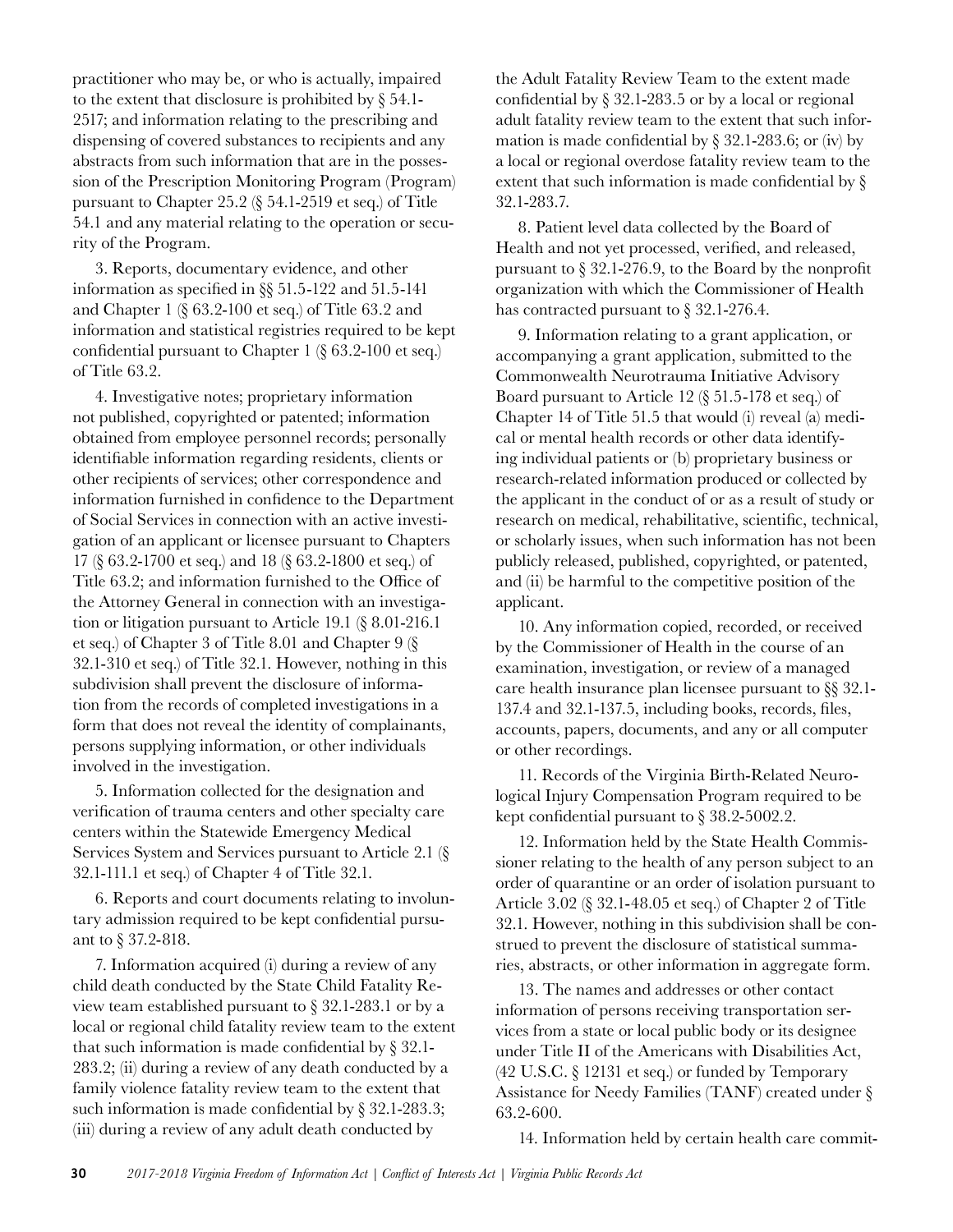practitioner who may be, or who is actually, impaired to the extent that disclosure is prohibited by § 54.1-2517; and information relating to the prescribing and dispensing of covered substances to recipients and any abstracts from such information that are in the possession of the Prescription Monitoring Program (Program) pursuant to Chapter 25.2 (§ 54.1-2519 et seq.) of Title 54.1 and any material relating to the operation or security of the Program.

3. Reports, documentary evidence, and other information as specified in §§ 51.5-122 and 51.5-141 and Chapter 1 (§ 63.2-100 et seq.) of Title 63.2 and information and statistical registries required to be kept confidential pursuant to Chapter 1 (§ 63.2-100 et seq.) of Title 63.2.

4. Investigative notes; proprietary information not published, copyrighted or patented; information obtained from employee personnel records; personally identifiable information regarding residents, clients or other recipients of services; other correspondence and information furnished in confidence to the Department of Social Services in connection with an active investigation of an applicant or licensee pursuant to Chapters 17 (§ 63.2-1700 et seq.) and 18 (§ 63.2-1800 et seq.) of Title 63.2; and information furnished to the Office of the Attorney General in connection with an investigation or litigation pursuant to Article 19.1 (§ 8.01-216.1 et seq.) of Chapter 3 of Title 8.01 and Chapter 9 (§ 32.1-310 et seq.) of Title 32.1. However, nothing in this subdivision shall prevent the disclosure of information from the records of completed investigations in a form that does not reveal the identity of complainants, persons supplying information, or other individuals involved in the investigation.

5. Information collected for the designation and verification of trauma centers and other specialty care centers within the Statewide Emergency Medical Services System and Services pursuant to Article 2.1 (§ 32.1-111.1 et seq.) of Chapter 4 of Title 32.1.

6. Reports and court documents relating to involuntary admission required to be kept confidential pursuant to § 37.2-818.

7. Information acquired (i) during a review of any child death conducted by the State Child Fatality Review team established pursuant to § 32.1-283.1 or by a local or regional child fatality review team to the extent that such information is made confidential by § 32.1-283.2; (ii) during a review of any death conducted by a family violence fatality review team to the extent that such information is made confidential by § 32.1-283.3; (iii) during a review of any adult death conducted by the Adult Fatality Review Team to the extent made confidential by § 32.1-283.5 or by a local or regional adult fatality review team to the extent that such information is made confidential by § 32.1-283.6; or (iv) by a local or regional overdose fatality review team to the extent that such information is made confidential by § 32.1-283.7.

8. Patient level data collected by the Board of Health and not yet processed, verified, and released, pursuant to § 32.1-276.9, to the Board by the nonprofit organization with which the Commissioner of Health has contracted pursuant to § 32.1-276.4.

9. Information relating to a grant application, or accompanying a grant application, submitted to the Commonwealth Neurotrauma Initiative Advisory Board pursuant to Article 12 (§ 51.5-178 et seq.) of Chapter 14 of Title 51.5 that would (i) reveal (a) medical or mental health records or other data identifying individual patients or (b) proprietary business or research-related information produced or collected by the applicant in the conduct of or as a result of study or research on medical, rehabilitative, scientific, technical, or scholarly issues, when such information has not been publicly released, published, copyrighted, or patented, and (ii) be harmful to the competitive position of the applicant.

10. Any information copied, recorded, or received by the Commissioner of Health in the course of an examination, investigation, or review of a managed care health insurance plan licensee pursuant to §§ 32.1-137.4 and 32.1-137.5, including books, records, files, accounts, papers, documents, and any or all computer or other recordings.

11. Records of the Virginia Birth-Related Neurological Injury Compensation Program required to be kept confidential pursuant to § 38.2-5002.2.

12. Information held by the State Health Commissioner relating to the health of any person subject to an order of quarantine or an order of isolation pursuant to Article 3.02 (§ 32.1-48.05 et seq.) of Chapter 2 of Title 32.1. However, nothing in this subdivision shall be construed to prevent the disclosure of statistical summaries, abstracts, or other information in aggregate form.

13. The names and addresses or other contact information of persons receiving transportation services from a state or local public body or its designee under Title II of the Americans with Disabilities Act, (42 U.S.C. § 12131 et seq.) or funded by Temporary Assistance for Needy Families (TANF) created under § 63.2-600.

14. Information held by certain health care commit-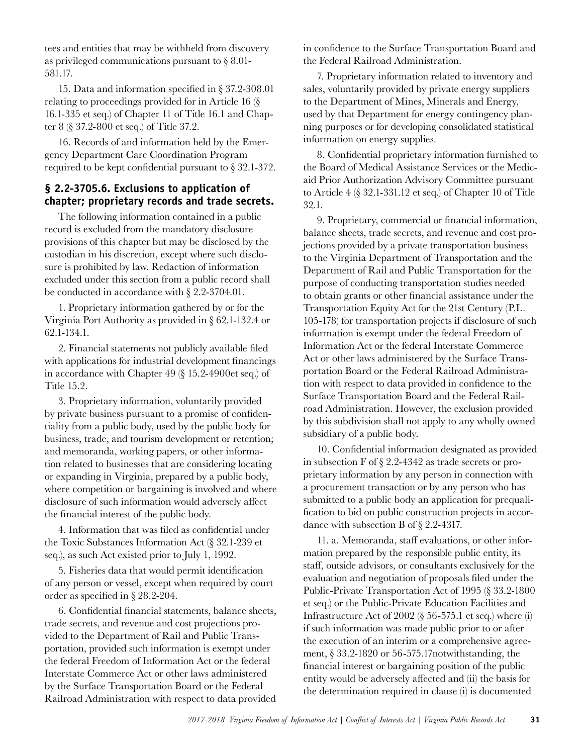tees and entities that may be withheld from discovery as privileged communications pursuant to § 8.01-581.17.

15. Data and information specified in § 37.2-308.01 relating to proceedings provided for in Article 16 (§ 16.1-335 et seq.) of Chapter 11 of Title 16.1 and Chapter 8 (§ 37.2-800 et seq.) of Title 37.2.

16. Records of and information held by the Emergency Department Care Coordination Program required to be kept confidential pursuant to § 32.1-372.

### § 2.2-3705.6. Exclusions to application of chapter; proprietary records and trade secrets.

The following information contained in a public record is excluded from the mandatory disclosure provisions of this chapter but may be disclosed by the custodian in his discretion, except where such disclosure is prohibited by law. Redaction of information excluded under this section from a public record shall be conducted in accordance with § 2.2-3704.01.

1. Proprietary information gathered by or for the Virginia Port Authority as provided in § 62.1-132.4 or 62.1-134.1.

2. Financial statements not publicly available filed with applications for industrial development financings in accordance with Chapter 49 (§ 15.2-4900et seq.) of Title 15.2.

3. Proprietary information, voluntarily provided by private business pursuant to a promise of confidentiality from a public body, used by the public body for business, trade, and tourism development or retention; and memoranda, working papers, or other information related to businesses that are considering locating or expanding in Virginia, prepared by a public body, where competition or bargaining is involved and where disclosure of such information would adversely affect the financial interest of the public body.

4. Information that was filed as confidential under the Toxic Substances Information Act (§ 32.1-239 et seq.), as such Act existed prior to July 1, 1992.

5. Fisheries data that would permit identification of any person or vessel, except when required by court order as specified in § 28.2-204.

6. Confidential financial statements, balance sheets, trade secrets, and revenue and cost projections provided to the Department of Rail and Public Transportation, provided such information is exempt under the federal Freedom of Information Act or the federal Interstate Commerce Act or other laws administered by the Surface Transportation Board or the Federal Railroad Administration with respect to data provided in confidence to the Surface Transportation Board and the Federal Railroad Administration.

7. Proprietary information related to inventory and sales, voluntarily provided by private energy suppliers to the Department of Mines, Minerals and Energy, used by that Department for energy contingency planning purposes or for developing consolidated statistical information on energy supplies.

8. Confidential proprietary information furnished to the Board of Medical Assistance Services or the Medicaid Prior Authorization Advisory Committee pursuant to Article 4 (§ 32.1-331.12 et seq.) of Chapter 10 of Title 32.1.

9. Proprietary, commercial or financial information, balance sheets, trade secrets, and revenue and cost projections provided by a private transportation business to the Virginia Department of Transportation and the Department of Rail and Public Transportation for the purpose of conducting transportation studies needed to obtain grants or other financial assistance under the Transportation Equity Act for the 21st Century (P.L. 105-178) for transportation projects if disclosure of such information is exempt under the federal Freedom of Information Act or the federal Interstate Commerce Act or other laws administered by the Surface Transportation Board or the Federal Railroad Administration with respect to data provided in confidence to the Surface Transportation Board and the Federal Railroad Administration. However, the exclusion provided by this subdivision shall not apply to any wholly owned subsidiary of a public body.

10. Confidential information designated as provided in subsection F of § 2.2-4342 as trade secrets or proprietary information by any person in connection with a procurement transaction or by any person who has submitted to a public body an application for prequalification to bid on public construction projects in accordance with subsection B of § 2.2-4317.

11. a. Memoranda, staff evaluations, or other information prepared by the responsible public entity, its staff, outside advisors, or consultants exclusively for the evaluation and negotiation of proposals filed under the Public-Private Transportation Act of 1995 (§ 33.2-1800 et seq.) or the Public-Private Education Facilities and Infrastructure Act of 2002 (§ 56-575.1 et seq.) where (i) if such information was made public prior to or after the execution of an interim or a comprehensive agreement, § 33.2-1820 or 56-575.17notwithstanding, the financial interest or bargaining position of the public entity would be adversely affected and (ii) the basis for the determination required in clause (i) is documented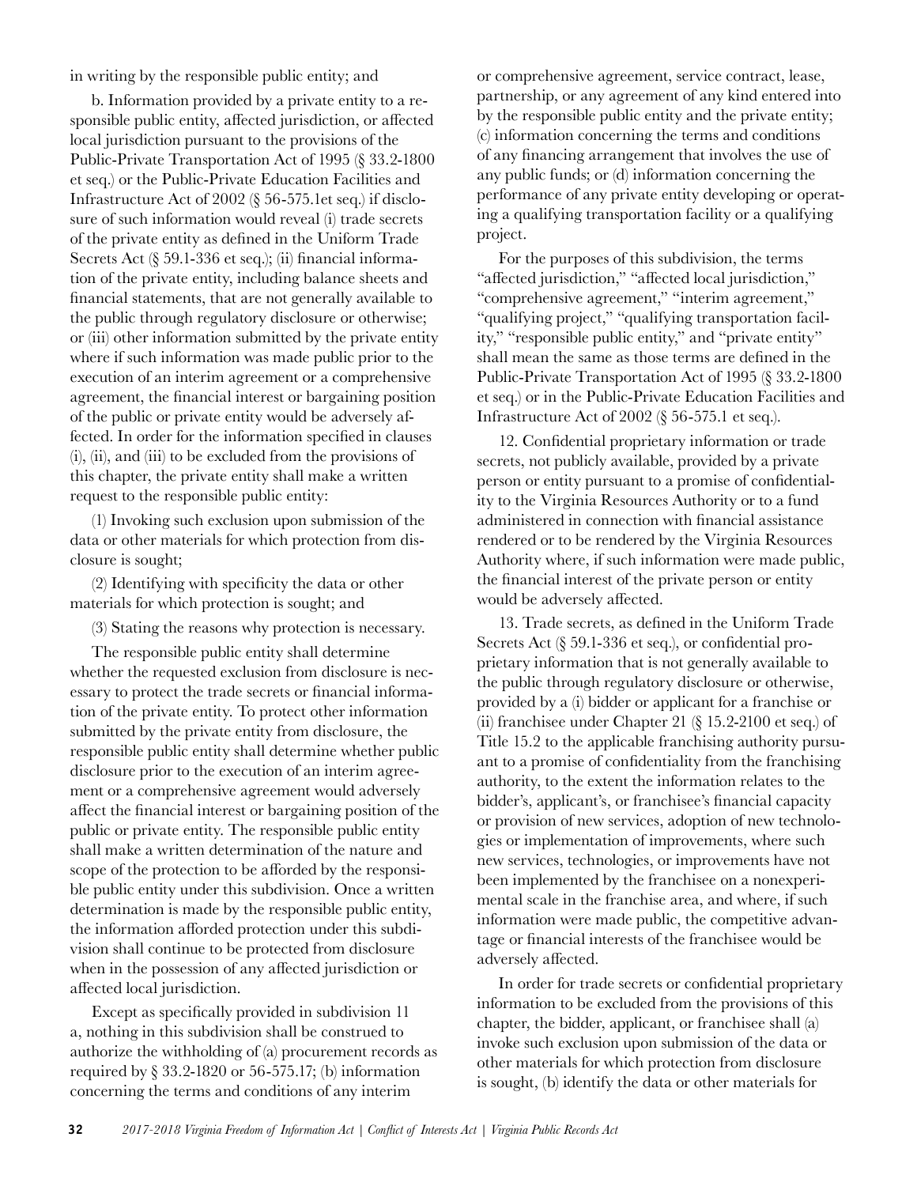in writing by the responsible public entity; and

b. Information provided by a private entity to a responsible public entity, affected jurisdiction, or affected local jurisdiction pursuant to the provisions of the Public-Private Transportation Act of 1995 (§ 33.2-1800 et seq.) or the Public-Private Education Facilities and Infrastructure Act of 2002 (§ 56-575.1et seq.) if disclosure of such information would reveal (i) trade secrets of the private entity as defined in the Uniform Trade Secrets Act (§ 59.1-336 et seq.); (ii) financial information of the private entity, including balance sheets and financial statements, that are not generally available to the public through regulatory disclosure or otherwise; or (iii) other information submitted by the private entity where if such information was made public prior to the execution of an interim agreement or a comprehensive agreement, the financial interest or bargaining position of the public or private entity would be adversely affected. In order for the information specified in clauses (i), (ii), and (iii) to be excluded from the provisions of this chapter, the private entity shall make a written request to the responsible public entity:

(1) Invoking such exclusion upon submission of the data or other materials for which protection from disclosure is sought;

(2) Identifying with specificity the data or other materials for which protection is sought; and

(3) Stating the reasons why protection is necessary.

The responsible public entity shall determine whether the requested exclusion from disclosure is necessary to protect the trade secrets or financial information of the private entity. To protect other information submitted by the private entity from disclosure, the responsible public entity shall determine whether public disclosure prior to the execution of an interim agreement or a comprehensive agreement would adversely affect the financial interest or bargaining position of the public or private entity. The responsible public entity shall make a written determination of the nature and scope of the protection to be afforded by the responsible public entity under this subdivision. Once a written determination is made by the responsible public entity, the information afforded protection under this subdivision shall continue to be protected from disclosure when in the possession of any affected jurisdiction or affected local jurisdiction.

Except as specifically provided in subdivision 11 a, nothing in this subdivision shall be construed to authorize the withholding of (a) procurement records as required by § 33.2-1820 or 56-575.17; (b) information concerning the terms and conditions of any interim or comprehensive agreement, service contract, lease, partnership, or any agreement of any kind entered into by the responsible public entity and the private entity; (c) information concerning the terms and conditions of any financing arrangement that involves the use of any public funds; or (d) information concerning the performance of any private entity developing or operating a qualifying transportation facility or a qualifying project.

For the purposes of this subdivision, the terms "affected jurisdiction," "affected local jurisdiction," "comprehensive agreement," "interim agreement," "qualifying project," "qualifying transportation facility," "responsible public entity," and "private entity" shall mean the same as those terms are defined in the Public-Private Transportation Act of 1995 (§ 33.2-1800 et seq.) or in the Public-Private Education Facilities and Infrastructure Act of 2002 (§ 56-575.1 et seq.).

12. Confidential proprietary information or trade secrets, not publicly available, provided by a private person or entity pursuant to a promise of confidentiality to the Virginia Resources Authority or to a fund administered in connection with financial assistance rendered or to be rendered by the Virginia Resources Authority where, if such information were made public, the financial interest of the private person or entity would be adversely affected.

13. Trade secrets, as defined in the Uniform Trade Secrets Act (§ 59.1-336 et seq.), or confidential proprietary information that is not generally available to the public through regulatory disclosure or otherwise, provided by a (i) bidder or applicant for a franchise or (ii) franchisee under Chapter 21 (§ 15.2-2100 et seq.) of Title 15.2 to the applicable franchising authority pursuant to a promise of confidentiality from the franchising authority, to the extent the information relates to the bidder's, applicant's, or franchisee's financial capacity or provision of new services, adoption of new technologies or implementation of improvements, where such new services, technologies, or improvements have not been implemented by the franchisee on a nonexperimental scale in the franchise area, and where, if such information were made public, the competitive advantage or financial interests of the franchisee would be adversely affected.

In order for trade secrets or confidential proprietary information to be excluded from the provisions of this chapter, the bidder, applicant, or franchisee shall (a) invoke such exclusion upon submission of the data or other materials for which protection from disclosure is sought, (b) identify the data or other materials for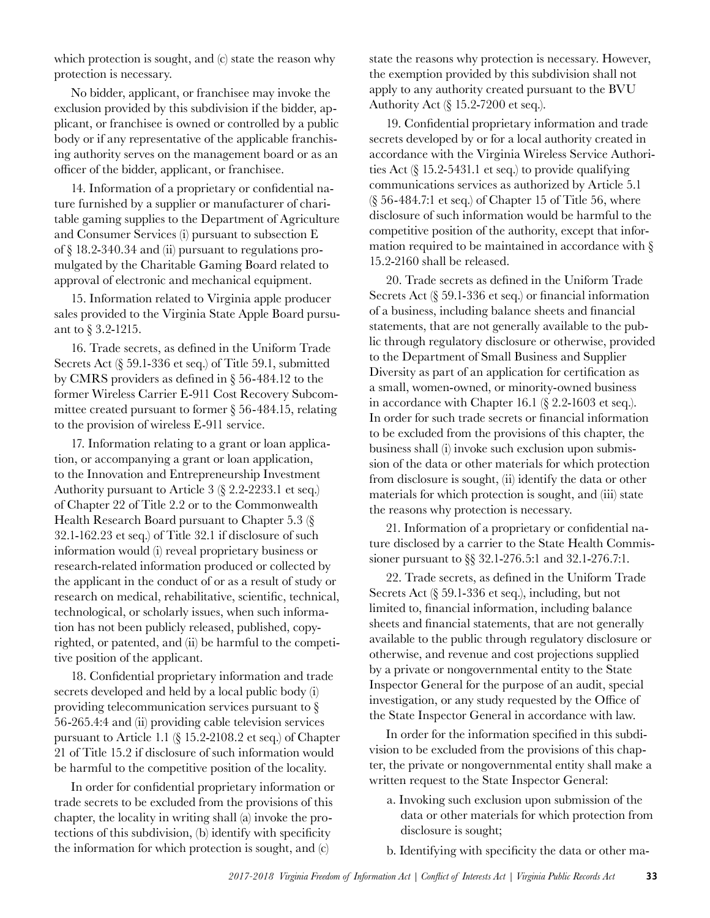which protection is sought, and (c) state the reason why protection is necessary.

No bidder, applicant, or franchisee may invoke the exclusion provided by this subdivision if the bidder, applicant, or franchisee is owned or controlled by a public body or if any representative of the applicable franchising authority serves on the management board or as an officer of the bidder, applicant, or franchisee.

14. Information of a proprietary or confidential nature furnished by a supplier or manufacturer of charitable gaming supplies to the Department of Agriculture and Consumer Services (i) pursuant to subsection E of § 18.2-340.34 and (ii) pursuant to regulations promulgated by the Charitable Gaming Board related to approval of electronic and mechanical equipment.

15. Information related to Virginia apple producer sales provided to the Virginia State Apple Board pursuant to § 3.2-1215.

16. Trade secrets, as defined in the Uniform Trade Secrets Act (§ 59.1-336 et seq.) of Title 59.1, submitted by CMRS providers as defined in § 56-484.12 to the former Wireless Carrier E-911 Cost Recovery Subcommittee created pursuant to former § 56-484.15, relating to the provision of wireless E-911 service.

17. Information relating to a grant or loan application, or accompanying a grant or loan application, to the Innovation and Entrepreneurship Investment Authority pursuant to Article 3 (§ 2.2-2233.1 et seq.) of Chapter 22 of Title 2.2 or to the Commonwealth Health Research Board pursuant to Chapter 5.3 (§ 32.1-162.23 et seq.) of Title 32.1 if disclosure of such information would (i) reveal proprietary business or research-related information produced or collected by the applicant in the conduct of or as a result of study or research on medical, rehabilitative, scientific, technical, technological, or scholarly issues, when such information has not been publicly released, published, copyrighted, or patented, and (ii) be harmful to the competitive position of the applicant.

18. Confidential proprietary information and trade secrets developed and held by a local public body (i) providing telecommunication services pursuant to § 56-265.4:4 and (ii) providing cable television services pursuant to Article 1.1 (§ 15.2-2108.2 et seq.) of Chapter 21 of Title 15.2 if disclosure of such information would be harmful to the competitive position of the locality.

In order for confidential proprietary information or trade secrets to be excluded from the provisions of this chapter, the locality in writing shall (a) invoke the protections of this subdivision, (b) identify with specificity the information for which protection is sought, and (c) state the reasons why protection is necessary. However, the exemption provided by this subdivision shall not apply to any authority created pursuant to the BVU Authority Act (§ 15.2-7200 et seq.).

19. Confidential proprietary information and trade secrets developed by or for a local authority created in accordance with the Virginia Wireless Service Authorities Act (§ 15.2-5431.1 et seq.) to provide qualifying communications services as authorized by Article 5.1 (§ 56-484.7:1 et seq.) of Chapter 15 of Title 56, where disclosure of such information would be harmful to the competitive position of the authority, except that information required to be maintained in accordance with § 15.2-2160 shall be released.

20. Trade secrets as defined in the Uniform Trade Secrets Act (§ 59.1-336 et seq.) or financial information of a business, including balance sheets and financial statements, that are not generally available to the public through regulatory disclosure or otherwise, provided to the Department of Small Business and Supplier Diversity as part of an application for certification as a small, women-owned, or minority-owned business in accordance with Chapter 16.1 (§ 2.2-1603 et seq.). In order for such trade secrets or financial information to be excluded from the provisions of this chapter, the business shall (i) invoke such exclusion upon submission of the data or other materials for which protection from disclosure is sought, (ii) identify the data or other materials for which protection is sought, and (iii) state the reasons why protection is necessary.

21. Information of a proprietary or confidential nature disclosed by a carrier to the State Health Commissioner pursuant to §§ 32.1-276.5:1 and 32.1-276.7:1.

22. Trade secrets, as defined in the Uniform Trade Secrets Act (§ 59.1-336 et seq.), including, but not limited to, financial information, including balance sheets and financial statements, that are not generally available to the public through regulatory disclosure or otherwise, and revenue and cost projections supplied by a private or nongovernmental entity to the State Inspector General for the purpose of an audit, special investigation, or any study requested by the Office of the State Inspector General in accordance with law.

In order for the information specified in this subdivision to be excluded from the provisions of this chapter, the private or nongovernmental entity shall make a written request to the State Inspector General:

a. Invoking such exclusion upon submission of the data or other materials for which protection from disclosure is sought;

b. Identifying with specificity the data or other ma-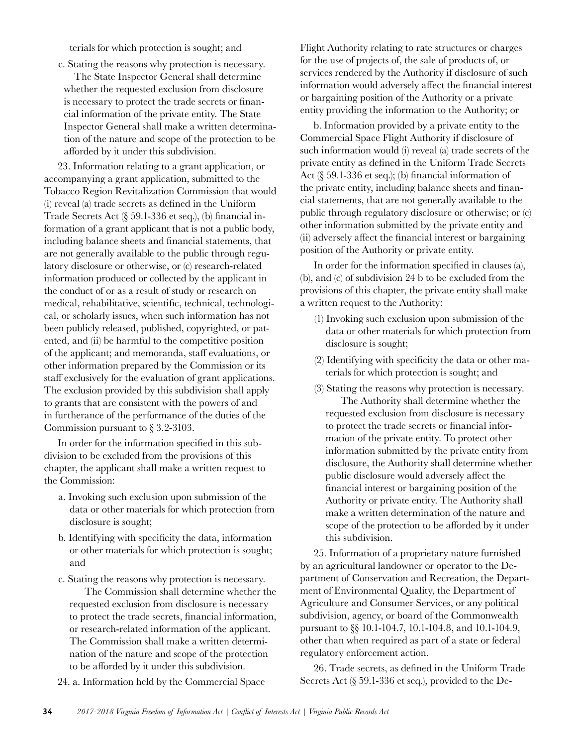terials for which protection is sought; and

c. Stating the reasons why protection is necessary.

The State Inspector General shall determine whether the requested exclusion from disclosure is necessary to protect the trade secrets or financial information of the private entity. The State Inspector General shall make a written determination of the nature and scope of the protection to be afforded by it under this subdivision.

23. Information relating to a grant application, or accompanying a grant application, submitted to the Tobacco Region Revitalization Commission that would (i) reveal (a) trade secrets as defined in the Uniform Trade Secrets Act (§ 59.1-336 et seq.), (b) financial information of a grant applicant that is not a public body, including balance sheets and financial statements, that are not generally available to the public through regulatory disclosure or otherwise, or (c) research-related information produced or collected by the applicant in the conduct of or as a result of study or research on medical, rehabilitative, scientific, technical, technological, or scholarly issues, when such information has not been publicly released, published, copyrighted, or patented, and (ii) be harmful to the competitive position of the applicant; and memoranda, staff evaluations, or other information prepared by the Commission or its staff exclusively for the evaluation of grant applications. The exclusion provided by this subdivision shall apply to grants that are consistent with the powers of and in furtherance of the performance of the duties of the Commission pursuant to § 3.2-3103.

In order for the information specified in this subdivision to be excluded from the provisions of this chapter, the applicant shall make a written request to the Commission:

a. Invoking such exclusion upon submission of the data or other materials for which protection from disclosure is sought;

b. Identifying with specificity the data, information or other materials for which protection is sought; and

c. Stating the reasons why protection is necessary.

The Commission shall determine whether the requested exclusion from disclosure is necessary to protect the trade secrets, financial information, or research-related information of the applicant. The Commission shall make a written determination of the nature and scope of the protection to be afforded by it under this subdivision.

24. a. Information held by the Commercial Space Flight Authority relating to rate structures or charges for the use of projects of, the sale of products of, or services rendered by the Authority if disclosure of such information would adversely affect the financial interest or bargaining position of the Authority or a private entity providing the information to the Authority; or

b. Information provided by a private entity to the Commercial Space Flight Authority if disclosure of such information would (i) reveal (a) trade secrets of the private entity as defined in the Uniform Trade Secrets Act (§ 59.1-336 et seq.); (b) financial information of the private entity, including balance sheets and financial statements, that are not generally available to the public through regulatory disclosure or otherwise; or (c) other information submitted by the private entity and (ii) adversely affect the financial interest or bargaining position of the Authority or private entity.

In order for the information specified in clauses (a), (b), and (c) of subdivision 24 b to be excluded from the provisions of this chapter, the private entity shall make a written request to the Authority:

(1) Invoking such exclusion upon submission of the data or other materials for which protection from disclosure is sought;

(2) Identifying with specificity the data or other materials for which protection is sought; and

(3) Stating the reasons why protection is necessary.

The Authority shall determine whether the requested exclusion from disclosure is necessary to protect the trade secrets or financial information of the private entity. To protect other information submitted by the private entity from disclosure, the Authority shall determine whether public disclosure would adversely affect the financial interest or bargaining position of the Authority or private entity. The Authority shall make a written determination of the nature and scope of the protection to be afforded by it under this subdivision.

25. Information of a proprietary nature furnished by an agricultural landowner or operator to the Department of Conservation and Recreation, the Department of Environmental Quality, the Department of Agriculture and Consumer Services, or any political subdivision, agency, or board of the Commonwealth pursuant to §§ 10.1-104.7, 10.1-104.8, and 10.1-104.9, other than when required as part of a state or federal regulatory enforcement action.

26. Trade secrets, as defined in the Uniform Trade Secrets Act (§ 59.1-336 et seq.), provided to the De-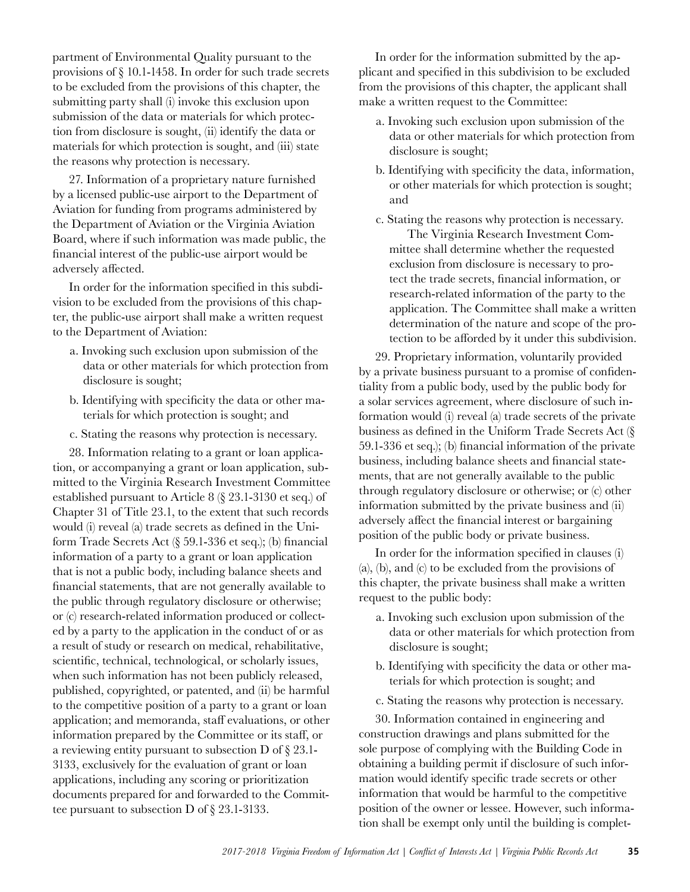partment of Environmental Quality pursuant to the provisions of § 10.1-1458. In order for such trade secrets to be excluded from the provisions of this chapter, the submitting party shall (i) invoke this exclusion upon submission of the data or materials for which protection from disclosure is sought, (ii) identify the data or materials for which protection is sought, and (iii) state the reasons why protection is necessary.

27. Information of a proprietary nature furnished by a licensed public-use airport to the Department of Aviation for funding from programs administered by the Department of Aviation or the Virginia Aviation Board, where if such information was made public, the financial interest of the public-use airport would be adversely affected.

In order for the information specified in this subdivision to be excluded from the provisions of this chapter, the public-use airport shall make a written request to the Department of Aviation:

a. Invoking such exclusion upon submission of the data or other materials for which protection from disclosure is sought;

b. Identifying with specificity the data or other materials for which protection is sought; and

c. Stating the reasons why protection is necessary.

28. Information relating to a grant or loan application, or accompanying a grant or loan application, submitted to the Virginia Research Investment Committee established pursuant to Article 8 (§ 23.1-3130 et seq.) of Chapter 31 of Title 23.1, to the extent that such records would (i) reveal (a) trade secrets as defined in the Uniform Trade Secrets Act (§ 59.1-336 et seq.); (b) financial information of a party to a grant or loan application that is not a public body, including balance sheets and financial statements, that are not generally available to the public through regulatory disclosure or otherwise; or (c) research-related information produced or collected by a party to the application in the conduct of or as a result of study or research on medical, rehabilitative, scientific, technical, technological, or scholarly issues, when such information has not been publicly released, published, copyrighted, or patented, and (ii) be harmful to the competitive position of a party to a grant or loan application; and memoranda, staff evaluations, or other information prepared by the Committee or its staff, or a reviewing entity pursuant to subsection D of § 23.1-3133, exclusively for the evaluation of grant or loan applications, including any scoring or prioritization documents prepared for and forwarded to the Committee pursuant to subsection D of § 23.1-3133.

In order for the information submitted by the applicant and specified in this subdivision to be excluded from the provisions of this chapter, the applicant shall make a written request to the Committee:

a. Invoking such exclusion upon submission of the data or other materials for which protection from disclosure is sought;

b. Identifying with specificity the data, information, or other materials for which protection is sought; and

c. Stating the reasons why protection is necessary.

The Virginia Research Investment Committee shall determine whether the requested exclusion from disclosure is necessary to protect the trade secrets, financial information, or research-related information of the party to the application. The Committee shall make a written determination of the nature and scope of the protection to be afforded by it under this subdivision.

29. Proprietary information, voluntarily provided by a private business pursuant to a promise of confidentiality from a public body, used by the public body for a solar services agreement, where disclosure of such information would (i) reveal (a) trade secrets of the private business as defined in the Uniform Trade Secrets Act (§ 59.1-336 et seq.); (b) financial information of the private business, including balance sheets and financial statements, that are not generally available to the public through regulatory disclosure or otherwise; or (c) other information submitted by the private business and (ii) adversely affect the financial interest or bargaining position of the public body or private business.

In order for the information specified in clauses (i) (a), (b), and (c) to be excluded from the provisions of this chapter, the private business shall make a written request to the public body:

a. Invoking such exclusion upon submission of the data or other materials for which protection from disclosure is sought;

b. Identifying with specificity the data or other materials for which protection is sought; and

c. Stating the reasons why protection is necessary.

30. Information contained in engineering and construction drawings and plans submitted for the sole purpose of complying with the Building Code in obtaining a building permit if disclosure of such information would identify specific trade secrets or other information that would be harmful to the competitive position of the owner or lessee. However, such information shall be exempt only until the building is complet-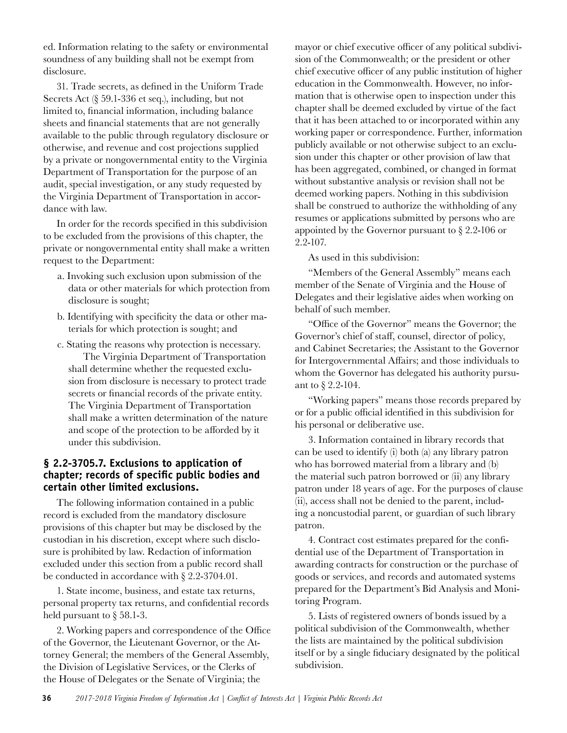ed. Information relating to the safety or environmental soundness of any building shall not be exempt from disclosure.

31. Trade secrets, as defined in the Uniform Trade Secrets Act (§ 59.1-336 et seq.), including, but not limited to, financial information, including balance sheets and financial statements that are not generally available to the public through regulatory disclosure or otherwise, and revenue and cost projections supplied by a private or nongovernmental entity to the Virginia Department of Transportation for the purpose of an audit, special investigation, or any study requested by the Virginia Department of Transportation in accordance with law.

In order for the records specified in this subdivision to be excluded from the provisions of this chapter, the private or nongovernmental entity shall make a written request to the Department:

a. Invoking such exclusion upon submission of the data or other materials for which protection from disclosure is sought;

b. Identifying with specificity the data or other materials for which protection is sought; and

c. Stating the reasons why protection is necessary.

The Virginia Department of Transportation shall determine whether the requested exclusion from disclosure is necessary to protect trade secrets or financial records of the private entity. The Virginia Department of Transportation shall make a written determination of the nature and scope of the protection to be afforded by it under this subdivision.

### § 2.2-3705.7. Exclusions to application of chapter; records of specific public bodies and certain other limited exclusions.

The following information contained in a public record is excluded from the mandatory disclosure provisions of this chapter but may be disclosed by the custodian in his discretion, except where such disclosure is prohibited by law. Redaction of information excluded under this section from a public record shall be conducted in accordance with § 2.2-3704.01.

1. State income, business, and estate tax returns, personal property tax returns, and confidential records held pursuant to § 58.1-3.

2. Working papers and correspondence of the Office of the Governor, the Lieutenant Governor, or the Attorney General; the members of the General Assembly, the Division of Legislative Services, or the Clerks of the House of Delegates or the Senate of Virginia; the mayor or chief executive officer of any political subdivision of the Commonwealth; or the president or other chief executive officer of any public institution of higher education in the Commonwealth. However, no information that is otherwise open to inspection under this chapter shall be deemed excluded by virtue of the fact that it has been attached to or incorporated within any working paper or correspondence. Further, information publicly available or not otherwise subject to an exclusion under this chapter or other provision of law that has been aggregated, combined, or changed in format without substantive analysis or revision shall not be deemed working papers. Nothing in this subdivision shall be construed to authorize the withholding of any resumes or applications submitted by persons who are appointed by the Governor pursuant to § 2.2-106 or 2.2-107.

As used in this subdivision:

"Members of the General Assembly" means each member of the Senate of Virginia and the House of Delegates and their legislative aides when working on behalf of such member.

"Office of the Governor" means the Governor; the Governor's chief of staff, counsel, director of policy, and Cabinet Secretaries; the Assistant to the Governor for Intergovernmental Affairs; and those individuals to whom the Governor has delegated his authority pursuant to § 2.2-104.

"Working papers" means those records prepared by or for a public official identified in this subdivision for his personal or deliberative use.

3. Information contained in library records that can be used to identify (i) both (a) any library patron who has borrowed material from a library and (b) the material such patron borrowed or (ii) any library patron under 18 years of age. For the purposes of clause (ii), access shall not be denied to the parent, including a noncustodial parent, or guardian of such library patron.

4. Contract cost estimates prepared for the confidential use of the Department of Transportation in awarding contracts for construction or the purchase of goods or services, and records and automated systems prepared for the Department's Bid Analysis and Monitoring Program.

5. Lists of registered owners of bonds issued by a political subdivision of the Commonwealth, whether the lists are maintained by the political subdivision itself or by a single fiduciary designated by the political subdivision.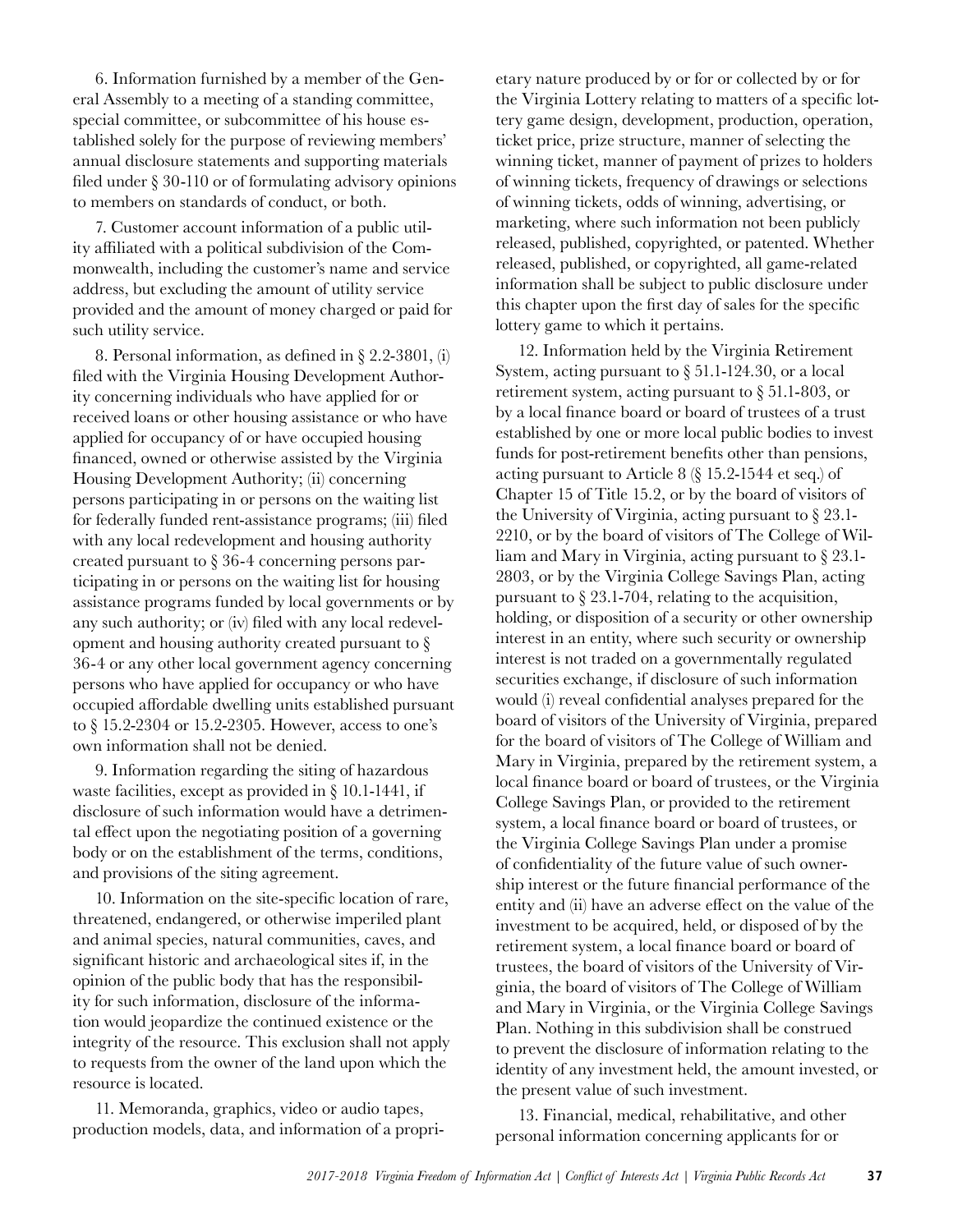6. Information furnished by a member of the General Assembly to a meeting of a standing committee, special committee, or subcommittee of his house established solely for the purpose of reviewing members' annual disclosure statements and supporting materials filed under § 30-110 or of formulating advisory opinions to members on standards of conduct, or both.

7. Customer account information of a public utility affiliated with a political subdivision of the Commonwealth, including the customer's name and service address, but excluding the amount of utility service provided and the amount of money charged or paid for such utility service.

8. Personal information, as defined in § 2.2-3801, (i) filed with the Virginia Housing Development Authority concerning individuals who have applied for or received loans or other housing assistance or who have applied for occupancy of or have occupied housing financed, owned or otherwise assisted by the Virginia Housing Development Authority; (ii) concerning persons participating in or persons on the waiting list for federally funded rent-assistance programs; (iii) filed with any local redevelopment and housing authority created pursuant to § 36-4 concerning persons participating in or persons on the waiting list for housing assistance programs funded by local governments or by any such authority; or (iv) filed with any local redevelopment and housing authority created pursuant to § 36-4 or any other local government agency concerning persons who have applied for occupancy or who have occupied affordable dwelling units established pursuant to § 15.2-2304 or 15.2-2305. However, access to one's own information shall not be denied.

9. Information regarding the siting of hazardous waste facilities, except as provided in § 10.1-1441, if disclosure of such information would have a detrimental effect upon the negotiating position of a governing body or on the establishment of the terms, conditions, and provisions of the siting agreement.

10. Information on the site-specific location of rare, threatened, endangered, or otherwise imperiled plant and animal species, natural communities, caves, and significant historic and archaeological sites if, in the opinion of the public body that has the responsibility for such information, disclosure of the information would jeopardize the continued existence or the integrity of the resource. This exclusion shall not apply to requests from the owner of the land upon which the resource is located.

11. Memoranda, graphics, video or audio tapes, production models, data, and information of a proprietary nature produced by or for or collected by or for the Virginia Lottery relating to matters of a specific lottery game design, development, production, operation, ticket price, prize structure, manner of selecting the winning ticket, manner of payment of prizes to holders of winning tickets, frequency of drawings or selections of winning tickets, odds of winning, advertising, or marketing, where such information not been publicly released, published, copyrighted, or patented. Whether released, published, or copyrighted, all game-related information shall be subject to public disclosure under this chapter upon the first day of sales for the specific lottery game to which it pertains.

12. Information held by the Virginia Retirement System, acting pursuant to § 51.1-124.30, or a local retirement system, acting pursuant to § 51.1-803, or by a local finance board or board of trustees of a trust established by one or more local public bodies to invest funds for post-retirement benefits other than pensions, acting pursuant to Article 8 (§ 15.2-1544 et seq.) of Chapter 15 of Title 15.2, or by the board of visitors of the University of Virginia, acting pursuant to § 23.1-2210, or by the board of visitors of The College of William and Mary in Virginia, acting pursuant to § 23.1-2803, or by the Virginia College Savings Plan, acting pursuant to § 23.1-704, relating to the acquisition, holding, or disposition of a security or other ownership interest in an entity, where such security or ownership interest is not traded on a governmentally regulated securities exchange, if disclosure of such information would (i) reveal confidential analyses prepared for the board of visitors of the University of Virginia, prepared for the board of visitors of The College of William and Mary in Virginia, prepared by the retirement system, a local finance board or board of trustees, or the Virginia College Savings Plan, or provided to the retirement system, a local finance board or board of trustees, or the Virginia College Savings Plan under a promise of confidentiality of the future value of such ownership interest or the future financial performance of the entity and (ii) have an adverse effect on the value of the investment to be acquired, held, or disposed of by the retirement system, a local finance board or board of trustees, the board of visitors of the University of Virginia, the board of visitors of The College of William and Mary in Virginia, or the Virginia College Savings Plan. Nothing in this subdivision shall be construed to prevent the disclosure of information relating to the identity of any investment held, the amount invested, or the present value of such investment.

13. Financial, medical, rehabilitative, and other personal information concerning applicants for or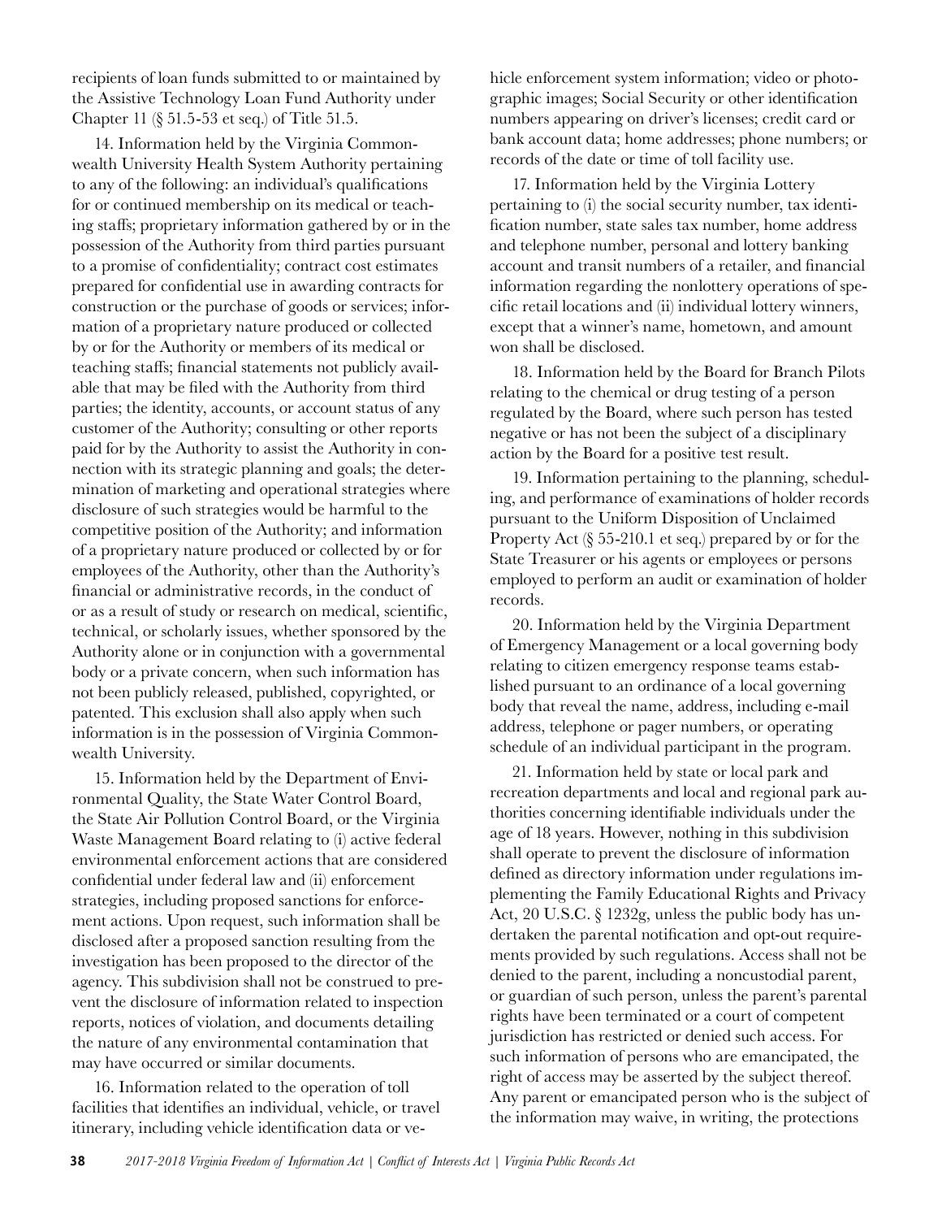recipients of loan funds submitted to or maintained by the Assistive Technology Loan Fund Authority under Chapter 11 (§ 51.5-53 et seq.) of Title 51.5.

14. Information held by the Virginia Commonwealth University Health System Authority pertaining to any of the following: an individual's qualifications for or continued membership on its medical or teaching staffs; proprietary information gathered by or in the possession of the Authority from third parties pursuant to a promise of confidentiality; contract cost estimates prepared for confidential use in awarding contracts for construction or the purchase of goods or services; information of a proprietary nature produced or collected by or for the Authority or members of its medical or teaching staffs; financial statements not publicly available that may be filed with the Authority from third parties; the identity, accounts, or account status of any customer of the Authority; consulting or other reports paid for by the Authority to assist the Authority in connection with its strategic planning and goals; the determination of marketing and operational strategies where disclosure of such strategies would be harmful to the competitive position of the Authority; and information of a proprietary nature produced or collected by or for employees of the Authority, other than the Authority's financial or administrative records, in the conduct of or as a result of study or research on medical, scientific, technical, or scholarly issues, whether sponsored by the Authority alone or in conjunction with a governmental body or a private concern, when such information has not been publicly released, published, copyrighted, or patented. This exclusion shall also apply when such information is in the possession of Virginia Commonwealth University.

15. Information held by the Department of Environmental Quality, the State Water Control Board, the State Air Pollution Control Board, or the Virginia Waste Management Board relating to (i) active federal environmental enforcement actions that are considered confidential under federal law and (ii) enforcement strategies, including proposed sanctions for enforcement actions. Upon request, such information shall be disclosed after a proposed sanction resulting from the investigation has been proposed to the director of the agency. This subdivision shall not be construed to prevent the disclosure of information related to inspection reports, notices of violation, and documents detailing the nature of any environmental contamination that may have occurred or similar documents.

16. Information related to the operation of toll facilities that identifies an individual, vehicle, or travel itinerary, including vehicle identification data or vehicle enforcement system information; video or photographic images; Social Security or other identification numbers appearing on driver's licenses; credit card or bank account data; home addresses; phone numbers; or records of the date or time of toll facility use.

17. Information held by the Virginia Lottery pertaining to (i) the social security number, tax identification number, state sales tax number, home address and telephone number, personal and lottery banking account and transit numbers of a retailer, and financial information regarding the nonlottery operations of specific retail locations and (ii) individual lottery winners, except that a winner's name, hometown, and amount won shall be disclosed.

18. Information held by the Board for Branch Pilots relating to the chemical or drug testing of a person regulated by the Board, where such person has tested negative or has not been the subject of a disciplinary action by the Board for a positive test result.

19. Information pertaining to the planning, scheduling, and performance of examinations of holder records pursuant to the Uniform Disposition of Unclaimed Property Act (§ 55-210.1 et seq.) prepared by or for the State Treasurer or his agents or employees or persons employed to perform an audit or examination of holder records.

20. Information held by the Virginia Department of Emergency Management or a local governing body relating to citizen emergency response teams established pursuant to an ordinance of a local governing body that reveal the name, address, including e-mail address, telephone or pager numbers, or operating schedule of an individual participant in the program.

21. Information held by state or local park and recreation departments and local and regional park authorities concerning identifiable individuals under the age of 18 years. However, nothing in this subdivision shall operate to prevent the disclosure of information defined as directory information under regulations implementing the Family Educational Rights and Privacy Act, 20 U.S.C. § 1232g, unless the public body has undertaken the parental notification and opt-out requirements provided by such regulations. Access shall not be denied to the parent, including a noncustodial parent, or guardian of such person, unless the parent's parental rights have been terminated or a court of competent jurisdiction has restricted or denied such access. For such information of persons who are emancipated, the right of access may be asserted by the subject thereof. Any parent or emancipated person who is the subject of the information may waive, in writing, the protections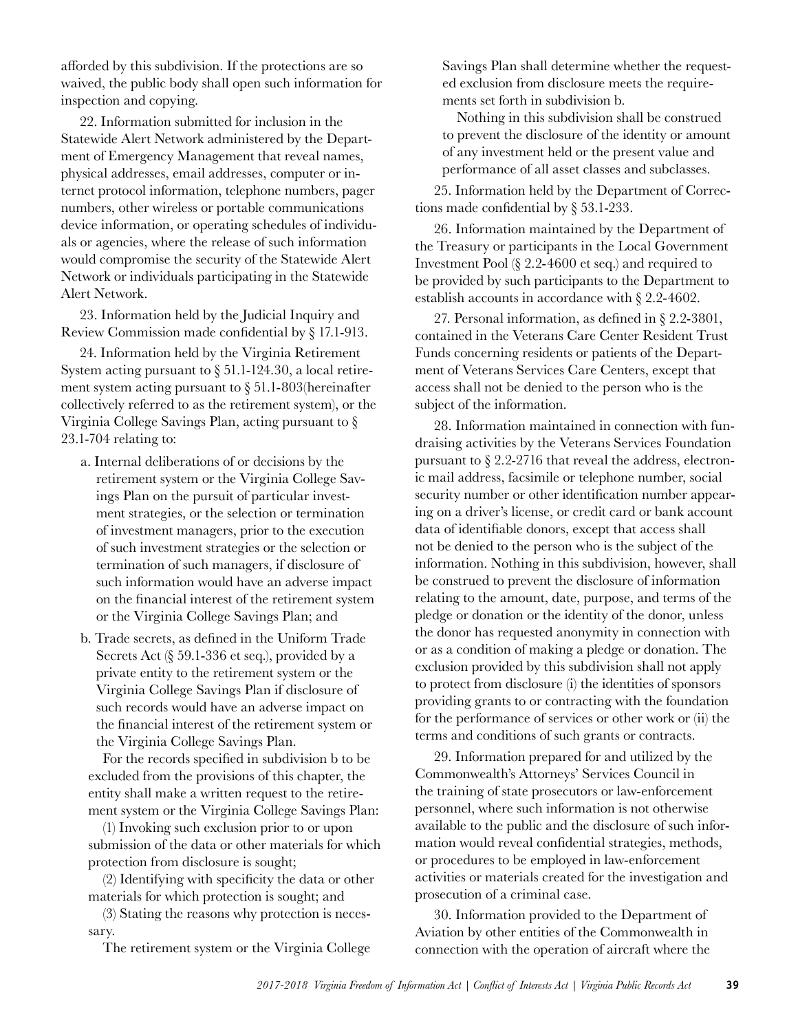afforded by this subdivision. If the protections are so waived, the public body shall open such information for inspection and copying.

22. Information submitted for inclusion in the Statewide Alert Network administered by the Department of Emergency Management that reveal names, physical addresses, email addresses, computer or internet protocol information, telephone numbers, pager numbers, other wireless or portable communications device information, or operating schedules of individuals or agencies, where the release of such information would compromise the security of the Statewide Alert Network or individuals participating in the Statewide Alert Network.

23. Information held by the Judicial Inquiry and Review Commission made confidential by § 17.1-913.

24. Information held by the Virginia Retirement System acting pursuant to § 51.1-124.30, a local retirement system acting pursuant to § 51.1-803(hereinafter collectively referred to as the retirement system), or the Virginia College Savings Plan, acting pursuant to § 23.1-704 relating to:

a. Internal deliberations of or decisions by the retirement system or the Virginia College Savings Plan on the pursuit of particular investment strategies, or the selection or termination of investment managers, prior to the execution of such investment strategies or the selection or termination of such managers, if disclosure of such information would have an adverse impact on the financial interest of the retirement system or the Virginia College Savings Plan; and

b. Trade secrets, as defined in the Uniform Trade Secrets Act (§ 59.1-336 et seq.), provided by a private entity to the retirement system or the Virginia College Savings Plan if disclosure of such records would have an adverse impact on the financial interest of the retirement system or the Virginia College Savings Plan.

For the records specified in subdivision b to be excluded from the provisions of this chapter, the entity shall make a written request to the retirement system or the Virginia College Savings Plan:

(1) Invoking such exclusion prior to or upon submission of the data or other materials for which protection from disclosure is sought;

(2) Identifying with specificity the data or other materials for which protection is sought; and

(3) Stating the reasons why protection is necessary.

The retirement system or the Virginia College Savings Plan shall determine whether the requested exclusion from disclosure meets the requirements set forth in subdivision b.

Nothing in this subdivision shall be construed to prevent the disclosure of the identity or amount of any investment held or the present value and performance of all asset classes and subclasses.

25. Information held by the Department of Corrections made confidential by § 53.1-233.

26. Information maintained by the Department of the Treasury or participants in the Local Government Investment Pool (§ 2.2-4600 et seq.) and required to be provided by such participants to the Department to establish accounts in accordance with § 2.2-4602.

27. Personal information, as defined in § 2.2-3801, contained in the Veterans Care Center Resident Trust Funds concerning residents or patients of the Department of Veterans Services Care Centers, except that access shall not be denied to the person who is the subject of the information.

28. Information maintained in connection with fundraising activities by the Veterans Services Foundation pursuant to § 2.2-2716 that reveal the address, electronic mail address, facsimile or telephone number, social security number or other identification number appearing on a driver's license, or credit card or bank account data of identifiable donors, except that access shall not be denied to the person who is the subject of the information. Nothing in this subdivision, however, shall be construed to prevent the disclosure of information relating to the amount, date, purpose, and terms of the pledge or donation or the identity of the donor, unless the donor has requested anonymity in connection with or as a condition of making a pledge or donation. The exclusion provided by this subdivision shall not apply to protect from disclosure (i) the identities of sponsors providing grants to or contracting with the foundation for the performance of services or other work or (ii) the terms and conditions of such grants or contracts.

29. Information prepared for and utilized by the Commonwealth's Attorneys' Services Council in the training of state prosecutors or law-enforcement personnel, where such information is not otherwise available to the public and the disclosure of such information would reveal confidential strategies, methods, or procedures to be employed in law-enforcement activities or materials created for the investigation and prosecution of a criminal case.

30. Information provided to the Department of Aviation by other entities of the Commonwealth in connection with the operation of aircraft where the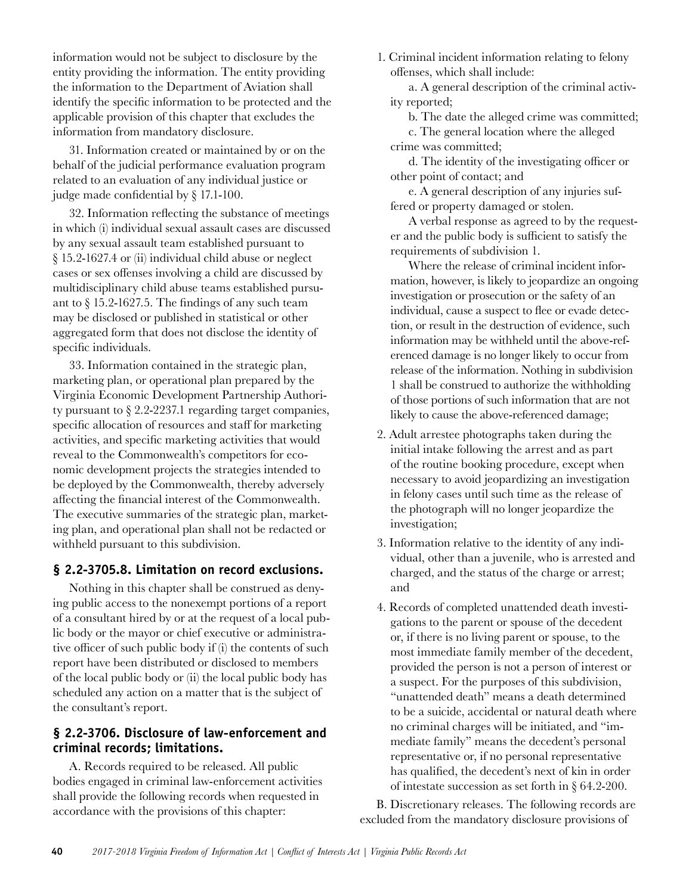information would not be subject to disclosure by the entity providing the information. The entity providing the information to the Department of Aviation shall identify the specific information to be protected and the applicable provision of this chapter that excludes the information from mandatory disclosure.

31. Information created or maintained by or on the behalf of the judicial performance evaluation program related to an evaluation of any individual justice or judge made confidential by § 17.1-100.

32. Information reflecting the substance of meetings in which (i) individual sexual assault cases are discussed by any sexual assault team established pursuant to § 15.2-1627.4 or (ii) individual child abuse or neglect cases or sex offenses involving a child are discussed by multidisciplinary child abuse teams established pursuant to § 15.2-1627.5. The findings of any such team may be disclosed or published in statistical or other aggregated form that does not disclose the identity of specific individuals.

33. Information contained in the strategic plan, marketing plan, or operational plan prepared by the Virginia Economic Development Partnership Authority pursuant to § 2.2-2237.1 regarding target companies, specific allocation of resources and staff for marketing activities, and specific marketing activities that would reveal to the Commonwealth's competitors for economic development projects the strategies intended to be deployed by the Commonwealth, thereby adversely affecting the financial interest of the Commonwealth. The executive summaries of the strategic plan, marketing plan, and operational plan shall not be redacted or withheld pursuant to this subdivision.

### § 2.2-3705.8. Limitation on record exclusions.

Nothing in this chapter shall be construed as denying public access to the nonexempt portions of a report of a consultant hired by or at the request of a local public body or the mayor or chief executive or administrative officer of such public body if (i) the contents of such report have been distributed or disclosed to members of the local public body or (ii) the local public body has scheduled any action on a matter that is the subject of the consultant's report.

### § 2.2-3706. Disclosure of law-enforcement and criminal records; limitations.

A. Records required to be released. All public bodies engaged in criminal law-enforcement activities shall provide the following records when requested in accordance with the provisions of this chapter:

1. Criminal incident information relating to felony offenses, which shall include:

   a. A general description of the criminal activity reported;

   b. The date the alleged crime was committed;

   c. The general location where the alleged crime was committed;

   d. The identity of the investigating officer or other point of contact; and

   e. A general description of any injuries suffered or property damaged or stolen.

   A verbal response as agreed to by the requester and the public body is sufficient to satisfy the requirements of subdivision 1.

   Where the release of criminal incident information, however, is likely to jeopardize an ongoing investigation or prosecution or the safety of an individual, cause a suspect to flee or evade detection, or result in the destruction of evidence, such information may be withheld until the above-referenced damage is no longer likely to occur from release of the information. Nothing in subdivision 1 shall be construed to authorize the withholding of those portions of such information that are not likely to cause the above-referenced damage;

2. Adult arrestee photographs taken during the initial intake following the arrest and as part of the routine booking procedure, except when necessary to avoid jeopardizing an investigation in felony cases until such time as the release of the photograph will no longer jeopardize the investigation;

3. Information relative to the identity of any individual, other than a juvenile, who is arrested and charged, and the status of the charge or arrest; and

4. Records of completed unattended death investigations to the parent or spouse of the decedent or, if there is no living parent or spouse, to the most immediate family member of the decedent, provided the person is not a person of interest or a suspect. For the purposes of this subdivision, "unattended death" means a death determined to be a suicide, accidental or natural death where no criminal charges will be initiated, and "immediate family" means the decedent's personal representative or, if no personal representative has qualified, the decedent's next of kin in order of intestate succession as set forth in § 64.2-200.

B. Discretionary releases. The following records are excluded from the mandatory disclosure provisions of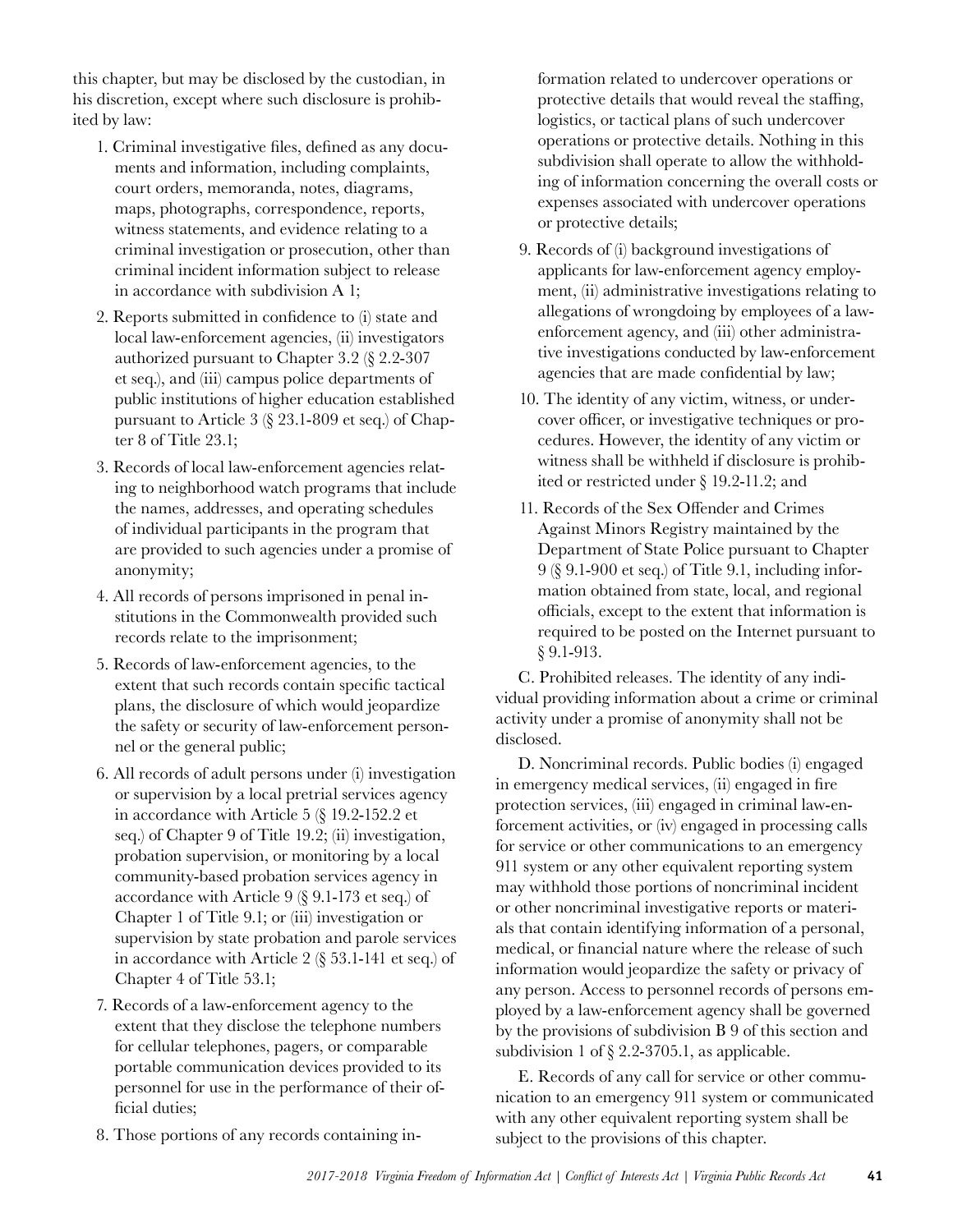this chapter, but may be disclosed by the custodian, in his discretion, except where such disclosure is prohibited by law:

1. Criminal investigative files, defined as any documents and information, including complaints, court orders, memoranda, notes, diagrams, maps, photographs, correspondence, reports, witness statements, and evidence relating to a criminal investigation or prosecution, other than criminal incident information subject to release in accordance with subdivision A 1;
2. Reports submitted in confidence to (i) state and local law-enforcement agencies, (ii) investigators authorized pursuant to Chapter 3.2 (§ 2.2-307 et seq.), and (iii) campus police departments of public institutions of higher education established pursuant to Article 3 (§ 23.1-809 et seq.) of Chapter 8 of Title 23.1;
3. Records of local law-enforcement agencies relating to neighborhood watch programs that include the names, addresses, and operating schedules of individual participants in the program that are provided to such agencies under a promise of anonymity;
4. All records of persons imprisoned in penal institutions in the Commonwealth provided such records relate to the imprisonment;
5. Records of law-enforcement agencies, to the extent that such records contain specific tactical plans, the disclosure of which would jeopardize the safety or security of law-enforcement personnel or the general public;
6. All records of adult persons under (i) investigation or supervision by a local pretrial services agency in accordance with Article 5 (§ 19.2-152.2 et seq.) of Chapter 9 of Title 19.2; (ii) investigation, probation supervision, or monitoring by a local community-based probation services agency in accordance with Article 9 (§ 9.1-173 et seq.) of Chapter 1 of Title 9.1; or (iii) investigation or supervision by state probation and parole services in accordance with Article 2 (§ 53.1-141 et seq.) of Chapter 4 of Title 53.1;
7. Records of a law-enforcement agency to the extent that they disclose the telephone numbers for cellular telephones, pagers, or comparable portable communication devices provided to its personnel for use in the performance of their official duties;
8. Those portions of any records containing information related to undercover operations or protective details that would reveal the staffing, logistics, or tactical plans of such undercover operations or protective details. Nothing in this subdivision shall operate to allow the withholding of information concerning the overall costs or expenses associated with undercover operations or protective details;
9. Records of (i) background investigations of applicants for law-enforcement agency employment, (ii) administrative investigations relating to allegations of wrongdoing by employees of a law-enforcement agency, and (iii) other administrative investigations conducted by law-enforcement agencies that are made confidential by law;
10. The identity of any victim, witness, or undercover officer, or investigative techniques or procedures. However, the identity of any victim or witness shall be withheld if disclosure is prohibited or restricted under § 19.2-11.2; and
11. Records of the Sex Offender and Crimes Against Minors Registry maintained by the Department of State Police pursuant to Chapter 9 (§ 9.1-900 et seq.) of Title 9.1, including information obtained from state, local, and regional officials, except to the extent that information is required to be posted on the Internet pursuant to § 9.1-913.

C. Prohibited releases. The identity of any individual providing information about a crime or criminal activity under a promise of anonymity shall not be disclosed.

D. Noncriminal records. Public bodies (i) engaged in emergency medical services, (ii) engaged in fire protection services, (iii) engaged in criminal law-enforcement activities, or (iv) engaged in processing calls for service or other communications to an emergency 911 system or any other equivalent reporting system may withhold those portions of noncriminal incident or other noncriminal investigative reports or materials that contain identifying information of a personal, medical, or financial nature where the release of such information would jeopardize the safety or privacy of any person. Access to personnel records of persons employed by a law-enforcement agency shall be governed by the provisions of subdivision B 9 of this section and subdivision 1 of § 2.2-3705.1, as applicable.

E. Records of any call for service or other communication to an emergency 911 system or communicated with any other equivalent reporting system shall be subject to the provisions of this chapter.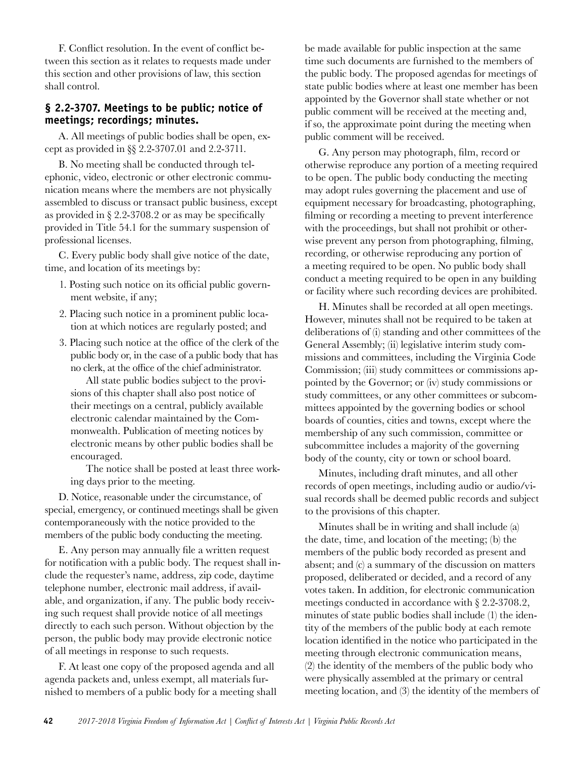F. Conflict resolution. In the event of conflict between this section as it relates to requests made under this section and other provisions of law, this section shall control.

### § 2.2-3707. Meetings to be public; notice of meetings; recordings; minutes.

A. All meetings of public bodies shall be open, except as provided in §§ 2.2-3707.01 and 2.2-3711.

B. No meeting shall be conducted through telephonic, video, electronic or other electronic communication means where the members are not physically assembled to discuss or transact public business, except as provided in § 2.2-3708.2 or as may be specifically provided in Title 54.1 for the summary suspension of professional licenses.

C. Every public body shall give notice of the date, time, and location of its meetings by:

1. Posting such notice on its official public government website, if any;
2. Placing such notice in a prominent public location at which notices are regularly posted; and
3. Placing such notice at the office of the clerk of the public body or, in the case of a public body that has no clerk, at the office of the chief administrator.

   All state public bodies subject to the provisions of this chapter shall also post notice of their meetings on a central, publicly available electronic calendar maintained by the Commonwealth. Publication of meeting notices by electronic means by other public bodies shall be encouraged.

   The notice shall be posted at least three working days prior to the meeting.

D. Notice, reasonable under the circumstance, of special, emergency, or continued meetings shall be given contemporaneously with the notice provided to the members of the public body conducting the meeting.

E. Any person may annually file a written request for notification with a public body. The request shall include the requester's name, address, zip code, daytime telephone number, electronic mail address, if available, and organization, if any. The public body receiving such request shall provide notice of all meetings directly to each such person. Without objection by the person, the public body may provide electronic notice of all meetings in response to such requests.

F. At least one copy of the proposed agenda and all agenda packets and, unless exempt, all materials furnished to members of a public body for a meeting shall be made available for public inspection at the same time such documents are furnished to the members of the public body. The proposed agendas for meetings of state public bodies where at least one member has been appointed by the Governor shall state whether or not public comment will be received at the meeting and, if so, the approximate point during the meeting when public comment will be received.

G. Any person may photograph, film, record or otherwise reproduce any portion of a meeting required to be open. The public body conducting the meeting may adopt rules governing the placement and use of equipment necessary for broadcasting, photographing, filming or recording a meeting to prevent interference with the proceedings, but shall not prohibit or otherwise prevent any person from photographing, filming, recording, or otherwise reproducing any portion of a meeting required to be open. No public body shall conduct a meeting required to be open in any building or facility where such recording devices are prohibited.

H. Minutes shall be recorded at all open meetings. However, minutes shall not be required to be taken at deliberations of (i) standing and other committees of the General Assembly; (ii) legislative interim study commissions and committees, including the Virginia Code Commission; (iii) study committees or commissions appointed by the Governor; or (iv) study commissions or study committees, or any other committees or subcommittees appointed by the governing bodies or school boards of counties, cities and towns, except where the membership of any such commission, committee or subcommittee includes a majority of the governing body of the county, city or town or school board.

Minutes, including draft minutes, and all other records of open meetings, including audio or audio/visual records shall be deemed public records and subject to the provisions of this chapter.

Minutes shall be in writing and shall include (a) the date, time, and location of the meeting; (b) the members of the public body recorded as present and absent; and (c) a summary of the discussion on matters proposed, deliberated or decided, and a record of any votes taken. In addition, for electronic communication meetings conducted in accordance with § 2.2-3708.2, minutes of state public bodies shall include (1) the identity of the members of the public body at each remote location identified in the notice who participated in the meeting through electronic communication means, (2) the identity of the members of the public body who were physically assembled at the primary or central meeting location, and (3) the identity of the members of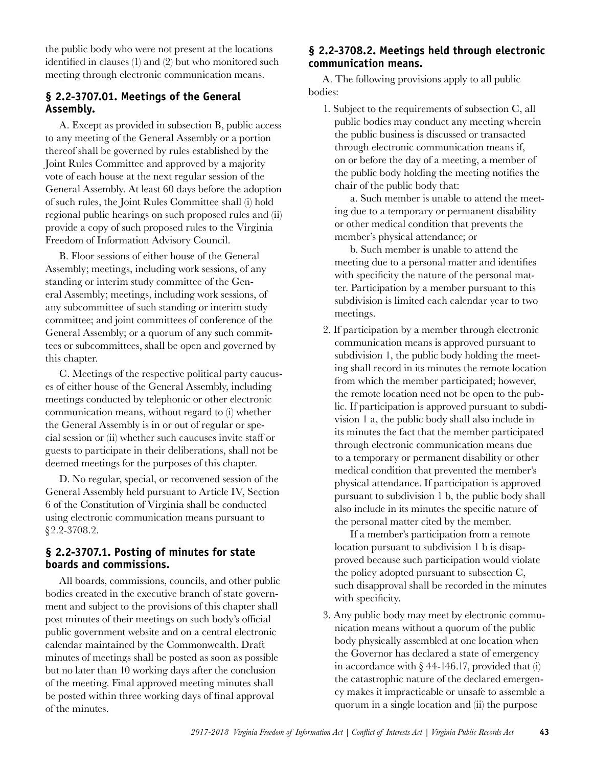the public body who were not present at the locations identified in clauses (1) and (2) but who monitored such meeting through electronic communication means.

### § 2.2-3707.01. Meetings of the General Assembly.

A. Except as provided in subsection B, public access to any meeting of the General Assembly or a portion thereof shall be governed by rules established by the Joint Rules Committee and approved by a majority vote of each house at the next regular session of the General Assembly. At least 60 days before the adoption of such rules, the Joint Rules Committee shall (i) hold regional public hearings on such proposed rules and (ii) provide a copy of such proposed rules to the Virginia Freedom of Information Advisory Council.

B. Floor sessions of either house of the General Assembly; meetings, including work sessions, of any standing or interim study committee of the General Assembly; meetings, including work sessions, of any subcommittee of such standing or interim study committee; and joint committees of conference of the General Assembly; or a quorum of any such committees or subcommittees, shall be open and governed by this chapter.

C. Meetings of the respective political party caucuses of either house of the General Assembly, including meetings conducted by telephonic or other electronic communication means, without regard to (i) whether the General Assembly is in or out of regular or special session or (ii) whether such caucuses invite staff or guests to participate in their deliberations, shall not be deemed meetings for the purposes of this chapter.

D. No regular, special, or reconvened session of the General Assembly held pursuant to Article IV, Section 6 of the Constitution of Virginia shall be conducted using electronic communication means pursuant to §2.2-3708.2.

### § 2.2-3707.1. Posting of minutes for state boards and commissions.

All boards, commissions, councils, and other public bodies created in the executive branch of state government and subject to the provisions of this chapter shall post minutes of their meetings on such body's official public government website and on a central electronic calendar maintained by the Commonwealth. Draft minutes of meetings shall be posted as soon as possible but no later than 10 working days after the conclusion of the meeting. Final approved meeting minutes shall be posted within three working days of final approval of the minutes.

### § 2.2-3708.2. Meetings held through electronic communication means.

A. The following provisions apply to all public bodies:

1. Subject to the requirements of subsection C, all public bodies may conduct any meeting wherein the public business is discussed or transacted through electronic communication means if, on or before the day of a meeting, a member of the public body holding the meeting notifies the chair of the public body that:

   a. Such member is unable to attend the meeting due to a temporary or permanent disability or other medical condition that prevents the member's physical attendance; or

   b. Such member is unable to attend the meeting due to a personal matter and identifies with specificity the nature of the personal matter. Participation by a member pursuant to this subdivision is limited each calendar year to two meetings.

2. If participation by a member through electronic communication means is approved pursuant to subdivision 1, the public body holding the meeting shall record in its minutes the remote location from which the member participated; however, the remote location need not be open to the public. If participation is approved pursuant to subdivision 1 a, the public body shall also include in its minutes the fact that the member participated through electronic communication means due to a temporary or permanent disability or other medical condition that prevented the member's physical attendance. If participation is approved pursuant to subdivision 1 b, the public body shall also include in its minutes the specific nature of the personal matter cited by the member.

   If a member's participation from a remote location pursuant to subdivision 1 b is disapproved because such participation would violate the policy adopted pursuant to subsection C, such disapproval shall be recorded in the minutes with specificity.

3. Any public body may meet by electronic communication means without a quorum of the public body physically assembled at one location when the Governor has declared a state of emergency in accordance with § 44-146.17, provided that (i) the catastrophic nature of the declared emergency makes it impracticable or unsafe to assemble a quorum in a single location and (ii) the purpose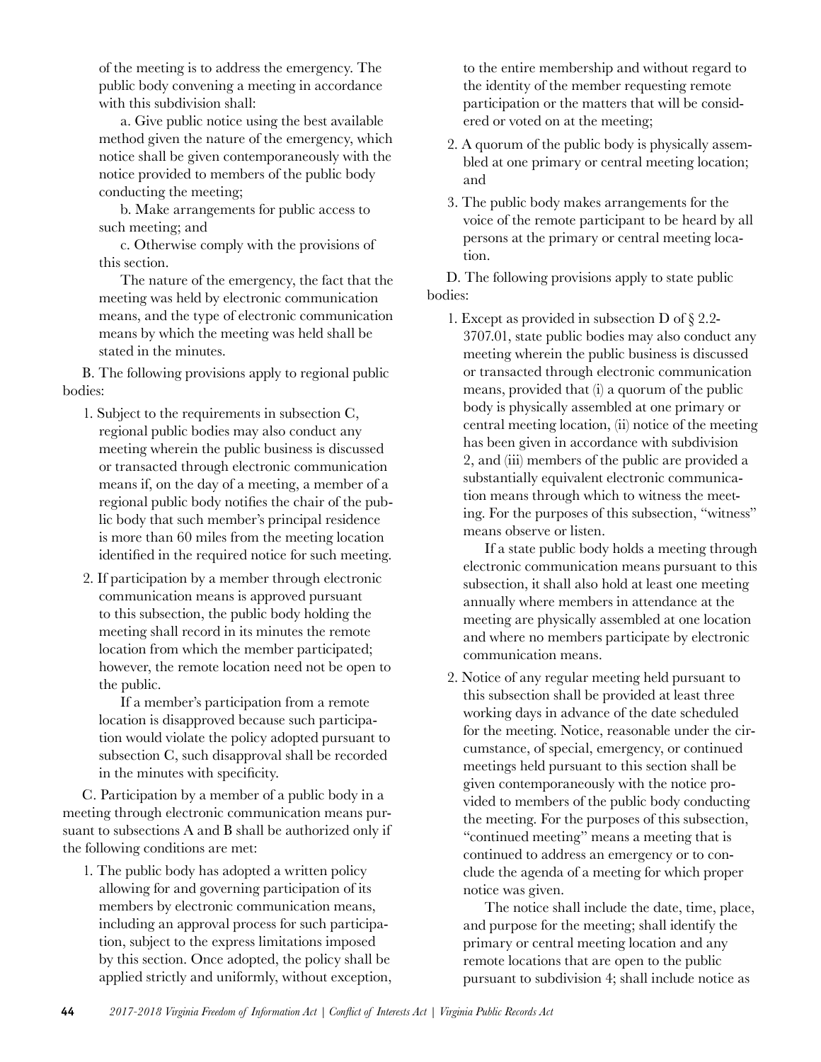of the meeting is to address the emergency. The public body convening a meeting in accordance with this subdivision shall:

a. Give public notice using the best available method given the nature of the emergency, which notice shall be given contemporaneously with the notice provided to members of the public body conducting the meeting;

b. Make arrangements for public access to such meeting; and

c. Otherwise comply with the provisions of this section.

The nature of the emergency, the fact that the meeting was held by electronic communication means, and the type of electronic communication means by which the meeting was held shall be stated in the minutes.

B. The following provisions apply to regional public bodies:

1. Subject to the requirements in subsection C, regional public bodies may also conduct any meeting wherein the public business is discussed or transacted through electronic communication means if, on the day of a meeting, a member of a regional public body notifies the chair of the public body that such member's principal residence is more than 60 miles from the meeting location identified in the required notice for such meeting.

2. If participation by a member through electronic communication means is approved pursuant to this subsection, the public body holding the meeting shall record in its minutes the remote location from which the member participated; however, the remote location need not be open to the public.

   If a member's participation from a remote location is disapproved because such participation would violate the policy adopted pursuant to subsection C, such disapproval shall be recorded in the minutes with specificity.

C. Participation by a member of a public body in a meeting through electronic communication means pursuant to subsections A and B shall be authorized only if the following conditions are met:

1. The public body has adopted a written policy allowing for and governing participation of its members by electronic communication means, including an approval process for such participation, subject to the express limitations imposed by this section. Once adopted, the policy shall be applied strictly and uniformly, without exception, to the entire membership and without regard to the identity of the member requesting remote participation or the matters that will be considered or voted on at the meeting;

2. A quorum of the public body is physically assembled at one primary or central meeting location; and

3. The public body makes arrangements for the voice of the remote participant to be heard by all persons at the primary or central meeting location.

D. The following provisions apply to state public bodies:

1. Except as provided in subsection D of § 2.2-3707.01, state public bodies may also conduct any meeting wherein the public business is discussed or transacted through electronic communication means, provided that (i) a quorum of the public body is physically assembled at one primary or central meeting location, (ii) notice of the meeting has been given in accordance with subdivision 2, and (iii) members of the public are provided a substantially equivalent electronic communication means through which to witness the meeting. For the purposes of this subsection, "witness" means observe or listen.

   If a state public body holds a meeting through electronic communication means pursuant to this subsection, it shall also hold at least one meeting annually where members in attendance at the meeting are physically assembled at one location and where no members participate by electronic communication means.

2. Notice of any regular meeting held pursuant to this subsection shall be provided at least three working days in advance of the date scheduled for the meeting. Notice, reasonable under the circumstance, of special, emergency, or continued meetings held pursuant to this section shall be given contemporaneously with the notice provided to members of the public body conducting the meeting. For the purposes of this subsection, "continued meeting" means a meeting that is continued to address an emergency or to conclude the agenda of a meeting for which proper notice was given.

   The notice shall include the date, time, place, and purpose for the meeting; shall identify the primary or central meeting location and any remote locations that are open to the public pursuant to subdivision 4; shall include notice as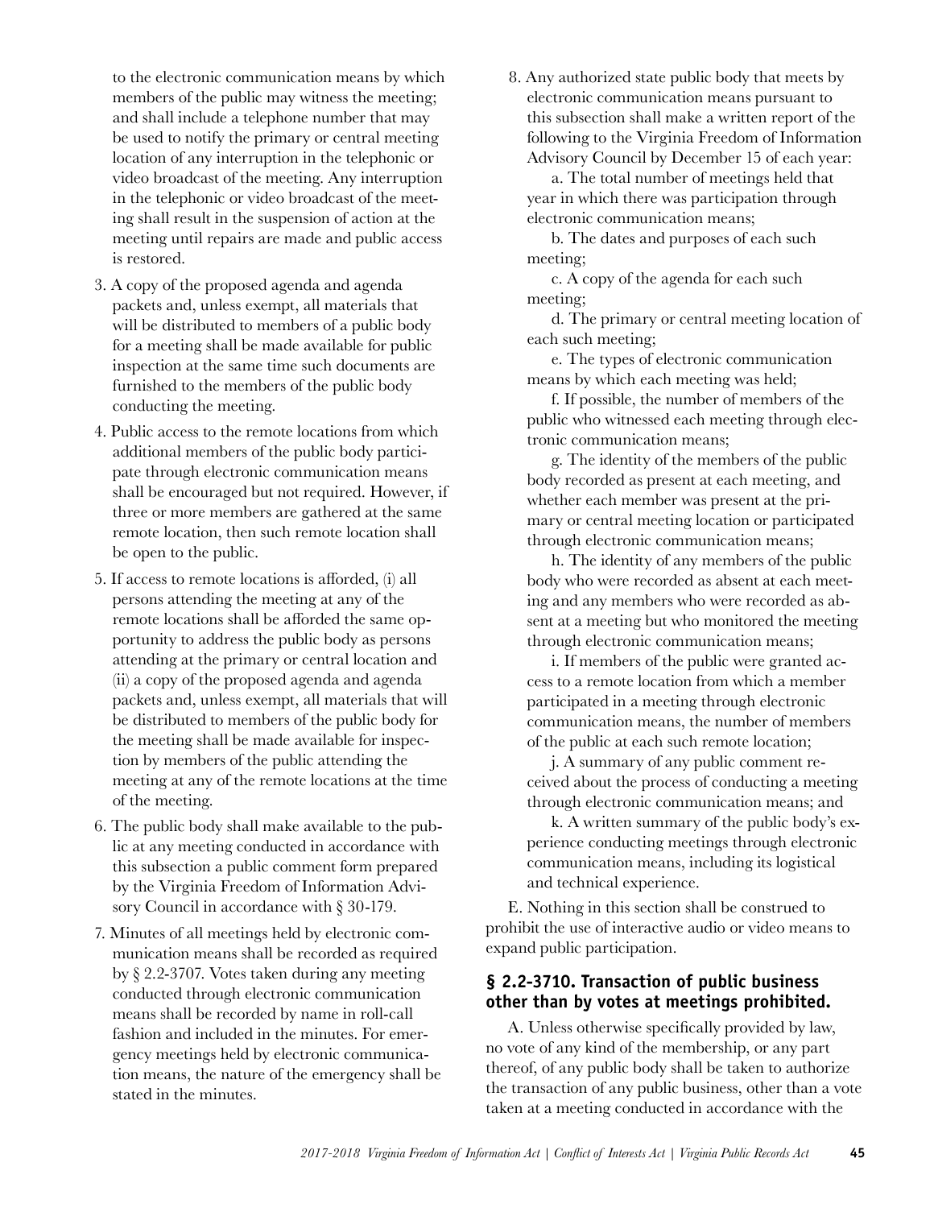to the electronic communication means by which members of the public may witness the meeting; and shall include a telephone number that may be used to notify the primary or central meeting location of any interruption in the telephonic or video broadcast of the meeting. Any interruption in the telephonic or video broadcast of the meeting shall result in the suspension of action at the meeting until repairs are made and public access is restored.

3. A copy of the proposed agenda and agenda packets and, unless exempt, all materials that will be distributed to members of a public body for a meeting shall be made available for public inspection at the same time such documents are furnished to the members of the public body conducting the meeting.

4. Public access to the remote locations from which additional members of the public body participate through electronic communication means shall be encouraged but not required. However, if three or more members are gathered at the same remote location, then such remote location shall be open to the public.

5. If access to remote locations is afforded, (i) all persons attending the meeting at any of the remote locations shall be afforded the same opportunity to address the public body as persons attending at the primary or central location and (ii) a copy of the proposed agenda and agenda packets and, unless exempt, all materials that will be distributed to members of the public body for the meeting shall be made available for inspection by members of the public attending the meeting at any of the remote locations at the time of the meeting.

6. The public body shall make available to the public at any meeting conducted in accordance with this subsection a public comment form prepared by the Virginia Freedom of Information Advisory Council in accordance with § 30-179.

7. Minutes of all meetings held by electronic communication means shall be recorded as required by § 2.2-3707. Votes taken during any meeting conducted through electronic communication means shall be recorded by name in roll-call fashion and included in the minutes. For emergency meetings held by electronic communication means, the nature of the emergency shall be stated in the minutes.

8. Any authorized state public body that meets by electronic communication means pursuant to this subsection shall make a written report of the following to the Virginia Freedom of Information Advisory Council by December 15 of each year:

   a. The total number of meetings held that year in which there was participation through electronic communication means;

   b. The dates and purposes of each such meeting;

   c. A copy of the agenda for each such meeting;

   d. The primary or central meeting location of each such meeting;

   e. The types of electronic communication means by which each meeting was held;

   f. If possible, the number of members of the public who witnessed each meeting through electronic communication means;

   g. The identity of the members of the public body recorded as present at each meeting, and whether each member was present at the primary or central meeting location or participated through electronic communication means;

   h. The identity of any members of the public body who were recorded as absent at each meeting and any members who were recorded as absent at a meeting but who monitored the meeting through electronic communication means;

   i. If members of the public were granted access to a remote location from which a member participated in a meeting through electronic communication means, the number of members of the public at each such remote location;

   j. A summary of any public comment received about the process of conducting a meeting through electronic communication means; and

   k. A written summary of the public body's experience conducting meetings through electronic communication means, including its logistical and technical experience.

E. Nothing in this section shall be construed to prohibit the use of interactive audio or video means to expand public participation.

## § 2.2-3710. Transaction of public business other than by votes at meetings prohibited.

A. Unless otherwise specifically provided by law, no vote of any kind of the membership, or any part thereof, of any public body shall be taken to authorize the transaction of any public business, other than a vote taken at a meeting conducted in accordance with the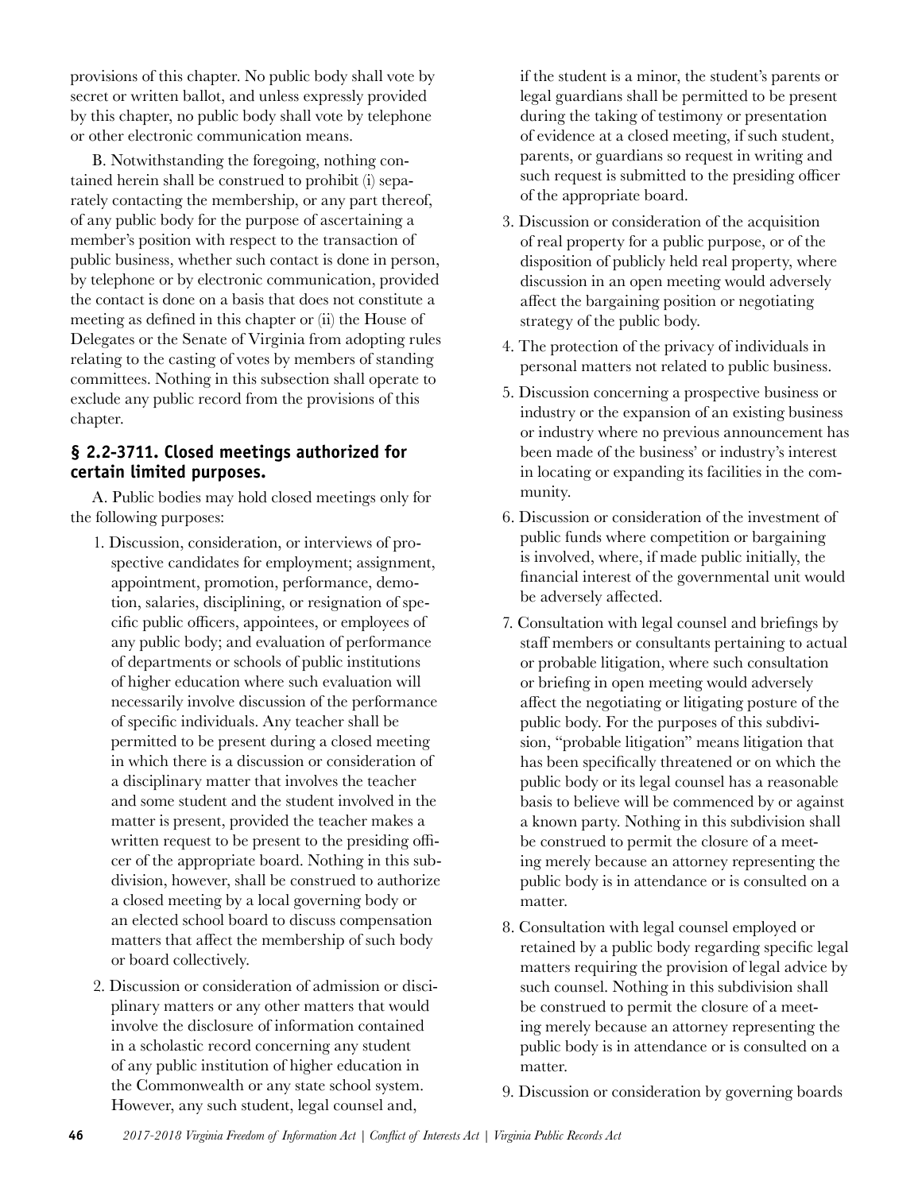provisions of this chapter. No public body shall vote by secret or written ballot, and unless expressly provided by this chapter, no public body shall vote by telephone or other electronic communication means.

B. Notwithstanding the foregoing, nothing contained herein shall be construed to prohibit (i) separately contacting the membership, or any part thereof, of any public body for the purpose of ascertaining a member's position with respect to the transaction of public business, whether such contact is done in person, by telephone or by electronic communication, provided the contact is done on a basis that does not constitute a meeting as defined in this chapter or (ii) the House of Delegates or the Senate of Virginia from adopting rules relating to the casting of votes by members of standing committees. Nothing in this subsection shall operate to exclude any public record from the provisions of this chapter.

### § 2.2-3711. Closed meetings authorized for certain limited purposes.

A. Public bodies may hold closed meetings only for the following purposes:

1. Discussion, consideration, or interviews of prospective candidates for employment; assignment, appointment, promotion, performance, demotion, salaries, disciplining, or resignation of specific public officers, appointees, or employees of any public body; and evaluation of performance of departments or schools of public institutions of higher education where such evaluation will necessarily involve discussion of the performance of specific individuals. Any teacher shall be permitted to be present during a closed meeting in which there is a discussion or consideration of a disciplinary matter that involves the teacher and some student and the student involved in the matter is present, provided the teacher makes a written request to be present to the presiding officer of the appropriate board. Nothing in this subdivision, however, shall be construed to authorize a closed meeting by a local governing body or an elected school board to discuss compensation matters that affect the membership of such body or board collectively.
2. Discussion or consideration of admission or disciplinary matters or any other matters that would involve the disclosure of information contained in a scholastic record concerning any student of any public institution of higher education in the Commonwealth or any state school system. However, any such student, legal counsel and, if the student is a minor, the student's parents or legal guardians shall be permitted to be present during the taking of testimony or presentation of evidence at a closed meeting, if such student, parents, or guardians so request in writing and such request is submitted to the presiding officer of the appropriate board.
3. Discussion or consideration of the acquisition of real property for a public purpose, or of the disposition of publicly held real property, where discussion in an open meeting would adversely affect the bargaining position or negotiating strategy of the public body.
4. The protection of the privacy of individuals in personal matters not related to public business.
5. Discussion concerning a prospective business or industry or the expansion of an existing business or industry where no previous announcement has been made of the business' or industry's interest in locating or expanding its facilities in the community.
6. Discussion or consideration of the investment of public funds where competition or bargaining is involved, where, if made public initially, the financial interest of the governmental unit would be adversely affected.
7. Consultation with legal counsel and briefings by staff members or consultants pertaining to actual or probable litigation, where such consultation or briefing in open meeting would adversely affect the negotiating or litigating posture of the public body. For the purposes of this subdivision, "probable litigation" means litigation that has been specifically threatened or on which the public body or its legal counsel has a reasonable basis to believe will be commenced by or against a known party. Nothing in this subdivision shall be construed to permit the closure of a meeting merely because an attorney representing the public body is in attendance or is consulted on a matter.
8. Consultation with legal counsel employed or retained by a public body regarding specific legal matters requiring the provision of legal advice by such counsel. Nothing in this subdivision shall be construed to permit the closure of a meeting merely because an attorney representing the public body is in attendance or is consulted on a matter.
9. Discussion or consideration by governing boards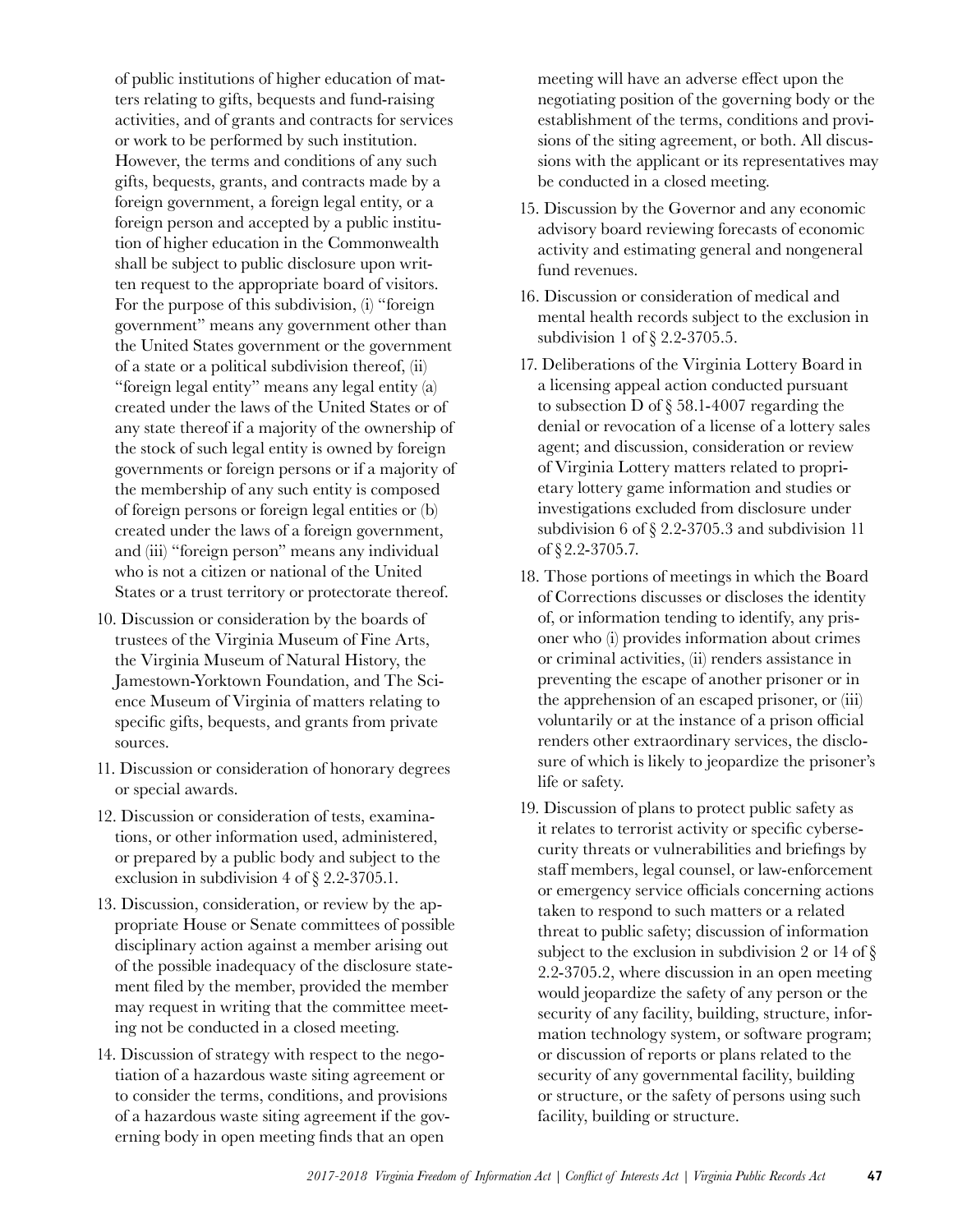of public institutions of higher education of matters relating to gifts, bequests and fund-raising activities, and of grants and contracts for services or work to be performed by such institution. However, the terms and conditions of any such gifts, bequests, grants, and contracts made by a foreign government, a foreign legal entity, or a foreign person and accepted by a public institution of higher education in the Commonwealth shall be subject to public disclosure upon written request to the appropriate board of visitors. For the purpose of this subdivision, (i) "foreign government" means any government other than the United States government or the government of a state or a political subdivision thereof, (ii) "foreign legal entity" means any legal entity (a) created under the laws of the United States or of any state thereof if a majority of the ownership of the stock of such legal entity is owned by foreign governments or foreign persons or if a majority of the membership of any such entity is composed of foreign persons or foreign legal entities or (b) created under the laws of a foreign government, and (iii) "foreign person" means any individual who is not a citizen or national of the United States or a trust territory or protectorate thereof.

10. Discussion or consideration by the boards of trustees of the Virginia Museum of Fine Arts, the Virginia Museum of Natural History, the Jamestown-Yorktown Foundation, and The Science Museum of Virginia of matters relating to specific gifts, bequests, and grants from private sources.
11. Discussion or consideration of honorary degrees or special awards.
12. Discussion or consideration of tests, examinations, or other information used, administered, or prepared by a public body and subject to the exclusion in subdivision 4 of § 2.2-3705.1.
13. Discussion, consideration, or review by the appropriate House or Senate committees of possible disciplinary action against a member arising out of the possible inadequacy of the disclosure statement filed by the member, provided the member may request in writing that the committee meeting not be conducted in a closed meeting.
14. Discussion of strategy with respect to the negotiation of a hazardous waste siting agreement or to consider the terms, conditions, and provisions of a hazardous waste siting agreement if the governing body in open meeting finds that an open meeting will have an adverse effect upon the negotiating position of the governing body or the establishment of the terms, conditions and provisions of the siting agreement, or both. All discussions with the applicant or its representatives may be conducted in a closed meeting.
15. Discussion by the Governor and any economic advisory board reviewing forecasts of economic activity and estimating general and nongeneral fund revenues.
16. Discussion or consideration of medical and mental health records subject to the exclusion in subdivision 1 of § 2.2-3705.5.
17. Deliberations of the Virginia Lottery Board in a licensing appeal action conducted pursuant to subsection D of § 58.1-4007 regarding the denial or revocation of a license of a lottery sales agent; and discussion, consideration or review of Virginia Lottery matters related to proprietary lottery game information and studies or investigations excluded from disclosure under subdivision 6 of § 2.2-3705.3 and subdivision 11 of § 2.2-3705.7.
18. Those portions of meetings in which the Board of Corrections discusses or discloses the identity of, or information tending to identify, any prisoner who (i) provides information about crimes or criminal activities, (ii) renders assistance in preventing the escape of another prisoner or in the apprehension of an escaped prisoner, or (iii) voluntarily or at the instance of a prison official renders other extraordinary services, the disclosure of which is likely to jeopardize the prisoner's life or safety.
19. Discussion of plans to protect public safety as it relates to terrorist activity or specific cybersecurity threats or vulnerabilities and briefings by staff members, legal counsel, or law-enforcement or emergency service officials concerning actions taken to respond to such matters or a related threat to public safety; discussion of information subject to the exclusion in subdivision 2 or 14 of § 2.2-3705.2, where discussion in an open meeting would jeopardize the safety of any person or the security of any facility, building, structure, information technology system, or software program; or discussion of reports or plans related to the security of any governmental facility, building or structure, or the safety of persons using such facility, building or structure.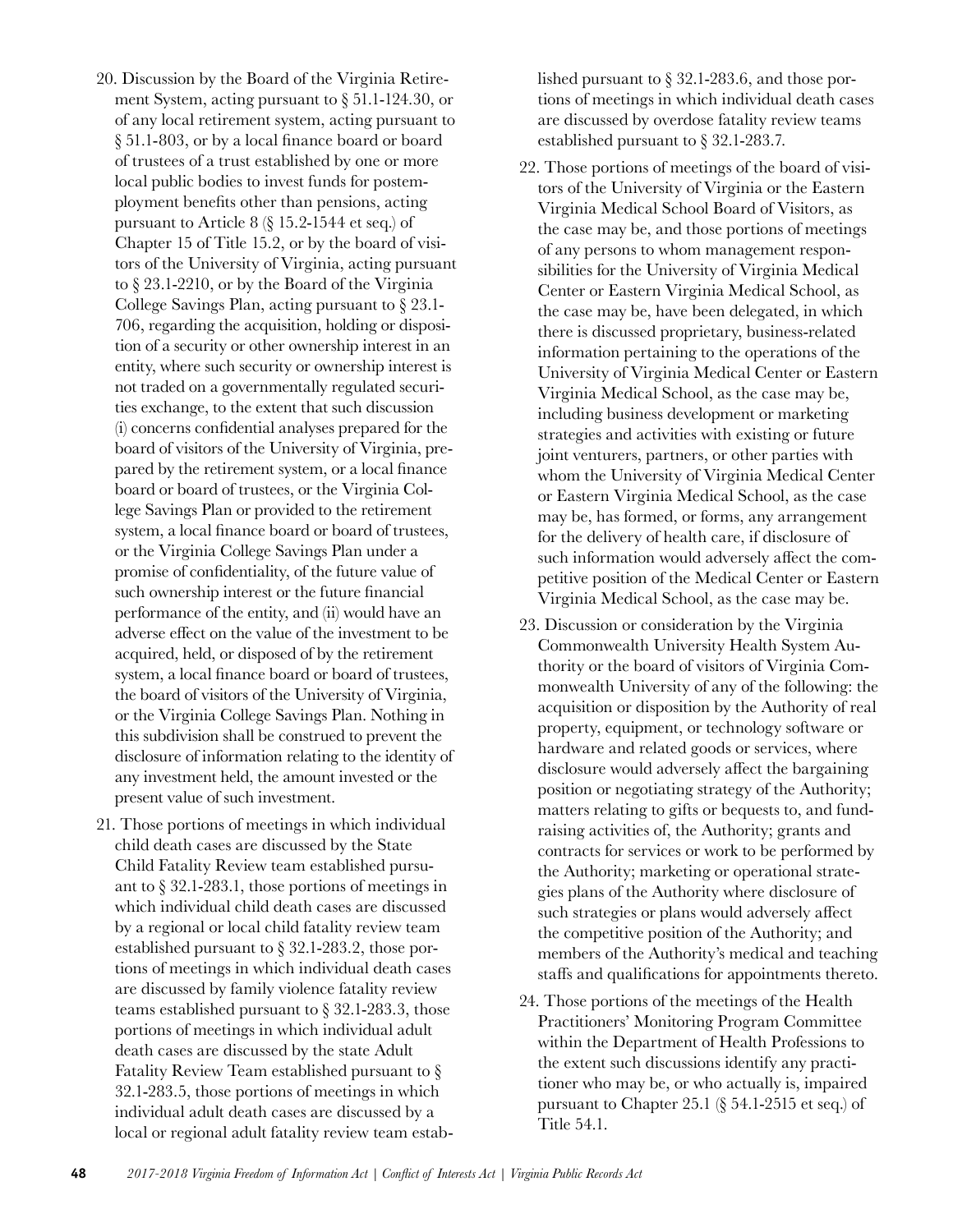20. Discussion by the Board of the Virginia Retirement System, acting pursuant to § 51.1-124.30, or of any local retirement system, acting pursuant to § 51.1-803, or by a local finance board or board of trustees of a trust established by one or more local public bodies to invest funds for postemployment benefits other than pensions, acting pursuant to Article 8 (§ 15.2-1544 et seq.) of Chapter 15 of Title 15.2, or by the board of visitors of the University of Virginia, acting pursuant to § 23.1-2210, or by the Board of the Virginia College Savings Plan, acting pursuant to § 23.1-706, regarding the acquisition, holding or disposition of a security or other ownership interest in an entity, where such security or ownership interest is not traded on a governmentally regulated securities exchange, to the extent that such discussion (i) concerns confidential analyses prepared for the board of visitors of the University of Virginia, prepared by the retirement system, or a local finance board or board of trustees, or the Virginia College Savings Plan or provided to the retirement system, a local finance board or board of trustees, or the Virginia College Savings Plan under a promise of confidentiality, of the future value of such ownership interest or the future financial performance of the entity, and (ii) would have an adverse effect on the value of the investment to be acquired, held, or disposed of by the retirement system, a local finance board or board of trustees, the board of visitors of the University of Virginia, or the Virginia College Savings Plan. Nothing in this subdivision shall be construed to prevent the disclosure of information relating to the identity of any investment held, the amount invested or the present value of such investment.

21. Those portions of meetings in which individual child death cases are discussed by the State Child Fatality Review team established pursuant to § 32.1-283.1, those portions of meetings in which individual child death cases are discussed by a regional or local child fatality review team established pursuant to § 32.1-283.2, those portions of meetings in which individual death cases are discussed by family violence fatality review teams established pursuant to § 32.1-283.3, those portions of meetings in which individual adult death cases are discussed by the state Adult Fatality Review Team established pursuant to § 32.1-283.5, those portions of meetings in which individual adult death cases are discussed by a local or regional adult fatality review team established pursuant to § 32.1-283.6, and those portions of meetings in which individual death cases are discussed by overdose fatality review teams established pursuant to § 32.1-283.7.

22. Those portions of meetings of the board of visitors of the University of Virginia or the Eastern Virginia Medical School Board of Visitors, as the case may be, and those portions of meetings of any persons to whom management responsibilities for the University of Virginia Medical Center or Eastern Virginia Medical School, as the case may be, have been delegated, in which there is discussed proprietary, business-related information pertaining to the operations of the University of Virginia Medical Center or Eastern Virginia Medical School, as the case may be, including business development or marketing strategies and activities with existing or future joint venturers, partners, or other parties with whom the University of Virginia Medical Center or Eastern Virginia Medical School, as the case may be, has formed, or forms, any arrangement for the delivery of health care, if disclosure of such information would adversely affect the competitive position of the Medical Center or Eastern Virginia Medical School, as the case may be.

23. Discussion or consideration by the Virginia Commonwealth University Health System Authority or the board of visitors of Virginia Commonwealth University of any of the following: the acquisition or disposition by the Authority of real property, equipment, or technology software or hardware and related goods or services, where disclosure would adversely affect the bargaining position or negotiating strategy of the Authority; matters relating to gifts or bequests to, and fund-raising activities of, the Authority; grants and contracts for services or work to be performed by the Authority; marketing or operational strategies plans of the Authority where disclosure of such strategies or plans would adversely affect the competitive position of the Authority; and members of the Authority's medical and teaching staffs and qualifications for appointments thereto.

24. Those portions of the meetings of the Health Practitioners' Monitoring Program Committee within the Department of Health Professions to the extent such discussions identify any practitioner who may be, or who actually is, impaired pursuant to Chapter 25.1 (§ 54.1-2515 et seq.) of Title 54.1.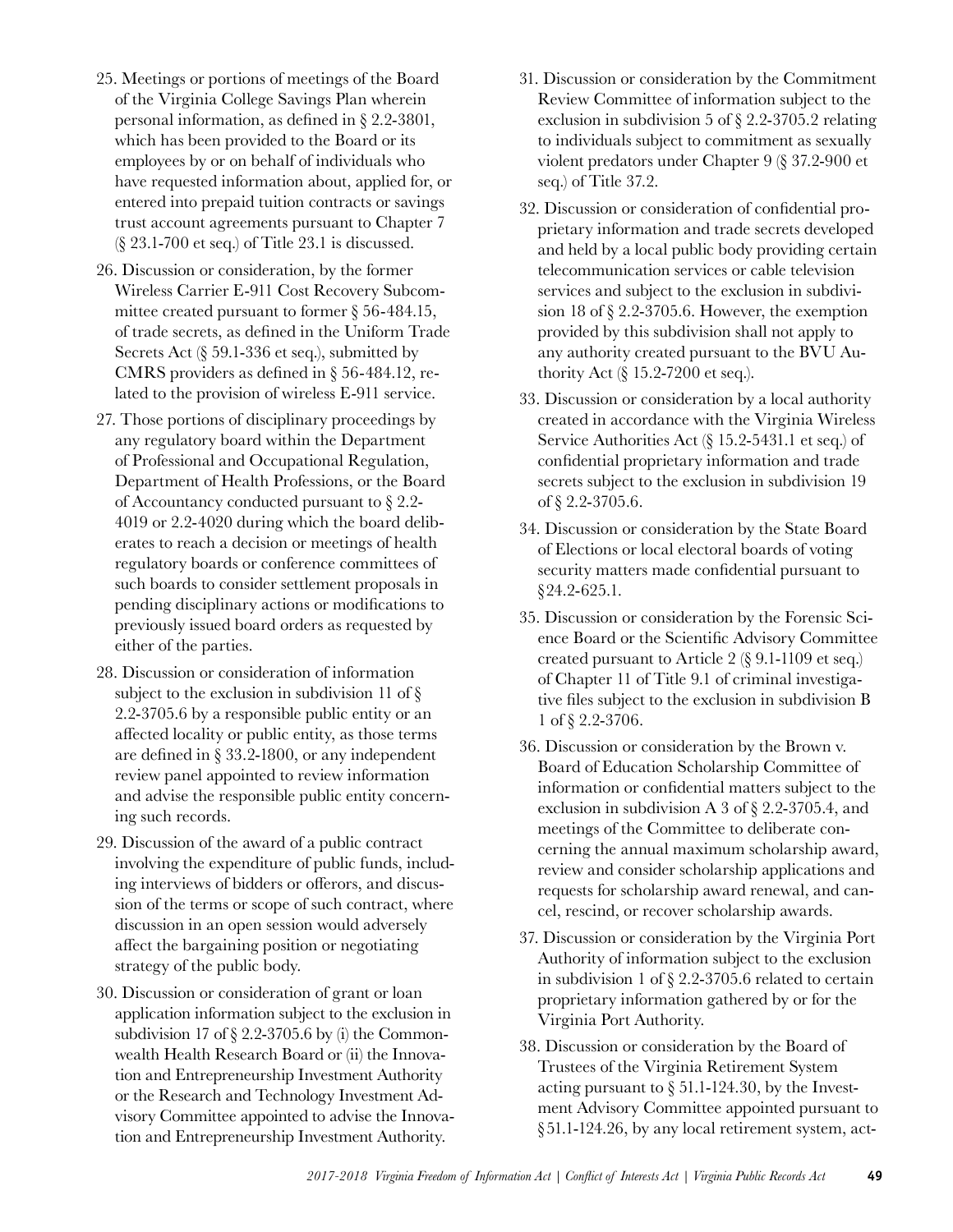25. Meetings or portions of meetings of the Board of the Virginia College Savings Plan wherein personal information, as defined in § 2.2-3801, which has been provided to the Board or its employees by or on behalf of individuals who have requested information about, applied for, or entered into prepaid tuition contracts or savings trust account agreements pursuant to Chapter 7 (§ 23.1-700 et seq.) of Title 23.1 is discussed.

26. Discussion or consideration, by the former Wireless Carrier E-911 Cost Recovery Subcommittee created pursuant to former § 56-484.15, of trade secrets, as defined in the Uniform Trade Secrets Act (§ 59.1-336 et seq.), submitted by CMRS providers as defined in § 56-484.12, related to the provision of wireless E-911 service.

27. Those portions of disciplinary proceedings by any regulatory board within the Department of Professional and Occupational Regulation, Department of Health Professions, or the Board of Accountancy conducted pursuant to § 2.2-4019 or 2.2-4020 during which the board deliberates to reach a decision or meetings of health regulatory boards or conference committees of such boards to consider settlement proposals in pending disciplinary actions or modifications to previously issued board orders as requested by either of the parties.

28. Discussion or consideration of information subject to the exclusion in subdivision 11 of § 2.2-3705.6 by a responsible public entity or an affected locality or public entity, as those terms are defined in § 33.2-1800, or any independent review panel appointed to review information and advise the responsible public entity concerning such records.

29. Discussion of the award of a public contract involving the expenditure of public funds, including interviews of bidders or offerors, and discussion of the terms or scope of such contract, where discussion in an open session would adversely affect the bargaining position or negotiating strategy of the public body.

30. Discussion or consideration of grant or loan application information subject to the exclusion in subdivision 17 of § 2.2-3705.6 by (i) the Commonwealth Health Research Board or (ii) the Innovation and Entrepreneurship Investment Authority or the Research and Technology Investment Advisory Committee appointed to advise the Innovation and Entrepreneurship Investment Authority.

31. Discussion or consideration by the Commitment Review Committee of information subject to the exclusion in subdivision 5 of § 2.2-3705.2 relating to individuals subject to commitment as sexually violent predators under Chapter 9 (§ 37.2-900 et seq.) of Title 37.2.

32. Discussion or consideration of confidential proprietary information and trade secrets developed and held by a local public body providing certain telecommunication services or cable television services and subject to the exclusion in subdivision 18 of § 2.2-3705.6. However, the exemption provided by this subdivision shall not apply to any authority created pursuant to the BVU Authority Act (§ 15.2-7200 et seq.).

33. Discussion or consideration by a local authority created in accordance with the Virginia Wireless Service Authorities Act (§ 15.2-5431.1 et seq.) of confidential proprietary information and trade secrets subject to the exclusion in subdivision 19 of § 2.2-3705.6.

34. Discussion or consideration by the State Board of Elections or local electoral boards of voting security matters made confidential pursuant to §24.2-625.1.

35. Discussion or consideration by the Forensic Science Board or the Scientific Advisory Committee created pursuant to Article 2 (§ 9.1-1109 et seq.) of Chapter 11 of Title 9.1 of criminal investigative files subject to the exclusion in subdivision B 1 of § 2.2-3706.

36. Discussion or consideration by the Brown v. Board of Education Scholarship Committee of information or confidential matters subject to the exclusion in subdivision A 3 of § 2.2-3705.4, and meetings of the Committee to deliberate concerning the annual maximum scholarship award, review and consider scholarship applications and requests for scholarship award renewal, and cancel, rescind, or recover scholarship awards.

37. Discussion or consideration by the Virginia Port Authority of information subject to the exclusion in subdivision 1 of § 2.2-3705.6 related to certain proprietary information gathered by or for the Virginia Port Authority.

38. Discussion or consideration by the Board of Trustees of the Virginia Retirement System acting pursuant to § 51.1-124.30, by the Investment Advisory Committee appointed pursuant to §51.1-124.26, by any local retirement system, act-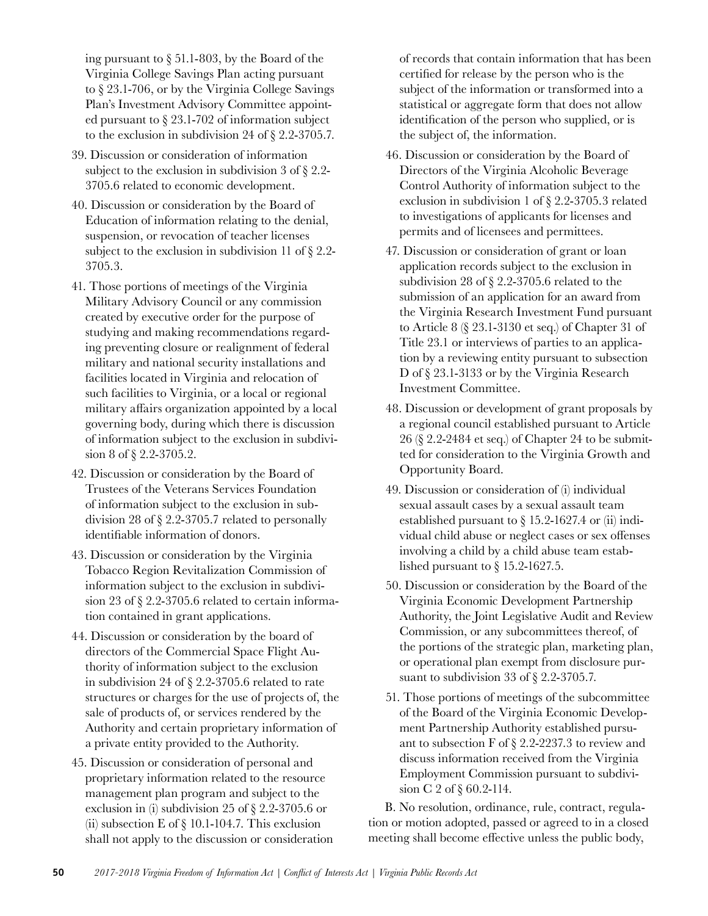ing pursuant to § 51.1-803, by the Board of the Virginia College Savings Plan acting pursuant to § 23.1-706, or by the Virginia College Savings Plan's Investment Advisory Committee appointed pursuant to § 23.1-702 of information subject to the exclusion in subdivision 24 of § 2.2-3705.7.

39. Discussion or consideration of information subject to the exclusion in subdivision 3 of § 2.2-3705.6 related to economic development.

40. Discussion or consideration by the Board of Education of information relating to the denial, suspension, or revocation of teacher licenses subject to the exclusion in subdivision 11 of § 2.2-3705.3.

41. Those portions of meetings of the Virginia Military Advisory Council or any commission created by executive order for the purpose of studying and making recommendations regarding preventing closure or realignment of federal military and national security installations and facilities located in Virginia and relocation of such facilities to Virginia, or a local or regional military affairs organization appointed by a local governing body, during which there is discussion of information subject to the exclusion in subdivision 8 of § 2.2-3705.2.

42. Discussion or consideration by the Board of Trustees of the Veterans Services Foundation of information subject to the exclusion in subdivision 28 of § 2.2-3705.7 related to personally identifiable information of donors.

43. Discussion or consideration by the Virginia Tobacco Region Revitalization Commission of information subject to the exclusion in subdivision 23 of § 2.2-3705.6 related to certain information contained in grant applications.

44. Discussion or consideration by the board of directors of the Commercial Space Flight Authority of information subject to the exclusion in subdivision 24 of § 2.2-3705.6 related to rate structures or charges for the use of projects of, the sale of products of, or services rendered by the Authority and certain proprietary information of a private entity provided to the Authority.

45. Discussion or consideration of personal and proprietary information related to the resource management plan program and subject to the exclusion in (i) subdivision 25 of § 2.2-3705.6 or (ii) subsection E of § 10.1-104.7. This exclusion shall not apply to the discussion or consideration of records that contain information that has been certified for release by the person who is the subject of the information or transformed into a statistical or aggregate form that does not allow identification of the person who supplied, or is the subject of, the information.

46. Discussion or consideration by the Board of Directors of the Virginia Alcoholic Beverage Control Authority of information subject to the exclusion in subdivision 1 of § 2.2-3705.3 related to investigations of applicants for licenses and permits and of licensees and permittees.

47. Discussion or consideration of grant or loan application records subject to the exclusion in subdivision 28 of § 2.2-3705.6 related to the submission of an application for an award from the Virginia Research Investment Fund pursuant to Article 8 (§ 23.1-3130 et seq.) of Chapter 31 of Title 23.1 or interviews of parties to an application by a reviewing entity pursuant to subsection D of § 23.1-3133 or by the Virginia Research Investment Committee.

48. Discussion or development of grant proposals by a regional council established pursuant to Article 26 (§ 2.2-2484 et seq.) of Chapter 24 to be submitted for consideration to the Virginia Growth and Opportunity Board.

49. Discussion or consideration of (i) individual sexual assault cases by a sexual assault team established pursuant to § 15.2-1627.4 or (ii) individual child abuse or neglect cases or sex offenses involving a child by a child abuse team established pursuant to § 15.2-1627.5.

50. Discussion or consideration by the Board of the Virginia Economic Development Partnership Authority, the Joint Legislative Audit and Review Commission, or any subcommittees thereof, of the portions of the strategic plan, marketing plan, or operational plan exempt from disclosure pursuant to subdivision 33 of § 2.2-3705.7.

51. Those portions of meetings of the subcommittee of the Board of the Virginia Economic Development Partnership Authority established pursuant to subsection F of § 2.2-2237.3 to review and discuss information received from the Virginia Employment Commission pursuant to subdivision C 2 of § 60.2-114.

B. No resolution, ordinance, rule, contract, regulation or motion adopted, passed or agreed to in a closed meeting shall become effective unless the public body,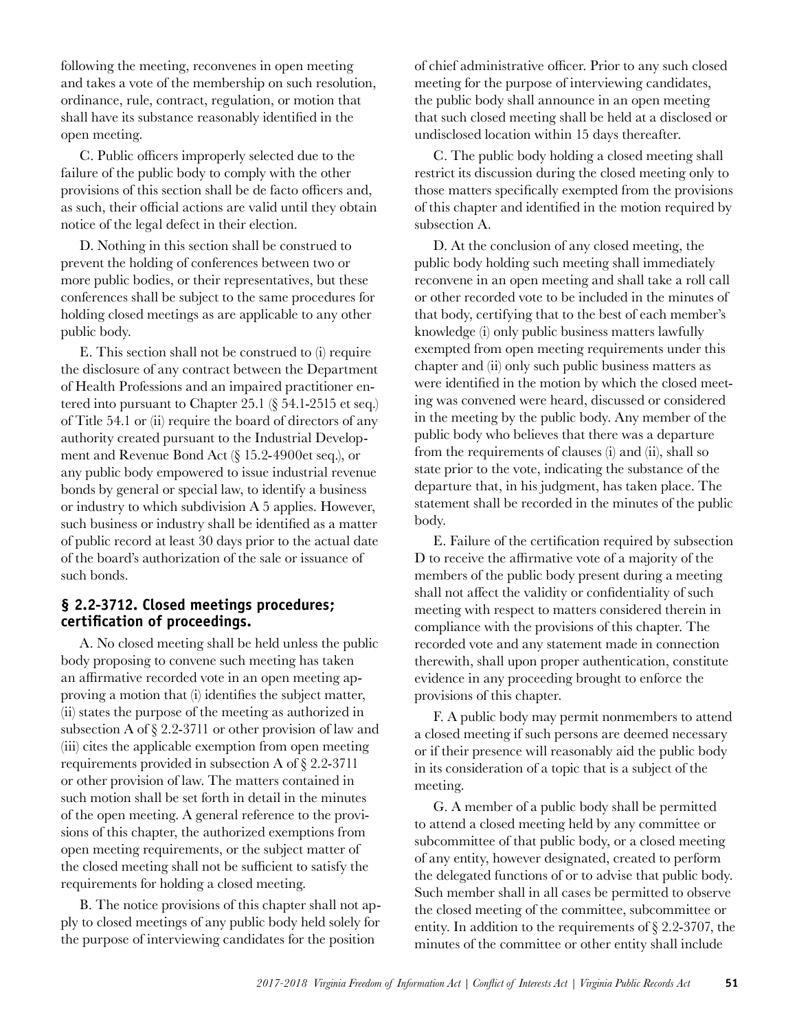following the meeting, reconvenes in open meeting and takes a vote of the membership on such resolution, ordinance, rule, contract, regulation, or motion that shall have its substance reasonably identified in the open meeting.

C. Public officers improperly selected due to the failure of the public body to comply with the other provisions of this section shall be de facto officers and, as such, their official actions are valid until they obtain notice of the legal defect in their election.

D. Nothing in this section shall be construed to prevent the holding of conferences between two or more public bodies, or their representatives, but these conferences shall be subject to the same procedures for holding closed meetings as are applicable to any other public body.

E. This section shall not be construed to (i) require the disclosure of any contract between the Department of Health Professions and an impaired practitioner entered into pursuant to Chapter 25.1 (§ 54.1-2515 et seq.) of Title 54.1 or (ii) require the board of directors of any authority created pursuant to the Industrial Development and Revenue Bond Act (§ 15.2-4900et seq.), or any public body empowered to issue industrial revenue bonds by general or special law, to identify a business or industry to which subdivision A 5 applies. However, such business or industry shall be identified as a matter of public record at least 30 days prior to the actual date of the board's authorization of the sale or issuance of such bonds.

### § 2.2-3712. Closed meetings procedures; certification of proceedings.

A. No closed meeting shall be held unless the public body proposing to convene such meeting has taken an affirmative recorded vote in an open meeting approving a motion that (i) identifies the subject matter, (ii) states the purpose of the meeting as authorized in subsection A of § 2.2-3711 or other provision of law and (iii) cites the applicable exemption from open meeting requirements provided in subsection A of § 2.2-3711 or other provision of law. The matters contained in such motion shall be set forth in detail in the minutes of the open meeting. A general reference to the provisions of this chapter, the authorized exemptions from open meeting requirements, or the subject matter of the closed meeting shall not be sufficient to satisfy the requirements for holding a closed meeting.

B. The notice provisions of this chapter shall not apply to closed meetings of any public body held solely for the purpose of interviewing candidates for the position of chief administrative officer. Prior to any such closed meeting for the purpose of interviewing candidates, the public body shall announce in an open meeting that such closed meeting shall be held at a disclosed or undisclosed location within 15 days thereafter.

C. The public body holding a closed meeting shall restrict its discussion during the closed meeting only to those matters specifically exempted from the provisions of this chapter and identified in the motion required by subsection A.

D. At the conclusion of any closed meeting, the public body holding such meeting shall immediately reconvene in an open meeting and shall take a roll call or other recorded vote to be included in the minutes of that body, certifying that to the best of each member's knowledge (i) only public business matters lawfully exempted from open meeting requirements under this chapter and (ii) only such public business matters as were identified in the motion by which the closed meeting was convened were heard, discussed or considered in the meeting by the public body. Any member of the public body who believes that there was a departure from the requirements of clauses (i) and (ii), shall so state prior to the vote, indicating the substance of the departure that, in his judgment, has taken place. The statement shall be recorded in the minutes of the public body.

E. Failure of the certification required by subsection D to receive the affirmative vote of a majority of the members of the public body present during a meeting shall not affect the validity or confidentiality of such meeting with respect to matters considered therein in compliance with the provisions of this chapter. The recorded vote and any statement made in connection therewith, shall upon proper authentication, constitute evidence in any proceeding brought to enforce the provisions of this chapter.

F. A public body may permit nonmembers to attend a closed meeting if such persons are deemed necessary or if their presence will reasonably aid the public body in its consideration of a topic that is a subject of the meeting.

G. A member of a public body shall be permitted to attend a closed meeting held by any committee or subcommittee of that public body, or a closed meeting of any entity, however designated, created to perform the delegated functions of or to advise that public body. Such member shall in all cases be permitted to observe the closed meeting of the committee, subcommittee or entity. In addition to the requirements of § 2.2-3707, the minutes of the committee or other entity shall include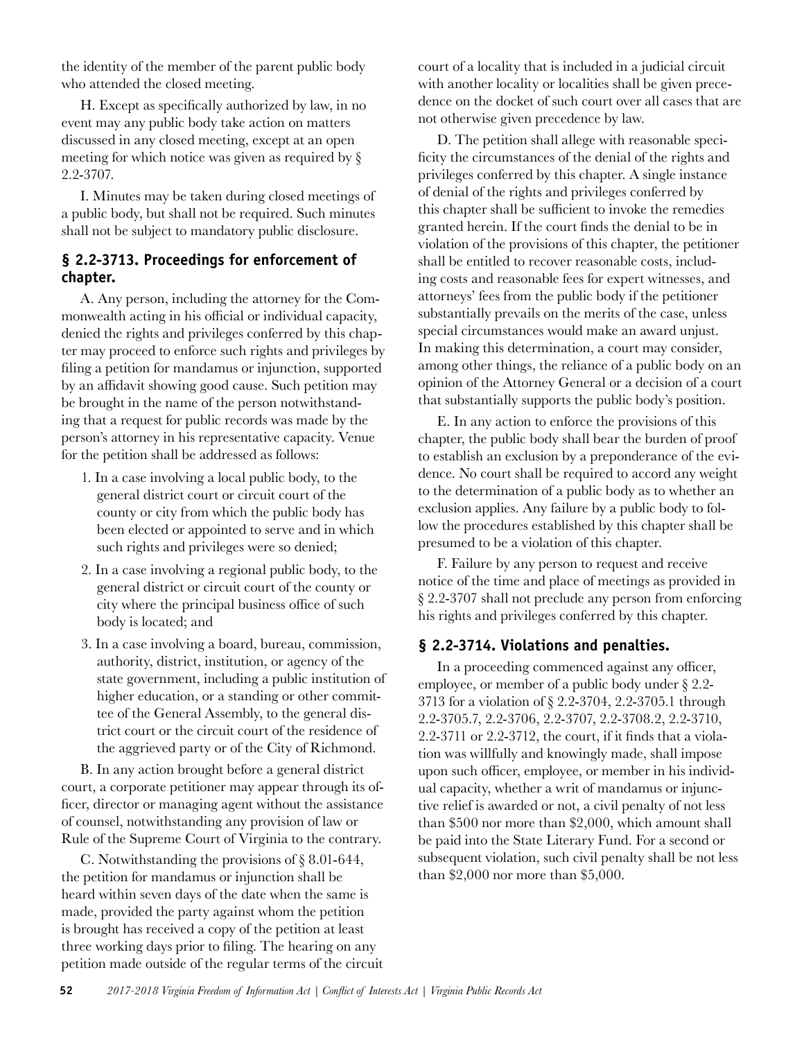the identity of the member of the parent public body who attended the closed meeting.

H. Except as specifically authorized by law, in no event may any public body take action on matters discussed in any closed meeting, except at an open meeting for which notice was given as required by § 2.2-3707.

I. Minutes may be taken during closed meetings of a public body, but shall not be required. Such minutes shall not be subject to mandatory public disclosure.

### § 2.2-3713. Proceedings for enforcement of chapter.

A. Any person, including the attorney for the Commonwealth acting in his official or individual capacity, denied the rights and privileges conferred by this chapter may proceed to enforce such rights and privileges by filing a petition for mandamus or injunction, supported by an affidavit showing good cause. Such petition may be brought in the name of the person notwithstanding that a request for public records was made by the person's attorney in his representative capacity. Venue for the petition shall be addressed as follows:

1. In a case involving a local public body, to the general district court or circuit court of the county or city from which the public body has been elected or appointed to serve and in which such rights and privileges were so denied;
2. In a case involving a regional public body, to the general district or circuit court of the county or city where the principal business office of such body is located; and
3. In a case involving a board, bureau, commission, authority, district, institution, or agency of the state government, including a public institution of higher education, or a standing or other committee of the General Assembly, to the general district court or the circuit court of the residence of the aggrieved party or of the City of Richmond.

B. In any action brought before a general district court, a corporate petitioner may appear through its officer, director or managing agent without the assistance of counsel, notwithstanding any provision of law or Rule of the Supreme Court of Virginia to the contrary.

C. Notwithstanding the provisions of § 8.01-644, the petition for mandamus or injunction shall be heard within seven days of the date when the same is made, provided the party against whom the petition is brought has received a copy of the petition at least three working days prior to filing. The hearing on any petition made outside of the regular terms of the circuit court of a locality that is included in a judicial circuit with another locality or localities shall be given precedence on the docket of such court over all cases that are not otherwise given precedence by law.

D. The petition shall allege with reasonable specificity the circumstances of the denial of the rights and privileges conferred by this chapter. A single instance of denial of the rights and privileges conferred by this chapter shall be sufficient to invoke the remedies granted herein. If the court finds the denial to be in violation of the provisions of this chapter, the petitioner shall be entitled to recover reasonable costs, including costs and reasonable fees for expert witnesses, and attorneys' fees from the public body if the petitioner substantially prevails on the merits of the case, unless special circumstances would make an award unjust. In making this determination, a court may consider, among other things, the reliance of a public body on an opinion of the Attorney General or a decision of a court that substantially supports the public body's position.

E. In any action to enforce the provisions of this chapter, the public body shall bear the burden of proof to establish an exclusion by a preponderance of the evidence. No court shall be required to accord any weight to the determination of a public body as to whether an exclusion applies. Any failure by a public body to follow the procedures established by this chapter shall be presumed to be a violation of this chapter.

F. Failure by any person to request and receive notice of the time and place of meetings as provided in § 2.2-3707 shall not preclude any person from enforcing his rights and privileges conferred by this chapter.

### § 2.2-3714. Violations and penalties.

In a proceeding commenced against any officer, employee, or member of a public body under § 2.2-3713 for a violation of § 2.2-3704, 2.2-3705.1 through 2.2-3705.7, 2.2-3706, 2.2-3707, 2.2-3708.2, 2.2-3710, 2.2-3711 or 2.2-3712, the court, if it finds that a violation was willfully and knowingly made, shall impose upon such officer, employee, or member in his individual capacity, whether a writ of mandamus or injunctive relief is awarded or not, a civil penalty of not less than $500 nor more than $2,000, which amount shall be paid into the State Literary Fund. For a second or subsequent violation, such civil penalty shall be not less than $2,000 nor more than $5,000.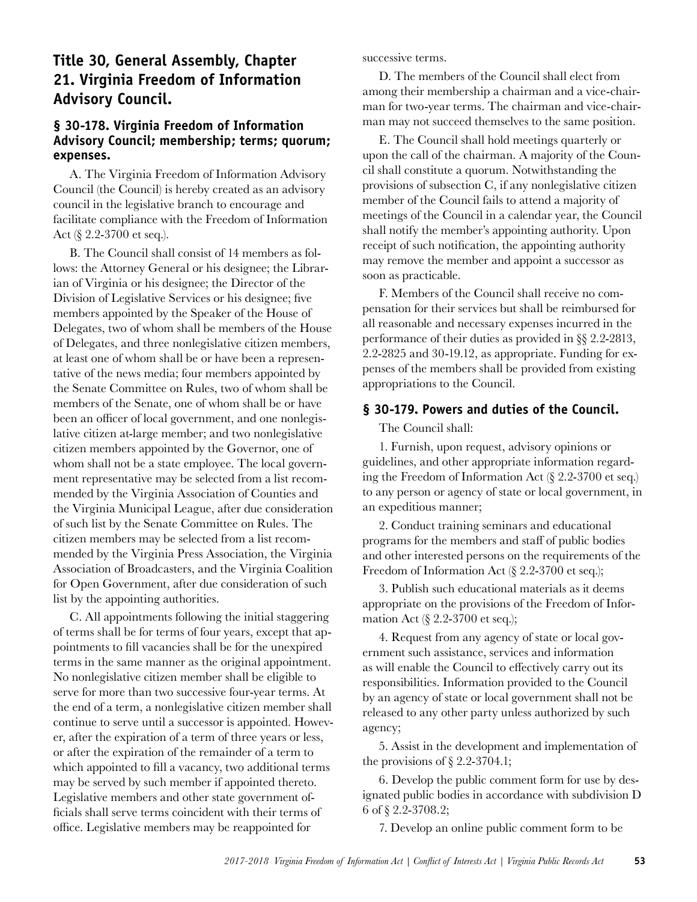## Title 30, General Assembly, Chapter 21. Virginia Freedom of Information Advisory Council.

### § 30-178. Virginia Freedom of Information Advisory Council; membership; terms; quorum; expenses.

A. The Virginia Freedom of Information Advisory Council (the Council) is hereby created as an advisory council in the legislative branch to encourage and facilitate compliance with the Freedom of Information Act (§ 2.2-3700 et seq.).

B. The Council shall consist of 14 members as follows: the Attorney General or his designee; the Librarian of Virginia or his designee; the Director of the Division of Legislative Services or his designee; five members appointed by the Speaker of the House of Delegates, two of whom shall be members of the House of Delegates, and three nonlegislative citizen members, at least one of whom shall be or have been a representative of the news media; four members appointed by the Senate Committee on Rules, two of whom shall be members of the Senate, one of whom shall be or have been an officer of local government, and one nonlegislative citizen at-large member; and two nonlegislative citizen members appointed by the Governor, one of whom shall not be a state employee. The local government representative may be selected from a list recommended by the Virginia Association of Counties and the Virginia Municipal League, after due consideration of such list by the Senate Committee on Rules. The citizen members may be selected from a list recommended by the Virginia Press Association, the Virginia Association of Broadcasters, and the Virginia Coalition for Open Government, after due consideration of such list by the appointing authorities.

C. All appointments following the initial staggering of terms shall be for terms of four years, except that appointments to fill vacancies shall be for the unexpired terms in the same manner as the original appointment. No nonlegislative citizen member shall be eligible to serve for more than two successive four-year terms. At the end of a term, a nonlegislative citizen member shall continue to serve until a successor is appointed. However, after the expiration of a term of three years or less, or after the expiration of the remainder of a term to which appointed to fill a vacancy, two additional terms may be served by such member if appointed thereto. Legislative members and other state government officials shall serve terms coincident with their terms of office. Legislative members may be reappointed for successive terms.

D. The members of the Council shall elect from among their membership a chairman and a vice-chairman for two-year terms. The chairman and vice-chairman may not succeed themselves to the same position.

E. The Council shall hold meetings quarterly or upon the call of the chairman. A majority of the Council shall constitute a quorum. Notwithstanding the provisions of subsection C, if any nonlegislative citizen member of the Council fails to attend a majority of meetings of the Council in a calendar year, the Council shall notify the member's appointing authority. Upon receipt of such notification, the appointing authority may remove the member and appoint a successor as soon as practicable.

F. Members of the Council shall receive no compensation for their services but shall be reimbursed for all reasonable and necessary expenses incurred in the performance of their duties as provided in §§ 2.2-2813, 2.2-2825 and 30-19.12, as appropriate. Funding for expenses of the members shall be provided from existing appropriations to the Council.

### § 30-179. Powers and duties of the Council.

The Council shall:

1. Furnish, upon request, advisory opinions or guidelines, and other appropriate information regarding the Freedom of Information Act (§ 2.2-3700 et seq.) to any person or agency of state or local government, in an expeditious manner;

2. Conduct training seminars and educational programs for the members and staff of public bodies and other interested persons on the requirements of the Freedom of Information Act (§ 2.2-3700 et seq.);

3. Publish such educational materials as it deems appropriate on the provisions of the Freedom of Information Act (§ 2.2-3700 et seq.);

4. Request from any agency of state or local government such assistance, services and information as will enable the Council to effectively carry out its responsibilities. Information provided to the Council by an agency of state or local government shall not be released to any other party unless authorized by such agency;

5. Assist in the development and implementation of the provisions of § 2.2-3704.1;

6. Develop the public comment form for use by designated public bodies in accordance with subdivision D 6 of § 2.2-3708.2;

7. Develop an online public comment form to be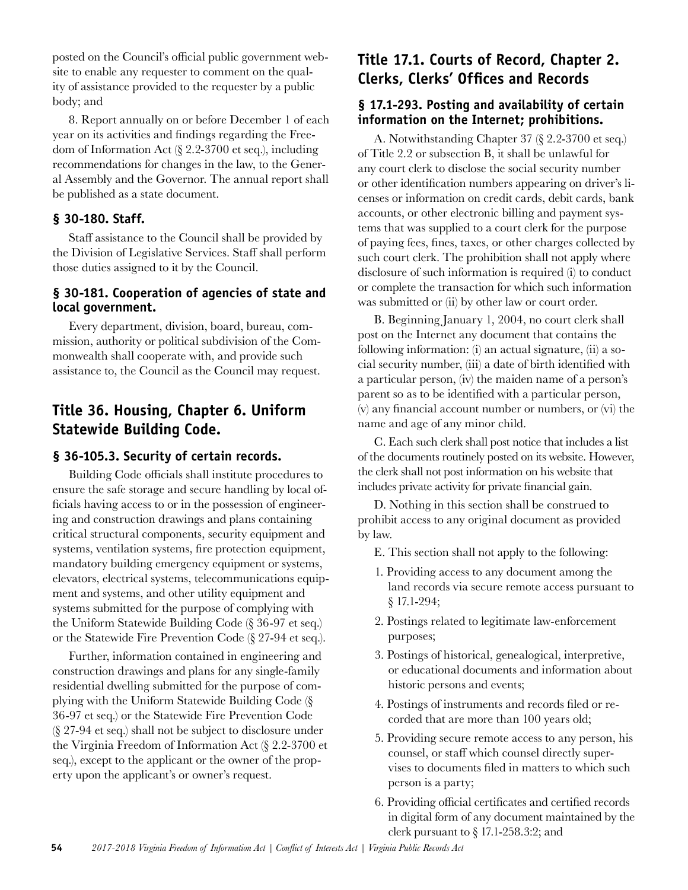posted on the Council's official public government website to enable any requester to comment on the quality of assistance provided to the requester by a public body; and

8. Report annually on or before December 1 of each year on its activities and findings regarding the Freedom of Information Act (§ 2.2-3700 et seq.), including recommendations for changes in the law, to the General Assembly and the Governor. The annual report shall be published as a state document.

### § 30-180. Staff.

Staff assistance to the Council shall be provided by the Division of Legislative Services. Staff shall perform those duties assigned to it by the Council.

### § 30-181. Cooperation of agencies of state and local government.

Every department, division, board, bureau, commission, authority or political subdivision of the Commonwealth shall cooperate with, and provide such assistance to, the Council as the Council may request.

## Title 36. Housing, Chapter 6. Uniform Statewide Building Code.

### § 36-105.3. Security of certain records.

Building Code officials shall institute procedures to ensure the safe storage and secure handling by local officials having access to or in the possession of engineering and construction drawings and plans containing critical structural components, security equipment and systems, ventilation systems, fire protection equipment, mandatory building emergency equipment or systems, elevators, electrical systems, telecommunications equipment and systems, and other utility equipment and systems submitted for the purpose of complying with the Uniform Statewide Building Code (§ 36-97 et seq.) or the Statewide Fire Prevention Code (§ 27-94 et seq.).

Further, information contained in engineering and construction drawings and plans for any single-family residential dwelling submitted for the purpose of complying with the Uniform Statewide Building Code (§ 36-97 et seq.) or the Statewide Fire Prevention Code (§ 27-94 et seq.) shall not be subject to disclosure under the Virginia Freedom of Information Act (§ 2.2-3700 et seq.), except to the applicant or the owner of the property upon the applicant's or owner's request.

## Title 17.1. Courts of Record, Chapter 2. Clerks, Clerks' Offices and Records

### § 17.1-293. Posting and availability of certain information on the Internet; prohibitions.

A. Notwithstanding Chapter 37 (§ 2.2-3700 et seq.) of Title 2.2 or subsection B, it shall be unlawful for any court clerk to disclose the social security number or other identification numbers appearing on driver's licenses or information on credit cards, debit cards, bank accounts, or other electronic billing and payment systems that was supplied to a court clerk for the purpose of paying fees, fines, taxes, or other charges collected by such court clerk. The prohibition shall not apply where disclosure of such information is required (i) to conduct or complete the transaction for which such information was submitted or (ii) by other law or court order.

B. Beginning January 1, 2004, no court clerk shall post on the Internet any document that contains the following information: (i) an actual signature, (ii) a social security number, (iii) a date of birth identified with a particular person, (iv) the maiden name of a person's parent so as to be identified with a particular person, (v) any financial account number or numbers, or (vi) the name and age of any minor child.

C. Each such clerk shall post notice that includes a list of the documents routinely posted on its website. However, the clerk shall not post information on his website that includes private activity for private financial gain.

D. Nothing in this section shall be construed to prohibit access to any original document as provided by law.

E. This section shall not apply to the following:

1. Providing access to any document among the land records via secure remote access pursuant to § 17.1-294;
2. Postings related to legitimate law-enforcement purposes;
3. Postings of historical, genealogical, interpretive, or educational documents and information about historic persons and events;
4. Postings of instruments and records filed or recorded that are more than 100 years old;
5. Providing secure remote access to any person, his counsel, or staff which counsel directly supervises to documents filed in matters to which such person is a party;
6. Providing official certificates and certified records in digital form of any document maintained by the clerk pursuant to § 17.1-258.3:2; and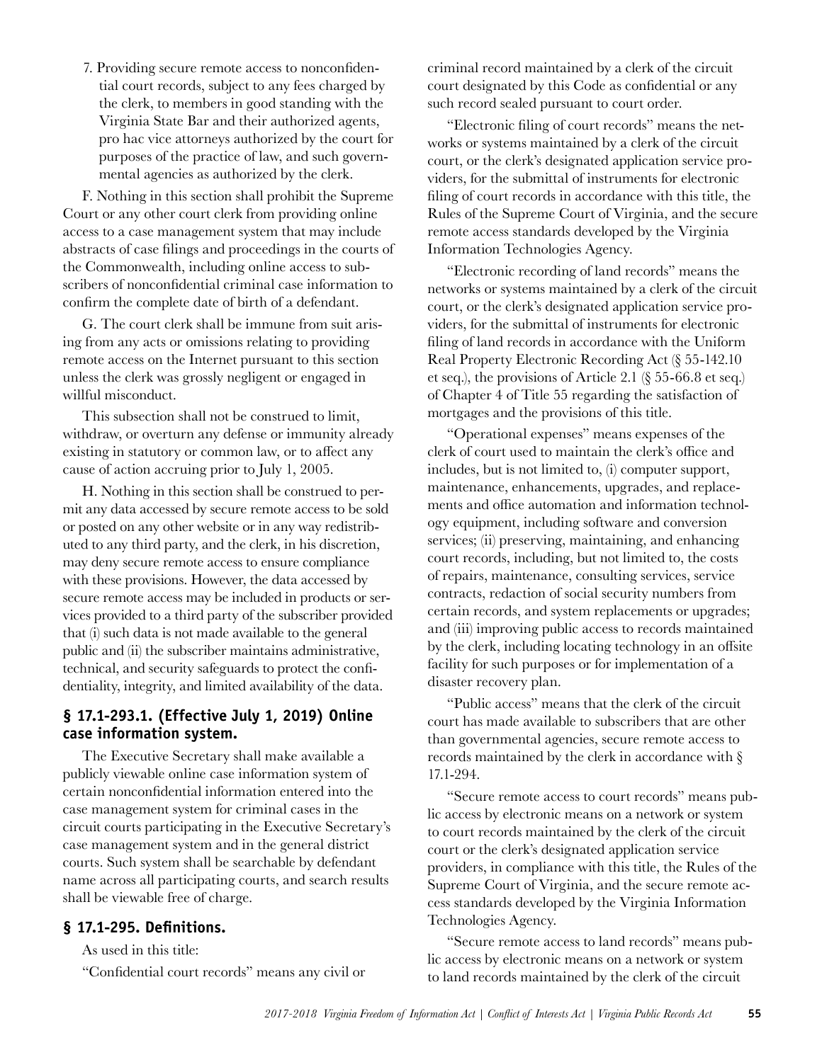7. Providing secure remote access to nonconfidential court records, subject to any fees charged by the clerk, to members in good standing with the Virginia State Bar and their authorized agents, pro hac vice attorneys authorized by the court for purposes of the practice of law, and such governmental agencies as authorized by the clerk.

F. Nothing in this section shall prohibit the Supreme Court or any other court clerk from providing online access to a case management system that may include abstracts of case filings and proceedings in the courts of the Commonwealth, including online access to subscribers of nonconfidential criminal case information to confirm the complete date of birth of a defendant.

G. The court clerk shall be immune from suit arising from any acts or omissions relating to providing remote access on the Internet pursuant to this section unless the clerk was grossly negligent or engaged in willful misconduct.

This subsection shall not be construed to limit, withdraw, or overturn any defense or immunity already existing in statutory or common law, or to affect any cause of action accruing prior to July 1, 2005.

H. Nothing in this section shall be construed to permit any data accessed by secure remote access to be sold or posted on any other website or in any way redistributed to any third party, and the clerk, in his discretion, may deny secure remote access to ensure compliance with these provisions. However, the data accessed by secure remote access may be included in products or services provided to a third party of the subscriber provided that (i) such data is not made available to the general public and (ii) the subscriber maintains administrative, technical, and security safeguards to protect the confidentiality, integrity, and limited availability of the data.

## § 17.1-293.1. (Effective July 1, 2019) Online case information system.

The Executive Secretary shall make available a publicly viewable online case information system of certain nonconfidential information entered into the case management system for criminal cases in the circuit courts participating in the Executive Secretary's case management system and in the general district courts. Such system shall be searchable by defendant name across all participating courts, and search results shall be viewable free of charge.

## § 17.1-295. Definitions.

As used in this title:

"Confidential court records" means any civil or criminal record maintained by a clerk of the circuit court designated by this Code as confidential or any such record sealed pursuant to court order.

"Electronic filing of court records" means the networks or systems maintained by a clerk of the circuit court, or the clerk's designated application service providers, for the submittal of instruments for electronic filing of court records in accordance with this title, the Rules of the Supreme Court of Virginia, and the secure remote access standards developed by the Virginia Information Technologies Agency.

"Electronic recording of land records" means the networks or systems maintained by a clerk of the circuit court, or the clerk's designated application service providers, for the submittal of instruments for electronic filing of land records in accordance with the Uniform Real Property Electronic Recording Act (§ 55-142.10 et seq.), the provisions of Article 2.1 (§ 55-66.8 et seq.) of Chapter 4 of Title 55 regarding the satisfaction of mortgages and the provisions of this title.

"Operational expenses" means expenses of the clerk of court used to maintain the clerk's office and includes, but is not limited to, (i) computer support, maintenance, enhancements, upgrades, and replacements and office automation and information technology equipment, including software and conversion services; (ii) preserving, maintaining, and enhancing court records, including, but not limited to, the costs of repairs, maintenance, consulting services, service contracts, redaction of social security numbers from certain records, and system replacements or upgrades; and (iii) improving public access to records maintained by the clerk, including locating technology in an offsite facility for such purposes or for implementation of a disaster recovery plan.

"Public access" means that the clerk of the circuit court has made available to subscribers that are other than governmental agencies, secure remote access to records maintained by the clerk in accordance with § 17.1-294.

"Secure remote access to court records" means public access by electronic means on a network or system to court records maintained by the clerk of the circuit court or the clerk's designated application service providers, in compliance with this title, the Rules of the Supreme Court of Virginia, and the secure remote access standards developed by the Virginia Information Technologies Agency.

"Secure remote access to land records" means public access by electronic means on a network or system to land records maintained by the clerk of the circuit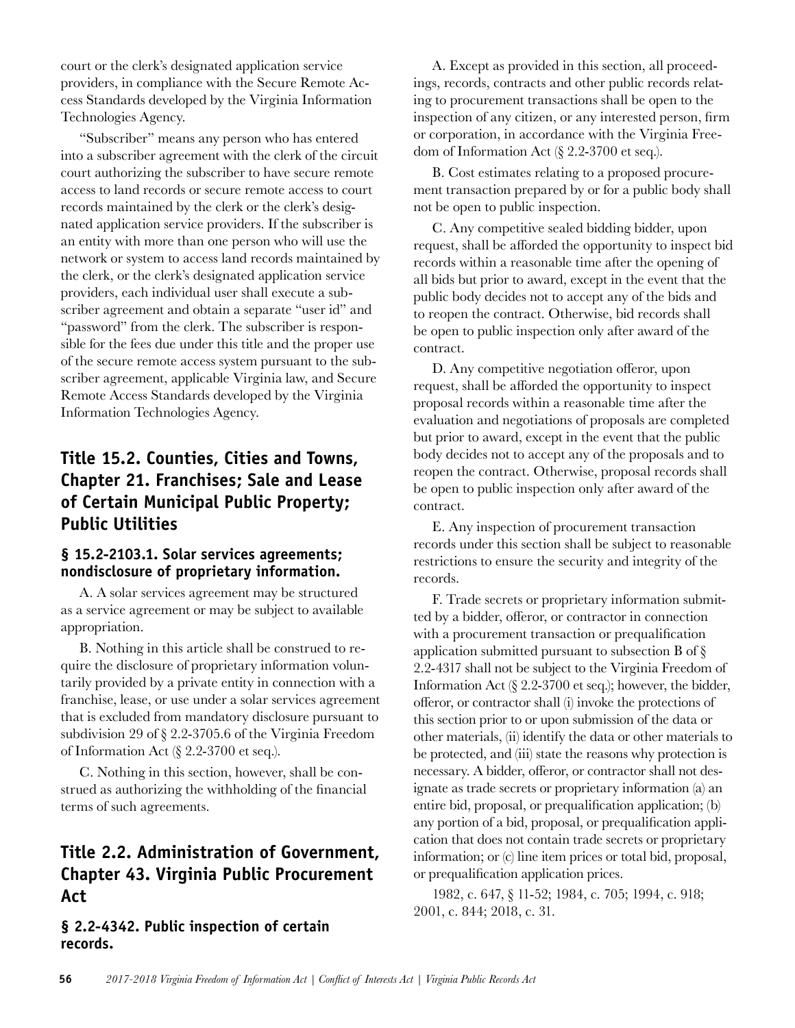court or the clerk's designated application service providers, in compliance with the Secure Remote Access Standards developed by the Virginia Information Technologies Agency.

"Subscriber" means any person who has entered into a subscriber agreement with the clerk of the circuit court authorizing the subscriber to have secure remote access to land records or secure remote access to court records maintained by the clerk or the clerk's designated application service providers. If the subscriber is an entity with more than one person who will use the network or system to access land records maintained by the clerk, or the clerk's designated application service providers, each individual user shall execute a subscriber agreement and obtain a separate "user id" and "password" from the clerk. The subscriber is responsible for the fees due under this title and the proper use of the secure remote access system pursuant to the subscriber agreement, applicable Virginia law, and Secure Remote Access Standards developed by the Virginia Information Technologies Agency.

## Title 15.2. Counties, Cities and Towns, Chapter 21. Franchises; Sale and Lease of Certain Municipal Public Property; Public Utilities

### § 15.2-2103.1. Solar services agreements; nondisclosure of proprietary information.

A. A solar services agreement may be structured as a service agreement or may be subject to available appropriation.

B. Nothing in this article shall be construed to require the disclosure of proprietary information voluntarily provided by a private entity in connection with a franchise, lease, or use under a solar services agreement that is excluded from mandatory disclosure pursuant to subdivision 29 of § 2.2-3705.6 of the Virginia Freedom of Information Act (§ 2.2-3700 et seq.).

C. Nothing in this section, however, shall be construed as authorizing the withholding of the financial terms of such agreements.

## Title 2.2. Administration of Government, Chapter 43. Virginia Public Procurement Act

### § 2.2-4342. Public inspection of certain records.

A. Except as provided in this section, all proceedings, records, contracts and other public records relating to procurement transactions shall be open to the inspection of any citizen, or any interested person, firm or corporation, in accordance with the Virginia Freedom of Information Act (§ 2.2-3700 et seq.).

B. Cost estimates relating to a proposed procurement transaction prepared by or for a public body shall not be open to public inspection.

C. Any competitive sealed bidding bidder, upon request, shall be afforded the opportunity to inspect bid records within a reasonable time after the opening of all bids but prior to award, except in the event that the public body decides not to accept any of the bids and to reopen the contract. Otherwise, bid records shall be open to public inspection only after award of the contract.

D. Any competitive negotiation offeror, upon request, shall be afforded the opportunity to inspect proposal records within a reasonable time after the evaluation and negotiations of proposals are completed but prior to award, except in the event that the public body decides not to accept any of the proposals and to reopen the contract. Otherwise, proposal records shall be open to public inspection only after award of the contract.

E. Any inspection of procurement transaction records under this section shall be subject to reasonable restrictions to ensure the security and integrity of the records.

F. Trade secrets or proprietary information submitted by a bidder, offeror, or contractor in connection with a procurement transaction or prequalification application submitted pursuant to subsection B of § 2.2-4317 shall not be subject to the Virginia Freedom of Information Act (§ 2.2-3700 et seq.); however, the bidder, offeror, or contractor shall (i) invoke the protections of this section prior to or upon submission of the data or other materials, (ii) identify the data or other materials to be protected, and (iii) state the reasons why protection is necessary. A bidder, offeror, or contractor shall not designate as trade secrets or proprietary information (a) an entire bid, proposal, or prequalification application; (b) any portion of a bid, proposal, or prequalification application that does not contain trade secrets or proprietary information; or (c) line item prices or total bid, proposal, or prequalification application prices.

1982, c. 647, § 11-52; 1984, c. 705; 1994, c. 918; 2001, c. 844; 2018, c. 31.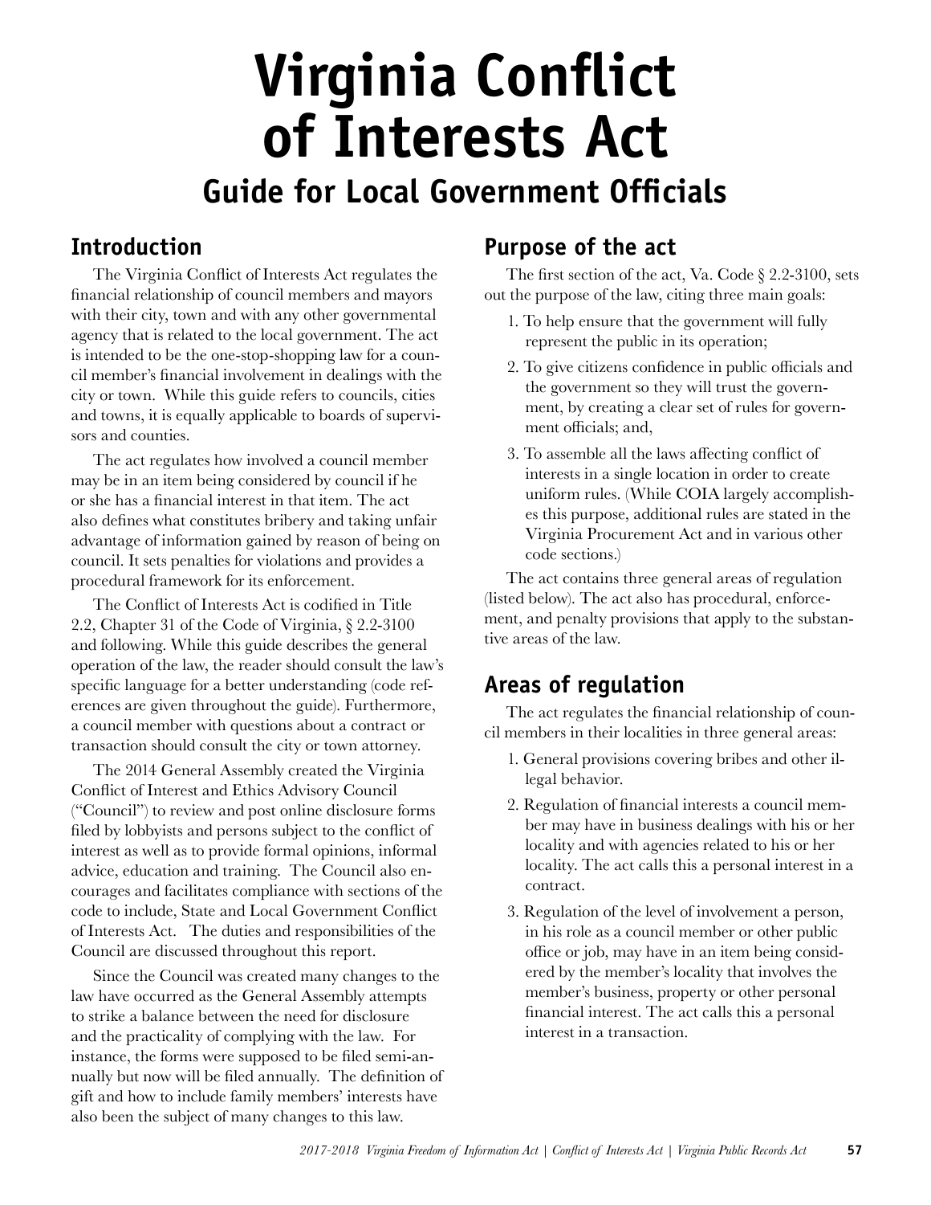# Virginia Conflict of Interests Act

## Guide for Local Government Officials

### Introduction

The Virginia Conflict of Interests Act regulates the financial relationship of council members and mayors with their city, town and with any other governmental agency that is related to the local government. The act is intended to be the one-stop-shopping law for a council member's financial involvement in dealings with the city or town. While this guide refers to councils, cities and towns, it is equally applicable to boards of supervisors and counties.

The act regulates how involved a council member may be in an item being considered by council if he or she has a financial interest in that item. The act also defines what constitutes bribery and taking unfair advantage of information gained by reason of being on council. It sets penalties for violations and provides a procedural framework for its enforcement.

The Conflict of Interests Act is codified in Title 2.2, Chapter 31 of the Code of Virginia, § 2.2-3100 and following. While this guide describes the general operation of the law, the reader should consult the law's specific language for a better understanding (code references are given throughout the guide). Furthermore, a council member with questions about a contract or transaction should consult the city or town attorney.

The 2014 General Assembly created the Virginia Conflict of Interest and Ethics Advisory Council ("Council") to review and post online disclosure forms filed by lobbyists and persons subject to the conflict of interest as well as to provide formal opinions, informal advice, education and training. The Council also encourages and facilitates compliance with sections of the code to include, State and Local Government Conflict of Interests Act. The duties and responsibilities of the Council are discussed throughout this report.

Since the Council was created many changes to the law have occurred as the General Assembly attempts to strike a balance between the need for disclosure and the practicality of complying with the law. For instance, the forms were supposed to be filed semi-annually but now will be filed annually. The definition of gift and how to include family members' interests have also been the subject of many changes to this law.

### Purpose of the act

The first section of the act, Va. Code § 2.2-3100, sets out the purpose of the law, citing three main goals:

1. To help ensure that the government will fully represent the public in its operation;
2. To give citizens confidence in public officials and the government so they will trust the government, by creating a clear set of rules for government officials; and,
3. To assemble all the laws affecting conflict of interests in a single location in order to create uniform rules. (While COIA largely accomplishes this purpose, additional rules are stated in the Virginia Procurement Act and in various other code sections.)

The act contains three general areas of regulation (listed below). The act also has procedural, enforcement, and penalty provisions that apply to the substantive areas of the law.

### Areas of regulation

The act regulates the financial relationship of council members in their localities in three general areas:

1. General provisions covering bribes and other illegal behavior.
2. Regulation of financial interests a council member may have in business dealings with his or her locality and with agencies related to his or her locality. The act calls this a personal interest in a contract.
3. Regulation of the level of involvement a person, in his role as a council member or other public office or job, may have in an item being considered by the member's locality that involves the member's business, property or other personal financial interest. The act calls this a personal interest in a transaction.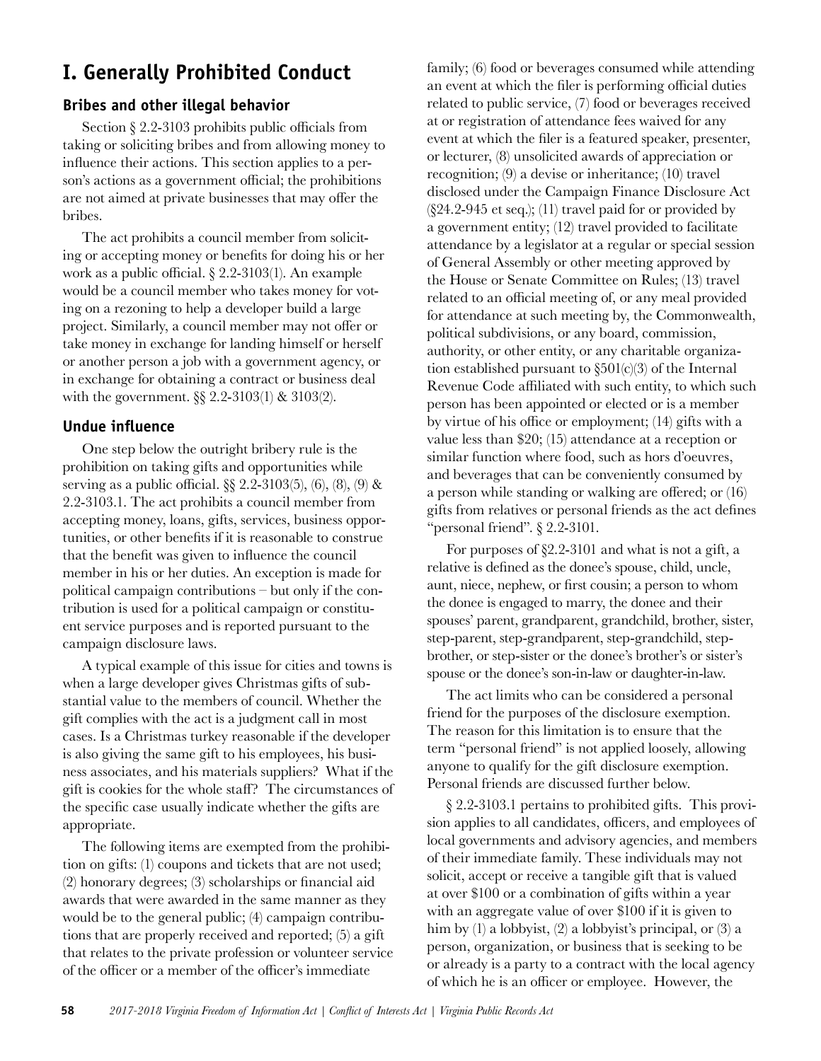# I. Generally Prohibited Conduct

## Bribes and other illegal behavior

Section § 2.2-3103 prohibits public officials from taking or soliciting bribes and from allowing money to influence their actions. This section applies to a person's actions as a government official; the prohibitions are not aimed at private businesses that may offer the bribes.

The act prohibits a council member from soliciting or accepting money or benefits for doing his or her work as a public official. § 2.2-3103(1). An example would be a council member who takes money for voting on a rezoning to help a developer build a large project. Similarly, a council member may not offer or take money in exchange for landing himself or herself or another person a job with a government agency, or in exchange for obtaining a contract or business deal with the government. §§ 2.2-3103(1) & 3103(2).

## Undue influence

One step below the outright bribery rule is the prohibition on taking gifts and opportunities while serving as a public official. §§ 2.2-3103(5), (6), (8), (9) & 2.2-3103.1. The act prohibits a council member from accepting money, loans, gifts, services, business opportunities, or other benefits if it is reasonable to construe that the benefit was given to influence the council member in his or her duties. An exception is made for political campaign contributions – but only if the contribution is used for a political campaign or constituent service purposes and is reported pursuant to the campaign disclosure laws.

A typical example of this issue for cities and towns is when a large developer gives Christmas gifts of substantial value to the members of council. Whether the gift complies with the act is a judgment call in most cases. Is a Christmas turkey reasonable if the developer is also giving the same gift to his employees, his business associates, and his materials suppliers? What if the gift is cookies for the whole staff? The circumstances of the specific case usually indicate whether the gifts are appropriate.

The following items are exempted from the prohibition on gifts: (1) coupons and tickets that are not used; (2) honorary degrees; (3) scholarships or financial aid awards that were awarded in the same manner as they would be to the general public; (4) campaign contributions that are properly received and reported; (5) a gift that relates to the private profession or volunteer service of the officer or a member of the officer's immediate family; (6) food or beverages consumed while attending an event at which the filer is performing official duties related to public service, (7) food or beverages received at or registration of attendance fees waived for any event at which the filer is a featured speaker, presenter, or lecturer, (8) unsolicited awards of appreciation or recognition; (9) a devise or inheritance; (10) travel disclosed under the Campaign Finance Disclosure Act (§24.2-945 et seq.); (11) travel paid for or provided by a government entity; (12) travel provided to facilitate attendance by a legislator at a regular or special session of General Assembly or other meeting approved by the House or Senate Committee on Rules; (13) travel related to an official meeting of, or any meal provided for attendance at such meeting by, the Commonwealth, political subdivisions, or any board, commission, authority, or other entity, or any charitable organization established pursuant to §501(c)(3) of the Internal Revenue Code affiliated with such entity, to which such person has been appointed or elected or is a member by virtue of his office or employment; (14) gifts with a value less than $20; (15) attendance at a reception or similar function where food, such as hors d'oeuvres, and beverages that can be conveniently consumed by a person while standing or walking are offered; or (16) gifts from relatives or personal friends as the act defines "personal friend". § 2.2-3101.

For purposes of §2.2-3101 and what is not a gift, a relative is defined as the donee's spouse, child, uncle, aunt, niece, nephew, or first cousin; a person to whom the donee is engaged to marry, the donee and their spouses' parent, grandparent, grandchild, brother, sister, step-parent, step-grandparent, step-grandchild, step-brother, or step-sister or the donee's brother's or sister's spouse or the donee's son-in-law or daughter-in-law.

The act limits who can be considered a personal friend for the purposes of the disclosure exemption. The reason for this limitation is to ensure that the term "personal friend" is not applied loosely, allowing anyone to qualify for the gift disclosure exemption. Personal friends are discussed further below.

§ 2.2-3103.1 pertains to prohibited gifts. This provision applies to all candidates, officers, and employees of local governments and advisory agencies, and members of their immediate family. These individuals may not solicit, accept or receive a tangible gift that is valued at over $100 or a combination of gifts within a year with an aggregate value of over $100 if it is given to him by (1) a lobbyist, (2) a lobbyist's principal, or (3) a person, organization, or business that is seeking to be or already is a party to a contract with the local agency of which he is an officer or employee. However, the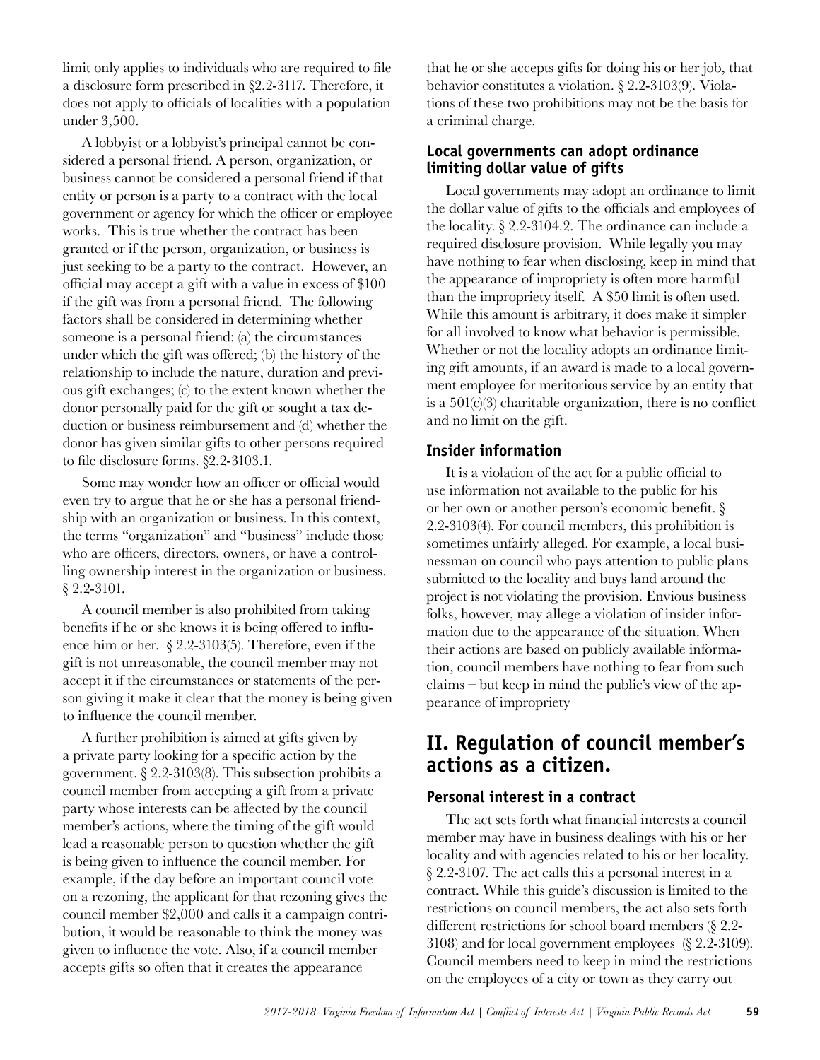limit only applies to individuals who are required to file a disclosure form prescribed in §2.2-3117. Therefore, it does not apply to officials of localities with a population under 3,500.

A lobbyist or a lobbyist's principal cannot be considered a personal friend. A person, organization, or business cannot be considered a personal friend if that entity or person is a party to a contract with the local government or agency for which the officer or employee works. This is true whether the contract has been granted or if the person, organization, or business is just seeking to be a party to the contract. However, an official may accept a gift with a value in excess of $100 if the gift was from a personal friend. The following factors shall be considered in determining whether someone is a personal friend: (a) the circumstances under which the gift was offered; (b) the history of the relationship to include the nature, duration and previous gift exchanges; (c) to the extent known whether the donor personally paid for the gift or sought a tax deduction or business reimbursement and (d) whether the donor has given similar gifts to other persons required to file disclosure forms. §2.2-3103.1.

Some may wonder how an officer or official would even try to argue that he or she has a personal friendship with an organization or business. In this context, the terms "organization" and "business" include those who are officers, directors, owners, or have a controlling ownership interest in the organization or business. § 2.2-3101.

A council member is also prohibited from taking benefits if he or she knows it is being offered to influence him or her. § 2.2-3103(5). Therefore, even if the gift is not unreasonable, the council member may not accept it if the circumstances or statements of the person giving it make it clear that the money is being given to influence the council member.

A further prohibition is aimed at gifts given by a private party looking for a specific action by the government. § 2.2-3103(8). This subsection prohibits a council member from accepting a gift from a private party whose interests can be affected by the council member's actions, where the timing of the gift would lead a reasonable person to question whether the gift is being given to influence the council member. For example, if the day before an important council vote on a rezoning, the applicant for that rezoning gives the council member $2,000 and calls it a campaign contribution, it would be reasonable to think the money was given to influence the vote. Also, if a council member accepts gifts so often that it creates the appearance that he or she accepts gifts for doing his or her job, that behavior constitutes a violation. § 2.2-3103(9). Violations of these two prohibitions may not be the basis for a criminal charge.

### Local governments can adopt ordinance limiting dollar value of gifts

Local governments may adopt an ordinance to limit the dollar value of gifts to the officials and employees of the locality. § 2.2-3104.2. The ordinance can include a required disclosure provision. While legally you may have nothing to fear when disclosing, keep in mind that the appearance of impropriety is often more harmful than the impropriety itself. A $50 limit is often used. While this amount is arbitrary, it does make it simpler for all involved to know what behavior is permissible. Whether or not the locality adopts an ordinance limiting gift amounts, if an award is made to a local government employee for meritorious service by an entity that is a 501(c)(3) charitable organization, there is no conflict and no limit on the gift.

### Insider information

It is a violation of the act for a public official to use information not available to the public for his or her own or another person's economic benefit. § 2.2-3103(4). For council members, this prohibition is sometimes unfairly alleged. For example, a local businessman on council who pays attention to public plans submitted to the locality and buys land around the project is not violating the provision. Envious business folks, however, may allege a violation of insider information due to the appearance of the situation. When their actions are based on publicly available information, council members have nothing to fear from such claims – but keep in mind the public's view of the appearance of impropriety

## II. Regulation of council member's actions as a citizen.

### Personal interest in a contract

The act sets forth what financial interests a council member may have in business dealings with his or her locality and with agencies related to his or her locality. § 2.2-3107. The act calls this a personal interest in a contract. While this guide's discussion is limited to the restrictions on council members, the act also sets forth different restrictions for school board members (§ 2.2-3108) and for local government employees (§ 2.2-3109). Council members need to keep in mind the restrictions on the employees of a city or town as they carry out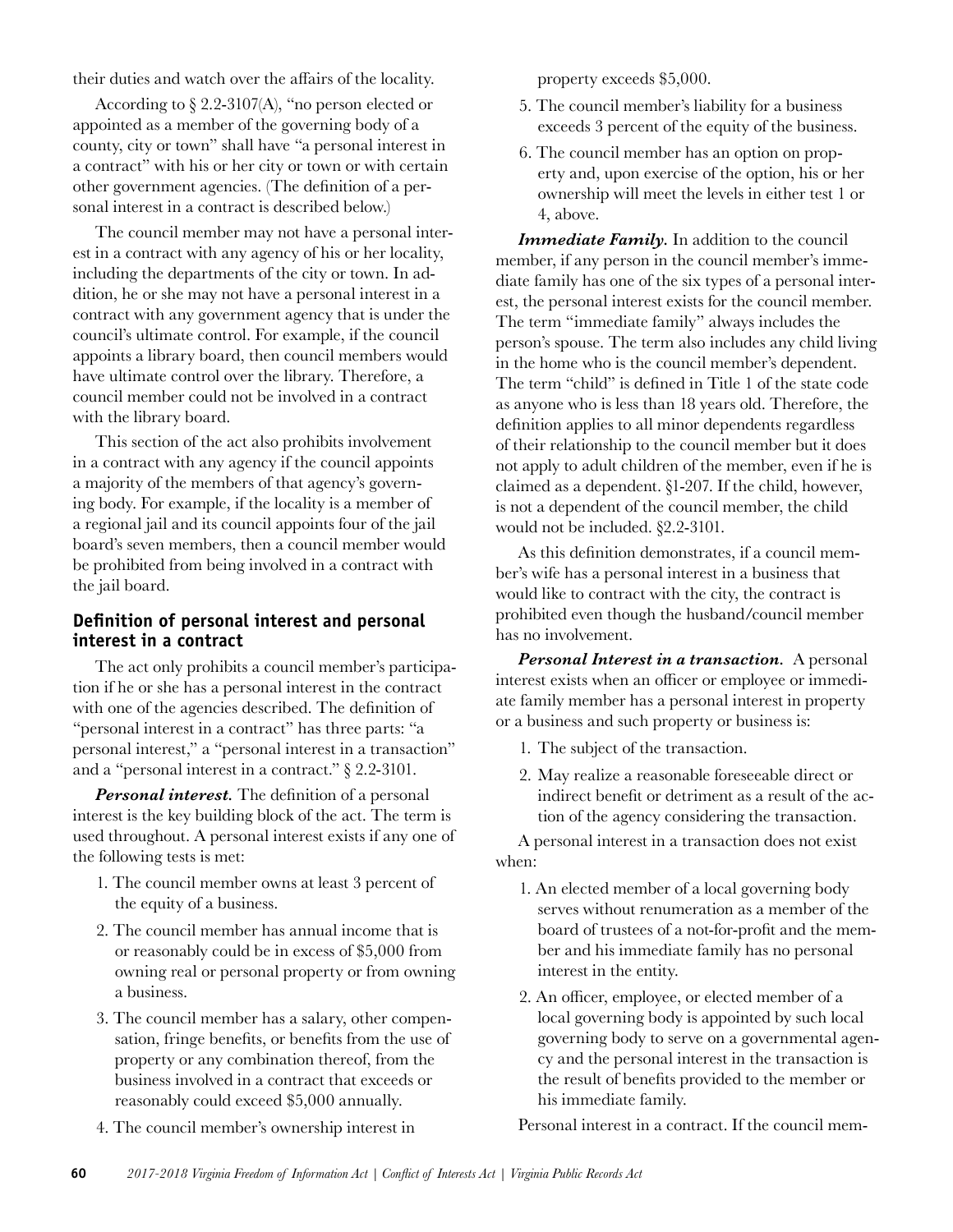their duties and watch over the affairs of the locality.

According to § 2.2-3107(A), "no person elected or appointed as a member of the governing body of a county, city or town" shall have "a personal interest in a contract" with his or her city or town or with certain other government agencies. (The definition of a personal interest in a contract is described below.)

The council member may not have a personal interest in a contract with any agency of his or her locality, including the departments of the city or town. In addition, he or she may not have a personal interest in a contract with any government agency that is under the council's ultimate control. For example, if the council appoints a library board, then council members would have ultimate control over the library. Therefore, a council member could not be involved in a contract with the library board.

This section of the act also prohibits involvement in a contract with any agency if the council appoints a majority of the members of that agency's governing body. For example, if the locality is a member of a regional jail and its council appoints four of the jail board's seven members, then a council member would be prohibited from being involved in a contract with the jail board.

## Definition of personal interest and personal interest in a contract

The act only prohibits a council member's participation if he or she has a personal interest in the contract with one of the agencies described. The definition of "personal interest in a contract" has three parts: "a personal interest," a "personal interest in a transaction" and a "personal interest in a contract." § 2.2-3101.

***Personal interest.*** The definition of a personal interest is the key building block of the act. The term is used throughout. A personal interest exists if any one of the following tests is met:

1. The council member owns at least 3 percent of the equity of a business.
2. The council member has annual income that is or reasonably could be in excess of $5,000 from owning real or personal property or from owning a business.
3. The council member has a salary, other compensation, fringe benefits, or benefits from the use of property or any combination thereof, from the business involved in a contract that exceeds or reasonably could exceed $5,000 annually.
4. The council member's ownership interest in property exceeds $5,000.
5. The council member's liability for a business exceeds 3 percent of the equity of the business.
6. The council member has an option on property and, upon exercise of the option, his or her ownership will meet the levels in either test 1 or 4, above.

***Immediate Family.*** In addition to the council member, if any person in the council member's immediate family has one of the six types of a personal interest, the personal interest exists for the council member. The term "immediate family" always includes the person's spouse. The term also includes any child living in the home who is the council member's dependent. The term "child" is defined in Title 1 of the state code as anyone who is less than 18 years old. Therefore, the definition applies to all minor dependents regardless of their relationship to the council member but it does not apply to adult children of the member, even if he is claimed as a dependent. §1-207. If the child, however, is not a dependent of the council member, the child would not be included. §2.2-3101.

As this definition demonstrates, if a council member's wife has a personal interest in a business that would like to contract with the city, the contract is prohibited even though the husband/council member has no involvement.

***Personal Interest in a transaction.*** A personal interest exists when an officer or employee or immediate family member has a personal interest in property or a business and such property or business is:

1. The subject of the transaction.
2. May realize a reasonable foreseeable direct or indirect benefit or detriment as a result of the action of the agency considering the transaction.

A personal interest in a transaction does not exist when:

1. An elected member of a local governing body serves without renumeration as a member of the board of trustees of a not-for-profit and the member and his immediate family has no personal interest in the entity.
2. An officer, employee, or elected member of a local governing body is appointed by such local governing body to serve on a governmental agency and the personal interest in the transaction is the result of benefits provided to the member or his immediate family.

Personal interest in a contract. If the council mem-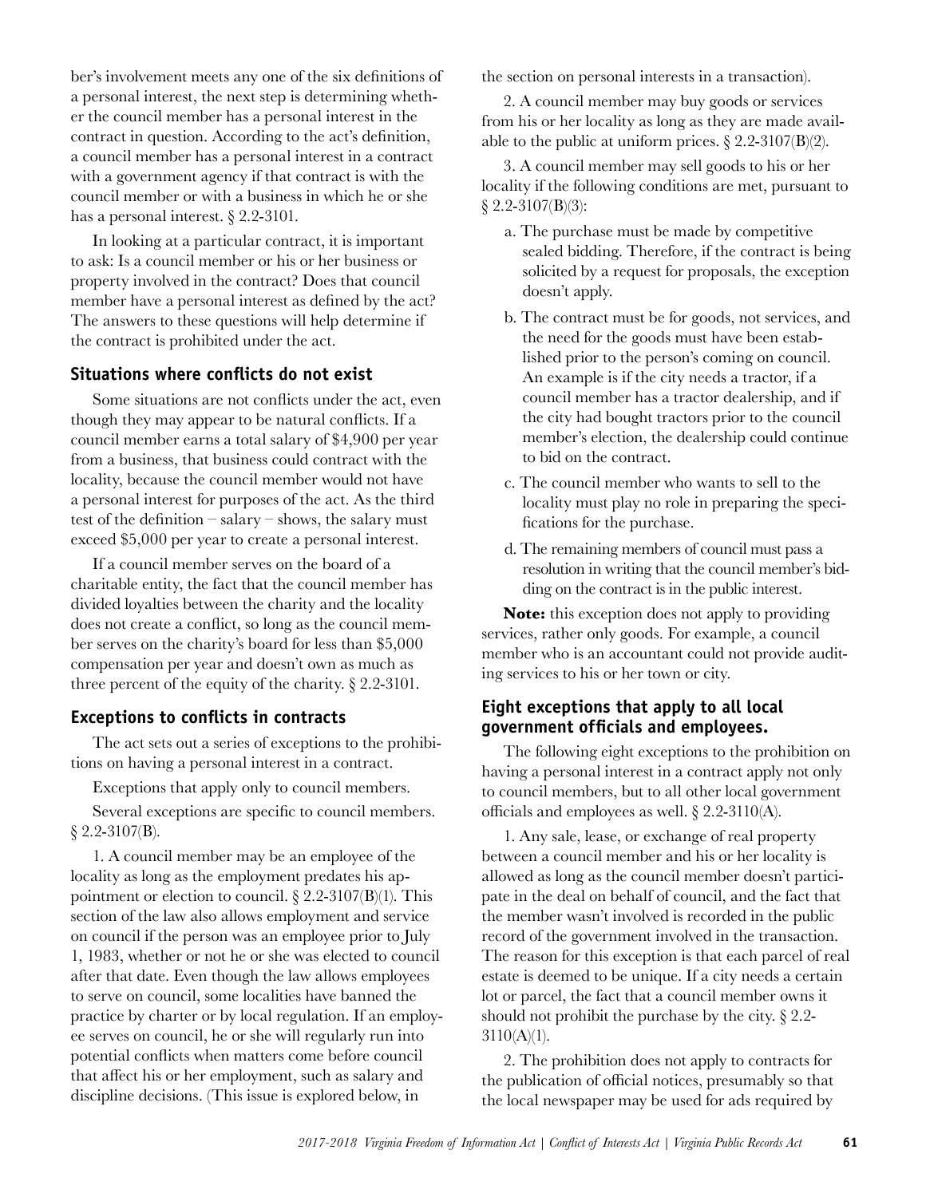ber's involvement meets any one of the six definitions of a personal interest, the next step is determining whether the council member has a personal interest in the contract in question. According to the act's definition, a council member has a personal interest in a contract with a government agency if that contract is with the council member or with a business in which he or she has a personal interest. § 2.2-3101.

In looking at a particular contract, it is important to ask: Is a council member or his or her business or property involved in the contract? Does that council member have a personal interest as defined by the act? The answers to these questions will help determine if the contract is prohibited under the act.

### Situations where conflicts do not exist

Some situations are not conflicts under the act, even though they may appear to be natural conflicts. If a council member earns a total salary of $4,900 per year from a business, that business could contract with the locality, because the council member would not have a personal interest for purposes of the act. As the third test of the definition – salary – shows, the salary must exceed $5,000 per year to create a personal interest.

If a council member serves on the board of a charitable entity, the fact that the council member has divided loyalties between the charity and the locality does not create a conflict, so long as the council member serves on the charity's board for less than $5,000 compensation per year and doesn't own as much as three percent of the equity of the charity. § 2.2-3101.

### Exceptions to conflicts in contracts

The act sets out a series of exceptions to the prohibitions on having a personal interest in a contract.

Exceptions that apply only to council members.

Several exceptions are specific to council members. § 2.2-3107(B).

1. A council member may be an employee of the locality as long as the employment predates his appointment or election to council. § 2.2-3107(B)(1). This section of the law also allows employment and service on council if the person was an employee prior to July 1, 1983, whether or not he or she was elected to council after that date. Even though the law allows employees to serve on council, some localities have banned the practice by charter or by local regulation. If an employee serves on council, he or she will regularly run into potential conflicts when matters come before council that affect his or her employment, such as salary and discipline decisions. (This issue is explored below, in the section on personal interests in a transaction).

2. A council member may buy goods or services from his or her locality as long as they are made available to the public at uniform prices. § 2.2-3107(B)(2).

3. A council member may sell goods to his or her locality if the following conditions are met, pursuant to § 2.2-3107(B)(3):

   a. The purchase must be made by competitive sealed bidding. Therefore, if the contract is being solicited by a request for proposals, the exception doesn't apply.

   b. The contract must be for goods, not services, and the need for the goods must have been established prior to the person's coming on council. An example is if the city needs a tractor, if a council member has a tractor dealership, and if the city had bought tractors prior to the council member's election, the dealership could continue to bid on the contract.

   c. The council member who wants to sell to the locality must play no role in preparing the specifications for the purchase.

   d. The remaining members of council must pass a resolution in writing that the council member's bidding on the contract is in the public interest.

**Note:** this exception does not apply to providing services, rather only goods. For example, a council member who is an accountant could not provide auditing services to his or her town or city.

### Eight exceptions that apply to all local government officials and employees.

The following eight exceptions to the prohibition on having a personal interest in a contract apply not only to council members, but to all other local government officials and employees as well. § 2.2-3110(A).

1. Any sale, lease, or exchange of real property between a council member and his or her locality is allowed as long as the council member doesn't participate in the deal on behalf of council, and the fact that the member wasn't involved is recorded in the public record of the government involved in the transaction. The reason for this exception is that each parcel of real estate is deemed to be unique. If a city needs a certain lot or parcel, the fact that a council member owns it should not prohibit the purchase by the city. § 2.2-3110(A)(1).

2. The prohibition does not apply to contracts for the publication of official notices, presumably so that the local newspaper may be used for ads required by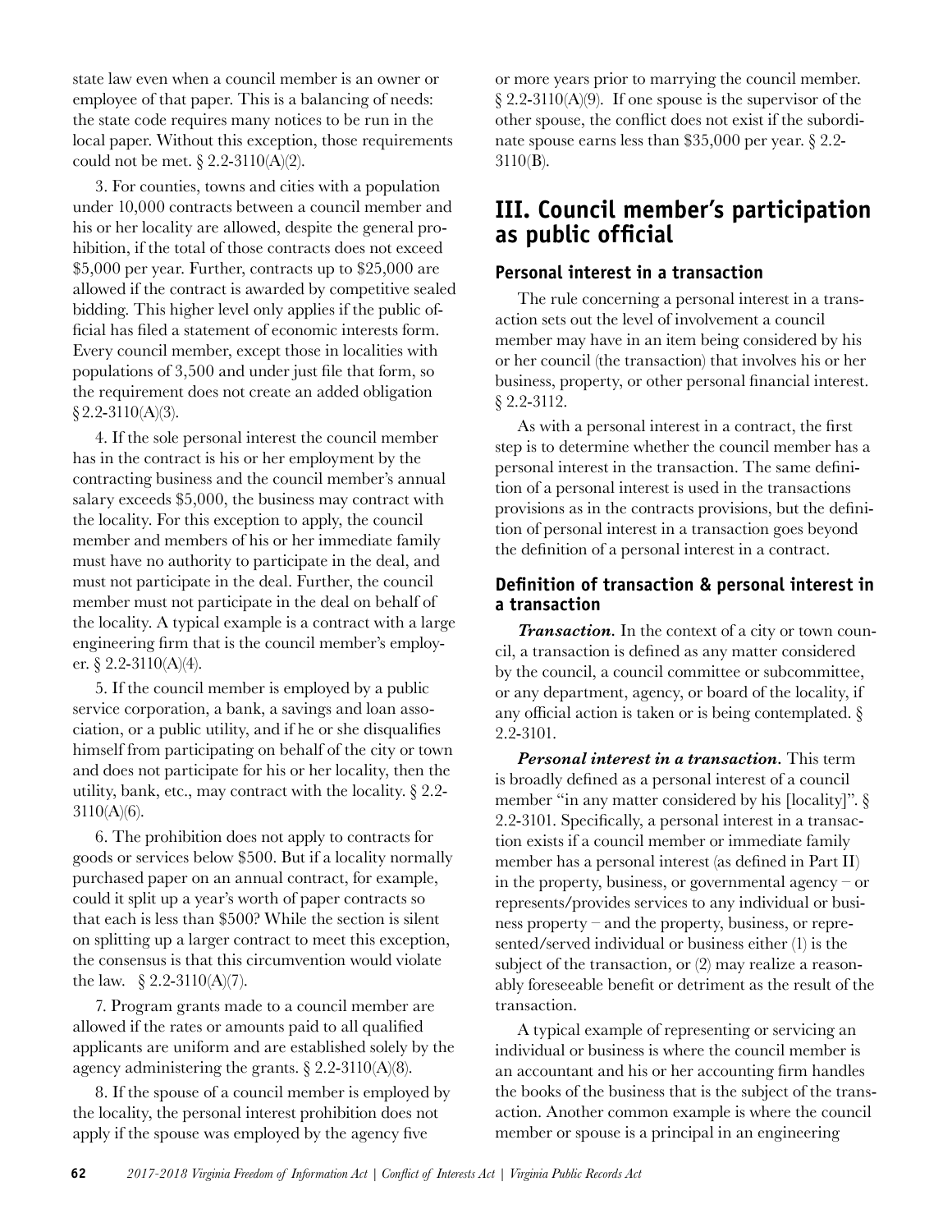state law even when a council member is an owner or employee of that paper. This is a balancing of needs: the state code requires many notices to be run in the local paper. Without this exception, those requirements could not be met. § 2.2-3110(A)(2).

3. For counties, towns and cities with a population under 10,000 contracts between a council member and his or her locality are allowed, despite the general prohibition, if the total of those contracts does not exceed $5,000 per year. Further, contracts up to $25,000 are allowed if the contract is awarded by competitive sealed bidding. This higher level only applies if the public official has filed a statement of economic interests form. Every council member, except those in localities with populations of 3,500 and under just file that form, so the requirement does not create an added obligation § 2.2-3110(A)(3).

4. If the sole personal interest the council member has in the contract is his or her employment by the contracting business and the council member's annual salary exceeds $5,000, the business may contract with the locality. For this exception to apply, the council member and members of his or her immediate family must have no authority to participate in the deal, and must not participate in the deal. Further, the council member must not participate in the deal on behalf of the locality. A typical example is a contract with a large engineering firm that is the council member's employer. § 2.2-3110(A)(4).

5. If the council member is employed by a public service corporation, a bank, a savings and loan association, or a public utility, and if he or she disqualifies himself from participating on behalf of the city or town and does not participate for his or her locality, then the utility, bank, etc., may contract with the locality. § 2.2-3110(A)(6).

6. The prohibition does not apply to contracts for goods or services below $500. But if a locality normally purchased paper on an annual contract, for example, could it split up a year's worth of paper contracts so that each is less than $500? While the section is silent on splitting up a larger contract to meet this exception, the consensus is that this circumvention would violate the law. § 2.2-3110(A)(7).

7. Program grants made to a council member are allowed if the rates or amounts paid to all qualified applicants are uniform and are established solely by the agency administering the grants. § 2.2-3110(A)(8).

8. If the spouse of a council member is employed by the locality, the personal interest prohibition does not apply if the spouse was employed by the agency five or more years prior to marrying the council member. § 2.2-3110(A)(9). If one spouse is the supervisor of the other spouse, the conflict does not exist if the subordinate spouse earns less than $35,000 per year. § 2.2-3110(B).

## III. Council member's participation as public official

### Personal interest in a transaction

The rule concerning a personal interest in a transaction sets out the level of involvement a council member may have in an item being considered by his or her council (the transaction) that involves his or her business, property, or other personal financial interest. § 2.2-3112.

As with a personal interest in a contract, the first step is to determine whether the council member has a personal interest in the transaction. The same definition of a personal interest is used in the transactions provisions as in the contracts provisions, but the definition of personal interest in a transaction goes beyond the definition of a personal interest in a contract.

### Definition of transaction & personal interest in a transaction

***Transaction.*** In the context of a city or town council, a transaction is defined as any matter considered by the council, a council committee or subcommittee, or any department, agency, or board of the locality, if any official action is taken or is being contemplated. § 2.2-3101.

***Personal interest in a transaction.*** This term is broadly defined as a personal interest of a council member "in any matter considered by his [locality]". § 2.2-3101. Specifically, a personal interest in a transaction exists if a council member or immediate family member has a personal interest (as defined in Part II) in the property, business, or governmental agency – or represents/provides services to any individual or business property – and the property, business, or represented/served individual or business either (1) is the subject of the transaction, or (2) may realize a reasonably foreseeable benefit or detriment as the result of the transaction.

A typical example of representing or servicing an individual or business is where the council member is an accountant and his or her accounting firm handles the books of the business that is the subject of the transaction. Another common example is where the council member or spouse is a principal in an engineering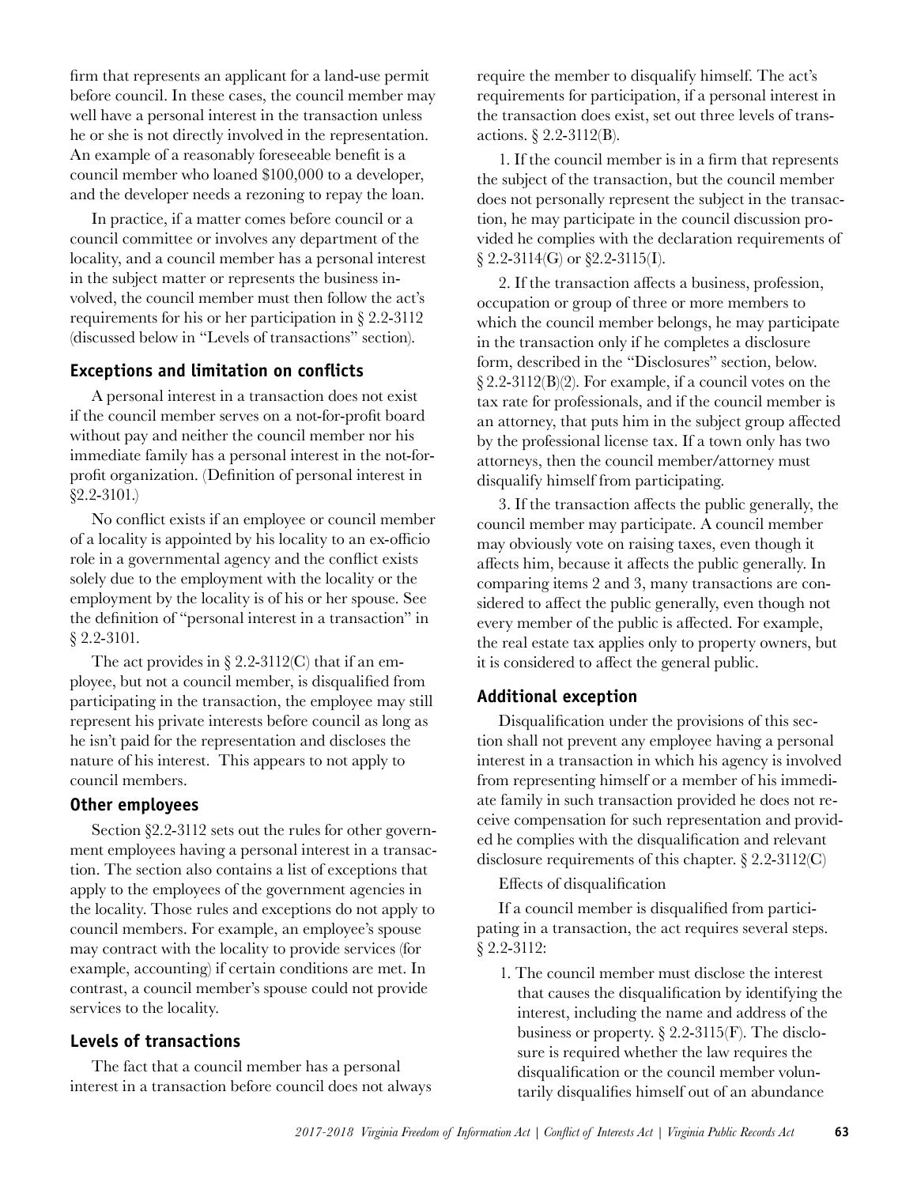firm that represents an applicant for a land-use permit before council. In these cases, the council member may well have a personal interest in the transaction unless he or she is not directly involved in the representation. An example of a reasonably foreseeable benefit is a council member who loaned $100,000 to a developer, and the developer needs a rezoning to repay the loan.

In practice, if a matter comes before council or a council committee or involves any department of the locality, and a council member has a personal interest in the subject matter or represents the business involved, the council member must then follow the act's requirements for his or her participation in § 2.2-3112 (discussed below in "Levels of transactions" section).

### Exceptions and limitation on conflicts

A personal interest in a transaction does not exist if the council member serves on a not-for-profit board without pay and neither the council member nor his immediate family has a personal interest in the not-for-profit organization. (Definition of personal interest in §2.2-3101.)

No conflict exists if an employee or council member of a locality is appointed by his locality to an ex-officio role in a governmental agency and the conflict exists solely due to the employment with the locality or the employment by the locality is of his or her spouse. See the definition of "personal interest in a transaction" in § 2.2-3101.

The act provides in § 2.2-3112(C) that if an employee, but not a council member, is disqualified from participating in the transaction, the employee may still represent his private interests before council as long as he isn't paid for the representation and discloses the nature of his interest. This appears to not apply to council members.

### Other employees

Section §2.2-3112 sets out the rules for other government employees having a personal interest in a transaction. The section also contains a list of exceptions that apply to the employees of the government agencies in the locality. Those rules and exceptions do not apply to council members. For example, an employee's spouse may contract with the locality to provide services (for example, accounting) if certain conditions are met. In contrast, a council member's spouse could not provide services to the locality.

### Levels of transactions

The fact that a council member has a personal interest in a transaction before council does not always require the member to disqualify himself. The act's requirements for participation, if a personal interest in the transaction does exist, set out three levels of transactions. § 2.2-3112(B).

1. If the council member is in a firm that represents the subject of the transaction, but the council member does not personally represent the subject in the transaction, he may participate in the council discussion provided he complies with the declaration requirements of § 2.2-3114(G) or §2.2-3115(I).

2. If the transaction affects a business, profession, occupation or group of three or more members to which the council member belongs, he may participate in the transaction only if he completes a disclosure form, described in the "Disclosures" section, below. § 2.2-3112(B)(2). For example, if a council votes on the tax rate for professionals, and if the council member is an attorney, that puts him in the subject group affected by the professional license tax. If a town only has two attorneys, then the council member/attorney must disqualify himself from participating.

3. If the transaction affects the public generally, the council member may participate. A council member may obviously vote on raising taxes, even though it affects him, because it affects the public generally. In comparing items 2 and 3, many transactions are considered to affect the public generally, even though not every member of the public is affected. For example, the real estate tax applies only to property owners, but it is considered to affect the general public.

### Additional exception

Disqualification under the provisions of this section shall not prevent any employee having a personal interest in a transaction in which his agency is involved from representing himself or a member of his immediate family in such transaction provided he does not receive compensation for such representation and provided he complies with the disqualification and relevant disclosure requirements of this chapter. § 2.2-3112(C)

Effects of disqualification

If a council member is disqualified from participating in a transaction, the act requires several steps. § 2.2-3112:

1. The council member must disclose the interest that causes the disqualification by identifying the interest, including the name and address of the business or property. § 2.2-3115(F). The disclosure is required whether the law requires the disqualification or the council member voluntarily disqualifies himself out of an abundance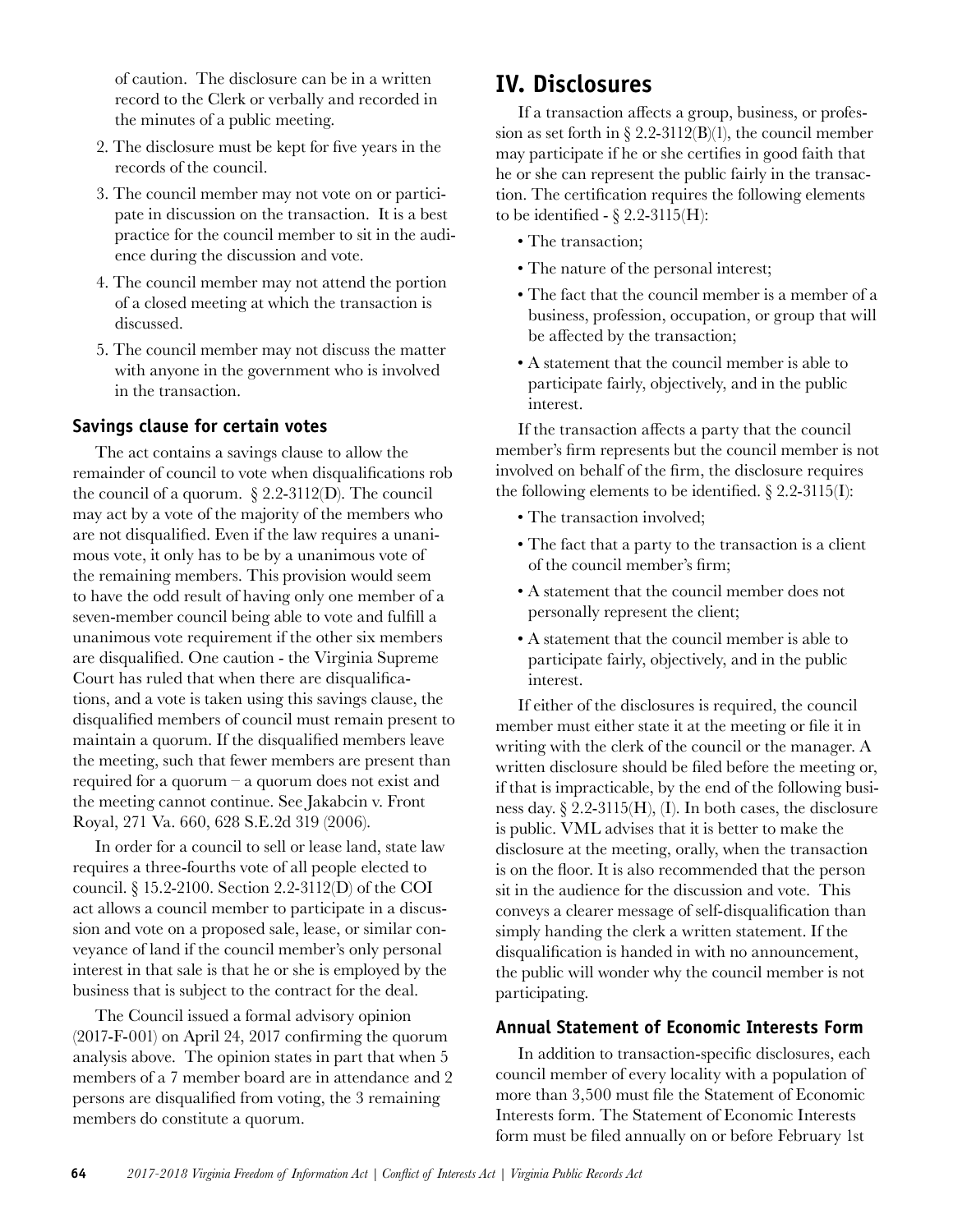of caution. The disclosure can be in a written record to the Clerk or verbally and recorded in the minutes of a public meeting.

2. The disclosure must be kept for five years in the records of the council.
3. The council member may not vote on or participate in discussion on the transaction. It is a best practice for the council member to sit in the audience during the discussion and vote.
4. The council member may not attend the portion of a closed meeting at which the transaction is discussed.
5. The council member may not discuss the matter with anyone in the government who is involved in the transaction.

### Savings clause for certain votes

The act contains a savings clause to allow the remainder of council to vote when disqualifications rob the council of a quorum. § 2.2-3112(D). The council may act by a vote of the majority of the members who are not disqualified. Even if the law requires a unanimous vote, it only has to be by a unanimous vote of the remaining members. This provision would seem to have the odd result of having only one member of a seven-member council being able to vote and fulfill a unanimous vote requirement if the other six members are disqualified. One caution - the Virginia Supreme Court has ruled that when there are disqualifications, and a vote is taken using this savings clause, the disqualified members of council must remain present to maintain a quorum. If the disqualified members leave the meeting, such that fewer members are present than required for a quorum – a quorum does not exist and the meeting cannot continue. See Jakabcin v. Front Royal, 271 Va. 660, 628 S.E.2d 319 (2006).

In order for a council to sell or lease land, state law requires a three-fourths vote of all people elected to council. § 15.2-2100. Section 2.2-3112(D) of the COI act allows a council member to participate in a discussion and vote on a proposed sale, lease, or similar conveyance of land if the council member's only personal interest in that sale is that he or she is employed by the business that is subject to the contract for the deal.

The Council issued a formal advisory opinion (2017-F-001) on April 24, 2017 confirming the quorum analysis above. The opinion states in part that when 5 members of a 7 member board are in attendance and 2 persons are disqualified from voting, the 3 remaining members do constitute a quorum.

## IV. Disclosures

If a transaction affects a group, business, or profession as set forth in § 2.2-3112(B)(1), the council member may participate if he or she certifies in good faith that he or she can represent the public fairly in the transaction. The certification requires the following elements to be identified - § 2.2-3115(H):

- The transaction;
- The nature of the personal interest;
- The fact that the council member is a member of a business, profession, occupation, or group that will be affected by the transaction;
- A statement that the council member is able to participate fairly, objectively, and in the public interest.

If the transaction affects a party that the council member's firm represents but the council member is not involved on behalf of the firm, the disclosure requires the following elements to be identified. § 2.2-3115(I):

- The transaction involved;
- The fact that a party to the transaction is a client of the council member's firm;
- A statement that the council member does not personally represent the client;
- A statement that the council member is able to participate fairly, objectively, and in the public interest.

If either of the disclosures is required, the council member must either state it at the meeting or file it in writing with the clerk of the council or the manager. A written disclosure should be filed before the meeting or, if that is impracticable, by the end of the following business day. § 2.2-3115(H), (I). In both cases, the disclosure is public. VML advises that it is better to make the disclosure at the meeting, orally, when the transaction is on the floor. It is also recommended that the person sit in the audience for the discussion and vote. This conveys a clearer message of self-disqualification than simply handing the clerk a written statement. If the disqualification is handed in with no announcement, the public will wonder why the council member is not participating.

### Annual Statement of Economic Interests Form

In addition to transaction-specific disclosures, each council member of every locality with a population of more than 3,500 must file the Statement of Economic Interests form. The Statement of Economic Interests form must be filed annually on or before February 1st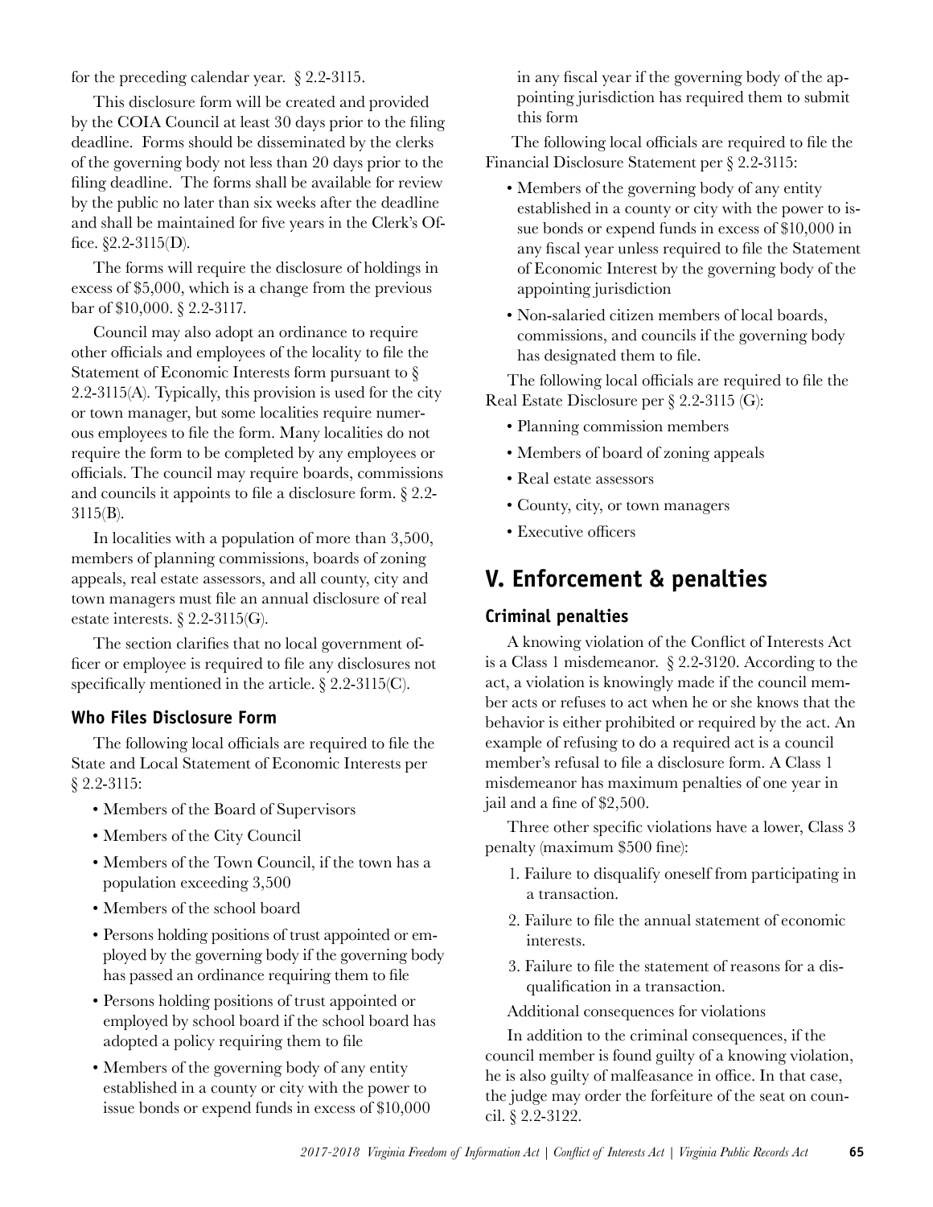for the preceding calendar year. § 2.2-3115.

This disclosure form will be created and provided by the COIA Council at least 30 days prior to the filing deadline. Forms should be disseminated by the clerks of the governing body not less than 20 days prior to the filing deadline. The forms shall be available for review by the public no later than six weeks after the deadline and shall be maintained for five years in the Clerk's Office. §2.2-3115(D).

The forms will require the disclosure of holdings in excess of $5,000, which is a change from the previous bar of $10,000. § 2.2-3117.

Council may also adopt an ordinance to require other officials and employees of the locality to file the Statement of Economic Interests form pursuant to § 2.2-3115(A). Typically, this provision is used for the city or town manager, but some localities require numerous employees to file the form. Many localities do not require the form to be completed by any employees or officials. The council may require boards, commissions and councils it appoints to file a disclosure form. § 2.2-3115(B).

In localities with a population of more than 3,500, members of planning commissions, boards of zoning appeals, real estate assessors, and all county, city and town managers must file an annual disclosure of real estate interests. § 2.2-3115(G).

The section clarifies that no local government officer or employee is required to file any disclosures not specifically mentioned in the article. § 2.2-3115(C).

### Who Files Disclosure Form

The following local officials are required to file the State and Local Statement of Economic Interests per § 2.2-3115:

- Members of the Board of Supervisors
- Members of the City Council
- Members of the Town Council, if the town has a population exceeding 3,500
- Members of the school board
- Persons holding positions of trust appointed or employed by the governing body if the governing body has passed an ordinance requiring them to file
- Persons holding positions of trust appointed or employed by school board if the school board has adopted a policy requiring them to file
- Members of the governing body of any entity established in a county or city with the power to issue bonds or expend funds in excess of $10,000 in any fiscal year if the governing body of the appointing jurisdiction has required them to submit this form

The following local officials are required to file the Financial Disclosure Statement per § 2.2-3115:

- Members of the governing body of any entity established in a county or city with the power to issue bonds or expend funds in excess of $10,000 in any fiscal year unless required to file the Statement of Economic Interest by the governing body of the appointing jurisdiction
- Non-salaried citizen members of local boards, commissions, and councils if the governing body has designated them to file.

The following local officials are required to file the Real Estate Disclosure per § 2.2-3115 (G):

- Planning commission members
- Members of board of zoning appeals
- Real estate assessors
- County, city, or town managers
- Executive officers

## V. Enforcement & penalties

### Criminal penalties

A knowing violation of the Conflict of Interests Act is a Class 1 misdemeanor. § 2.2-3120. According to the act, a violation is knowingly made if the council member acts or refuses to act when he or she knows that the behavior is either prohibited or required by the act. An example of refusing to do a required act is a council member's refusal to file a disclosure form. A Class 1 misdemeanor has maximum penalties of one year in jail and a fine of $2,500.

Three other specific violations have a lower, Class 3 penalty (maximum $500 fine):

1. Failure to disqualify oneself from participating in a transaction.
2. Failure to file the annual statement of economic interests.
3. Failure to file the statement of reasons for a disqualification in a transaction.

Additional consequences for violations

In addition to the criminal consequences, if the council member is found guilty of a knowing violation, he is also guilty of malfeasance in office. In that case, the judge may order the forfeiture of the seat on council. § 2.2-3122.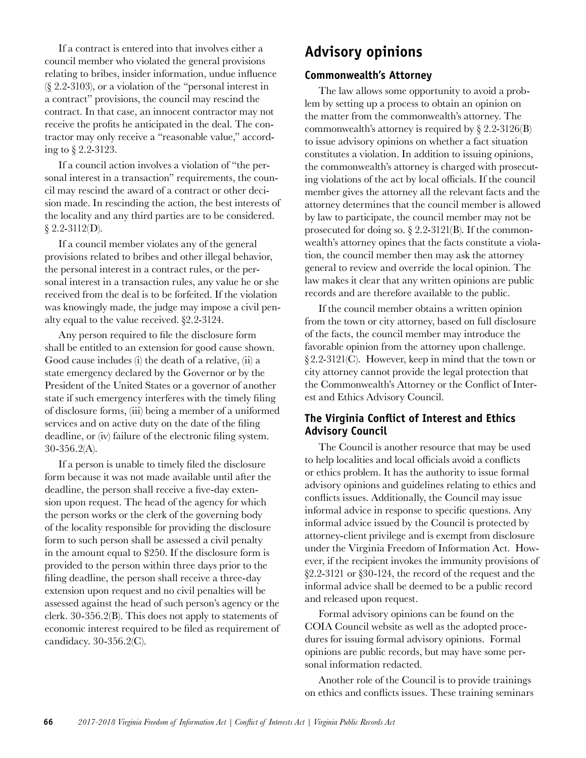If a contract is entered into that involves either a council member who violated the general provisions relating to bribes, insider information, undue influence (§ 2.2-3103), or a violation of the "personal interest in a contract" provisions, the council may rescind the contract. In that case, an innocent contractor may not receive the profits he anticipated in the deal. The contractor may only receive a "reasonable value," according to § 2.2-3123.

If a council action involves a violation of "the personal interest in a transaction" requirements, the council may rescind the award of a contract or other decision made. In rescinding the action, the best interests of the locality and any third parties are to be considered. § 2.2-3112(D).

If a council member violates any of the general provisions related to bribes and other illegal behavior, the personal interest in a contract rules, or the personal interest in a transaction rules, any value he or she received from the deal is to be forfeited. If the violation was knowingly made, the judge may impose a civil penalty equal to the value received. §2.2-3124.

Any person required to file the disclosure form shall be entitled to an extension for good cause shown. Good cause includes (i) the death of a relative, (ii) a state emergency declared by the Governor or by the President of the United States or a governor of another state if such emergency interferes with the timely filing of disclosure forms, (iii) being a member of a uniformed services and on active duty on the date of the filing deadline, or (iv) failure of the electronic filing system. 30-356.2(A).

If a person is unable to timely filed the disclosure form because it was not made available until after the deadline, the person shall receive a five-day extension upon request. The head of the agency for which the person works or the clerk of the governing body of the locality responsible for providing the disclosure form to such person shall be assessed a civil penalty in the amount equal to $250. If the disclosure form is provided to the person within three days prior to the filing deadline, the person shall receive a three-day extension upon request and no civil penalties will be assessed against the head of such person's agency or the clerk. 30-356.2(B). This does not apply to statements of economic interest required to be filed as requirement of candidacy. 30-356.2(C).

# Advisory opinions

## Commonwealth's Attorney

The law allows some opportunity to avoid a problem by setting up a process to obtain an opinion on the matter from the commonwealth's attorney. The commonwealth's attorney is required by § 2.2-3126(B) to issue advisory opinions on whether a fact situation constitutes a violation. In addition to issuing opinions, the commonwealth's attorney is charged with prosecuting violations of the act by local officials. If the council member gives the attorney all the relevant facts and the attorney determines that the council member is allowed by law to participate, the council member may not be prosecuted for doing so. § 2.2-3121(B). If the commonwealth's attorney opines that the facts constitute a violation, the council member then may ask the attorney general to review and override the local opinion. The law makes it clear that any written opinions are public records and are therefore available to the public.

If the council member obtains a written opinion from the town or city attorney, based on full disclosure of the facts, the council member may introduce the favorable opinion from the attorney upon challenge. § 2.2-3121(C). However, keep in mind that the town or city attorney cannot provide the legal protection that the Commonwealth's Attorney or the Conflict of Interest and Ethics Advisory Council.

## The Virginia Conflict of Interest and Ethics Advisory Council

The Council is another resource that may be used to help localities and local officials avoid a conflicts or ethics problem. It has the authority to issue formal advisory opinions and guidelines relating to ethics and conflicts issues. Additionally, the Council may issue informal advice in response to specific questions. Any informal advice issued by the Council is protected by attorney-client privilege and is exempt from disclosure under the Virginia Freedom of Information Act. However, if the recipient invokes the immunity provisions of §2.2-3121 or §30-124, the record of the request and the informal advice shall be deemed to be a public record and released upon request.

Formal advisory opinions can be found on the COIA Council website as well as the adopted procedures for issuing formal advisory opinions. Formal opinions are public records, but may have some personal information redacted.

Another role of the Council is to provide trainings on ethics and conflicts issues. These training seminars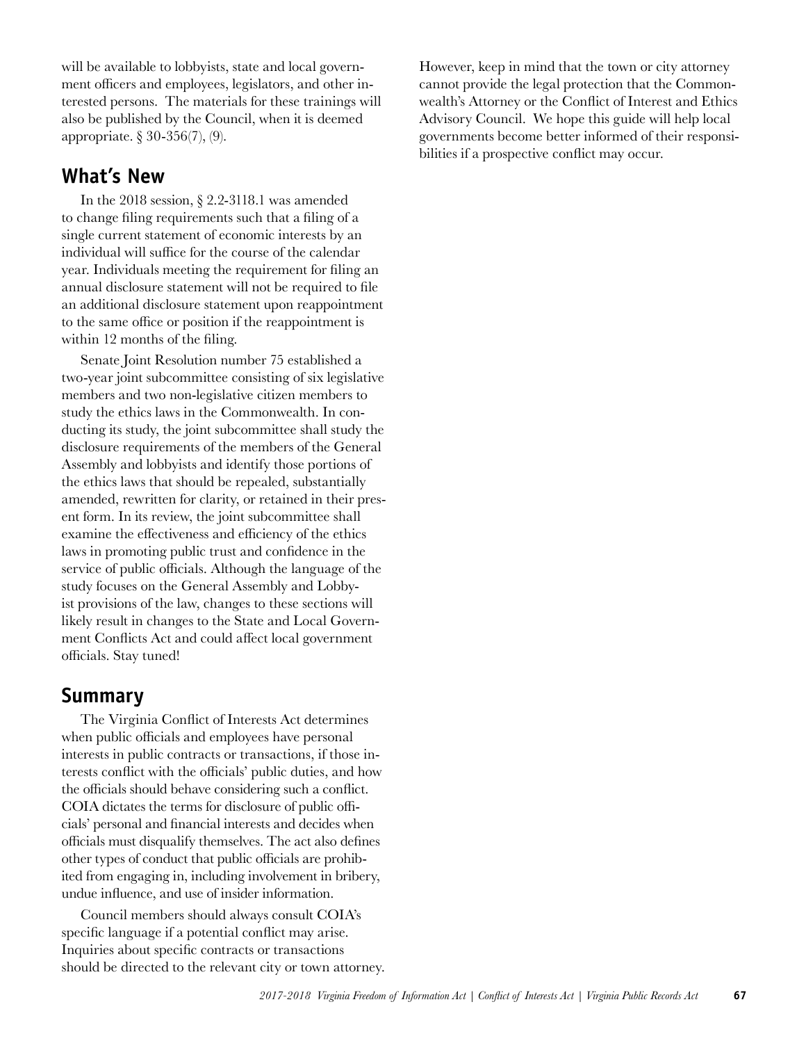will be available to lobbyists, state and local government officers and employees, legislators, and other interested persons. The materials for these trainings will also be published by the Council, when it is deemed appropriate. § 30-356(7), (9).

## What's New

In the 2018 session, § 2.2-3118.1 was amended to change filing requirements such that a filing of a single current statement of economic interests by an individual will suffice for the course of the calendar year. Individuals meeting the requirement for filing an annual disclosure statement will not be required to file an additional disclosure statement upon reappointment to the same office or position if the reappointment is within 12 months of the filing.

Senate Joint Resolution number 75 established a two-year joint subcommittee consisting of six legislative members and two non-legislative citizen members to study the ethics laws in the Commonwealth. In conducting its study, the joint subcommittee shall study the disclosure requirements of the members of the General Assembly and lobbyists and identify those portions of the ethics laws that should be repealed, substantially amended, rewritten for clarity, or retained in their present form. In its review, the joint subcommittee shall examine the effectiveness and efficiency of the ethics laws in promoting public trust and confidence in the service of public officials. Although the language of the study focuses on the General Assembly and Lobbyist provisions of the law, changes to these sections will likely result in changes to the State and Local Government Conflicts Act and could affect local government officials. Stay tuned!

## Summary

The Virginia Conflict of Interests Act determines when public officials and employees have personal interests in public contracts or transactions, if those interests conflict with the officials' public duties, and how the officials should behave considering such a conflict. COIA dictates the terms for disclosure of public officials' personal and financial interests and decides when officials must disqualify themselves. The act also defines other types of conduct that public officials are prohibited from engaging in, including involvement in bribery, undue influence, and use of insider information.

Council members should always consult COIA's specific language if a potential conflict may arise. Inquiries about specific contracts or transactions should be directed to the relevant city or town attorney. However, keep in mind that the town or city attorney cannot provide the legal protection that the Commonwealth's Attorney or the Conflict of Interest and Ethics Advisory Council. We hope this guide will help local governments become better informed of their responsibilities if a prospective conflict may occur.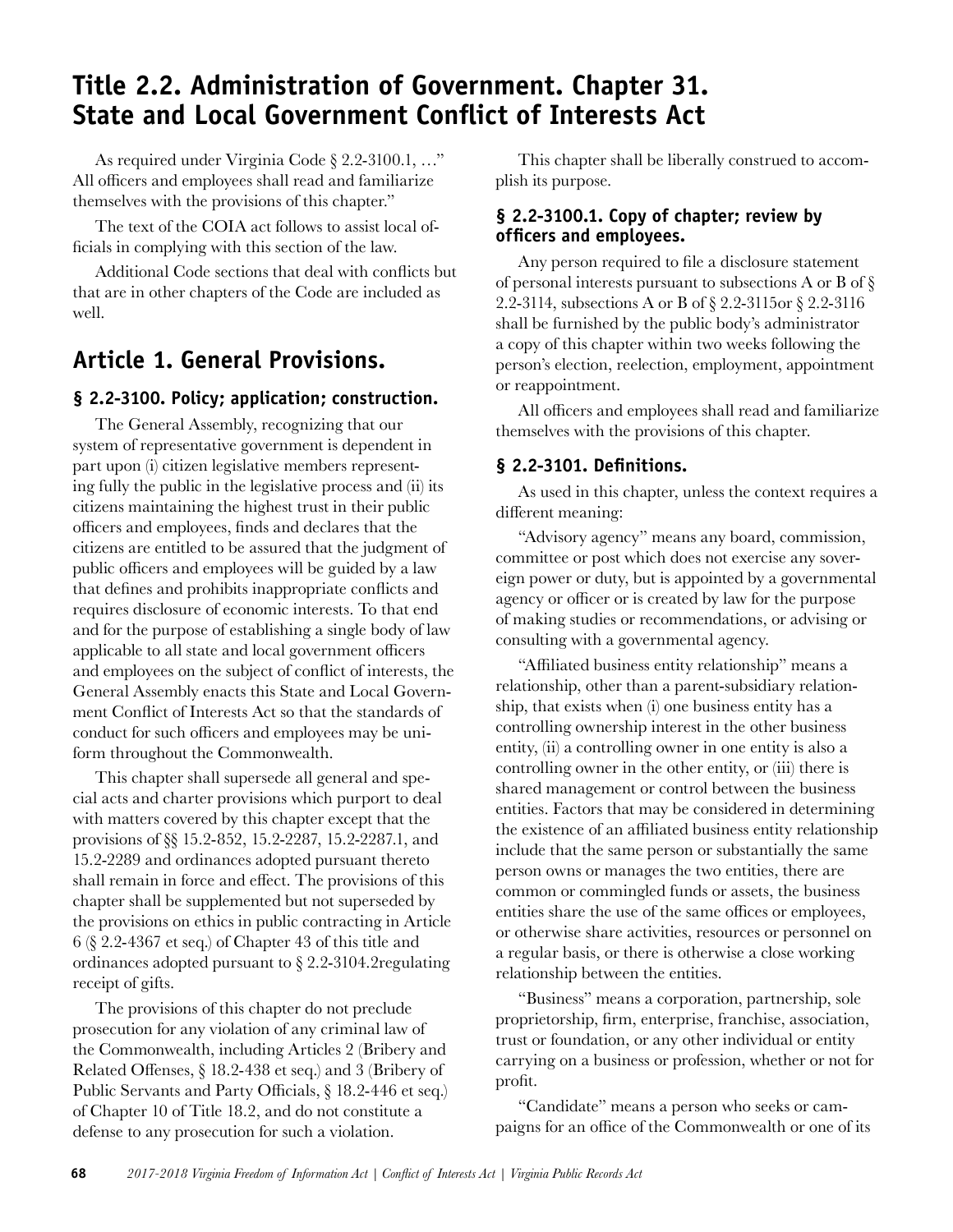# Title 2.2. Administration of Government. Chapter 31. State and Local Government Conflict of Interests Act

As required under Virginia Code § 2.2-3100.1, …" All officers and employees shall read and familiarize themselves with the provisions of this chapter."

The text of the COIA act follows to assist local officials in complying with this section of the law.

Additional Code sections that deal with conflicts but that are in other chapters of the Code are included as well.

## Article 1. General Provisions.

### § 2.2-3100. Policy; application; construction.

The General Assembly, recognizing that our system of representative government is dependent in part upon (i) citizen legislative members representing fully the public in the legislative process and (ii) its citizens maintaining the highest trust in their public officers and employees, finds and declares that the citizens are entitled to be assured that the judgment of public officers and employees will be guided by a law that defines and prohibits inappropriate conflicts and requires disclosure of economic interests. To that end and for the purpose of establishing a single body of law applicable to all state and local government officers and employees on the subject of conflict of interests, the General Assembly enacts this State and Local Government Conflict of Interests Act so that the standards of conduct for such officers and employees may be uniform throughout the Commonwealth.

This chapter shall supersede all general and special acts and charter provisions which purport to deal with matters covered by this chapter except that the provisions of §§ 15.2-852, 15.2-2287, 15.2-2287.1, and 15.2-2289 and ordinances adopted pursuant thereto shall remain in force and effect. The provisions of this chapter shall be supplemented but not superseded by the provisions on ethics in public contracting in Article 6 (§ 2.2-4367 et seq.) of Chapter 43 of this title and ordinances adopted pursuant to § 2.2-3104.2regulating receipt of gifts.

The provisions of this chapter do not preclude prosecution for any violation of any criminal law of the Commonwealth, including Articles 2 (Bribery and Related Offenses, § 18.2-438 et seq.) and 3 (Bribery of Public Servants and Party Officials, § 18.2-446 et seq.) of Chapter 10 of Title 18.2, and do not constitute a defense to any prosecution for such a violation.

This chapter shall be liberally construed to accomplish its purpose.

### § 2.2-3100.1. Copy of chapter; review by officers and employees.

Any person required to file a disclosure statement of personal interests pursuant to subsections A or B of § 2.2-3114, subsections A or B of § 2.2-3115or § 2.2-3116 shall be furnished by the public body's administrator a copy of this chapter within two weeks following the person's election, reelection, employment, appointment or reappointment.

All officers and employees shall read and familiarize themselves with the provisions of this chapter.

### § 2.2-3101. Definitions.

As used in this chapter, unless the context requires a different meaning:

"Advisory agency" means any board, commission, committee or post which does not exercise any sovereign power or duty, but is appointed by a governmental agency or officer or is created by law for the purpose of making studies or recommendations, or advising or consulting with a governmental agency.

"Affiliated business entity relationship" means a relationship, other than a parent-subsidiary relationship, that exists when (i) one business entity has a controlling ownership interest in the other business entity, (ii) a controlling owner in one entity is also a controlling owner in the other entity, or (iii) there is shared management or control between the business entities. Factors that may be considered in determining the existence of an affiliated business entity relationship include that the same person or substantially the same person owns or manages the two entities, there are common or commingled funds or assets, the business entities share the use of the same offices or employees, or otherwise share activities, resources or personnel on a regular basis, or there is otherwise a close working relationship between the entities.

"Business" means a corporation, partnership, sole proprietorship, firm, enterprise, franchise, association, trust or foundation, or any other individual or entity carrying on a business or profession, whether or not for profit.

"Candidate" means a person who seeks or campaigns for an office of the Commonwealth or one of its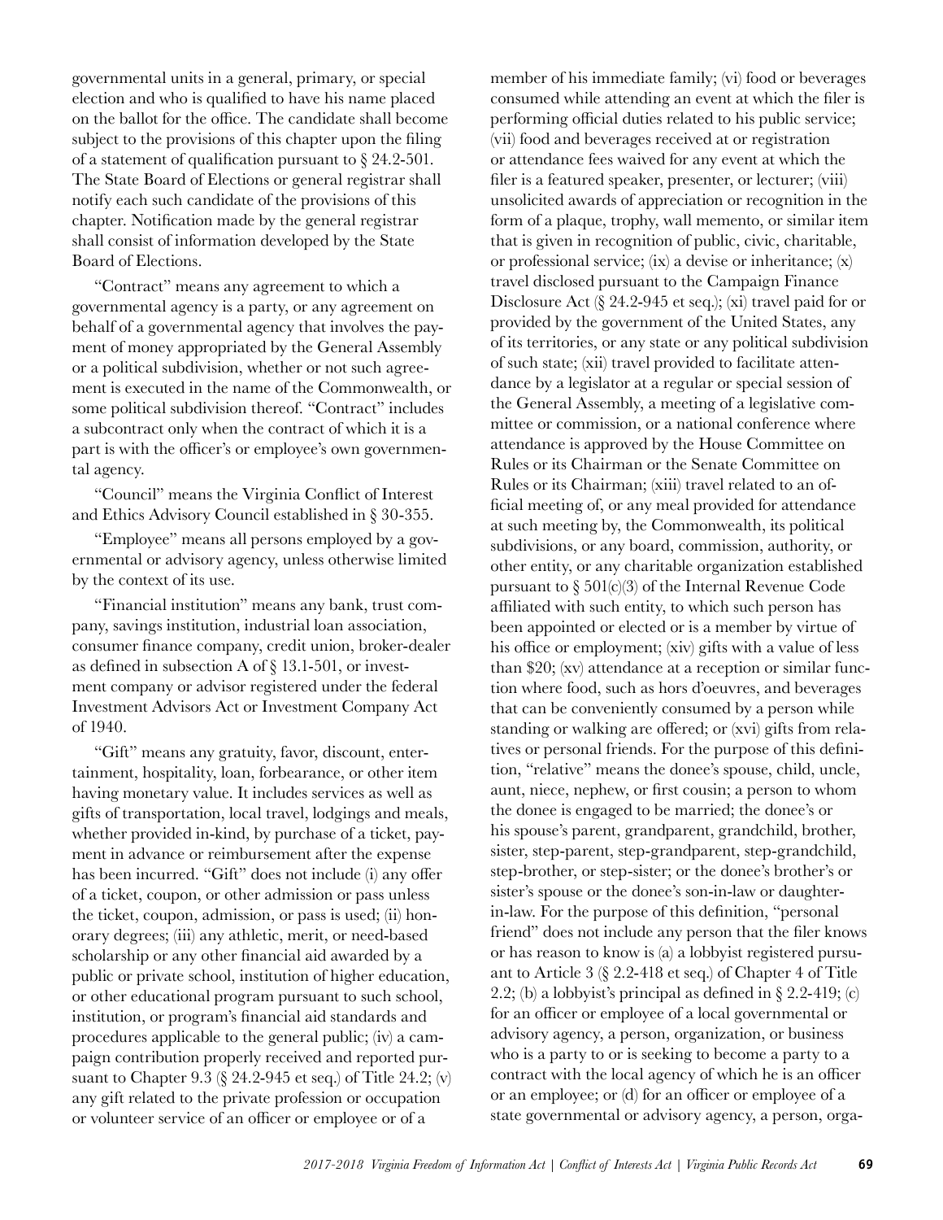governmental units in a general, primary, or special election and who is qualified to have his name placed on the ballot for the office. The candidate shall become subject to the provisions of this chapter upon the filing of a statement of qualification pursuant to § 24.2-501. The State Board of Elections or general registrar shall notify each such candidate of the provisions of this chapter. Notification made by the general registrar shall consist of information developed by the State Board of Elections.

"Contract" means any agreement to which a governmental agency is a party, or any agreement on behalf of a governmental agency that involves the payment of money appropriated by the General Assembly or a political subdivision, whether or not such agreement is executed in the name of the Commonwealth, or some political subdivision thereof. "Contract" includes a subcontract only when the contract of which it is a part is with the officer's or employee's own governmental agency.

"Council" means the Virginia Conflict of Interest and Ethics Advisory Council established in § 30-355.

"Employee" means all persons employed by a governmental or advisory agency, unless otherwise limited by the context of its use.

"Financial institution" means any bank, trust company, savings institution, industrial loan association, consumer finance company, credit union, broker-dealer as defined in subsection A of § 13.1-501, or investment company or advisor registered under the federal Investment Advisors Act or Investment Company Act of 1940.

"Gift" means any gratuity, favor, discount, entertainment, hospitality, loan, forbearance, or other item having monetary value. It includes services as well as gifts of transportation, local travel, lodgings and meals, whether provided in-kind, by purchase of a ticket, payment in advance or reimbursement after the expense has been incurred. "Gift" does not include (i) any offer of a ticket, coupon, or other admission or pass unless the ticket, coupon, admission, or pass is used; (ii) honorary degrees; (iii) any athletic, merit, or need-based scholarship or any other financial aid awarded by a public or private school, institution of higher education, or other educational program pursuant to such school, institution, or program's financial aid standards and procedures applicable to the general public; (iv) a campaign contribution properly received and reported pursuant to Chapter 9.3 (§ 24.2-945 et seq.) of Title 24.2; (v) any gift related to the private profession or occupation or volunteer service of an officer or employee or of a member of his immediate family; (vi) food or beverages consumed while attending an event at which the filer is performing official duties related to his public service; (vii) food and beverages received at or registration or attendance fees waived for any event at which the filer is a featured speaker, presenter, or lecturer; (viii) unsolicited awards of appreciation or recognition in the form of a plaque, trophy, wall memento, or similar item that is given in recognition of public, civic, charitable, or professional service; (ix) a devise or inheritance; (x) travel disclosed pursuant to the Campaign Finance Disclosure Act (§ 24.2-945 et seq.); (xi) travel paid for or provided by the government of the United States, any of its territories, or any state or any political subdivision of such state; (xii) travel provided to facilitate attendance by a legislator at a regular or special session of the General Assembly, a meeting of a legislative committee or commission, or a national conference where attendance is approved by the House Committee on Rules or its Chairman or the Senate Committee on Rules or its Chairman; (xiii) travel related to an official meeting of, or any meal provided for attendance at such meeting by, the Commonwealth, its political subdivisions, or any board, commission, authority, or other entity, or any charitable organization established pursuant to § 501(c)(3) of the Internal Revenue Code affiliated with such entity, to which such person has been appointed or elected or is a member by virtue of his office or employment; (xiv) gifts with a value of less than $20; (xv) attendance at a reception or similar function where food, such as hors d'oeuvres, and beverages that can be conveniently consumed by a person while standing or walking are offered; or (xvi) gifts from relatives or personal friends. For the purpose of this definition, "relative" means the donee's spouse, child, uncle, aunt, niece, nephew, or first cousin; a person to whom the donee is engaged to be married; the donee's or his spouse's parent, grandparent, grandchild, brother, sister, step-parent, step-grandparent, step-grandchild, step-brother, or step-sister; or the donee's brother's or sister's spouse or the donee's son-in-law or daughter-in-law. For the purpose of this definition, "personal friend" does not include any person that the filer knows or has reason to know is (a) a lobbyist registered pursuant to Article 3 (§ 2.2-418 et seq.) of Chapter 4 of Title 2.2; (b) a lobbyist's principal as defined in § 2.2-419; (c) for an officer or employee of a local governmental or advisory agency, a person, organization, or business who is a party to or is seeking to become a party to a contract with the local agency of which he is an officer or an employee; or (d) for an officer or employee of a state governmental or advisory agency, a person, orga-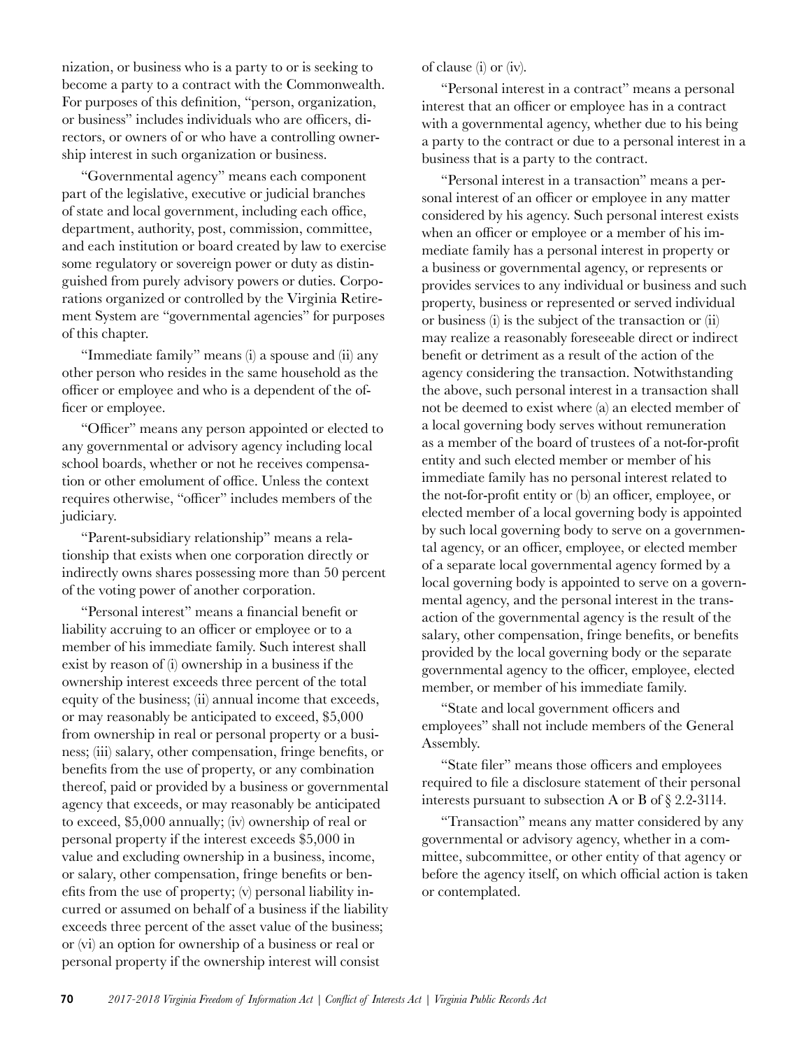nization, or business who is a party to or is seeking to become a party to a contract with the Commonwealth. For purposes of this definition, "person, organization, or business" includes individuals who are officers, directors, or owners of or who have a controlling ownership interest in such organization or business.

"Governmental agency" means each component part of the legislative, executive or judicial branches of state and local government, including each office, department, authority, post, commission, committee, and each institution or board created by law to exercise some regulatory or sovereign power or duty as distinguished from purely advisory powers or duties. Corporations organized or controlled by the Virginia Retirement System are "governmental agencies" for purposes of this chapter.

"Immediate family" means (i) a spouse and (ii) any other person who resides in the same household as the officer or employee and who is a dependent of the officer or employee.

"Officer" means any person appointed or elected to any governmental or advisory agency including local school boards, whether or not he receives compensation or other emolument of office. Unless the context requires otherwise, "officer" includes members of the judiciary.

"Parent-subsidiary relationship" means a relationship that exists when one corporation directly or indirectly owns shares possessing more than 50 percent of the voting power of another corporation.

"Personal interest" means a financial benefit or liability accruing to an officer or employee or to a member of his immediate family. Such interest shall exist by reason of (i) ownership in a business if the ownership interest exceeds three percent of the total equity of the business; (ii) annual income that exceeds, or may reasonably be anticipated to exceed, $5,000 from ownership in real or personal property or a business; (iii) salary, other compensation, fringe benefits, or benefits from the use of property, or any combination thereof, paid or provided by a business or governmental agency that exceeds, or may reasonably be anticipated to exceed, $5,000 annually; (iv) ownership of real or personal property if the interest exceeds $5,000 in value and excluding ownership in a business, income, or salary, other compensation, fringe benefits or benefits from the use of property; (v) personal liability incurred or assumed on behalf of a business if the liability exceeds three percent of the asset value of the business; or (vi) an option for ownership of a business or real or personal property if the ownership interest will consist of clause (i) or (iv).

"Personal interest in a contract" means a personal interest that an officer or employee has in a contract with a governmental agency, whether due to his being a party to the contract or due to a personal interest in a business that is a party to the contract.

"Personal interest in a transaction" means a personal interest of an officer or employee in any matter considered by his agency. Such personal interest exists when an officer or employee or a member of his immediate family has a personal interest in property or a business or governmental agency, or represents or provides services to any individual or business and such property, business or represented or served individual or business (i) is the subject of the transaction or (ii) may realize a reasonably foreseeable direct or indirect benefit or detriment as a result of the action of the agency considering the transaction. Notwithstanding the above, such personal interest in a transaction shall not be deemed to exist where (a) an elected member of a local governing body serves without remuneration as a member of the board of trustees of a not-for-profit entity and such elected member or member of his immediate family has no personal interest related to the not-for-profit entity or (b) an officer, employee, or elected member of a local governing body is appointed by such local governing body to serve on a governmental agency, or an officer, employee, or elected member of a separate local governmental agency formed by a local governing body is appointed to serve on a governmental agency, and the personal interest in the transaction of the governmental agency is the result of the salary, other compensation, fringe benefits, or benefits provided by the local governing body or the separate governmental agency to the officer, employee, elected member, or member of his immediate family.

"State and local government officers and employees" shall not include members of the General Assembly.

"State filer" means those officers and employees required to file a disclosure statement of their personal interests pursuant to subsection A or B of § 2.2-3114.

"Transaction" means any matter considered by any governmental or advisory agency, whether in a committee, subcommittee, or other entity of that agency or before the agency itself, on which official action is taken or contemplated.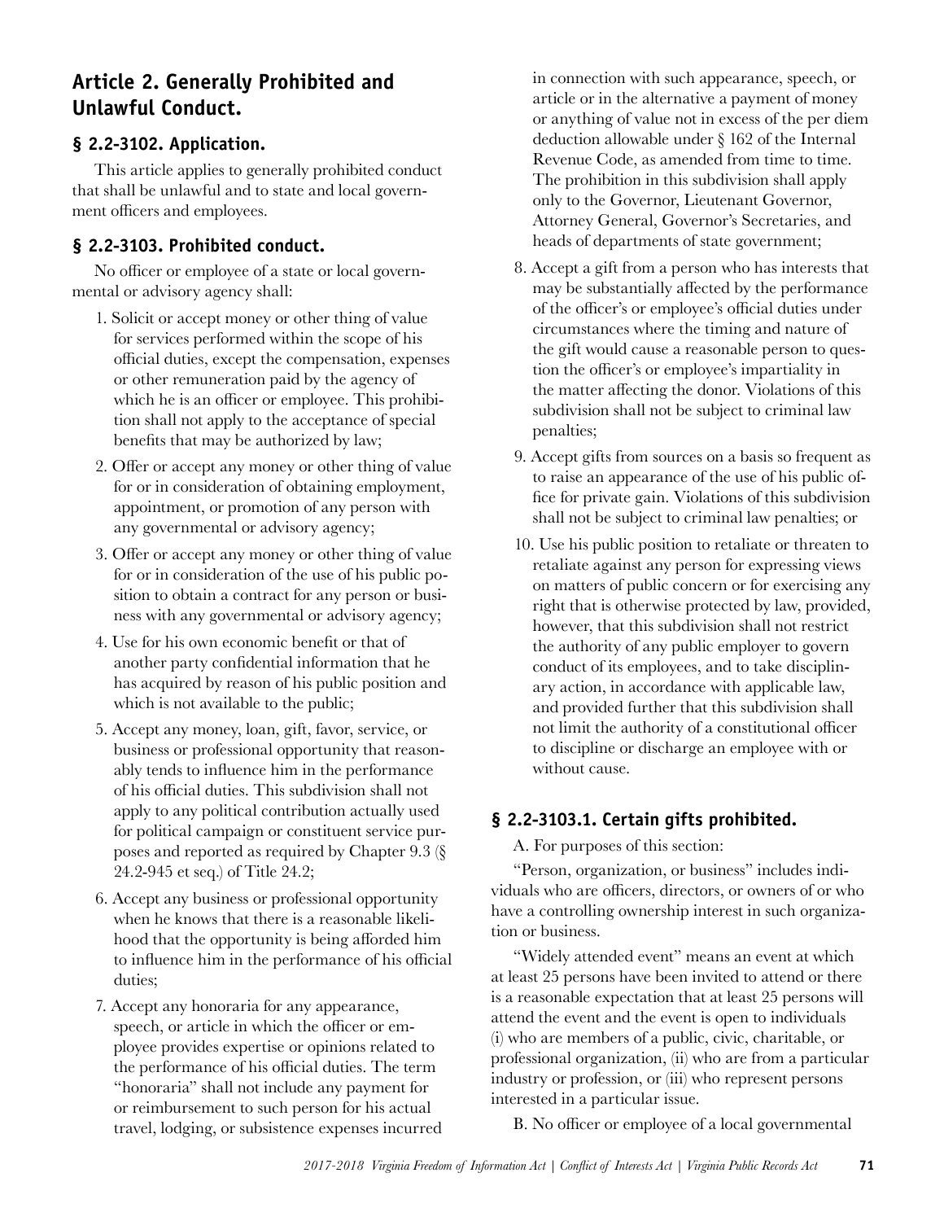## Article 2. Generally Prohibited and Unlawful Conduct.

### § 2.2-3102. Application.

This article applies to generally prohibited conduct that shall be unlawful and to state and local government officers and employees.

### § 2.2-3103. Prohibited conduct.

No officer or employee of a state or local governmental or advisory agency shall:

1. Solicit or accept money or other thing of value for services performed within the scope of his official duties, except the compensation, expenses or other remuneration paid by the agency of which he is an officer or employee. This prohibition shall not apply to the acceptance of special benefits that may be authorized by law;
2. Offer or accept any money or other thing of value for or in consideration of obtaining employment, appointment, or promotion of any person with any governmental or advisory agency;
3. Offer or accept any money or other thing of value for or in consideration of the use of his public position to obtain a contract for any person or business with any governmental or advisory agency;
4. Use for his own economic benefit or that of another party confidential information that he has acquired by reason of his public position and which is not available to the public;
5. Accept any money, loan, gift, favor, service, or business or professional opportunity that reasonably tends to influence him in the performance of his official duties. This subdivision shall not apply to any political contribution actually used for political campaign or constituent service purposes and reported as required by Chapter 9.3 (§ 24.2-945 et seq.) of Title 24.2;
6. Accept any business or professional opportunity when he knows that there is a reasonable likelihood that the opportunity is being afforded him to influence him in the performance of his official duties;
7. Accept any honoraria for any appearance, speech, or article in which the officer or employee provides expertise or opinions related to the performance of his official duties. The term "honoraria" shall not include any payment for or reimbursement to such person for his actual travel, lodging, or subsistence expenses incurred in connection with such appearance, speech, or article or in the alternative a payment of money or anything of value not in excess of the per diem deduction allowable under § 162 of the Internal Revenue Code, as amended from time to time. The prohibition in this subdivision shall apply only to the Governor, Lieutenant Governor, Attorney General, Governor's Secretaries, and heads of departments of state government;
8. Accept a gift from a person who has interests that may be substantially affected by the performance of the officer's or employee's official duties under circumstances where the timing and nature of the gift would cause a reasonable person to question the officer's or employee's impartiality in the matter affecting the donor. Violations of this subdivision shall not be subject to criminal law penalties;
9. Accept gifts from sources on a basis so frequent as to raise an appearance of the use of his public office for private gain. Violations of this subdivision shall not be subject to criminal law penalties; or
10. Use his public position to retaliate or threaten to retaliate against any person for expressing views on matters of public concern or for exercising any right that is otherwise protected by law, provided, however, that this subdivision shall not restrict the authority of any public employer to govern conduct of its employees, and to take disciplinary action, in accordance with applicable law, and provided further that this subdivision shall not limit the authority of a constitutional officer to discipline or discharge an employee with or without cause.

### § 2.2-3103.1. Certain gifts prohibited.

A. For purposes of this section:

"Person, organization, or business" includes individuals who are officers, directors, or owners of or who have a controlling ownership interest in such organization or business.

"Widely attended event" means an event at which at least 25 persons have been invited to attend or there is a reasonable expectation that at least 25 persons will attend the event and the event is open to individuals (i) who are members of a public, civic, charitable, or professional organization, (ii) who are from a particular industry or profession, or (iii) who represent persons interested in a particular issue.

B. No officer or employee of a local governmental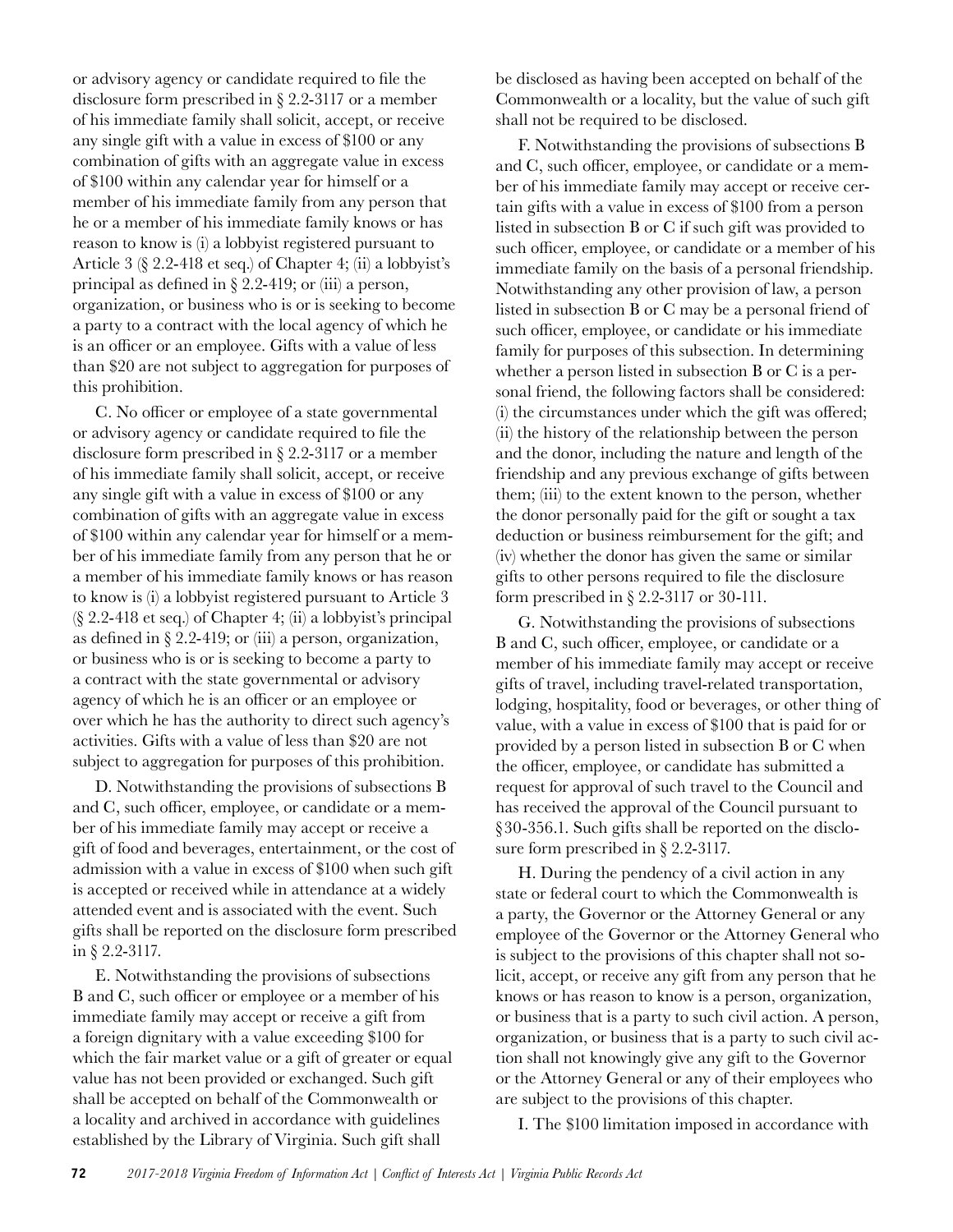or advisory agency or candidate required to file the disclosure form prescribed in § 2.2-3117 or a member of his immediate family shall solicit, accept, or receive any single gift with a value in excess of $100 or any combination of gifts with an aggregate value in excess of $100 within any calendar year for himself or a member of his immediate family from any person that he or a member of his immediate family knows or has reason to know is (i) a lobbyist registered pursuant to Article 3 (§ 2.2-418 et seq.) of Chapter 4; (ii) a lobbyist's principal as defined in § 2.2-419; or (iii) a person, organization, or business who is or is seeking to become a party to a contract with the local agency of which he is an officer or an employee. Gifts with a value of less than $20 are not subject to aggregation for purposes of this prohibition.

C. No officer or employee of a state governmental or advisory agency or candidate required to file the disclosure form prescribed in § 2.2-3117 or a member of his immediate family shall solicit, accept, or receive any single gift with a value in excess of $100 or any combination of gifts with an aggregate value in excess of $100 within any calendar year for himself or a member of his immediate family from any person that he or a member of his immediate family knows or has reason to know is (i) a lobbyist registered pursuant to Article 3 (§ 2.2-418 et seq.) of Chapter 4; (ii) a lobbyist's principal as defined in § 2.2-419; or (iii) a person, organization, or business who is or is seeking to become a party to a contract with the state governmental or advisory agency of which he is an officer or an employee or over which he has the authority to direct such agency's activities. Gifts with a value of less than $20 are not subject to aggregation for purposes of this prohibition.

D. Notwithstanding the provisions of subsections B and C, such officer, employee, or candidate or a member of his immediate family may accept or receive a gift of food and beverages, entertainment, or the cost of admission with a value in excess of $100 when such gift is accepted or received while in attendance at a widely attended event and is associated with the event. Such gifts shall be reported on the disclosure form prescribed in § 2.2-3117.

E. Notwithstanding the provisions of subsections B and C, such officer or employee or a member of his immediate family may accept or receive a gift from a foreign dignitary with a value exceeding $100 for which the fair market value or a gift of greater or equal value has not been provided or exchanged. Such gift shall be accepted on behalf of the Commonwealth or a locality and archived in accordance with guidelines established by the Library of Virginia. Such gift shall be disclosed as having been accepted on behalf of the Commonwealth or a locality, but the value of such gift shall not be required to be disclosed.

F. Notwithstanding the provisions of subsections B and C, such officer, employee, or candidate or a member of his immediate family may accept or receive certain gifts with a value in excess of $100 from a person listed in subsection B or C if such gift was provided to such officer, employee, or candidate or a member of his immediate family on the basis of a personal friendship. Notwithstanding any other provision of law, a person listed in subsection B or C may be a personal friend of such officer, employee, or candidate or his immediate family for purposes of this subsection. In determining whether a person listed in subsection B or C is a personal friend, the following factors shall be considered: (i) the circumstances under which the gift was offered; (ii) the history of the relationship between the person and the donor, including the nature and length of the friendship and any previous exchange of gifts between them; (iii) to the extent known to the person, whether the donor personally paid for the gift or sought a tax deduction or business reimbursement for the gift; and (iv) whether the donor has given the same or similar gifts to other persons required to file the disclosure form prescribed in § 2.2-3117 or 30-111.

G. Notwithstanding the provisions of subsections B and C, such officer, employee, or candidate or a member of his immediate family may accept or receive gifts of travel, including travel-related transportation, lodging, hospitality, food or beverages, or other thing of value, with a value in excess of $100 that is paid for or provided by a person listed in subsection B or C when the officer, employee, or candidate has submitted a request for approval of such travel to the Council and has received the approval of the Council pursuant to §30-356.1. Such gifts shall be reported on the disclosure form prescribed in § 2.2-3117.

H. During the pendency of a civil action in any state or federal court to which the Commonwealth is a party, the Governor or the Attorney General or any employee of the Governor or the Attorney General who is subject to the provisions of this chapter shall not solicit, accept, or receive any gift from any person that he knows or has reason to know is a person, organization, or business that is a party to such civil action. A person, organization, or business that is a party to such civil action shall not knowingly give any gift to the Governor or the Attorney General or any of their employees who are subject to the provisions of this chapter.

I. The $100 limitation imposed in accordance with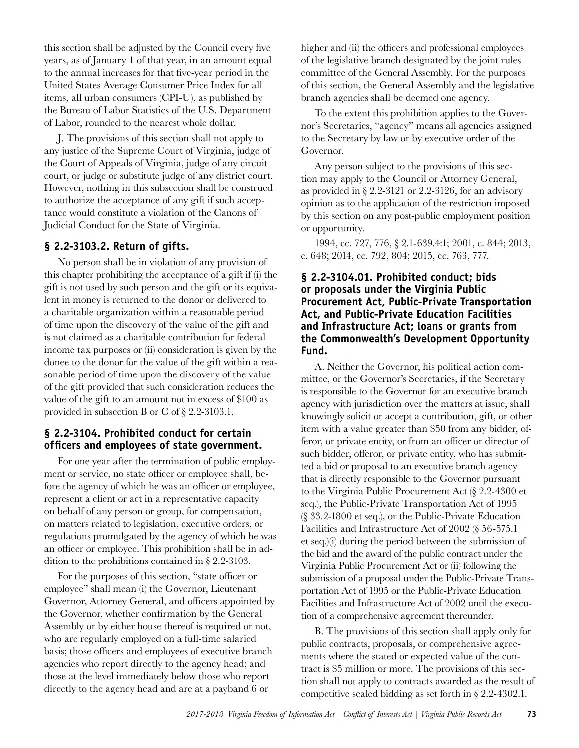this section shall be adjusted by the Council every five years, as of January 1 of that year, in an amount equal to the annual increases for that five-year period in the United States Average Consumer Price Index for all items, all urban consumers (CPI-U), as published by the Bureau of Labor Statistics of the U.S. Department of Labor, rounded to the nearest whole dollar.

J. The provisions of this section shall not apply to any justice of the Supreme Court of Virginia, judge of the Court of Appeals of Virginia, judge of any circuit court, or judge or substitute judge of any district court. However, nothing in this subsection shall be construed to authorize the acceptance of any gift if such acceptance would constitute a violation of the Canons of Judicial Conduct for the State of Virginia.

### § 2.2-3103.2. Return of gifts.

No person shall be in violation of any provision of this chapter prohibiting the acceptance of a gift if (i) the gift is not used by such person and the gift or its equivalent in money is returned to the donor or delivered to a charitable organization within a reasonable period of time upon the discovery of the value of the gift and is not claimed as a charitable contribution for federal income tax purposes or (ii) consideration is given by the donee to the donor for the value of the gift within a reasonable period of time upon the discovery of the value of the gift provided that such consideration reduces the value of the gift to an amount not in excess of $100 as provided in subsection B or C of § 2.2-3103.1.

### § 2.2-3104. Prohibited conduct for certain officers and employees of state government.

For one year after the termination of public employment or service, no state officer or employee shall, before the agency of which he was an officer or employee, represent a client or act in a representative capacity on behalf of any person or group, for compensation, on matters related to legislation, executive orders, or regulations promulgated by the agency of which he was an officer or employee. This prohibition shall be in addition to the prohibitions contained in § 2.2-3103.

For the purposes of this section, "state officer or employee" shall mean (i) the Governor, Lieutenant Governor, Attorney General, and officers appointed by the Governor, whether confirmation by the General Assembly or by either house thereof is required or not, who are regularly employed on a full-time salaried basis; those officers and employees of executive branch agencies who report directly to the agency head; and those at the level immediately below those who report directly to the agency head and are at a payband 6 or higher and (ii) the officers and professional employees of the legislative branch designated by the joint rules committee of the General Assembly. For the purposes of this section, the General Assembly and the legislative branch agencies shall be deemed one agency.

To the extent this prohibition applies to the Governor's Secretaries, "agency" means all agencies assigned to the Secretary by law or by executive order of the Governor.

Any person subject to the provisions of this section may apply to the Council or Attorney General, as provided in § 2.2-3121 or 2.2-3126, for an advisory opinion as to the application of the restriction imposed by this section on any post-public employment position or opportunity.

1994, cc. 727, 776, § 2.1-639.4:1; 2001, c. 844; 2013, c. 648; 2014, cc. 792, 804; 2015, cc. 763, 777.

### § 2.2-3104.01. Prohibited conduct; bids or proposals under the Virginia Public Procurement Act, Public-Private Transportation Act, and Public-Private Education Facilities and Infrastructure Act; loans or grants from the Commonwealth's Development Opportunity Fund.

A. Neither the Governor, his political action committee, or the Governor's Secretaries, if the Secretary is responsible to the Governor for an executive branch agency with jurisdiction over the matters at issue, shall knowingly solicit or accept a contribution, gift, or other item with a value greater than $50 from any bidder, offeror, or private entity, or from an officer or director of such bidder, offeror, or private entity, who has submitted a bid or proposal to an executive branch agency that is directly responsible to the Governor pursuant to the Virginia Public Procurement Act (§ 2.2-4300 et seq.), the Public-Private Transportation Act of 1995 (§ 33.2-1800 et seq.), or the Public-Private Education Facilities and Infrastructure Act of 2002 (§ 56-575.1 et seq.)(i) during the period between the submission of the bid and the award of the public contract under the Virginia Public Procurement Act or (ii) following the submission of a proposal under the Public-Private Transportation Act of 1995 or the Public-Private Education Facilities and Infrastructure Act of 2002 until the execution of a comprehensive agreement thereunder.

B. The provisions of this section shall apply only for public contracts, proposals, or comprehensive agreements where the stated or expected value of the contract is $5 million or more. The provisions of this section shall not apply to contracts awarded as the result of competitive sealed bidding as set forth in § 2.2-4302.1.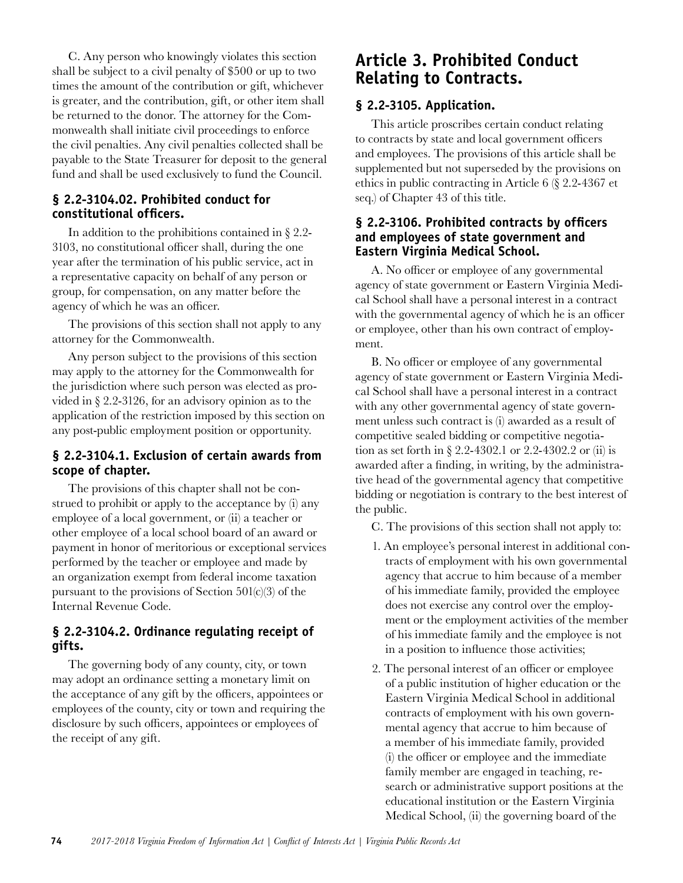C. Any person who knowingly violates this section shall be subject to a civil penalty of $500 or up to two times the amount of the contribution or gift, whichever is greater, and the contribution, gift, or other item shall be returned to the donor. The attorney for the Commonwealth shall initiate civil proceedings to enforce the civil penalties. Any civil penalties collected shall be payable to the State Treasurer for deposit to the general fund and shall be used exclusively to fund the Council.

### § 2.2-3104.02. Prohibited conduct for constitutional officers.

In addition to the prohibitions contained in § 2.2-3103, no constitutional officer shall, during the one year after the termination of his public service, act in a representative capacity on behalf of any person or group, for compensation, on any matter before the agency of which he was an officer.

The provisions of this section shall not apply to any attorney for the Commonwealth.

Any person subject to the provisions of this section may apply to the attorney for the Commonwealth for the jurisdiction where such person was elected as provided in § 2.2-3126, for an advisory opinion as to the application of the restriction imposed by this section on any post-public employment position or opportunity.

### § 2.2-3104.1. Exclusion of certain awards from scope of chapter.

The provisions of this chapter shall not be construed to prohibit or apply to the acceptance by (i) any employee of a local government, or (ii) a teacher or other employee of a local school board of an award or payment in honor of meritorious or exceptional services performed by the teacher or employee and made by an organization exempt from federal income taxation pursuant to the provisions of Section 501(c)(3) of the Internal Revenue Code.

### § 2.2-3104.2. Ordinance regulating receipt of gifts.

The governing body of any county, city, or town may adopt an ordinance setting a monetary limit on the acceptance of any gift by the officers, appointees or employees of the county, city or town and requiring the disclosure by such officers, appointees or employees of the receipt of any gift.

## Article 3. Prohibited Conduct Relating to Contracts.

### § 2.2-3105. Application.

This article proscribes certain conduct relating to contracts by state and local government officers and employees. The provisions of this article shall be supplemented but not superseded by the provisions on ethics in public contracting in Article 6 (§ 2.2-4367 et seq.) of Chapter 43 of this title.

### § 2.2-3106. Prohibited contracts by officers and employees of state government and Eastern Virginia Medical School.

A. No officer or employee of any governmental agency of state government or Eastern Virginia Medical School shall have a personal interest in a contract with the governmental agency of which he is an officer or employee, other than his own contract of employment.

B. No officer or employee of any governmental agency of state government or Eastern Virginia Medical School shall have a personal interest in a contract with any other governmental agency of state government unless such contract is (i) awarded as a result of competitive sealed bidding or competitive negotiation as set forth in § 2.2-4302.1 or 2.2-4302.2 or (ii) is awarded after a finding, in writing, by the administrative head of the governmental agency that competitive bidding or negotiation is contrary to the best interest of the public.

C. The provisions of this section shall not apply to:

1. An employee's personal interest in additional contracts of employment with his own governmental agency that accrue to him because of a member of his immediate family, provided the employee does not exercise any control over the employment or the employment activities of the member of his immediate family and the employee is not in a position to influence those activities;
2. The personal interest of an officer or employee of a public institution of higher education or the Eastern Virginia Medical School in additional contracts of employment with his own governmental agency that accrue to him because of a member of his immediate family, provided (i) the officer or employee and the immediate family member are engaged in teaching, research or administrative support positions at the educational institution or the Eastern Virginia Medical School, (ii) the governing board of the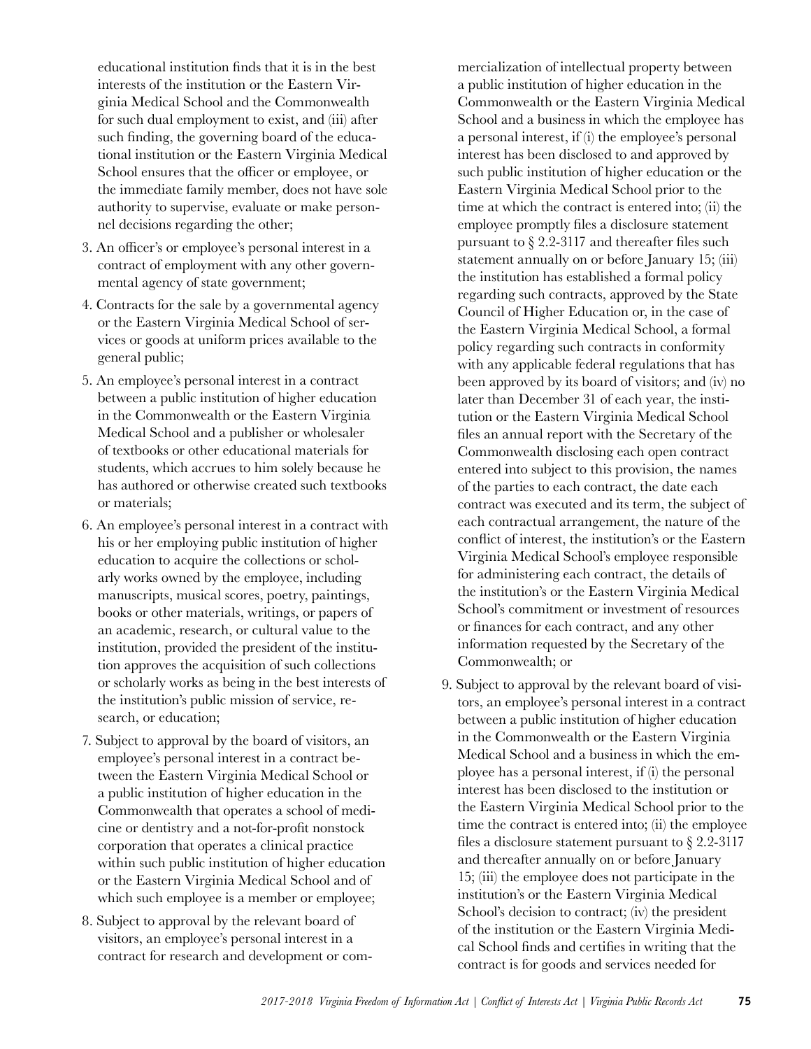educational institution finds that it is in the best interests of the institution or the Eastern Virginia Medical School and the Commonwealth for such dual employment to exist, and (iii) after such finding, the governing board of the educational institution or the Eastern Virginia Medical School ensures that the officer or employee, or the immediate family member, does not have sole authority to supervise, evaluate or make personnel decisions regarding the other;

3. An officer's or employee's personal interest in a contract of employment with any other governmental agency of state government;
4. Contracts for the sale by a governmental agency or the Eastern Virginia Medical School of services or goods at uniform prices available to the general public;
5. An employee's personal interest in a contract between a public institution of higher education in the Commonwealth or the Eastern Virginia Medical School and a publisher or wholesaler of textbooks or other educational materials for students, which accrues to him solely because he has authored or otherwise created such textbooks or materials;
6. An employee's personal interest in a contract with his or her employing public institution of higher education to acquire the collections or scholarly works owned by the employee, including manuscripts, musical scores, poetry, paintings, books or other materials, writings, or papers of an academic, research, or cultural value to the institution, provided the president of the institution approves the acquisition of such collections or scholarly works as being in the best interests of the institution's public mission of service, research, or education;
7. Subject to approval by the board of visitors, an employee's personal interest in a contract between the Eastern Virginia Medical School or a public institution of higher education in the Commonwealth that operates a school of medicine or dentistry and a not-for-profit nonstock corporation that operates a clinical practice within such public institution of higher education or the Eastern Virginia Medical School and of which such employee is a member or employee;
8. Subject to approval by the relevant board of visitors, an employee's personal interest in a contract for research and development or commercialization of intellectual property between a public institution of higher education in the Commonwealth or the Eastern Virginia Medical School and a business in which the employee has a personal interest, if (i) the employee's personal interest has been disclosed to and approved by such public institution of higher education or the Eastern Virginia Medical School prior to the time at which the contract is entered into; (ii) the employee promptly files a disclosure statement pursuant to § 2.2-3117 and thereafter files such statement annually on or before January 15; (iii) the institution has established a formal policy regarding such contracts, approved by the State Council of Higher Education or, in the case of the Eastern Virginia Medical School, a formal policy regarding such contracts in conformity with any applicable federal regulations that has been approved by its board of visitors; and (iv) no later than December 31 of each year, the institution or the Eastern Virginia Medical School files an annual report with the Secretary of the Commonwealth disclosing each open contract entered into subject to this provision, the names of the parties to each contract, the date each contract was executed and its term, the subject of each contractual arrangement, the nature of the conflict of interest, the institution's or the Eastern Virginia Medical School's employee responsible for administering each contract, the details of the institution's or the Eastern Virginia Medical School's commitment or investment of resources or finances for each contract, and any other information requested by the Secretary of the Commonwealth; or
9. Subject to approval by the relevant board of visitors, an employee's personal interest in a contract between a public institution of higher education in the Commonwealth or the Eastern Virginia Medical School and a business in which the employee has a personal interest, if (i) the personal interest has been disclosed to the institution or the Eastern Virginia Medical School prior to the time the contract is entered into; (ii) the employee files a disclosure statement pursuant to § 2.2-3117 and thereafter annually on or before January 15; (iii) the employee does not participate in the institution's or the Eastern Virginia Medical School's decision to contract; (iv) the president of the institution or the Eastern Virginia Medical School finds and certifies in writing that the contract is for goods and services needed for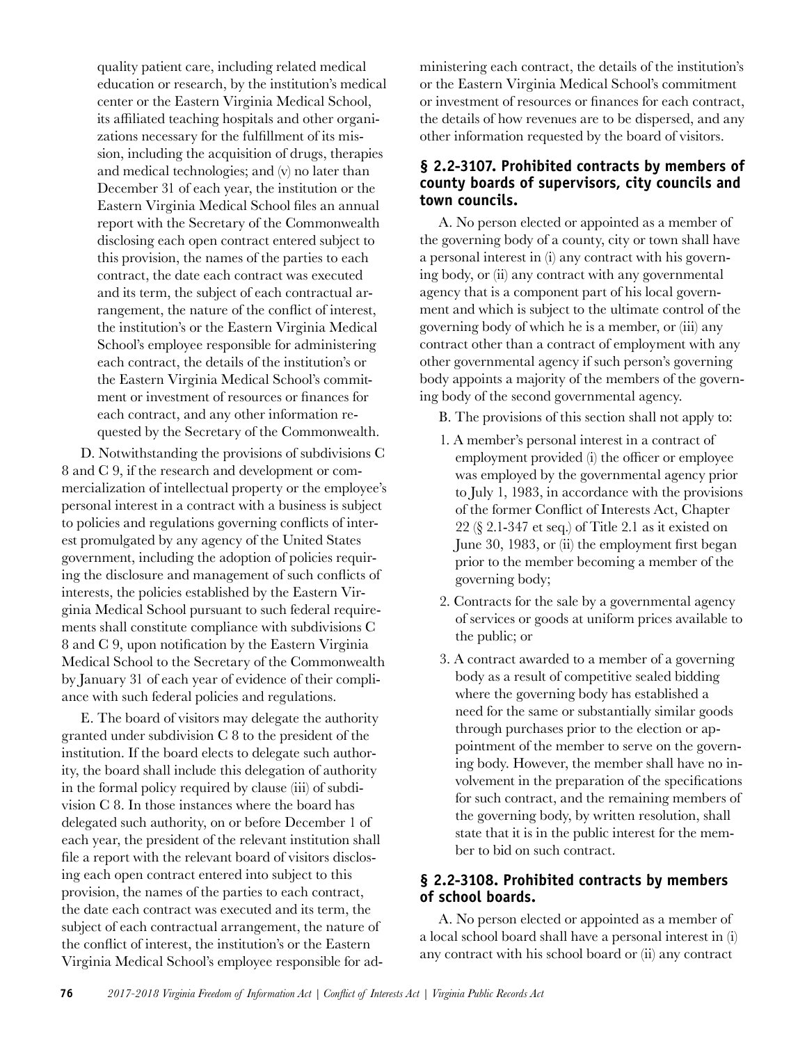quality patient care, including related medical education or research, by the institution's medical center or the Eastern Virginia Medical School, its affiliated teaching hospitals and other organizations necessary for the fulfillment of its mission, including the acquisition of drugs, therapies and medical technologies; and (v) no later than December 31 of each year, the institution or the Eastern Virginia Medical School files an annual report with the Secretary of the Commonwealth disclosing each open contract entered subject to this provision, the names of the parties to each contract, the date each contract was executed and its term, the subject of each contractual arrangement, the nature of the conflict of interest, the institution's or the Eastern Virginia Medical School's employee responsible for administering each contract, the details of the institution's or the Eastern Virginia Medical School's commitment or investment of resources or finances for each contract, and any other information requested by the Secretary of the Commonwealth.

D. Notwithstanding the provisions of subdivisions C 8 and C 9, if the research and development or commercialization of intellectual property or the employee's personal interest in a contract with a business is subject to policies and regulations governing conflicts of interest promulgated by any agency of the United States government, including the adoption of policies requiring the disclosure and management of such conflicts of interests, the policies established by the Eastern Virginia Medical School pursuant to such federal requirements shall constitute compliance with subdivisions C 8 and C 9, upon notification by the Eastern Virginia Medical School to the Secretary of the Commonwealth by January 31 of each year of evidence of their compliance with such federal policies and regulations.

E. The board of visitors may delegate the authority granted under subdivision C 8 to the president of the institution. If the board elects to delegate such authority, the board shall include this delegation of authority in the formal policy required by clause (iii) of subdivision C 8. In those instances where the board has delegated such authority, on or before December 1 of each year, the president of the relevant institution shall file a report with the relevant board of visitors disclosing each open contract entered into subject to this provision, the names of the parties to each contract, the date each contract was executed and its term, the subject of each contractual arrangement, the nature of the conflict of interest, the institution's or the Eastern Virginia Medical School's employee responsible for administering each contract, the details of the institution's or the Eastern Virginia Medical School's commitment or investment of resources or finances for each contract, the details of how revenues are to be dispersed, and any other information requested by the board of visitors.

### § 2.2-3107. Prohibited contracts by members of county boards of supervisors, city councils and town councils.

A. No person elected or appointed as a member of the governing body of a county, city or town shall have a personal interest in (i) any contract with his governing body, or (ii) any contract with any governmental agency that is a component part of his local government and which is subject to the ultimate control of the governing body of which he is a member, or (iii) any contract other than a contract of employment with any other governmental agency if such person's governing body appoints a majority of the members of the governing body of the second governmental agency.

B. The provisions of this section shall not apply to:

1. A member's personal interest in a contract of employment provided (i) the officer or employee was employed by the governmental agency prior to July 1, 1983, in accordance with the provisions of the former Conflict of Interests Act, Chapter 22 (§ 2.1-347 et seq.) of Title 2.1 as it existed on June 30, 1983, or (ii) the employment first began prior to the member becoming a member of the governing body;
2. Contracts for the sale by a governmental agency of services or goods at uniform prices available to the public; or
3. A contract awarded to a member of a governing body as a result of competitive sealed bidding where the governing body has established a need for the same or substantially similar goods through purchases prior to the election or appointment of the member to serve on the governing body. However, the member shall have no involvement in the preparation of the specifications for such contract, and the remaining members of the governing body, by written resolution, shall state that it is in the public interest for the member to bid on such contract.

### § 2.2-3108. Prohibited contracts by members of school boards.

A. No person elected or appointed as a member of a local school board shall have a personal interest in (i) any contract with his school board or (ii) any contract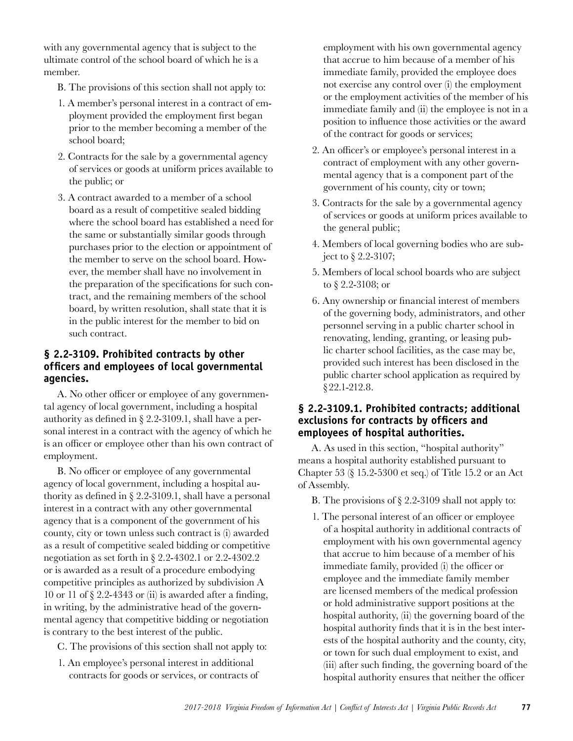with any governmental agency that is subject to the ultimate control of the school board of which he is a member.

B. The provisions of this section shall not apply to:

1. A member's personal interest in a contract of employment provided the employment first began prior to the member becoming a member of the school board;
2. Contracts for the sale by a governmental agency of services or goods at uniform prices available to the public; or
3. A contract awarded to a member of a school board as a result of competitive sealed bidding where the school board has established a need for the same or substantially similar goods through purchases prior to the election or appointment of the member to serve on the school board. However, the member shall have no involvement in the preparation of the specifications for such contract, and the remaining members of the school board, by written resolution, shall state that it is in the public interest for the member to bid on such contract.

### § 2.2-3109. Prohibited contracts by other officers and employees of local governmental agencies.

A. No other officer or employee of any governmental agency of local government, including a hospital authority as defined in § 2.2-3109.1, shall have a personal interest in a contract with the agency of which he is an officer or employee other than his own contract of employment.

B. No officer or employee of any governmental agency of local government, including a hospital authority as defined in § 2.2-3109.1, shall have a personal interest in a contract with any other governmental agency that is a component of the government of his county, city or town unless such contract is (i) awarded as a result of competitive sealed bidding or competitive negotiation as set forth in § 2.2-4302.1 or 2.2-4302.2 or is awarded as a result of a procedure embodying competitive principles as authorized by subdivision A 10 or 11 of § 2.2-4343 or (ii) is awarded after a finding, in writing, by the administrative head of the governmental agency that competitive bidding or negotiation is contrary to the best interest of the public.

C. The provisions of this section shall not apply to:

1. An employee's personal interest in additional contracts for goods or services, or contracts of employment with his own governmental agency that accrue to him because of a member of his immediate family, provided the employee does not exercise any control over (i) the employment or the employment activities of the member of his immediate family and (ii) the employee is not in a position to influence those activities or the award of the contract for goods or services;
2. An officer's or employee's personal interest in a contract of employment with any other governmental agency that is a component part of the government of his county, city or town;
3. Contracts for the sale by a governmental agency of services or goods at uniform prices available to the general public;
4. Members of local governing bodies who are subject to § 2.2-3107;
5. Members of local school boards who are subject to § 2.2-3108; or
6. Any ownership or financial interest of members of the governing body, administrators, and other personnel serving in a public charter school in renovating, lending, granting, or leasing public charter school facilities, as the case may be, provided such interest has been disclosed in the public charter school application as required by §22.1-212.8.

### § 2.2-3109.1. Prohibited contracts; additional exclusions for contracts by officers and employees of hospital authorities.

A. As used in this section, "hospital authority" means a hospital authority established pursuant to Chapter 53 (§ 15.2-5300 et seq.) of Title 15.2 or an Act of Assembly.

B. The provisions of § 2.2-3109 shall not apply to:

1. The personal interest of an officer or employee of a hospital authority in additional contracts of employment with his own governmental agency that accrue to him because of a member of his immediate family, provided (i) the officer or employee and the immediate family member are licensed members of the medical profession or hold administrative support positions at the hospital authority, (ii) the governing board of the hospital authority finds that it is in the best interests of the hospital authority and the county, city, or town for such dual employment to exist, and (iii) after such finding, the governing board of the hospital authority ensures that neither the officer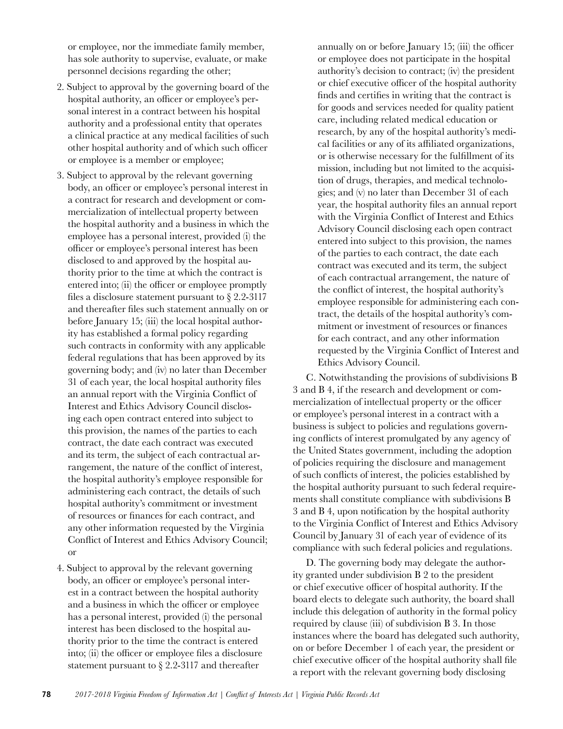or employee, nor the immediate family member, has sole authority to supervise, evaluate, or make personnel decisions regarding the other;

2. Subject to approval by the governing board of the hospital authority, an officer or employee's personal interest in a contract between his hospital authority and a professional entity that operates a clinical practice at any medical facilities of such other hospital authority and of which such officer or employee is a member or employee;

3. Subject to approval by the relevant governing body, an officer or employee's personal interest in a contract for research and development or commercialization of intellectual property between the hospital authority and a business in which the employee has a personal interest, provided (i) the officer or employee's personal interest has been disclosed to and approved by the hospital authority prior to the time at which the contract is entered into; (ii) the officer or employee promptly files a disclosure statement pursuant to § 2.2-3117 and thereafter files such statement annually on or before January 15; (iii) the local hospital authority has established a formal policy regarding such contracts in conformity with any applicable federal regulations that has been approved by its governing body; and (iv) no later than December 31 of each year, the local hospital authority files an annual report with the Virginia Conflict of Interest and Ethics Advisory Council disclosing each open contract entered into subject to this provision, the names of the parties to each contract, the date each contract was executed and its term, the subject of each contractual arrangement, the nature of the conflict of interest, the hospital authority's employee responsible for administering each contract, the details of such hospital authority's commitment or investment of resources or finances for each contract, and any other information requested by the Virginia Conflict of Interest and Ethics Advisory Council; or

4. Subject to approval by the relevant governing body, an officer or employee's personal interest in a contract between the hospital authority and a business in which the officer or employee has a personal interest, provided (i) the personal interest has been disclosed to the hospital authority prior to the time the contract is entered into; (ii) the officer or employee files a disclosure statement pursuant to § 2.2-3117 and thereafter annually on or before January 15; (iii) the officer or employee does not participate in the hospital authority's decision to contract; (iv) the president or chief executive officer of the hospital authority finds and certifies in writing that the contract is for goods and services needed for quality patient care, including related medical education or research, by any of the hospital authority's medical facilities or any of its affiliated organizations, or is otherwise necessary for the fulfillment of its mission, including but not limited to the acquisition of drugs, therapies, and medical technologies; and (v) no later than December 31 of each year, the hospital authority files an annual report with the Virginia Conflict of Interest and Ethics Advisory Council disclosing each open contract entered into subject to this provision, the names of the parties to each contract, the date each contract was executed and its term, the subject of each contractual arrangement, the nature of the conflict of interest, the hospital authority's employee responsible for administering each contract, the details of the hospital authority's commitment or investment of resources or finances for each contract, and any other information requested by the Virginia Conflict of Interest and Ethics Advisory Council.

C. Notwithstanding the provisions of subdivisions B 3 and B 4, if the research and development or commercialization of intellectual property or the officer or employee's personal interest in a contract with a business is subject to policies and regulations governing conflicts of interest promulgated by any agency of the United States government, including the adoption of policies requiring the disclosure and management of such conflicts of interest, the policies established by the hospital authority pursuant to such federal requirements shall constitute compliance with subdivisions B 3 and B 4, upon notification by the hospital authority to the Virginia Conflict of Interest and Ethics Advisory Council by January 31 of each year of evidence of its compliance with such federal policies and regulations.

D. The governing body may delegate the authority granted under subdivision B 2 to the president or chief executive officer of hospital authority. If the board elects to delegate such authority, the board shall include this delegation of authority in the formal policy required by clause (iii) of subdivision B 3. In those instances where the board has delegated such authority, on or before December 1 of each year, the president or chief executive officer of the hospital authority shall file a report with the relevant governing body disclosing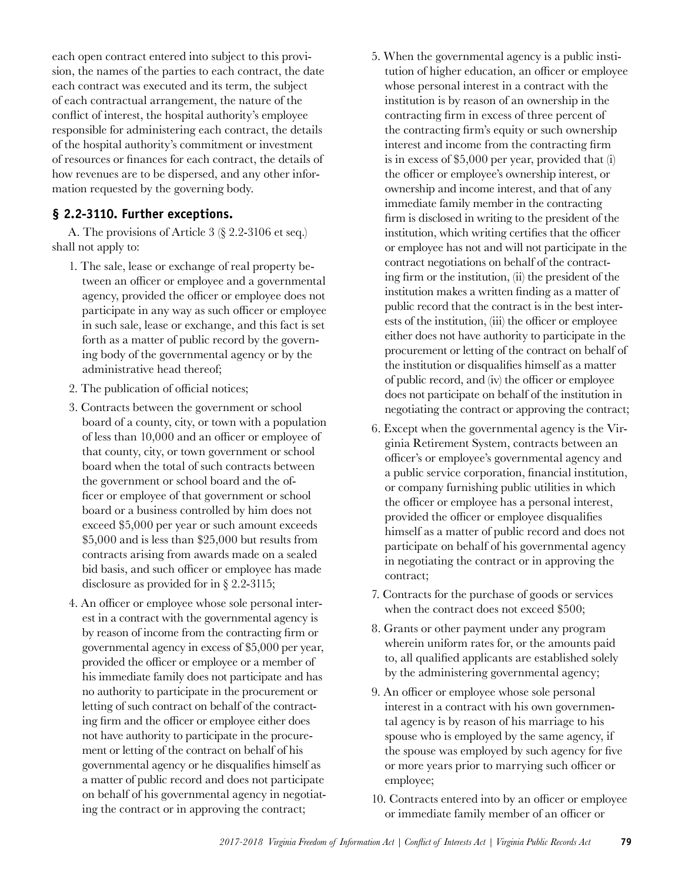each open contract entered into subject to this provision, the names of the parties to each contract, the date each contract was executed and its term, the subject of each contractual arrangement, the nature of the conflict of interest, the hospital authority's employee responsible for administering each contract, the details of the hospital authority's commitment or investment of resources or finances for each contract, the details of how revenues are to be dispersed, and any other information requested by the governing body.

### § 2.2-3110. Further exceptions.

A. The provisions of Article 3 (§ 2.2-3106 et seq.) shall not apply to:

1. The sale, lease or exchange of real property between an officer or employee and a governmental agency, provided the officer or employee does not participate in any way as such officer or employee in such sale, lease or exchange, and this fact is set forth as a matter of public record by the governing body of the governmental agency or by the administrative head thereof;
2. The publication of official notices;
3. Contracts between the government or school board of a county, city, or town with a population of less than 10,000 and an officer or employee of that county, city, or town government or school board when the total of such contracts between the government or school board and the officer or employee of that government or school board or a business controlled by him does not exceed $5,000 per year or such amount exceeds $5,000 and is less than $25,000 but results from contracts arising from awards made on a sealed bid basis, and such officer or employee has made disclosure as provided for in § 2.2-3115;
4. An officer or employee whose sole personal interest in a contract with the governmental agency is by reason of income from the contracting firm or governmental agency in excess of $5,000 per year, provided the officer or employee or a member of his immediate family does not participate and has no authority to participate in the procurement or letting of such contract on behalf of the contracting firm and the officer or employee either does not have authority to participate in the procurement or letting of the contract on behalf of his governmental agency or he disqualifies himself as a matter of public record and does not participate on behalf of his governmental agency in negotiating the contract or in approving the contract;
5. When the governmental agency is a public institution of higher education, an officer or employee whose personal interest in a contract with the institution is by reason of an ownership in the contracting firm in excess of three percent of the contracting firm's equity or such ownership interest and income from the contracting firm is in excess of $5,000 per year, provided that (i) the officer or employee's ownership interest, or ownership and income interest, and that of any immediate family member in the contracting firm is disclosed in writing to the president of the institution, which writing certifies that the officer or employee has not and will not participate in the contract negotiations on behalf of the contracting firm or the institution, (ii) the president of the institution makes a written finding as a matter of public record that the contract is in the best interests of the institution, (iii) the officer or employee either does not have authority to participate in the procurement or letting of the contract on behalf of the institution or disqualifies himself as a matter of public record, and (iv) the officer or employee does not participate on behalf of the institution in negotiating the contract or approving the contract;
6. Except when the governmental agency is the Virginia Retirement System, contracts between an officer's or employee's governmental agency and a public service corporation, financial institution, or company furnishing public utilities in which the officer or employee has a personal interest, provided the officer or employee disqualifies himself as a matter of public record and does not participate on behalf of his governmental agency in negotiating the contract or in approving the contract;
7. Contracts for the purchase of goods or services when the contract does not exceed $500;
8. Grants or other payment under any program wherein uniform rates for, or the amounts paid to, all qualified applicants are established solely by the administering governmental agency;
9. An officer or employee whose sole personal interest in a contract with his own governmental agency is by reason of his marriage to his spouse who is employed by the same agency, if the spouse was employed by such agency for five or more years prior to marrying such officer or employee;
10. Contracts entered into by an officer or employee or immediate family member of an officer or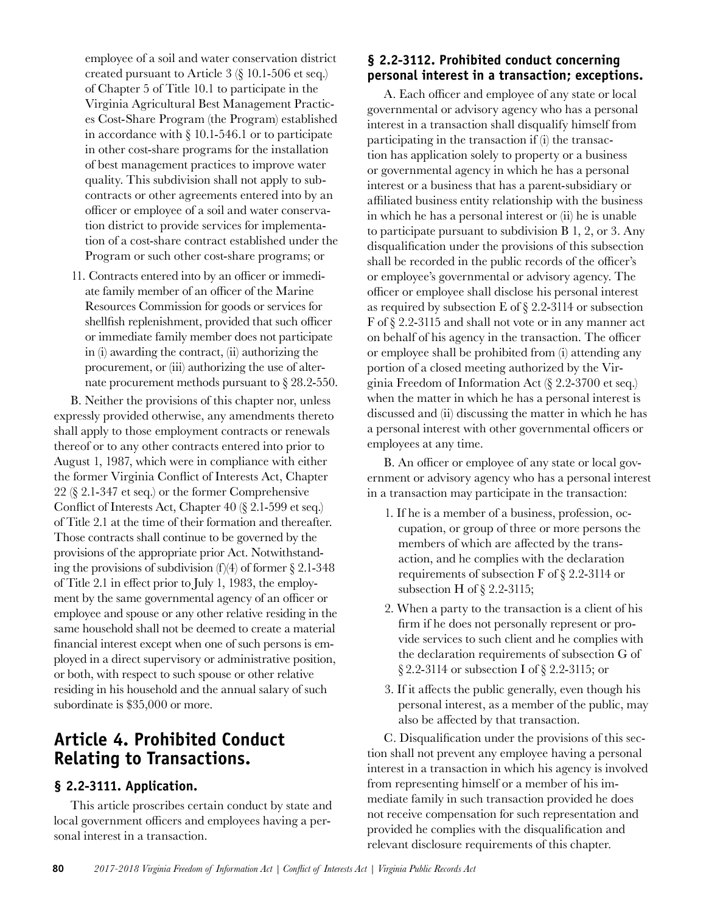employee of a soil and water conservation district created pursuant to Article 3 (§ 10.1-506 et seq.) of Chapter 5 of Title 10.1 to participate in the Virginia Agricultural Best Management Practices Cost-Share Program (the Program) established in accordance with § 10.1-546.1 or to participate in other cost-share programs for the installation of best management practices to improve water quality. This subdivision shall not apply to subcontracts or other agreements entered into by an officer or employee of a soil and water conservation district to provide services for implementation of a cost-share contract established under the Program or such other cost-share programs; or

11. Contracts entered into by an officer or immediate family member of an officer of the Marine Resources Commission for goods or services for shellfish replenishment, provided that such officer or immediate family member does not participate in (i) awarding the contract, (ii) authorizing the procurement, or (iii) authorizing the use of alternate procurement methods pursuant to § 28.2-550.

B. Neither the provisions of this chapter nor, unless expressly provided otherwise, any amendments thereto shall apply to those employment contracts or renewals thereof or to any other contracts entered into prior to August 1, 1987, which were in compliance with either the former Virginia Conflict of Interests Act, Chapter 22 (§ 2.1-347 et seq.) or the former Comprehensive Conflict of Interests Act, Chapter 40 (§ 2.1-599 et seq.) of Title 2.1 at the time of their formation and thereafter. Those contracts shall continue to be governed by the provisions of the appropriate prior Act. Notwithstanding the provisions of subdivision (f)(4) of former § 2.1-348 of Title 2.1 in effect prior to July 1, 1983, the employment by the same governmental agency of an officer or employee and spouse or any other relative residing in the same household shall not be deemed to create a material financial interest except when one of such persons is employed in a direct supervisory or administrative position, or both, with respect to such spouse or other relative residing in his household and the annual salary of such subordinate is $35,000 or more.

## Article 4. Prohibited Conduct Relating to Transactions.

### § 2.2-3111. Application.

This article proscribes certain conduct by state and local government officers and employees having a personal interest in a transaction.

### § 2.2-3112. Prohibited conduct concerning personal interest in a transaction; exceptions.

A. Each officer and employee of any state or local governmental or advisory agency who has a personal interest in a transaction shall disqualify himself from participating in the transaction if (i) the transaction has application solely to property or a business or governmental agency in which he has a personal interest or a business that has a parent-subsidiary or affiliated business entity relationship with the business in which he has a personal interest or (ii) he is unable to participate pursuant to subdivision B 1, 2, or 3. Any disqualification under the provisions of this subsection shall be recorded in the public records of the officer's or employee's governmental or advisory agency. The officer or employee shall disclose his personal interest as required by subsection E of § 2.2-3114 or subsection F of § 2.2-3115 and shall not vote or in any manner act on behalf of his agency in the transaction. The officer or employee shall be prohibited from (i) attending any portion of a closed meeting authorized by the Virginia Freedom of Information Act (§ 2.2-3700 et seq.) when the matter in which he has a personal interest is discussed and (ii) discussing the matter in which he has a personal interest with other governmental officers or employees at any time.

B. An officer or employee of any state or local government or advisory agency who has a personal interest in a transaction may participate in the transaction:

1. If he is a member of a business, profession, occupation, or group of three or more persons the members of which are affected by the transaction, and he complies with the declaration requirements of subsection F of § 2.2-3114 or subsection H of § 2.2-3115;
2. When a party to the transaction is a client of his firm if he does not personally represent or provide services to such client and he complies with the declaration requirements of subsection G of § 2.2-3114 or subsection I of § 2.2-3115; or
3. If it affects the public generally, even though his personal interest, as a member of the public, may also be affected by that transaction.

C. Disqualification under the provisions of this section shall not prevent any employee having a personal interest in a transaction in which his agency is involved from representing himself or a member of his immediate family in such transaction provided he does not receive compensation for such representation and provided he complies with the disqualification and relevant disclosure requirements of this chapter.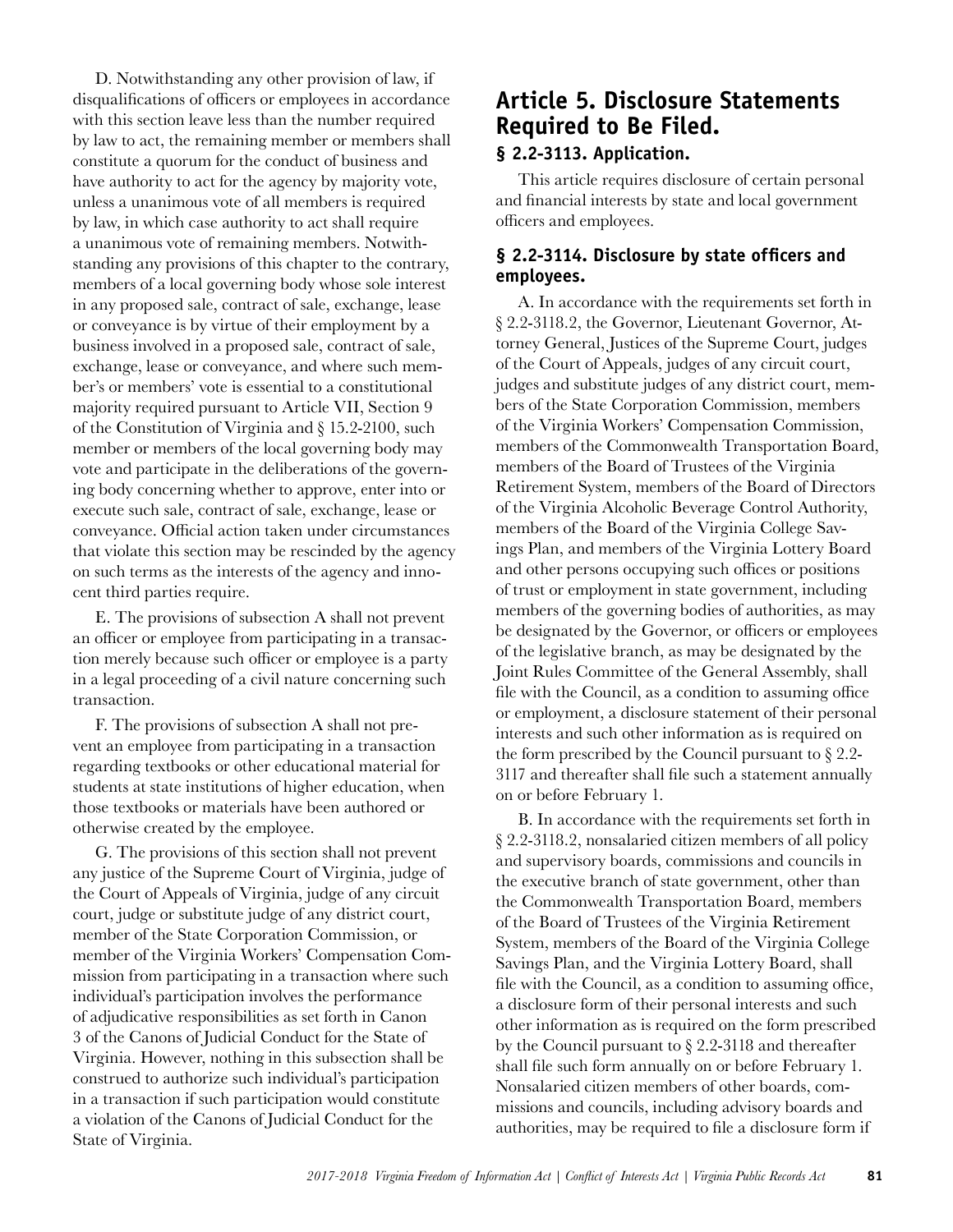D. Notwithstanding any other provision of law, if disqualifications of officers or employees in accordance with this section leave less than the number required by law to act, the remaining member or members shall constitute a quorum for the conduct of business and have authority to act for the agency by majority vote, unless a unanimous vote of all members is required by law, in which case authority to act shall require a unanimous vote of remaining members. Notwithstanding any provisions of this chapter to the contrary, members of a local governing body whose sole interest in any proposed sale, contract of sale, exchange, lease or conveyance is by virtue of their employment by a business involved in a proposed sale, contract of sale, exchange, lease or conveyance, and where such member's or members' vote is essential to a constitutional majority required pursuant to Article VII, Section 9 of the Constitution of Virginia and § 15.2-2100, such member or members of the local governing body may vote and participate in the deliberations of the governing body concerning whether to approve, enter into or execute such sale, contract of sale, exchange, lease or conveyance. Official action taken under circumstances that violate this section may be rescinded by the agency on such terms as the interests of the agency and innocent third parties require.

E. The provisions of subsection A shall not prevent an officer or employee from participating in a transaction merely because such officer or employee is a party in a legal proceeding of a civil nature concerning such transaction.

F. The provisions of subsection A shall not prevent an employee from participating in a transaction regarding textbooks or other educational material for students at state institutions of higher education, when those textbooks or materials have been authored or otherwise created by the employee.

G. The provisions of this section shall not prevent any justice of the Supreme Court of Virginia, judge of the Court of Appeals of Virginia, judge of any circuit court, judge or substitute judge of any district court, member of the State Corporation Commission, or member of the Virginia Workers' Compensation Commission from participating in a transaction where such individual's participation involves the performance of adjudicative responsibilities as set forth in Canon 3 of the Canons of Judicial Conduct for the State of Virginia. However, nothing in this subsection shall be construed to authorize such individual's participation in a transaction if such participation would constitute a violation of the Canons of Judicial Conduct for the State of Virginia.

## Article 5. Disclosure Statements Required to Be Filed.

### § 2.2-3113. Application.

This article requires disclosure of certain personal and financial interests by state and local government officers and employees.

### § 2.2-3114. Disclosure by state officers and employees.

A. In accordance with the requirements set forth in § 2.2-3118.2, the Governor, Lieutenant Governor, Attorney General, Justices of the Supreme Court, judges of the Court of Appeals, judges of any circuit court, judges and substitute judges of any district court, members of the State Corporation Commission, members of the Virginia Workers' Compensation Commission, members of the Commonwealth Transportation Board, members of the Board of Trustees of the Virginia Retirement System, members of the Board of Directors of the Virginia Alcoholic Beverage Control Authority, members of the Board of the Virginia College Savings Plan, and members of the Virginia Lottery Board and other persons occupying such offices or positions of trust or employment in state government, including members of the governing bodies of authorities, as may be designated by the Governor, or officers or employees of the legislative branch, as may be designated by the Joint Rules Committee of the General Assembly, shall file with the Council, as a condition to assuming office or employment, a disclosure statement of their personal interests and such other information as is required on the form prescribed by the Council pursuant to § 2.2-3117 and thereafter shall file such a statement annually on or before February 1.

B. In accordance with the requirements set forth in § 2.2-3118.2, nonsalaried citizen members of all policy and supervisory boards, commissions and councils in the executive branch of state government, other than the Commonwealth Transportation Board, members of the Board of Trustees of the Virginia Retirement System, members of the Board of the Virginia College Savings Plan, and the Virginia Lottery Board, shall file with the Council, as a condition to assuming office, a disclosure form of their personal interests and such other information as is required on the form prescribed by the Council pursuant to § 2.2-3118 and thereafter shall file such form annually on or before February 1. Nonsalaried citizen members of other boards, commissions and councils, including advisory boards and authorities, may be required to file a disclosure form if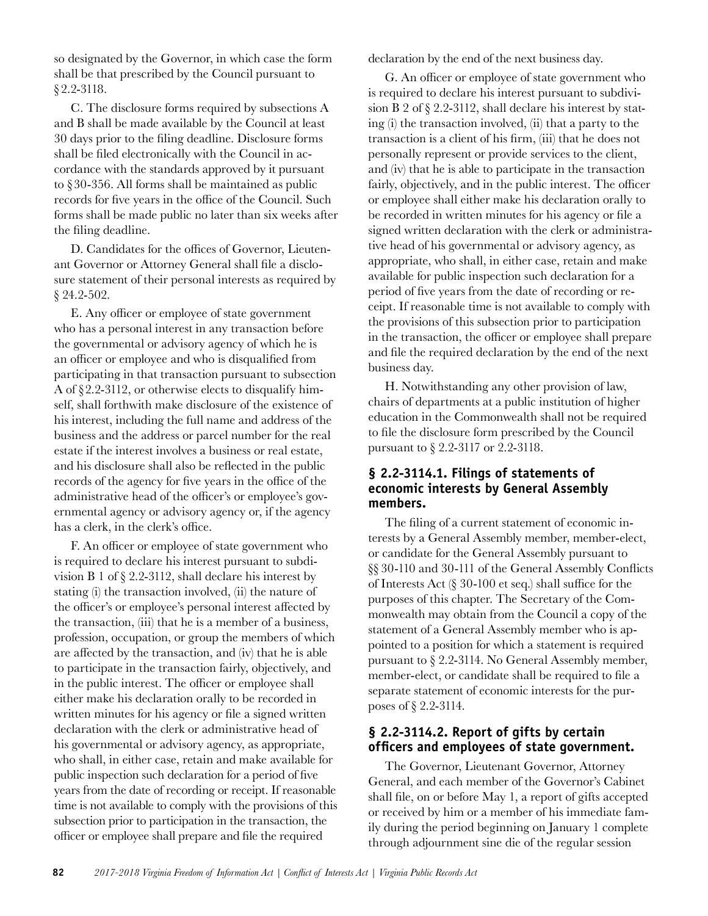so designated by the Governor, in which case the form shall be that prescribed by the Council pursuant to § 2.2-3118.

C. The disclosure forms required by subsections A and B shall be made available by the Council at least 30 days prior to the filing deadline. Disclosure forms shall be filed electronically with the Council in accordance with the standards approved by it pursuant to § 30-356. All forms shall be maintained as public records for five years in the office of the Council. Such forms shall be made public no later than six weeks after the filing deadline.

D. Candidates for the offices of Governor, Lieutenant Governor or Attorney General shall file a disclosure statement of their personal interests as required by § 24.2-502.

E. Any officer or employee of state government who has a personal interest in any transaction before the governmental or advisory agency of which he is an officer or employee and who is disqualified from participating in that transaction pursuant to subsection A of § 2.2-3112, or otherwise elects to disqualify himself, shall forthwith make disclosure of the existence of his interest, including the full name and address of the business and the address or parcel number for the real estate if the interest involves a business or real estate, and his disclosure shall also be reflected in the public records of the agency for five years in the office of the administrative head of the officer's or employee's governmental agency or advisory agency or, if the agency has a clerk, in the clerk's office.

F. An officer or employee of state government who is required to declare his interest pursuant to subdivision B 1 of § 2.2-3112, shall declare his interest by stating (i) the transaction involved, (ii) the nature of the officer's or employee's personal interest affected by the transaction, (iii) that he is a member of a business, profession, occupation, or group the members of which are affected by the transaction, and (iv) that he is able to participate in the transaction fairly, objectively, and in the public interest. The officer or employee shall either make his declaration orally to be recorded in written minutes for his agency or file a signed written declaration with the clerk or administrative head of his governmental or advisory agency, as appropriate, who shall, in either case, retain and make available for public inspection such declaration for a period of five years from the date of recording or receipt. If reasonable time is not available to comply with the provisions of this subsection prior to participation in the transaction, the officer or employee shall prepare and file the required declaration by the end of the next business day.

G. An officer or employee of state government who is required to declare his interest pursuant to subdivision B 2 of § 2.2-3112, shall declare his interest by stating (i) the transaction involved, (ii) that a party to the transaction is a client of his firm, (iii) that he does not personally represent or provide services to the client, and (iv) that he is able to participate in the transaction fairly, objectively, and in the public interest. The officer or employee shall either make his declaration orally to be recorded in written minutes for his agency or file a signed written declaration with the clerk or administrative head of his governmental or advisory agency, as appropriate, who shall, in either case, retain and make available for public inspection such declaration for a period of five years from the date of recording or receipt. If reasonable time is not available to comply with the provisions of this subsection prior to participation in the transaction, the officer or employee shall prepare and file the required declaration by the end of the next business day.

H. Notwithstanding any other provision of law, chairs of departments at a public institution of higher education in the Commonwealth shall not be required to file the disclosure form prescribed by the Council pursuant to § 2.2-3117 or 2.2-3118.

### § 2.2-3114.1. Filings of statements of economic interests by General Assembly members.

The filing of a current statement of economic interests by a General Assembly member, member-elect, or candidate for the General Assembly pursuant to §§ 30-110 and 30-111 of the General Assembly Conflicts of Interests Act (§ 30-100 et seq.) shall suffice for the purposes of this chapter. The Secretary of the Commonwealth may obtain from the Council a copy of the statement of a General Assembly member who is appointed to a position for which a statement is required pursuant to § 2.2-3114. No General Assembly member, member-elect, or candidate shall be required to file a separate statement of economic interests for the purposes of § 2.2-3114.

### § 2.2-3114.2. Report of gifts by certain officers and employees of state government.

The Governor, Lieutenant Governor, Attorney General, and each member of the Governor's Cabinet shall file, on or before May 1, a report of gifts accepted or received by him or a member of his immediate family during the period beginning on January 1 complete through adjournment sine die of the regular session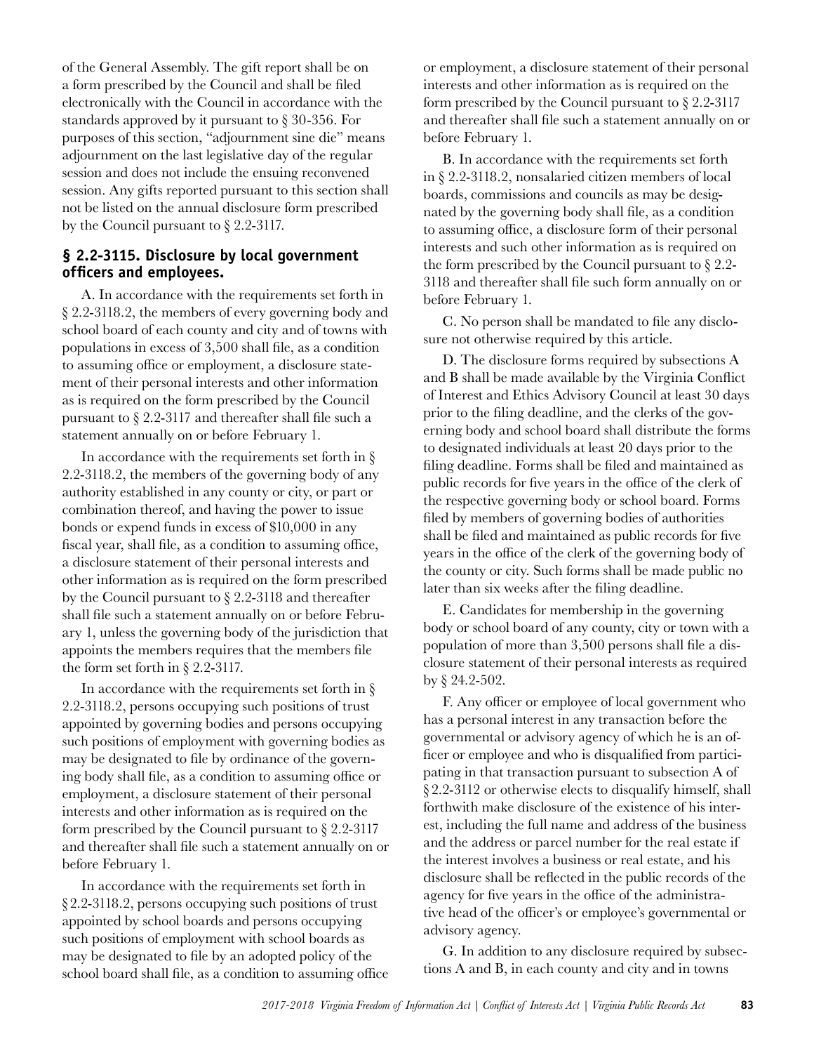of the General Assembly. The gift report shall be on a form prescribed by the Council and shall be filed electronically with the Council in accordance with the standards approved by it pursuant to § 30-356. For purposes of this section, "adjournment sine die" means adjournment on the last legislative day of the regular session and does not include the ensuing reconvened session. Any gifts reported pursuant to this section shall not be listed on the annual disclosure form prescribed by the Council pursuant to § 2.2-3117.

### § 2.2-3115. Disclosure by local government officers and employees.

A. In accordance with the requirements set forth in § 2.2-3118.2, the members of every governing body and school board of each county and city and of towns with populations in excess of 3,500 shall file, as a condition to assuming office or employment, a disclosure statement of their personal interests and other information as is required on the form prescribed by the Council pursuant to § 2.2-3117 and thereafter shall file such a statement annually on or before February 1.

In accordance with the requirements set forth in § 2.2-3118.2, the members of the governing body of any authority established in any county or city, or part or combination thereof, and having the power to issue bonds or expend funds in excess of $10,000 in any fiscal year, shall file, as a condition to assuming office, a disclosure statement of their personal interests and other information as is required on the form prescribed by the Council pursuant to § 2.2-3118 and thereafter shall file such a statement annually on or before February 1, unless the governing body of the jurisdiction that appoints the members requires that the members file the form set forth in § 2.2-3117.

In accordance with the requirements set forth in § 2.2-3118.2, persons occupying such positions of trust appointed by governing bodies and persons occupying such positions of employment with governing bodies as may be designated to file by ordinance of the governing body shall file, as a condition to assuming office or employment, a disclosure statement of their personal interests and other information as is required on the form prescribed by the Council pursuant to § 2.2-3117 and thereafter shall file such a statement annually on or before February 1.

In accordance with the requirements set forth in § 2.2-3118.2, persons occupying such positions of trust appointed by school boards and persons occupying such positions of employment with school boards as may be designated to file by an adopted policy of the school board shall file, as a condition to assuming office or employment, a disclosure statement of their personal interests and other information as is required on the form prescribed by the Council pursuant to § 2.2-3117 and thereafter shall file such a statement annually on or before February 1.

B. In accordance with the requirements set forth in § 2.2-3118.2, nonsalaried citizen members of local boards, commissions and councils as may be designated by the governing body shall file, as a condition to assuming office, a disclosure form of their personal interests and such other information as is required on the form prescribed by the Council pursuant to § 2.2-3118 and thereafter shall file such form annually on or before February 1.

C. No person shall be mandated to file any disclosure not otherwise required by this article.

D. The disclosure forms required by subsections A and B shall be made available by the Virginia Conflict of Interest and Ethics Advisory Council at least 30 days prior to the filing deadline, and the clerks of the governing body and school board shall distribute the forms to designated individuals at least 20 days prior to the filing deadline. Forms shall be filed and maintained as public records for five years in the office of the clerk of the respective governing body or school board. Forms filed by members of governing bodies of authorities shall be filed and maintained as public records for five years in the office of the clerk of the governing body of the county or city. Such forms shall be made public no later than six weeks after the filing deadline.

E. Candidates for membership in the governing body or school board of any county, city or town with a population of more than 3,500 persons shall file a disclosure statement of their personal interests as required by § 24.2-502.

F. Any officer or employee of local government who has a personal interest in any transaction before the governmental or advisory agency of which he is an officer or employee and who is disqualified from participating in that transaction pursuant to subsection A of § 2.2-3112 or otherwise elects to disqualify himself, shall forthwith make disclosure of the existence of his interest, including the full name and address of the business and the address or parcel number for the real estate if the interest involves a business or real estate, and his disclosure shall be reflected in the public records of the agency for five years in the office of the administrative head of the officer's or employee's governmental or advisory agency.

G. In addition to any disclosure required by subsections A and B, in each county and city and in towns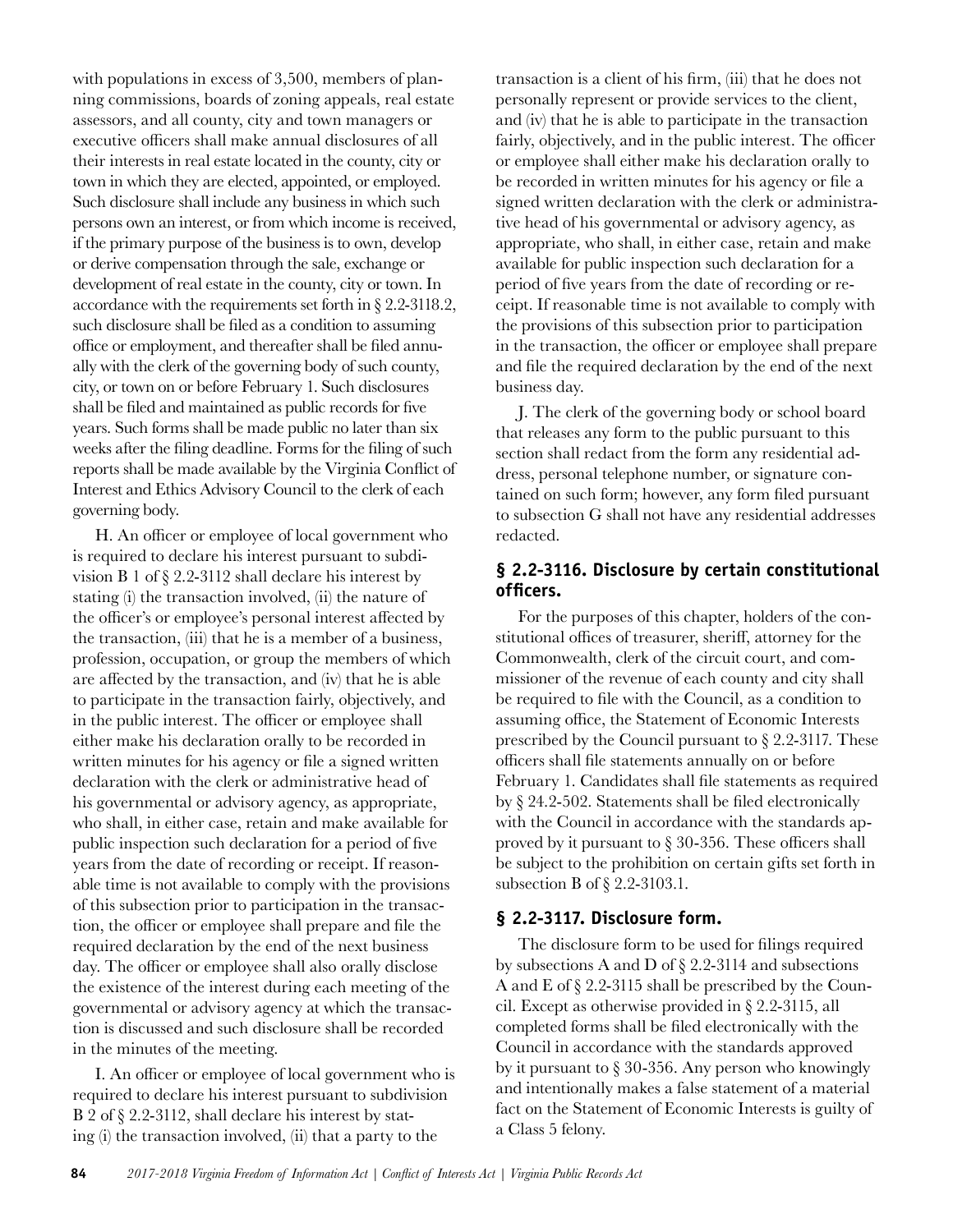with populations in excess of 3,500, members of planning commissions, boards of zoning appeals, real estate assessors, and all county, city and town managers or executive officers shall make annual disclosures of all their interests in real estate located in the county, city or town in which they are elected, appointed, or employed. Such disclosure shall include any business in which such persons own an interest, or from which income is received, if the primary purpose of the business is to own, develop or derive compensation through the sale, exchange or development of real estate in the county, city or town. In accordance with the requirements set forth in § 2.2-3118.2, such disclosure shall be filed as a condition to assuming office or employment, and thereafter shall be filed annually with the clerk of the governing body of such county, city, or town on or before February 1. Such disclosures shall be filed and maintained as public records for five years. Such forms shall be made public no later than six weeks after the filing deadline. Forms for the filing of such reports shall be made available by the Virginia Conflict of Interest and Ethics Advisory Council to the clerk of each governing body.

H. An officer or employee of local government who is required to declare his interest pursuant to subdivision B 1 of § 2.2-3112 shall declare his interest by stating (i) the transaction involved, (ii) the nature of the officer's or employee's personal interest affected by the transaction, (iii) that he is a member of a business, profession, occupation, or group the members of which are affected by the transaction, and (iv) that he is able to participate in the transaction fairly, objectively, and in the public interest. The officer or employee shall either make his declaration orally to be recorded in written minutes for his agency or file a signed written declaration with the clerk or administrative head of his governmental or advisory agency, as appropriate, who shall, in either case, retain and make available for public inspection such declaration for a period of five years from the date of recording or receipt. If reasonable time is not available to comply with the provisions of this subsection prior to participation in the transaction, the officer or employee shall prepare and file the required declaration by the end of the next business day. The officer or employee shall also orally disclose the existence of the interest during each meeting of the governmental or advisory agency at which the transaction is discussed and such disclosure shall be recorded in the minutes of the meeting.

I. An officer or employee of local government who is required to declare his interest pursuant to subdivision B 2 of § 2.2-3112, shall declare his interest by stating (i) the transaction involved, (ii) that a party to the transaction is a client of his firm, (iii) that he does not personally represent or provide services to the client, and (iv) that he is able to participate in the transaction fairly, objectively, and in the public interest. The officer or employee shall either make his declaration orally to be recorded in written minutes for his agency or file a signed written declaration with the clerk or administrative head of his governmental or advisory agency, as appropriate, who shall, in either case, retain and make available for public inspection such declaration for a period of five years from the date of recording or receipt. If reasonable time is not available to comply with the provisions of this subsection prior to participation in the transaction, the officer or employee shall prepare and file the required declaration by the end of the next business day.

J. The clerk of the governing body or school board that releases any form to the public pursuant to this section shall redact from the form any residential address, personal telephone number, or signature contained on such form; however, any form filed pursuant to subsection G shall not have any residential addresses redacted.

### § 2.2-3116. Disclosure by certain constitutional officers.

For the purposes of this chapter, holders of the constitutional offices of treasurer, sheriff, attorney for the Commonwealth, clerk of the circuit court, and commissioner of the revenue of each county and city shall be required to file with the Council, as a condition to assuming office, the Statement of Economic Interests prescribed by the Council pursuant to § 2.2-3117. These officers shall file statements annually on or before February 1. Candidates shall file statements as required by § 24.2-502. Statements shall be filed electronically with the Council in accordance with the standards approved by it pursuant to § 30-356. These officers shall be subject to the prohibition on certain gifts set forth in subsection B of § 2.2-3103.1.

### § 2.2-3117. Disclosure form.

The disclosure form to be used for filings required by subsections A and D of § 2.2-3114 and subsections A and E of § 2.2-3115 shall be prescribed by the Council. Except as otherwise provided in § 2.2-3115, all completed forms shall be filed electronically with the Council in accordance with the standards approved by it pursuant to § 30-356. Any person who knowingly and intentionally makes a false statement of a material fact on the Statement of Economic Interests is guilty of a Class 5 felony.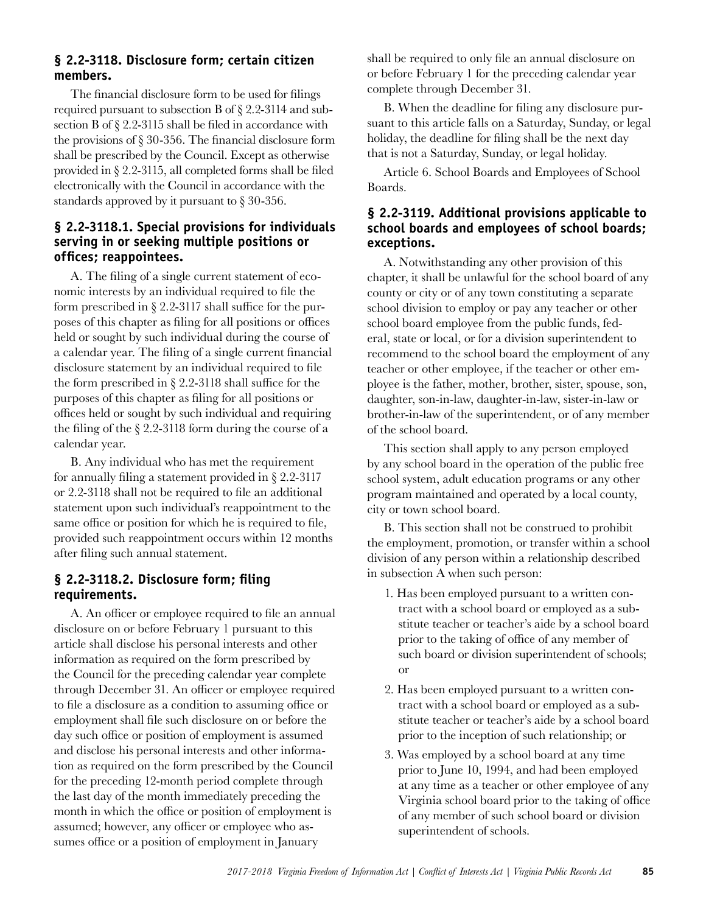### § 2.2-3118. Disclosure form; certain citizen members.

The financial disclosure form to be used for filings required pursuant to subsection B of § 2.2-3114 and subsection B of § 2.2-3115 shall be filed in accordance with the provisions of § 30-356. The financial disclosure form shall be prescribed by the Council. Except as otherwise provided in § 2.2-3115, all completed forms shall be filed electronically with the Council in accordance with the standards approved by it pursuant to § 30-356.

### § 2.2-3118.1. Special provisions for individuals serving in or seeking multiple positions or offices; reappointees.

A. The filing of a single current statement of economic interests by an individual required to file the form prescribed in § 2.2-3117 shall suffice for the purposes of this chapter as filing for all positions or offices held or sought by such individual during the course of a calendar year. The filing of a single current financial disclosure statement by an individual required to file the form prescribed in § 2.2-3118 shall suffice for the purposes of this chapter as filing for all positions or offices held or sought by such individual and requiring the filing of the § 2.2-3118 form during the course of a calendar year.

B. Any individual who has met the requirement for annually filing a statement provided in § 2.2-3117 or 2.2-3118 shall not be required to file an additional statement upon such individual's reappointment to the same office or position for which he is required to file, provided such reappointment occurs within 12 months after filing such annual statement.

### § 2.2-3118.2. Disclosure form; filing requirements.

A. An officer or employee required to file an annual disclosure on or before February 1 pursuant to this article shall disclose his personal interests and other information as required on the form prescribed by the Council for the preceding calendar year complete through December 31. An officer or employee required to file a disclosure as a condition to assuming office or employment shall file such disclosure on or before the day such office or position of employment is assumed and disclose his personal interests and other information as required on the form prescribed by the Council for the preceding 12-month period complete through the last day of the month immediately preceding the month in which the office or position of employment is assumed; however, any officer or employee who assumes office or a position of employment in January shall be required to only file an annual disclosure on or before February 1 for the preceding calendar year complete through December 31.

B. When the deadline for filing any disclosure pursuant to this article falls on a Saturday, Sunday, or legal holiday, the deadline for filing shall be the next day that is not a Saturday, Sunday, or legal holiday.

Article 6. School Boards and Employees of School Boards.

### § 2.2-3119. Additional provisions applicable to school boards and employees of school boards; exceptions.

A. Notwithstanding any other provision of this chapter, it shall be unlawful for the school board of any county or city or of any town constituting a separate school division to employ or pay any teacher or other school board employee from the public funds, federal, state or local, or for a division superintendent to recommend to the school board the employment of any teacher or other employee, if the teacher or other employee is the father, mother, brother, sister, spouse, son, daughter, son-in-law, daughter-in-law, sister-in-law or brother-in-law of the superintendent, or of any member of the school board.

This section shall apply to any person employed by any school board in the operation of the public free school system, adult education programs or any other program maintained and operated by a local county, city or town school board.

B. This section shall not be construed to prohibit the employment, promotion, or transfer within a school division of any person within a relationship described in subsection A when such person:

1. Has been employed pursuant to a written contract with a school board or employed as a substitute teacher or teacher's aide by a school board prior to the taking of office of any member of such board or division superintendent of schools; or
2. Has been employed pursuant to a written contract with a school board or employed as a substitute teacher or teacher's aide by a school board prior to the inception of such relationship; or
3. Was employed by a school board at any time prior to June 10, 1994, and had been employed at any time as a teacher or other employee of any Virginia school board prior to the taking of office of any member of such school board or division superintendent of schools.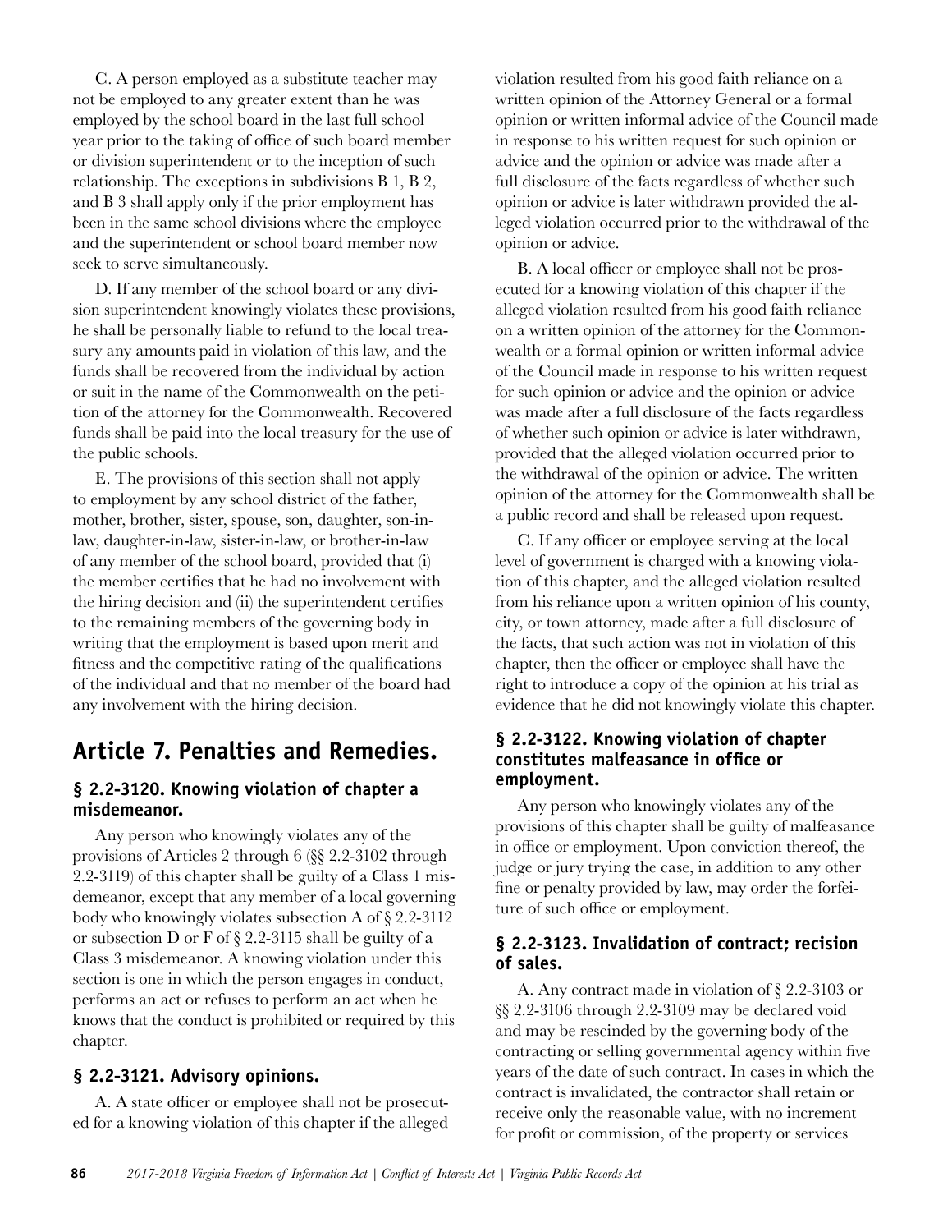C. A person employed as a substitute teacher may not be employed to any greater extent than he was employed by the school board in the last full school year prior to the taking of office of such board member or division superintendent or to the inception of such relationship. The exceptions in subdivisions B 1, B 2, and B 3 shall apply only if the prior employment has been in the same school divisions where the employee and the superintendent or school board member now seek to serve simultaneously.

D. If any member of the school board or any division superintendent knowingly violates these provisions, he shall be personally liable to refund to the local treasury any amounts paid in violation of this law, and the funds shall be recovered from the individual by action or suit in the name of the Commonwealth on the petition of the attorney for the Commonwealth. Recovered funds shall be paid into the local treasury for the use of the public schools.

E. The provisions of this section shall not apply to employment by any school district of the father, mother, brother, sister, spouse, son, daughter, son-in-law, daughter-in-law, sister-in-law, or brother-in-law of any member of the school board, provided that (i) the member certifies that he had no involvement with the hiring decision and (ii) the superintendent certifies to the remaining members of the governing body in writing that the employment is based upon merit and fitness and the competitive rating of the qualifications of the individual and that no member of the board had any involvement with the hiring decision.

## Article 7. Penalties and Remedies.

### § 2.2-3120. Knowing violation of chapter a misdemeanor.

Any person who knowingly violates any of the provisions of Articles 2 through 6 (§§ 2.2-3102 through 2.2-3119) of this chapter shall be guilty of a Class 1 misdemeanor, except that any member of a local governing body who knowingly violates subsection A of § 2.2-3112 or subsection D or F of § 2.2-3115 shall be guilty of a Class 3 misdemeanor. A knowing violation under this section is one in which the person engages in conduct, performs an act or refuses to perform an act when he knows that the conduct is prohibited or required by this chapter.

### § 2.2-3121. Advisory opinions.

A. A state officer or employee shall not be prosecuted for a knowing violation of this chapter if the alleged violation resulted from his good faith reliance on a written opinion of the Attorney General or a formal opinion or written informal advice of the Council made in response to his written request for such opinion or advice and the opinion or advice was made after a full disclosure of the facts regardless of whether such opinion or advice is later withdrawn provided the alleged violation occurred prior to the withdrawal of the opinion or advice.

B. A local officer or employee shall not be prosecuted for a knowing violation of this chapter if the alleged violation resulted from his good faith reliance on a written opinion of the attorney for the Commonwealth or a formal opinion or written informal advice of the Council made in response to his written request for such opinion or advice and the opinion or advice was made after a full disclosure of the facts regardless of whether such opinion or advice is later withdrawn, provided that the alleged violation occurred prior to the withdrawal of the opinion or advice. The written opinion of the attorney for the Commonwealth shall be a public record and shall be released upon request.

C. If any officer or employee serving at the local level of government is charged with a knowing violation of this chapter, and the alleged violation resulted from his reliance upon a written opinion of his county, city, or town attorney, made after a full disclosure of the facts, that such action was not in violation of this chapter, then the officer or employee shall have the right to introduce a copy of the opinion at his trial as evidence that he did not knowingly violate this chapter.

### § 2.2-3122. Knowing violation of chapter constitutes malfeasance in office or employment.

Any person who knowingly violates any of the provisions of this chapter shall be guilty of malfeasance in office or employment. Upon conviction thereof, the judge or jury trying the case, in addition to any other fine or penalty provided by law, may order the forfeiture of such office or employment.

### § 2.2-3123. Invalidation of contract; recision of sales.

A. Any contract made in violation of § 2.2-3103 or §§ 2.2-3106 through 2.2-3109 may be declared void and may be rescinded by the governing body of the contracting or selling governmental agency within five years of the date of such contract. In cases in which the contract is invalidated, the contractor shall retain or receive only the reasonable value, with no increment for profit or commission, of the property or services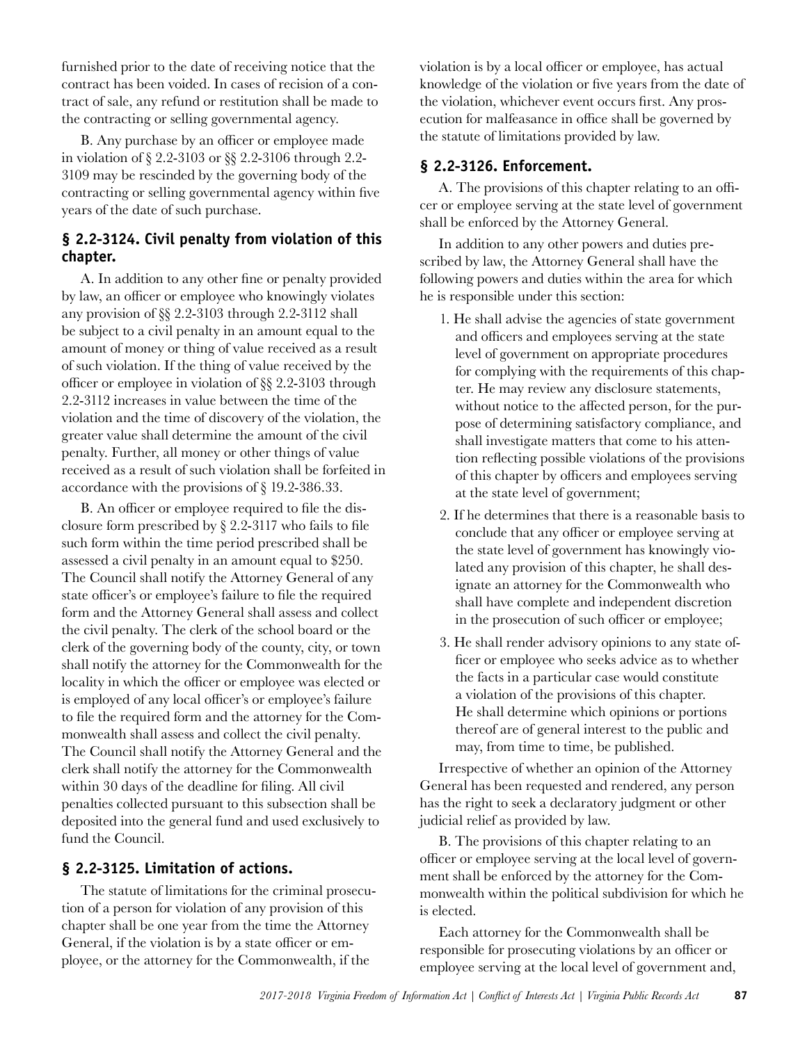furnished prior to the date of receiving notice that the contract has been voided. In cases of recision of a contract of sale, any refund or restitution shall be made to the contracting or selling governmental agency.

B. Any purchase by an officer or employee made in violation of § 2.2-3103 or §§ 2.2-3106 through 2.2-3109 may be rescinded by the governing body of the contracting or selling governmental agency within five years of the date of such purchase.

### § 2.2-3124. Civil penalty from violation of this chapter.

A. In addition to any other fine or penalty provided by law, an officer or employee who knowingly violates any provision of §§ 2.2-3103 through 2.2-3112 shall be subject to a civil penalty in an amount equal to the amount of money or thing of value received as a result of such violation. If the thing of value received by the officer or employee in violation of §§ 2.2-3103 through 2.2-3112 increases in value between the time of the violation and the time of discovery of the violation, the greater value shall determine the amount of the civil penalty. Further, all money or other things of value received as a result of such violation shall be forfeited in accordance with the provisions of § 19.2-386.33.

B. An officer or employee required to file the disclosure form prescribed by § 2.2-3117 who fails to file such form within the time period prescribed shall be assessed a civil penalty in an amount equal to $250. The Council shall notify the Attorney General of any state officer's or employee's failure to file the required form and the Attorney General shall assess and collect the civil penalty. The clerk of the school board or the clerk of the governing body of the county, city, or town shall notify the attorney for the Commonwealth for the locality in which the officer or employee was elected or is employed of any local officer's or employee's failure to file the required form and the attorney for the Commonwealth shall assess and collect the civil penalty. The Council shall notify the Attorney General and the clerk shall notify the attorney for the Commonwealth within 30 days of the deadline for filing. All civil penalties collected pursuant to this subsection shall be deposited into the general fund and used exclusively to fund the Council.

### § 2.2-3125. Limitation of actions.

The statute of limitations for the criminal prosecution of a person for violation of any provision of this chapter shall be one year from the time the Attorney General, if the violation is by a state officer or employee, or the attorney for the Commonwealth, if the violation is by a local officer or employee, has actual knowledge of the violation or five years from the date of the violation, whichever event occurs first. Any prosecution for malfeasance in office shall be governed by the statute of limitations provided by law.

### § 2.2-3126. Enforcement.

A. The provisions of this chapter relating to an officer or employee serving at the state level of government shall be enforced by the Attorney General.

In addition to any other powers and duties prescribed by law, the Attorney General shall have the following powers and duties within the area for which he is responsible under this section:

1. He shall advise the agencies of state government and officers and employees serving at the state level of government on appropriate procedures for complying with the requirements of this chapter. He may review any disclosure statements, without notice to the affected person, for the purpose of determining satisfactory compliance, and shall investigate matters that come to his attention reflecting possible violations of the provisions of this chapter by officers and employees serving at the state level of government;
2. If he determines that there is a reasonable basis to conclude that any officer or employee serving at the state level of government has knowingly violated any provision of this chapter, he shall designate an attorney for the Commonwealth who shall have complete and independent discretion in the prosecution of such officer or employee;
3. He shall render advisory opinions to any state officer or employee who seeks advice as to whether the facts in a particular case would constitute a violation of the provisions of this chapter. He shall determine which opinions or portions thereof are of general interest to the public and may, from time to time, be published.

Irrespective of whether an opinion of the Attorney General has been requested and rendered, any person has the right to seek a declaratory judgment or other judicial relief as provided by law.

B. The provisions of this chapter relating to an officer or employee serving at the local level of government shall be enforced by the attorney for the Commonwealth within the political subdivision for which he is elected.

Each attorney for the Commonwealth shall be responsible for prosecuting violations by an officer or employee serving at the local level of government and,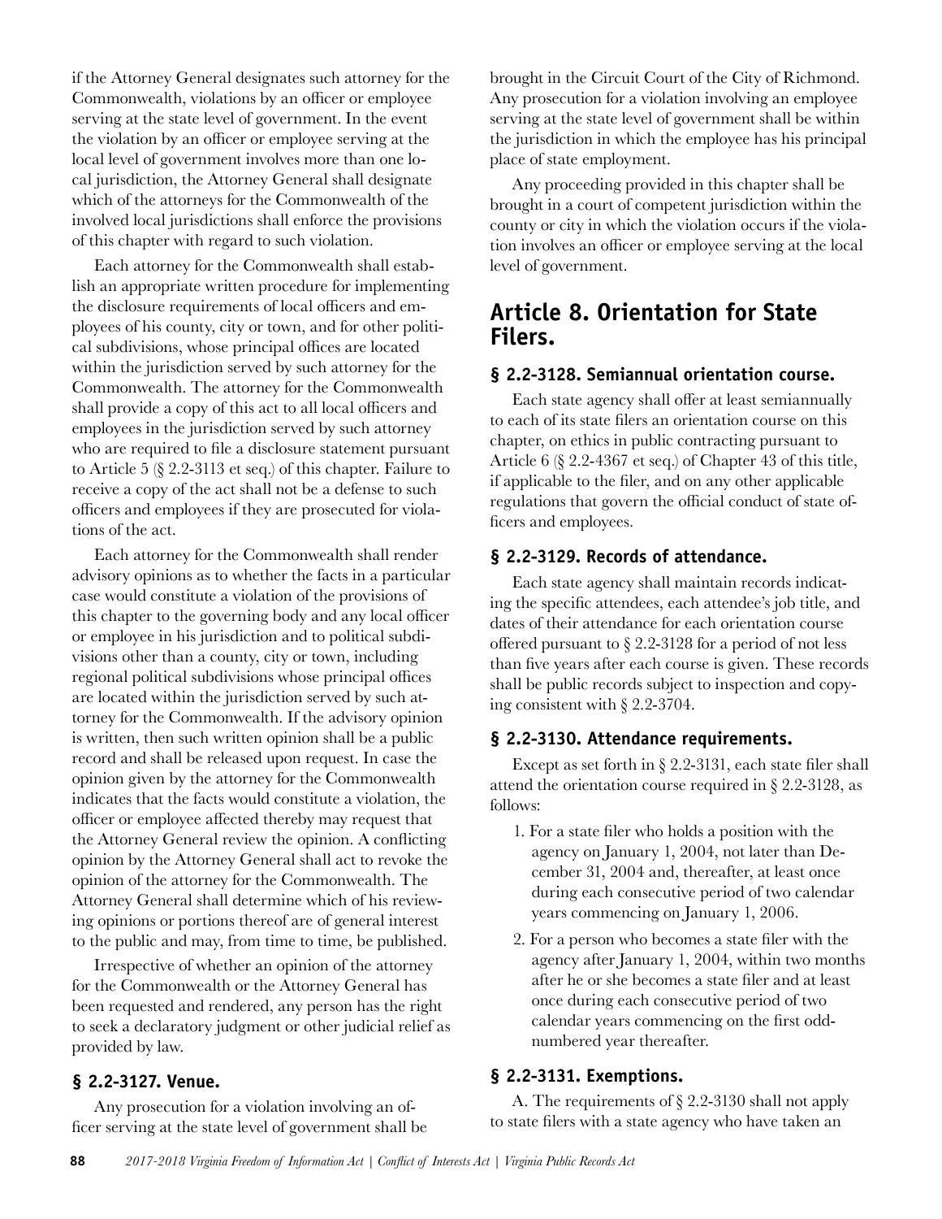if the Attorney General designates such attorney for the Commonwealth, violations by an officer or employee serving at the state level of government. In the event the violation by an officer or employee serving at the local level of government involves more than one local jurisdiction, the Attorney General shall designate which of the attorneys for the Commonwealth of the involved local jurisdictions shall enforce the provisions of this chapter with regard to such violation.

Each attorney for the Commonwealth shall establish an appropriate written procedure for implementing the disclosure requirements of local officers and employees of his county, city or town, and for other political subdivisions, whose principal offices are located within the jurisdiction served by such attorney for the Commonwealth. The attorney for the Commonwealth shall provide a copy of this act to all local officers and employees in the jurisdiction served by such attorney who are required to file a disclosure statement pursuant to Article 5 (§ 2.2-3113 et seq.) of this chapter. Failure to receive a copy of the act shall not be a defense to such officers and employees if they are prosecuted for violations of the act.

Each attorney for the Commonwealth shall render advisory opinions as to whether the facts in a particular case would constitute a violation of the provisions of this chapter to the governing body and any local officer or employee in his jurisdiction and to political subdivisions other than a county, city or town, including regional political subdivisions whose principal offices are located within the jurisdiction served by such attorney for the Commonwealth. If the advisory opinion is written, then such written opinion shall be a public record and shall be released upon request. In case the opinion given by the attorney for the Commonwealth indicates that the facts would constitute a violation, the officer or employee affected thereby may request that the Attorney General review the opinion. A conflicting opinion by the Attorney General shall act to revoke the opinion of the attorney for the Commonwealth. The Attorney General shall determine which of his reviewing opinions or portions thereof are of general interest to the public and may, from time to time, be published.

Irrespective of whether an opinion of the attorney for the Commonwealth or the Attorney General has been requested and rendered, any person has the right to seek a declaratory judgment or other judicial relief as provided by law.

### § 2.2-3127. Venue.

Any prosecution for a violation involving an officer serving at the state level of government shall be brought in the Circuit Court of the City of Richmond. Any prosecution for a violation involving an employee serving at the state level of government shall be within the jurisdiction in which the employee has his principal place of state employment.

Any proceeding provided in this chapter shall be brought in a court of competent jurisdiction within the county or city in which the violation occurs if the violation involves an officer or employee serving at the local level of government.

## Article 8. Orientation for State Filers.

### § 2.2-3128. Semiannual orientation course.

Each state agency shall offer at least semiannually to each of its state filers an orientation course on this chapter, on ethics in public contracting pursuant to Article 6 (§ 2.2-4367 et seq.) of Chapter 43 of this title, if applicable to the filer, and on any other applicable regulations that govern the official conduct of state officers and employees.

### § 2.2-3129. Records of attendance.

Each state agency shall maintain records indicating the specific attendees, each attendee's job title, and dates of their attendance for each orientation course offered pursuant to § 2.2-3128 for a period of not less than five years after each course is given. These records shall be public records subject to inspection and copying consistent with § 2.2-3704.

### § 2.2-3130. Attendance requirements.

Except as set forth in § 2.2-3131, each state filer shall attend the orientation course required in § 2.2-3128, as follows:

1. For a state filer who holds a position with the agency on January 1, 2004, not later than December 31, 2004 and, thereafter, at least once during each consecutive period of two calendar years commencing on January 1, 2006.
2. For a person who becomes a state filer with the agency after January 1, 2004, within two months after he or she becomes a state filer and at least once during each consecutive period of two calendar years commencing on the first odd-numbered year thereafter.

### § 2.2-3131. Exemptions.

A. The requirements of § 2.2-3130 shall not apply to state filers with a state agency who have taken an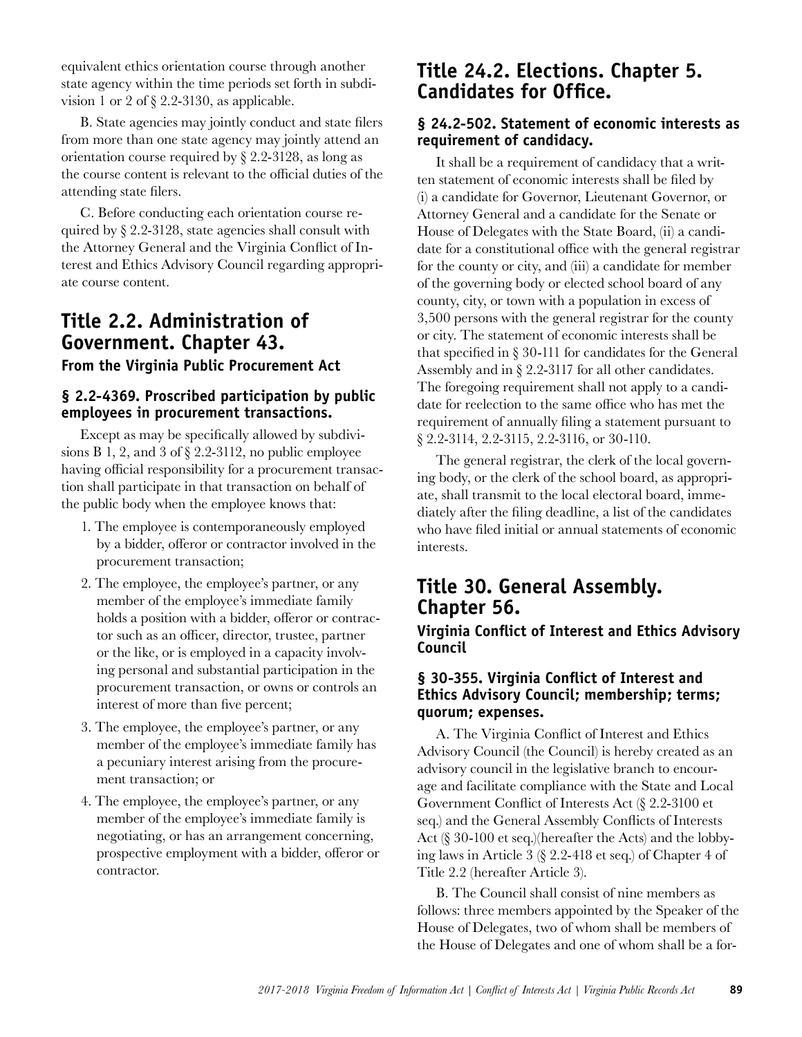equivalent ethics orientation course through another state agency within the time periods set forth in subdivision 1 or 2 of § 2.2-3130, as applicable.

B. State agencies may jointly conduct and state filers from more than one state agency may jointly attend an orientation course required by § 2.2-3128, as long as the course content is relevant to the official duties of the attending state filers.

C. Before conducting each orientation course required by § 2.2-3128, state agencies shall consult with the Attorney General and the Virginia Conflict of Interest and Ethics Advisory Council regarding appropriate course content.

# Title 2.2. Administration of Government. Chapter 43.

## From the Virginia Public Procurement Act

### § 2.2-4369. Proscribed participation by public employees in procurement transactions.

Except as may be specifically allowed by subdivisions B 1, 2, and 3 of § 2.2-3112, no public employee having official responsibility for a procurement transaction shall participate in that transaction on behalf of the public body when the employee knows that:

1. The employee is contemporaneously employed by a bidder, offeror or contractor involved in the procurement transaction;
2. The employee, the employee's partner, or any member of the employee's immediate family holds a position with a bidder, offeror or contractor such as an officer, director, trustee, partner or the like, or is employed in a capacity involving personal and substantial participation in the procurement transaction, or owns or controls an interest of more than five percent;
3. The employee, the employee's partner, or any member of the employee's immediate family has a pecuniary interest arising from the procurement transaction; or
4. The employee, the employee's partner, or any member of the employee's immediate family is negotiating, or has an arrangement concerning, prospective employment with a bidder, offeror or contractor.

# Title 24.2. Elections. Chapter 5. Candidates for Office.

### § 24.2-502. Statement of economic interests as requirement of candidacy.

It shall be a requirement of candidacy that a written statement of economic interests shall be filed by (i) a candidate for Governor, Lieutenant Governor, or Attorney General and a candidate for the Senate or House of Delegates with the State Board, (ii) a candidate for a constitutional office with the general registrar for the county or city, and (iii) a candidate for member of the governing body or elected school board of any county, city, or town with a population in excess of 3,500 persons with the general registrar for the county or city. The statement of economic interests shall be that specified in § 30-111 for candidates for the General Assembly and in § 2.2-3117 for all other candidates. The foregoing requirement shall not apply to a candidate for reelection to the same office who has met the requirement of annually filing a statement pursuant to § 2.2-3114, 2.2-3115, 2.2-3116, or 30-110.

The general registrar, the clerk of the local governing body, or the clerk of the school board, as appropriate, shall transmit to the local electoral board, immediately after the filing deadline, a list of the candidates who have filed initial or annual statements of economic interests.

# Title 30. General Assembly. Chapter 56.

## Virginia Conflict of Interest and Ethics Advisory Council

### § 30-355. Virginia Conflict of Interest and Ethics Advisory Council; membership; terms; quorum; expenses.

A. The Virginia Conflict of Interest and Ethics Advisory Council (the Council) is hereby created as an advisory council in the legislative branch to encourage and facilitate compliance with the State and Local Government Conflict of Interests Act (§ 2.2-3100 et seq.) and the General Assembly Conflicts of Interests Act (§ 30-100 et seq.)(hereafter the Acts) and the lobbying laws in Article 3 (§ 2.2-418 et seq.) of Chapter 4 of Title 2.2 (hereafter Article 3).

B. The Council shall consist of nine members as follows: three members appointed by the Speaker of the House of Delegates, two of whom shall be members of the House of Delegates and one of whom shall be a for-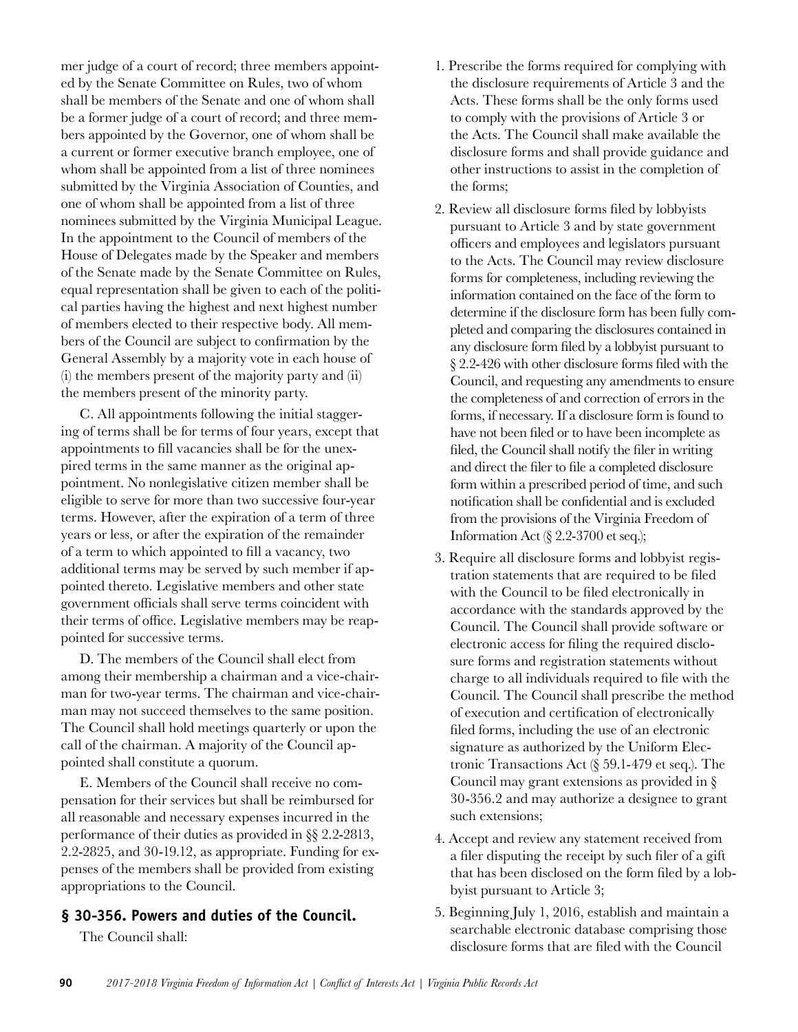mer judge of a court of record; three members appointed by the Senate Committee on Rules, two of whom shall be members of the Senate and one of whom shall be a former judge of a court of record; and three members appointed by the Governor, one of whom shall be a current or former executive branch employee, one of whom shall be appointed from a list of three nominees submitted by the Virginia Association of Counties, and one of whom shall be appointed from a list of three nominees submitted by the Virginia Municipal League. In the appointment to the Council of members of the House of Delegates made by the Speaker and members of the Senate made by the Senate Committee on Rules, equal representation shall be given to each of the political parties having the highest and next highest number of members elected to their respective body. All members of the Council are subject to confirmation by the General Assembly by a majority vote in each house of (i) the members present of the majority party and (ii) the members present of the minority party.

C. All appointments following the initial staggering of terms shall be for terms of four years, except that appointments to fill vacancies shall be for the unexpired terms in the same manner as the original appointment. No nonlegislative citizen member shall be eligible to serve for more than two successive four-year terms. However, after the expiration of a term of three years or less, or after the expiration of the remainder of a term to which appointed to fill a vacancy, two additional terms may be served by such member if appointed thereto. Legislative members and other state government officials shall serve terms coincident with their terms of office. Legislative members may be reappointed for successive terms.

D. The members of the Council shall elect from among their membership a chairman and a vice-chairman for two-year terms. The chairman and vice-chairman may not succeed themselves to the same position. The Council shall hold meetings quarterly or upon the call of the chairman. A majority of the Council appointed shall constitute a quorum.

E. Members of the Council shall receive no compensation for their services but shall be reimbursed for all reasonable and necessary expenses incurred in the performance of their duties as provided in §§ 2.2-2813, 2.2-2825, and 30-19.12, as appropriate. Funding for expenses of the members shall be provided from existing appropriations to the Council.

## § 30-356. Powers and duties of the Council.

The Council shall:

1. Prescribe the forms required for complying with the disclosure requirements of Article 3 and the Acts. These forms shall be the only forms used to comply with the provisions of Article 3 or the Acts. The Council shall make available the disclosure forms and shall provide guidance and other instructions to assist in the completion of the forms;
2. Review all disclosure forms filed by lobbyists pursuant to Article 3 and by state government officers and employees and legislators pursuant to the Acts. The Council may review disclosure forms for completeness, including reviewing the information contained on the face of the form to determine if the disclosure form has been fully completed and comparing the disclosures contained in any disclosure form filed by a lobbyist pursuant to § 2.2-426 with other disclosure forms filed with the Council, and requesting any amendments to ensure the completeness of and correction of errors in the forms, if necessary. If a disclosure form is found to have not been filed or to have been incomplete as filed, the Council shall notify the filer in writing and direct the filer to file a completed disclosure form within a prescribed period of time, and such notification shall be confidential and is excluded from the provisions of the Virginia Freedom of Information Act (§ 2.2-3700 et seq.);
3. Require all disclosure forms and lobbyist registration statements that are required to be filed with the Council to be filed electronically in accordance with the standards approved by the Council. The Council shall provide software or electronic access for filing the required disclosure forms and registration statements without charge to all individuals required to file with the Council. The Council shall prescribe the method of execution and certification of electronically filed forms, including the use of an electronic signature as authorized by the Uniform Electronic Transactions Act (§ 59.1-479 et seq.). The Council may grant extensions as provided in § 30-356.2 and may authorize a designee to grant such extensions;
4. Accept and review any statement received from a filer disputing the receipt by such filer of a gift that has been disclosed on the form filed by a lobbyist pursuant to Article 3;
5. Beginning July 1, 2016, establish and maintain a searchable electronic database comprising those disclosure forms that are filed with the Council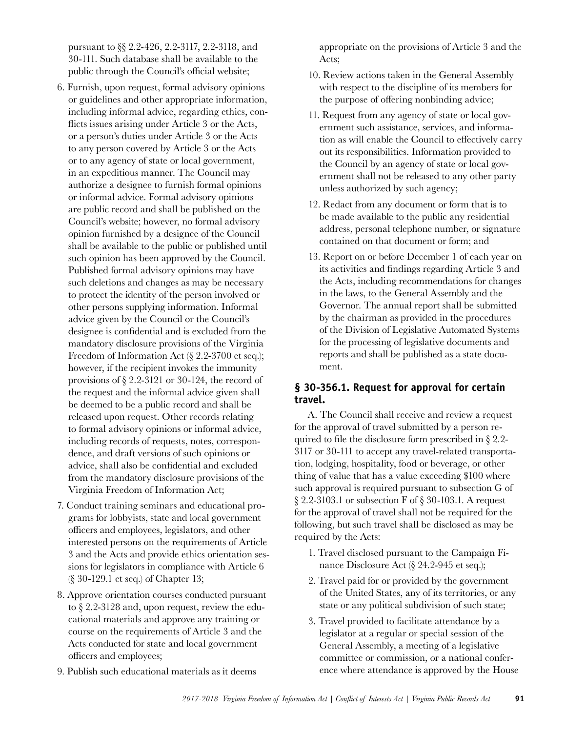pursuant to §§ 2.2-426, 2.2-3117, 2.2-3118, and 30-111. Such database shall be available to the public through the Council's official website;

6. Furnish, upon request, formal advisory opinions or guidelines and other appropriate information, including informal advice, regarding ethics, conflicts issues arising under Article 3 or the Acts, or a person's duties under Article 3 or the Acts to any person covered by Article 3 or the Acts or to any agency of state or local government, in an expeditious manner. The Council may authorize a designee to furnish formal opinions or informal advice. Formal advisory opinions are public record and shall be published on the Council's website; however, no formal advisory opinion furnished by a designee of the Council shall be available to the public or published until such opinion has been approved by the Council. Published formal advisory opinions may have such deletions and changes as may be necessary to protect the identity of the person involved or other persons supplying information. Informal advice given by the Council or the Council's designee is confidential and is excluded from the mandatory disclosure provisions of the Virginia Freedom of Information Act (§ 2.2-3700 et seq.); however, if the recipient invokes the immunity provisions of § 2.2-3121 or 30-124, the record of the request and the informal advice given shall be deemed to be a public record and shall be released upon request. Other records relating to formal advisory opinions or informal advice, including records of requests, notes, correspondence, and draft versions of such opinions or advice, shall also be confidential and excluded from the mandatory disclosure provisions of the Virginia Freedom of Information Act;
7. Conduct training seminars and educational programs for lobbyists, state and local government officers and employees, legislators, and other interested persons on the requirements of Article 3 and the Acts and provide ethics orientation sessions for legislators in compliance with Article 6 (§ 30-129.1 et seq.) of Chapter 13;
8. Approve orientation courses conducted pursuant to § 2.2-3128 and, upon request, review the educational materials and approve any training or course on the requirements of Article 3 and the Acts conducted for state and local government officers and employees;
9. Publish such educational materials as it deems appropriate on the provisions of Article 3 and the Acts;
10. Review actions taken in the General Assembly with respect to the discipline of its members for the purpose of offering nonbinding advice;
11. Request from any agency of state or local government such assistance, services, and information as will enable the Council to effectively carry out its responsibilities. Information provided to the Council by an agency of state or local government shall not be released to any other party unless authorized by such agency;
12. Redact from any document or form that is to be made available to the public any residential address, personal telephone number, or signature contained on that document or form; and
13. Report on or before December 1 of each year on its activities and findings regarding Article 3 and the Acts, including recommendations for changes in the laws, to the General Assembly and the Governor. The annual report shall be submitted by the chairman as provided in the procedures of the Division of Legislative Automated Systems for the processing of legislative documents and reports and shall be published as a state document.

### § 30-356.1. Request for approval for certain travel.

A. The Council shall receive and review a request for the approval of travel submitted by a person required to file the disclosure form prescribed in § 2.2-3117 or 30-111 to accept any travel-related transportation, lodging, hospitality, food or beverage, or other thing of value that has a value exceeding $100 where such approval is required pursuant to subsection G of § 2.2-3103.1 or subsection F of § 30-103.1. A request for the approval of travel shall not be required for the following, but such travel shall be disclosed as may be required by the Acts:

1. Travel disclosed pursuant to the Campaign Finance Disclosure Act (§ 24.2-945 et seq.);
2. Travel paid for or provided by the government of the United States, any of its territories, or any state or any political subdivision of such state;
3. Travel provided to facilitate attendance by a legislator at a regular or special session of the General Assembly, a meeting of a legislative committee or commission, or a national conference where attendance is approved by the House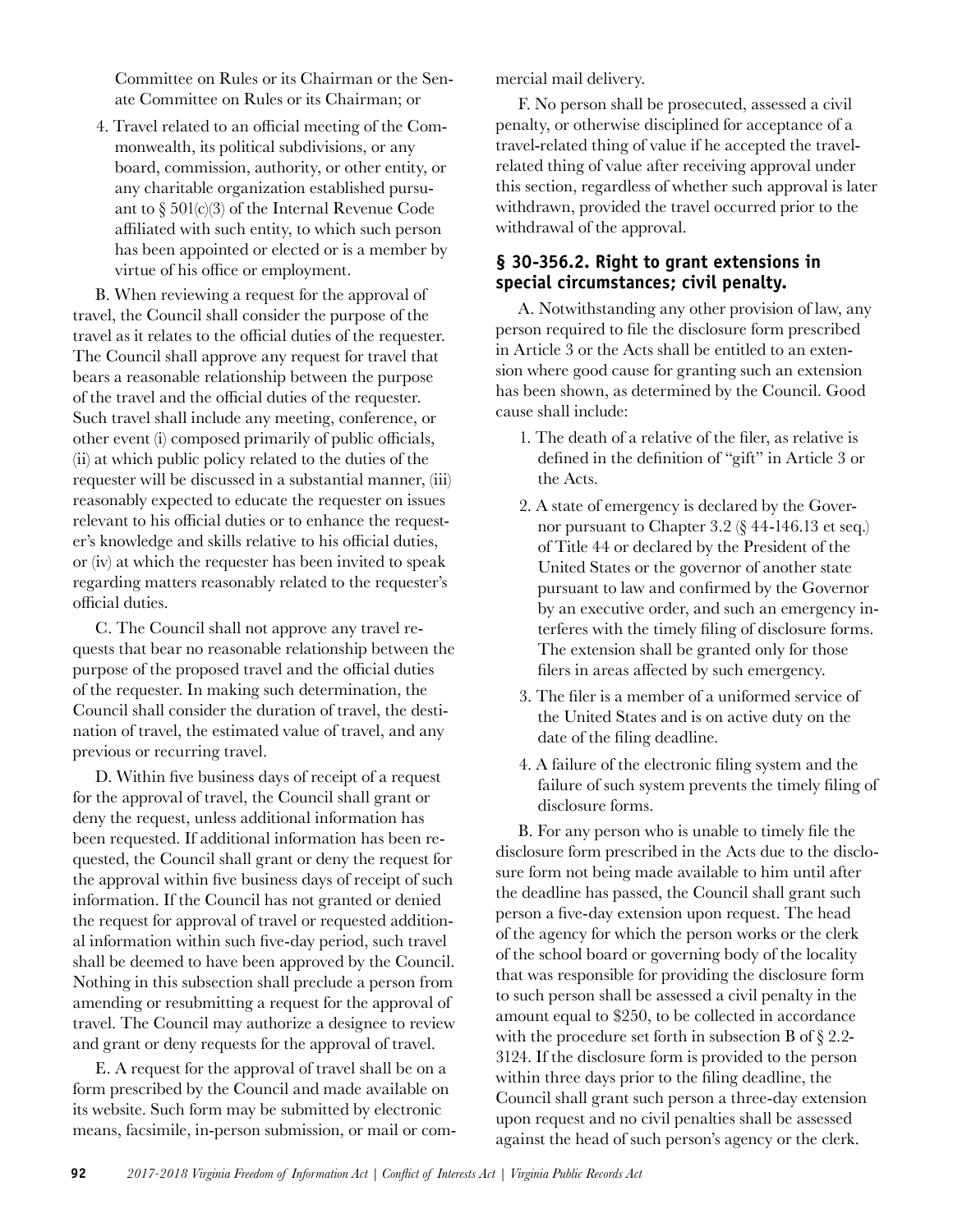Committee on Rules or its Chairman or the Senate Committee on Rules or its Chairman; or

4. Travel related to an official meeting of the Commonwealth, its political subdivisions, or any board, commission, authority, or other entity, or any charitable organization established pursuant to § 501(c)(3) of the Internal Revenue Code affiliated with such entity, to which such person has been appointed or elected or is a member by virtue of his office or employment.

B. When reviewing a request for the approval of travel, the Council shall consider the purpose of the travel as it relates to the official duties of the requester. The Council shall approve any request for travel that bears a reasonable relationship between the purpose of the travel and the official duties of the requester. Such travel shall include any meeting, conference, or other event (i) composed primarily of public officials, (ii) at which public policy related to the duties of the requester will be discussed in a substantial manner, (iii) reasonably expected to educate the requester on issues relevant to his official duties or to enhance the requester's knowledge and skills relative to his official duties, or (iv) at which the requester has been invited to speak regarding matters reasonably related to the requester's official duties.

C. The Council shall not approve any travel requests that bear no reasonable relationship between the purpose of the proposed travel and the official duties of the requester. In making such determination, the Council shall consider the duration of travel, the destination of travel, the estimated value of travel, and any previous or recurring travel.

D. Within five business days of receipt of a request for the approval of travel, the Council shall grant or deny the request, unless additional information has been requested. If additional information has been requested, the Council shall grant or deny the request for the approval within five business days of receipt of such information. If the Council has not granted or denied the request for approval of travel or requested additional information within such five-day period, such travel shall be deemed to have been approved by the Council. Nothing in this subsection shall preclude a person from amending or resubmitting a request for the approval of travel. The Council may authorize a designee to review and grant or deny requests for the approval of travel.

E. A request for the approval of travel shall be on a form prescribed by the Council and made available on its website. Such form may be submitted by electronic means, facsimile, in-person submission, or mail or commercial mail delivery.

F. No person shall be prosecuted, assessed a civil penalty, or otherwise disciplined for acceptance of a travel-related thing of value if he accepted the travel-related thing of value after receiving approval under this section, regardless of whether such approval is later withdrawn, provided the travel occurred prior to the withdrawal of the approval.

### § 30-356.2. Right to grant extensions in special circumstances; civil penalty.

A. Notwithstanding any other provision of law, any person required to file the disclosure form prescribed in Article 3 or the Acts shall be entitled to an extension where good cause for granting such an extension has been shown, as determined by the Council. Good cause shall include:

1. The death of a relative of the filer, as relative is defined in the definition of "gift" in Article 3 or the Acts.
2. A state of emergency is declared by the Governor pursuant to Chapter 3.2 (§ 44-146.13 et seq.) of Title 44 or declared by the President of the United States or the governor of another state pursuant to law and confirmed by the Governor by an executive order, and such an emergency interferes with the timely filing of disclosure forms. The extension shall be granted only for those filers in areas affected by such emergency.
3. The filer is a member of a uniformed service of the United States and is on active duty on the date of the filing deadline.
4. A failure of the electronic filing system and the failure of such system prevents the timely filing of disclosure forms.

B. For any person who is unable to timely file the disclosure form prescribed in the Acts due to the disclosure form not being made available to him until after the deadline has passed, the Council shall grant such person a five-day extension upon request. The head of the agency for which the person works or the clerk of the school board or governing body of the locality that was responsible for providing the disclosure form to such person shall be assessed a civil penalty in the amount equal to $250, to be collected in accordance with the procedure set forth in subsection B of § 2.2-3124. If the disclosure form is provided to the person within three days prior to the filing deadline, the Council shall grant such person a three-day extension upon request and no civil penalties shall be assessed against the head of such person's agency or the clerk.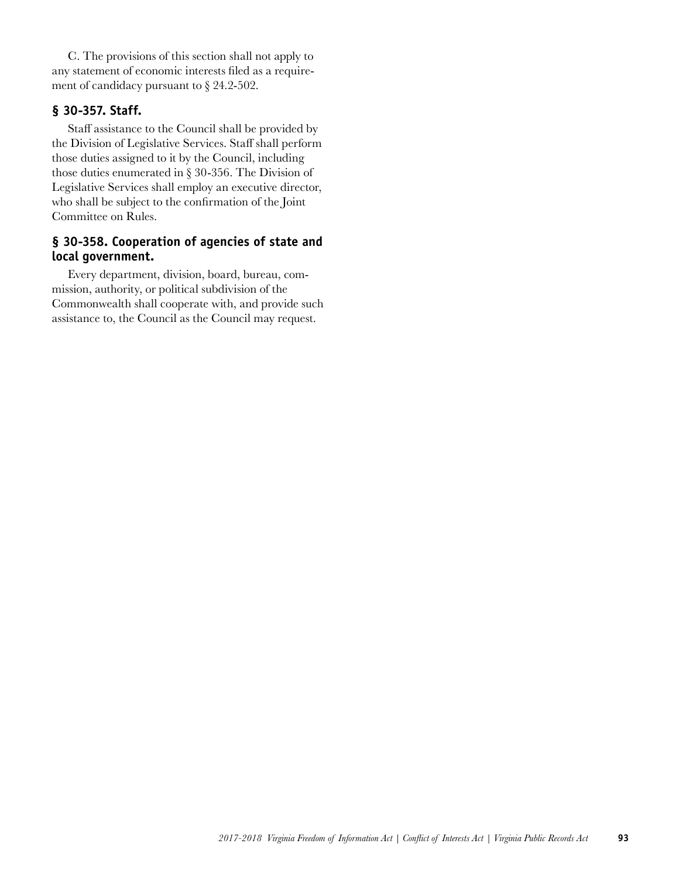C. The provisions of this section shall not apply to any statement of economic interests filed as a requirement of candidacy pursuant to § 24.2-502.

### § 30-357. Staff.

Staff assistance to the Council shall be provided by the Division of Legislative Services. Staff shall perform those duties assigned to it by the Council, including those duties enumerated in § 30-356. The Division of Legislative Services shall employ an executive director, who shall be subject to the confirmation of the Joint Committee on Rules.

### § 30-358. Cooperation of agencies of state and local government.

Every department, division, board, bureau, commission, authority, or political subdivision of the Commonwealth shall cooperate with, and provide such assistance to, the Council as the Council may request.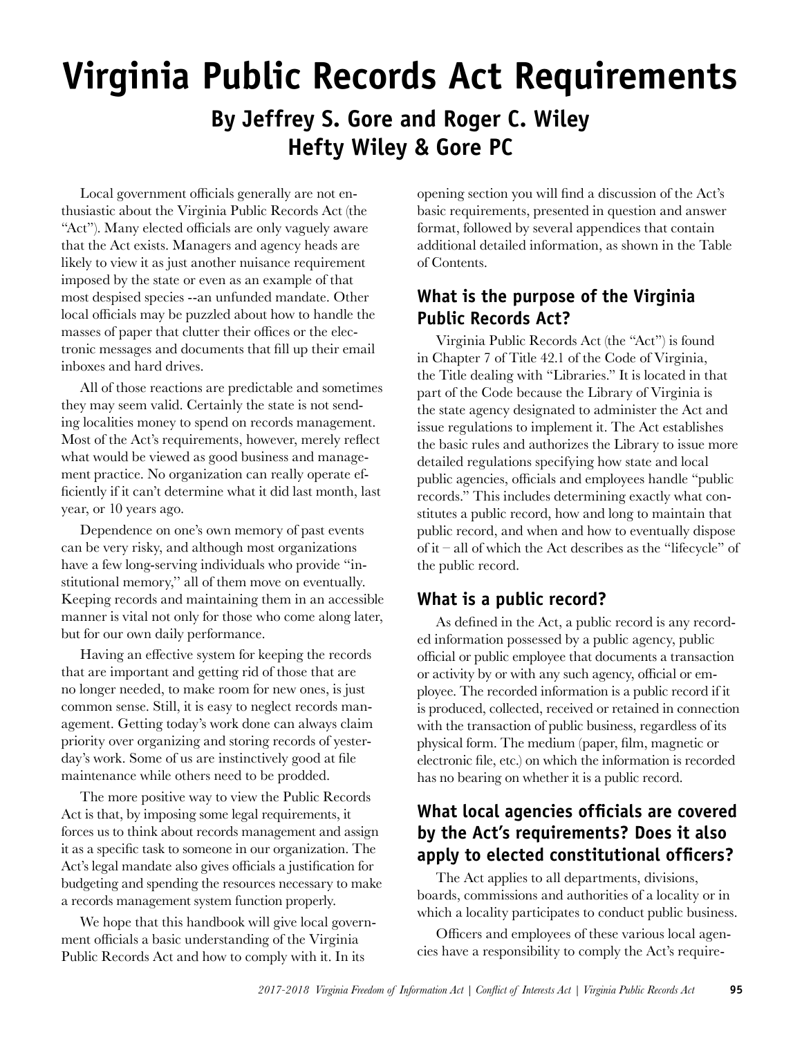# Virginia Public Records Act Requirements

## By Jeffrey S. Gore and Roger C. Wiley
## Hefty Wiley & Gore PC

Local government officials generally are not enthusiastic about the Virginia Public Records Act (the "Act"). Many elected officials are only vaguely aware that the Act exists. Managers and agency heads are likely to view it as just another nuisance requirement imposed by the state or even as an example of that most despised species --an unfunded mandate. Other local officials may be puzzled about how to handle the masses of paper that clutter their offices or the electronic messages and documents that fill up their email inboxes and hard drives.

All of those reactions are predictable and sometimes they may seem valid. Certainly the state is not sending localities money to spend on records management. Most of the Act's requirements, however, merely reflect what would be viewed as good business and management practice. No organization can really operate efficiently if it can't determine what it did last month, last year, or 10 years ago.

Dependence on one's own memory of past events can be very risky, and although most organizations have a few long-serving individuals who provide "institutional memory," all of them move on eventually. Keeping records and maintaining them in an accessible manner is vital not only for those who come along later, but for our own daily performance.

Having an effective system for keeping the records that are important and getting rid of those that are no longer needed, to make room for new ones, is just common sense. Still, it is easy to neglect records management. Getting today's work done can always claim priority over organizing and storing records of yesterday's work. Some of us are instinctively good at file maintenance while others need to be prodded.

The more positive way to view the Public Records Act is that, by imposing some legal requirements, it forces us to think about records management and assign it as a specific task to someone in our organization. The Act's legal mandate also gives officials a justification for budgeting and spending the resources necessary to make a records management system function properly.

We hope that this handbook will give local government officials a basic understanding of the Virginia Public Records Act and how to comply with it. In its opening section you will find a discussion of the Act's basic requirements, presented in question and answer format, followed by several appendices that contain additional detailed information, as shown in the Table of Contents.

### What is the purpose of the Virginia Public Records Act?

Virginia Public Records Act (the "Act") is found in Chapter 7 of Title 42.1 of the Code of Virginia, the Title dealing with "Libraries." It is located in that part of the Code because the Library of Virginia is the state agency designated to administer the Act and issue regulations to implement it. The Act establishes the basic rules and authorizes the Library to issue more detailed regulations specifying how state and local public agencies, officials and employees handle "public records." This includes determining exactly what constitutes a public record, how and long to maintain that public record, and when and how to eventually dispose of it – all of which the Act describes as the "lifecycle" of the public record.

### What is a public record?

As defined in the Act, a public record is any recorded information possessed by a public agency, public official or public employee that documents a transaction or activity by or with any such agency, official or employee. The recorded information is a public record if it is produced, collected, received or retained in connection with the transaction of public business, regardless of its physical form. The medium (paper, film, magnetic or electronic file, etc.) on which the information is recorded has no bearing on whether it is a public record.

### What local agencies officials are covered by the Act's requirements? Does it also apply to elected constitutional officers?

The Act applies to all departments, divisions, boards, commissions and authorities of a locality or in which a locality participates to conduct public business.

Officers and employees of these various local agencies have a responsibility to comply the Act's require-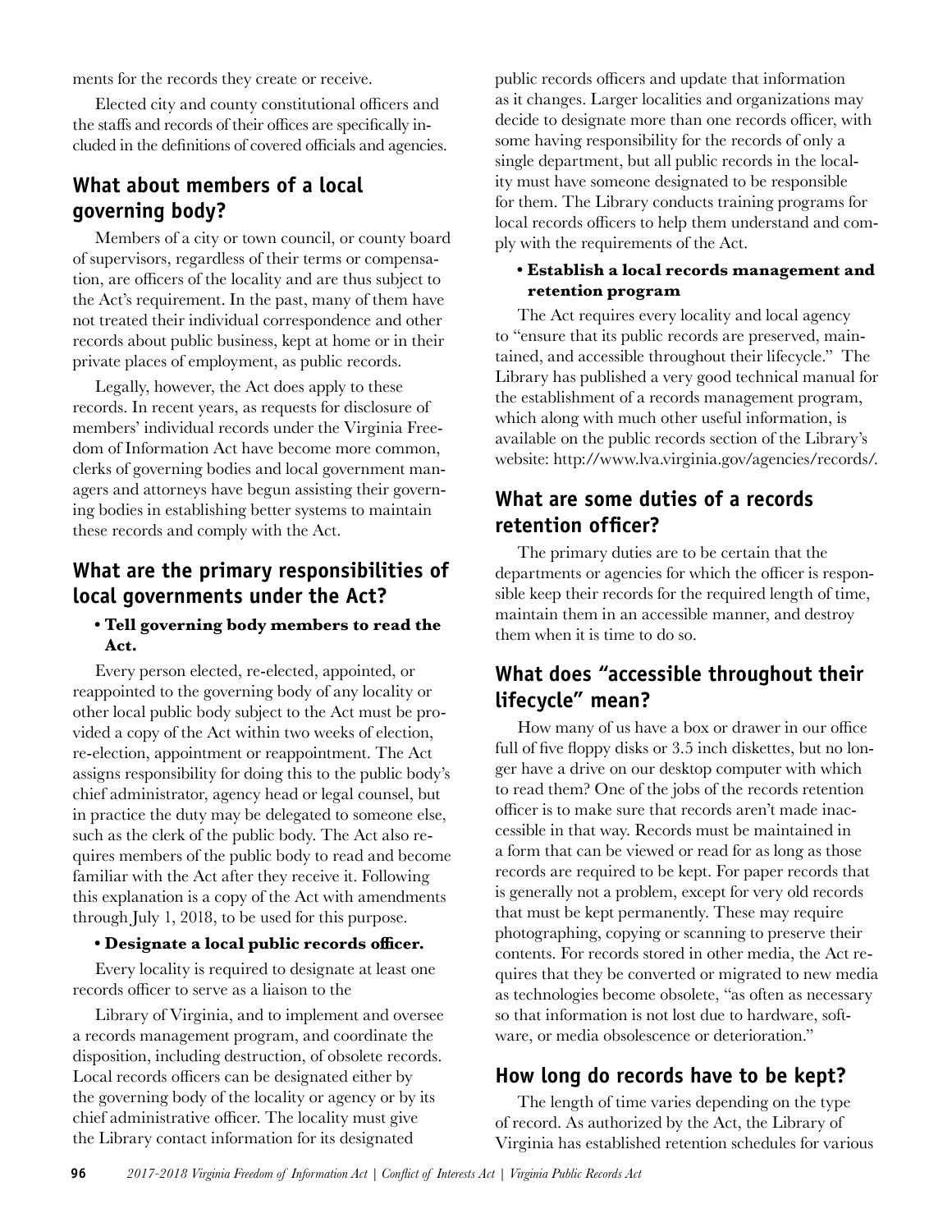ments for the records they create or receive.

Elected city and county constitutional officers and the staffs and records of their offices are specifically included in the definitions of covered officials and agencies.

## What about members of a local governing body?

Members of a city or town council, or county board of supervisors, regardless of their terms or compensation, are officers of the locality and are thus subject to the Act's requirement. In the past, many of them have not treated their individual correspondence and other records about public business, kept at home or in their private places of employment, as public records.

Legally, however, the Act does apply to these records. In recent years, as requests for disclosure of members' individual records under the Virginia Freedom of Information Act have become more common, clerks of governing bodies and local government managers and attorneys have begun assisting their governing bodies in establishing better systems to maintain these records and comply with the Act.

## What are the primary responsibilities of local governments under the Act?

**• Tell governing body members to read the Act.**

Every person elected, re-elected, appointed, or reappointed to the governing body of any locality or other local public body subject to the Act must be provided a copy of the Act within two weeks of election, re-election, appointment or reappointment. The Act assigns responsibility for doing this to the public body's chief administrator, agency head or legal counsel, but in practice the duty may be delegated to someone else, such as the clerk of the public body. The Act also requires members of the public body to read and become familiar with the Act after they receive it. Following this explanation is a copy of the Act with amendments through July 1, 2018, to be used for this purpose.

**• Designate a local public records officer.**

Every locality is required to designate at least one records officer to serve as a liaison to the

Library of Virginia, and to implement and oversee a records management program, and coordinate the disposition, including destruction, of obsolete records. Local records officers can be designated either by the governing body of the locality or agency or by its chief administrative officer. The locality must give the Library contact information for its designated public records officers and update that information as it changes. Larger localities and organizations may decide to designate more than one records officer, with some having responsibility for the records of only a single department, but all public records in the locality must have someone designated to be responsible for them. The Library conducts training programs for local records officers to help them understand and comply with the requirements of the Act.

**• Establish a local records management and retention program**

The Act requires every locality and local agency to "ensure that its public records are preserved, maintained, and accessible throughout their lifecycle." The Library has published a very good technical manual for the establishment of a records management program, which along with much other useful information, is available on the public records section of the Library's website: http://www.lva.virginia.gov/agencies/records/.

## What are some duties of a records retention officer?

The primary duties are to be certain that the departments or agencies for which the officer is responsible keep their records for the required length of time, maintain them in an accessible manner, and destroy them when it is time to do so.

## What does "accessible throughout their lifecycle" mean?

How many of us have a box or drawer in our office full of five floppy disks or 3.5 inch diskettes, but no longer have a drive on our desktop computer with which to read them? One of the jobs of the records retention officer is to make sure that records aren't made inaccessible in that way. Records must be maintained in a form that can be viewed or read for as long as those records are required to be kept. For paper records that is generally not a problem, except for very old records that must be kept permanently. These may require photographing, copying or scanning to preserve their contents. For records stored in other media, the Act requires that they be converted or migrated to new media as technologies become obsolete, "as often as necessary so that information is not lost due to hardware, software, or media obsolescence or deterioration."

## How long do records have to be kept?

The length of time varies depending on the type of record. As authorized by the Act, the Library of Virginia has established retention schedules for various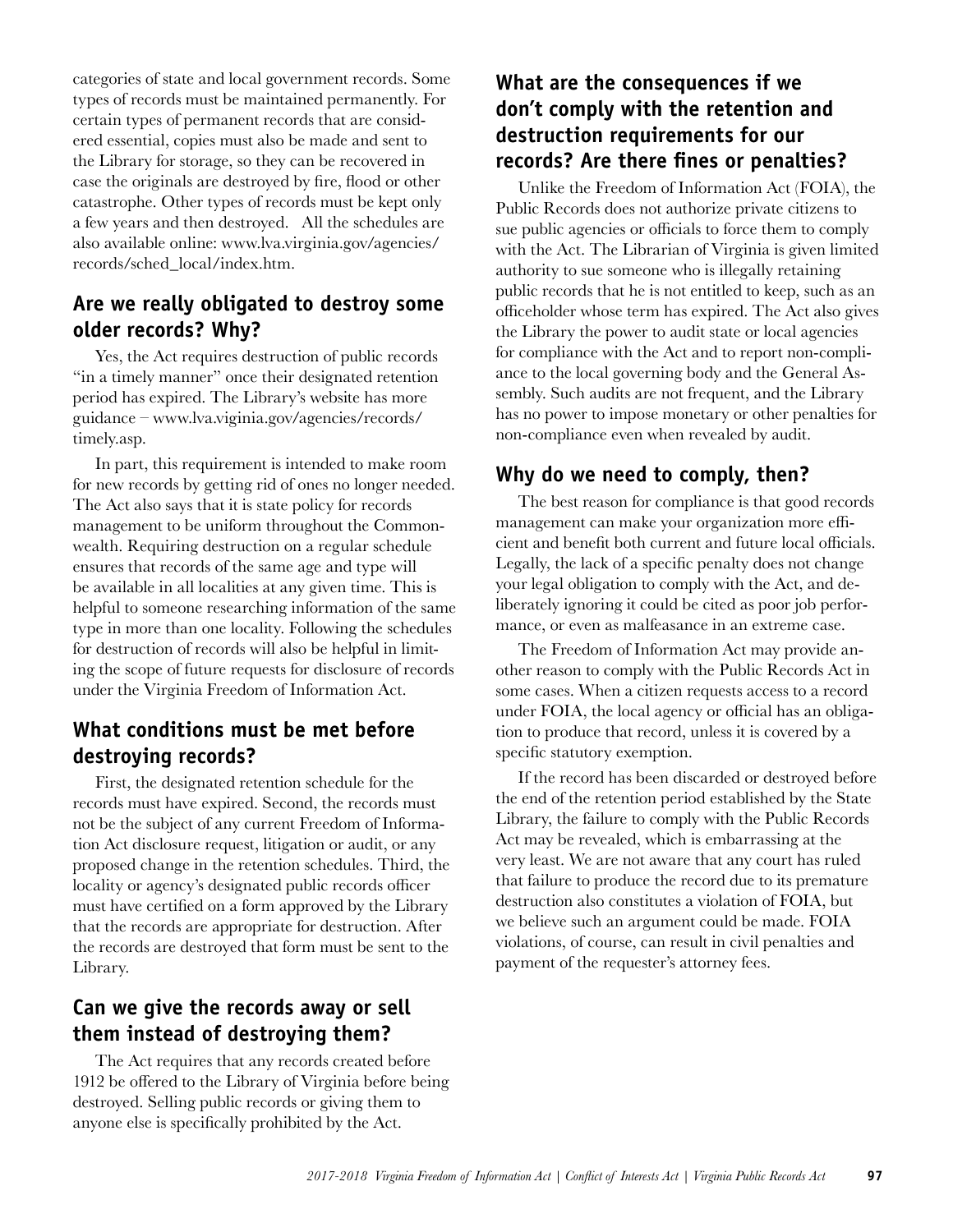categories of state and local government records. Some types of records must be maintained permanently. For certain types of permanent records that are considered essential, copies must also be made and sent to the Library for storage, so they can be recovered in case the originals are destroyed by fire, flood or other catastrophe. Other types of records must be kept only a few years and then destroyed. All the schedules are also available online: www.lva.virginia.gov/agencies/records/sched_local/index.htm.

## Are we really obligated to destroy some older records? Why?

Yes, the Act requires destruction of public records "in a timely manner" once their designated retention period has expired. The Library's website has more guidance – www.lva.viginia.gov/agencies/records/timely.asp.

In part, this requirement is intended to make room for new records by getting rid of ones no longer needed. The Act also says that it is state policy for records management to be uniform throughout the Commonwealth. Requiring destruction on a regular schedule ensures that records of the same age and type will be available in all localities at any given time. This is helpful to someone researching information of the same type in more than one locality. Following the schedules for destruction of records will also be helpful in limiting the scope of future requests for disclosure of records under the Virginia Freedom of Information Act.

## What conditions must be met before destroying records?

First, the designated retention schedule for the records must have expired. Second, the records must not be the subject of any current Freedom of Information Act disclosure request, litigation or audit, or any proposed change in the retention schedules. Third, the locality or agency's designated public records officer must have certified on a form approved by the Library that the records are appropriate for destruction. After the records are destroyed that form must be sent to the Library.

## Can we give the records away or sell them instead of destroying them?

The Act requires that any records created before 1912 be offered to the Library of Virginia before being destroyed. Selling public records or giving them to anyone else is specifically prohibited by the Act.

## What are the consequences if we don't comply with the retention and destruction requirements for our records? Are there fines or penalties?

Unlike the Freedom of Information Act (FOIA), the Public Records does not authorize private citizens to sue public agencies or officials to force them to comply with the Act. The Librarian of Virginia is given limited authority to sue someone who is illegally retaining public records that he is not entitled to keep, such as an officeholder whose term has expired. The Act also gives the Library the power to audit state or local agencies for compliance with the Act and to report non-compliance to the local governing body and the General Assembly. Such audits are not frequent, and the Library has no power to impose monetary or other penalties for non-compliance even when revealed by audit.

## Why do we need to comply, then?

The best reason for compliance is that good records management can make your organization more efficient and benefit both current and future local officials. Legally, the lack of a specific penalty does not change your legal obligation to comply with the Act, and deliberately ignoring it could be cited as poor job performance, or even as malfeasance in an extreme case.

The Freedom of Information Act may provide another reason to comply with the Public Records Act in some cases. When a citizen requests access to a record under FOIA, the local agency or official has an obligation to produce that record, unless it is covered by a specific statutory exemption.

If the record has been discarded or destroyed before the end of the retention period established by the State Library, the failure to comply with the Public Records Act may be revealed, which is embarrassing at the very least. We are not aware that any court has ruled that failure to produce the record due to its premature destruction also constitutes a violation of FOIA, but we believe such an argument could be made. FOIA violations, of course, can result in civil penalties and payment of the requester's attorney fees.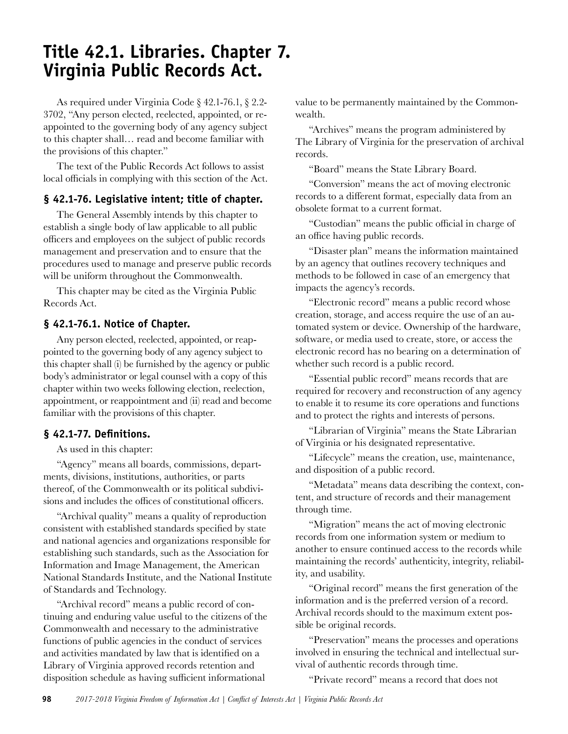# Title 42.1. Libraries. Chapter 7. Virginia Public Records Act.

As required under Virginia Code § 42.1-76.1, § 2.2-3702, "Any person elected, reelected, appointed, or reappointed to the governing body of any agency subject to this chapter shall… read and become familiar with the provisions of this chapter."

The text of the Public Records Act follows to assist local officials in complying with this section of the Act.

### § 42.1-76. Legislative intent; title of chapter.

The General Assembly intends by this chapter to establish a single body of law applicable to all public officers and employees on the subject of public records management and preservation and to ensure that the procedures used to manage and preserve public records will be uniform throughout the Commonwealth.

This chapter may be cited as the Virginia Public Records Act.

### § 42.1-76.1. Notice of Chapter.

Any person elected, reelected, appointed, or reappointed to the governing body of any agency subject to this chapter shall (i) be furnished by the agency or public body's administrator or legal counsel with a copy of this chapter within two weeks following election, reelection, appointment, or reappointment and (ii) read and become familiar with the provisions of this chapter.

### § 42.1-77. Definitions.

As used in this chapter:

"Agency" means all boards, commissions, departments, divisions, institutions, authorities, or parts thereof, of the Commonwealth or its political subdivisions and includes the offices of constitutional officers.

"Archival quality" means a quality of reproduction consistent with established standards specified by state and national agencies and organizations responsible for establishing such standards, such as the Association for Information and Image Management, the American National Standards Institute, and the National Institute of Standards and Technology.

"Archival record" means a public record of continuing and enduring value useful to the citizens of the Commonwealth and necessary to the administrative functions of public agencies in the conduct of services and activities mandated by law that is identified on a Library of Virginia approved records retention and disposition schedule as having sufficient informational value to be permanently maintained by the Commonwealth.

"Archives" means the program administered by The Library of Virginia for the preservation of archival records.

"Board" means the State Library Board.

"Conversion" means the act of moving electronic records to a different format, especially data from an obsolete format to a current format.

"Custodian" means the public official in charge of an office having public records.

"Disaster plan" means the information maintained by an agency that outlines recovery techniques and methods to be followed in case of an emergency that impacts the agency's records.

"Electronic record" means a public record whose creation, storage, and access require the use of an automated system or device. Ownership of the hardware, software, or media used to create, store, or access the electronic record has no bearing on a determination of whether such record is a public record.

"Essential public record" means records that are required for recovery and reconstruction of any agency to enable it to resume its core operations and functions and to protect the rights and interests of persons.

"Librarian of Virginia" means the State Librarian of Virginia or his designated representative.

"Lifecycle" means the creation, use, maintenance, and disposition of a public record.

"Metadata" means data describing the context, content, and structure of records and their management through time.

"Migration" means the act of moving electronic records from one information system or medium to another to ensure continued access to the records while maintaining the records' authenticity, integrity, reliability, and usability.

"Original record" means the first generation of the information and is the preferred version of a record. Archival records should to the maximum extent possible be original records.

"Preservation" means the processes and operations involved in ensuring the technical and intellectual survival of authentic records through time.

"Private record" means a record that does not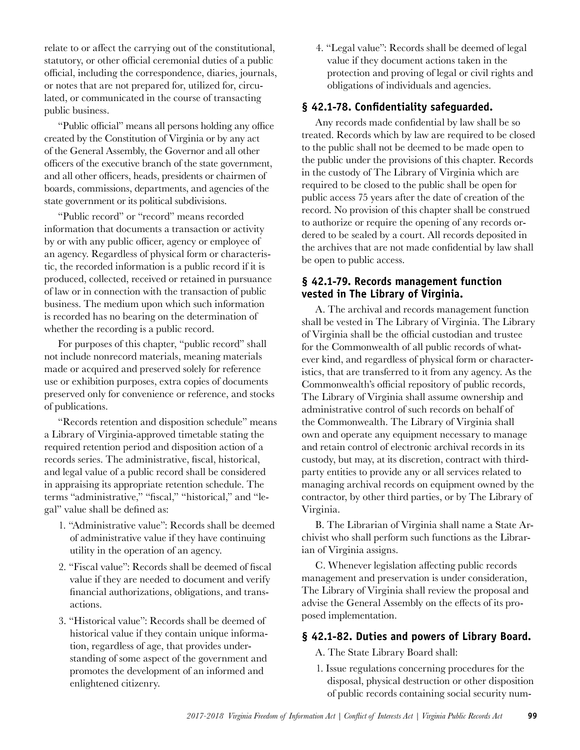relate to or affect the carrying out of the constitutional, statutory, or other official ceremonial duties of a public official, including the correspondence, diaries, journals, or notes that are not prepared for, utilized for, circulated, or communicated in the course of transacting public business.

"Public official" means all persons holding any office created by the Constitution of Virginia or by any act of the General Assembly, the Governor and all other officers of the executive branch of the state government, and all other officers, heads, presidents or chairmen of boards, commissions, departments, and agencies of the state government or its political subdivisions.

"Public record" or "record" means recorded information that documents a transaction or activity by or with any public officer, agency or employee of an agency. Regardless of physical form or characteristic, the recorded information is a public record if it is produced, collected, received or retained in pursuance of law or in connection with the transaction of public business. The medium upon which such information is recorded has no bearing on the determination of whether the recording is a public record.

For purposes of this chapter, "public record" shall not include nonrecord materials, meaning materials made or acquired and preserved solely for reference use or exhibition purposes, extra copies of documents preserved only for convenience or reference, and stocks of publications.

"Records retention and disposition schedule" means a Library of Virginia-approved timetable stating the required retention period and disposition action of a records series. The administrative, fiscal, historical, and legal value of a public record shall be considered in appraising its appropriate retention schedule. The terms "administrative," "fiscal," "historical," and "legal" value shall be defined as:

1. "Administrative value": Records shall be deemed of administrative value if they have continuing utility in the operation of an agency.
2. "Fiscal value": Records shall be deemed of fiscal value if they are needed to document and verify financial authorizations, obligations, and transactions.
3. "Historical value": Records shall be deemed of historical value if they contain unique information, regardless of age, that provides understanding of some aspect of the government and promotes the development of an informed and enlightened citizenry.
4. "Legal value": Records shall be deemed of legal value if they document actions taken in the protection and proving of legal or civil rights and obligations of individuals and agencies.

## § 42.1-78. Confidentiality safeguarded.

Any records made confidential by law shall be so treated. Records which by law are required to be closed to the public shall not be deemed to be made open to the public under the provisions of this chapter. Records in the custody of The Library of Virginia which are required to be closed to the public shall be open for public access 75 years after the date of creation of the record. No provision of this chapter shall be construed to authorize or require the opening of any records ordered to be sealed by a court. All records deposited in the archives that are not made confidential by law shall be open to public access.

## § 42.1-79. Records management function vested in The Library of Virginia.

A. The archival and records management function shall be vested in The Library of Virginia. The Library of Virginia shall be the official custodian and trustee for the Commonwealth of all public records of whatever kind, and regardless of physical form or characteristics, that are transferred to it from any agency. As the Commonwealth's official repository of public records, The Library of Virginia shall assume ownership and administrative control of such records on behalf of the Commonwealth. The Library of Virginia shall own and operate any equipment necessary to manage and retain control of electronic archival records in its custody, but may, at its discretion, contract with third-party entities to provide any or all services related to managing archival records on equipment owned by the contractor, by other third parties, or by The Library of Virginia.

B. The Librarian of Virginia shall name a State Archivist who shall perform such functions as the Librarian of Virginia assigns.

C. Whenever legislation affecting public records management and preservation is under consideration, The Library of Virginia shall review the proposal and advise the General Assembly on the effects of its proposed implementation.

## § 42.1-82. Duties and powers of Library Board.

A. The State Library Board shall:

1. Issue regulations concerning procedures for the disposal, physical destruction or other disposition of public records containing social security num-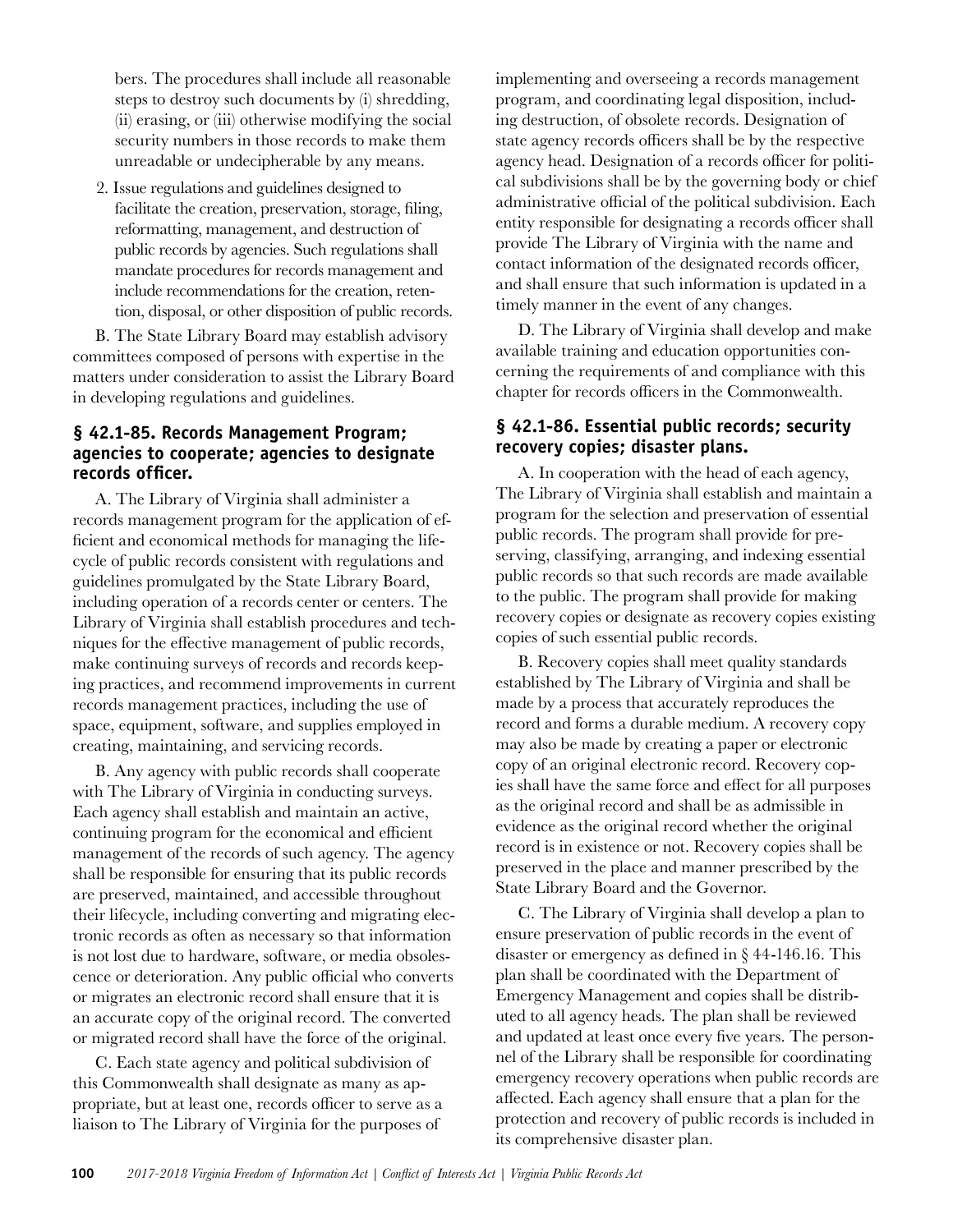bers. The procedures shall include all reasonable steps to destroy such documents by (i) shredding, (ii) erasing, or (iii) otherwise modifying the social security numbers in those records to make them unreadable or undecipherable by any means.

2. Issue regulations and guidelines designed to facilitate the creation, preservation, storage, filing, reformatting, management, and destruction of public records by agencies. Such regulations shall mandate procedures for records management and include recommendations for the creation, retention, disposal, or other disposition of public records.

B. The State Library Board may establish advisory committees composed of persons with expertise in the matters under consideration to assist the Library Board in developing regulations and guidelines.

### § 42.1-85. Records Management Program; agencies to cooperate; agencies to designate records officer.

A. The Library of Virginia shall administer a records management program for the application of efficient and economical methods for managing the lifecycle of public records consistent with regulations and guidelines promulgated by the State Library Board, including operation of a records center or centers. The Library of Virginia shall establish procedures and techniques for the effective management of public records, make continuing surveys of records and records keeping practices, and recommend improvements in current records management practices, including the use of space, equipment, software, and supplies employed in creating, maintaining, and servicing records.

B. Any agency with public records shall cooperate with The Library of Virginia in conducting surveys. Each agency shall establish and maintain an active, continuing program for the economical and efficient management of the records of such agency. The agency shall be responsible for ensuring that its public records are preserved, maintained, and accessible throughout their lifecycle, including converting and migrating electronic records as often as necessary so that information is not lost due to hardware, software, or media obsolescence or deterioration. Any public official who converts or migrates an electronic record shall ensure that it is an accurate copy of the original record. The converted or migrated record shall have the force of the original.

C. Each state agency and political subdivision of this Commonwealth shall designate as many as appropriate, but at least one, records officer to serve as a liaison to The Library of Virginia for the purposes of implementing and overseeing a records management program, and coordinating legal disposition, including destruction, of obsolete records. Designation of state agency records officers shall be by the respective agency head. Designation of a records officer for political subdivisions shall be by the governing body or chief administrative official of the political subdivision. Each entity responsible for designating a records officer shall provide The Library of Virginia with the name and contact information of the designated records officer, and shall ensure that such information is updated in a timely manner in the event of any changes.

D. The Library of Virginia shall develop and make available training and education opportunities concerning the requirements of and compliance with this chapter for records officers in the Commonwealth.

### § 42.1-86. Essential public records; security recovery copies; disaster plans.

A. In cooperation with the head of each agency, The Library of Virginia shall establish and maintain a program for the selection and preservation of essential public records. The program shall provide for preserving, classifying, arranging, and indexing essential public records so that such records are made available to the public. The program shall provide for making recovery copies or designate as recovery copies existing copies of such essential public records.

B. Recovery copies shall meet quality standards established by The Library of Virginia and shall be made by a process that accurately reproduces the record and forms a durable medium. A recovery copy may also be made by creating a paper or electronic copy of an original electronic record. Recovery copies shall have the same force and effect for all purposes as the original record and shall be as admissible in evidence as the original record whether the original record is in existence or not. Recovery copies shall be preserved in the place and manner prescribed by the State Library Board and the Governor.

C. The Library of Virginia shall develop a plan to ensure preservation of public records in the event of disaster or emergency as defined in § 44-146.16. This plan shall be coordinated with the Department of Emergency Management and copies shall be distributed to all agency heads. The plan shall be reviewed and updated at least once every five years. The personnel of the Library shall be responsible for coordinating emergency recovery operations when public records are affected. Each agency shall ensure that a plan for the protection and recovery of public records is included in its comprehensive disaster plan.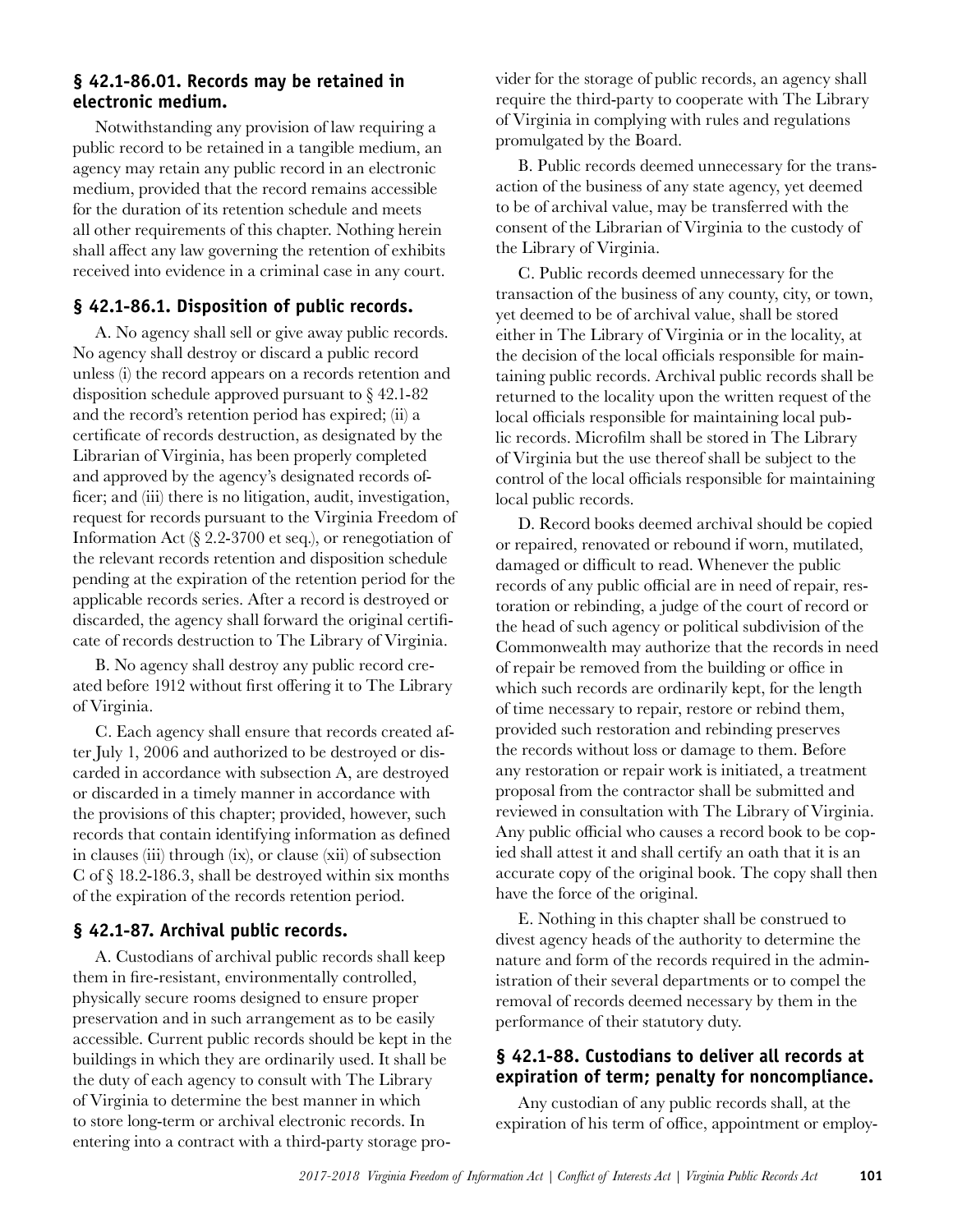### § 42.1-86.01. Records may be retained in electronic medium.

Notwithstanding any provision of law requiring a public record to be retained in a tangible medium, an agency may retain any public record in an electronic medium, provided that the record remains accessible for the duration of its retention schedule and meets all other requirements of this chapter. Nothing herein shall affect any law governing the retention of exhibits received into evidence in a criminal case in any court.

### § 42.1-86.1. Disposition of public records.

A. No agency shall sell or give away public records. No agency shall destroy or discard a public record unless (i) the record appears on a records retention and disposition schedule approved pursuant to § 42.1-82 and the record's retention period has expired; (ii) a certificate of records destruction, as designated by the Librarian of Virginia, has been properly completed and approved by the agency's designated records officer; and (iii) there is no litigation, audit, investigation, request for records pursuant to the Virginia Freedom of Information Act (§ 2.2-3700 et seq.), or renegotiation of the relevant records retention and disposition schedule pending at the expiration of the retention period for the applicable records series. After a record is destroyed or discarded, the agency shall forward the original certificate of records destruction to The Library of Virginia.

B. No agency shall destroy any public record created before 1912 without first offering it to The Library of Virginia.

C. Each agency shall ensure that records created after July 1, 2006 and authorized to be destroyed or discarded in accordance with subsection A, are destroyed or discarded in a timely manner in accordance with the provisions of this chapter; provided, however, such records that contain identifying information as defined in clauses (iii) through (ix), or clause (xii) of subsection C of § 18.2-186.3, shall be destroyed within six months of the expiration of the records retention period.

### § 42.1-87. Archival public records.

A. Custodians of archival public records shall keep them in fire-resistant, environmentally controlled, physically secure rooms designed to ensure proper preservation and in such arrangement as to be easily accessible. Current public records should be kept in the buildings in which they are ordinarily used. It shall be the duty of each agency to consult with The Library of Virginia to determine the best manner in which to store long-term or archival electronic records. In entering into a contract with a third-party storage provider for the storage of public records, an agency shall require the third-party to cooperate with The Library of Virginia in complying with rules and regulations promulgated by the Board.

B. Public records deemed unnecessary for the transaction of the business of any state agency, yet deemed to be of archival value, may be transferred with the consent of the Librarian of Virginia to the custody of the Library of Virginia.

C. Public records deemed unnecessary for the transaction of the business of any county, city, or town, yet deemed to be of archival value, shall be stored either in The Library of Virginia or in the locality, at the decision of the local officials responsible for maintaining public records. Archival public records shall be returned to the locality upon the written request of the local officials responsible for maintaining local public records. Microfilm shall be stored in The Library of Virginia but the use thereof shall be subject to the control of the local officials responsible for maintaining local public records.

D. Record books deemed archival should be copied or repaired, renovated or rebound if worn, mutilated, damaged or difficult to read. Whenever the public records of any public official are in need of repair, restoration or rebinding, a judge of the court of record or the head of such agency or political subdivision of the Commonwealth may authorize that the records in need of repair be removed from the building or office in which such records are ordinarily kept, for the length of time necessary to repair, restore or rebind them, provided such restoration and rebinding preserves the records without loss or damage to them. Before any restoration or repair work is initiated, a treatment proposal from the contractor shall be submitted and reviewed in consultation with The Library of Virginia. Any public official who causes a record book to be copied shall attest it and shall certify an oath that it is an accurate copy of the original book. The copy shall then have the force of the original.

E. Nothing in this chapter shall be construed to divest agency heads of the authority to determine the nature and form of the records required in the administration of their several departments or to compel the removal of records deemed necessary by them in the performance of their statutory duty.

### § 42.1-88. Custodians to deliver all records at expiration of term; penalty for noncompliance.

Any custodian of any public records shall, at the expiration of his term of office, appointment or employ-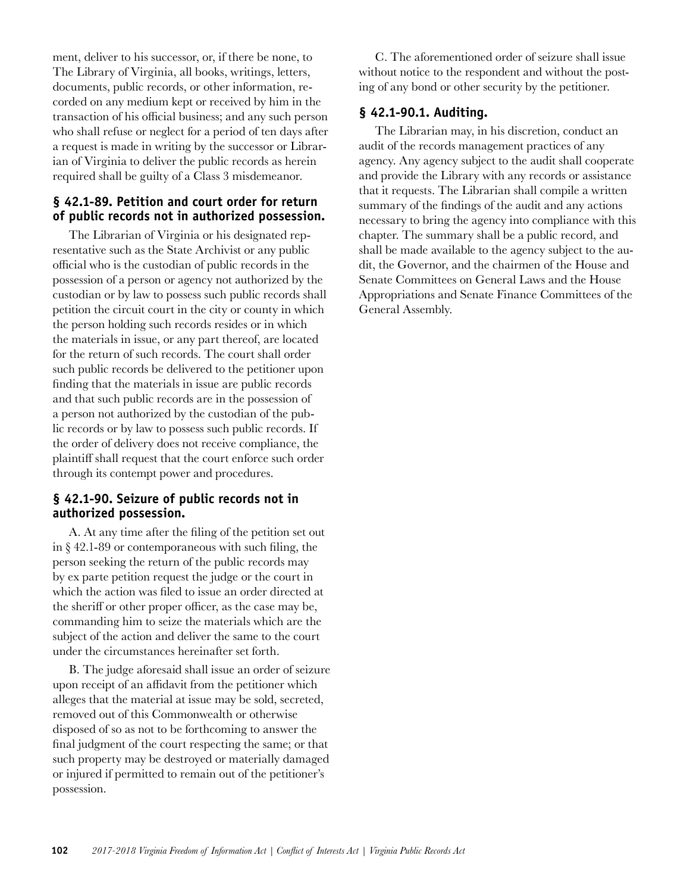ment, deliver to his successor, or, if there be none, to The Library of Virginia, all books, writings, letters, documents, public records, or other information, recorded on any medium kept or received by him in the transaction of his official business; and any such person who shall refuse or neglect for a period of ten days after a request is made in writing by the successor or Librarian of Virginia to deliver the public records as herein required shall be guilty of a Class 3 misdemeanor.

### § 42.1-89. Petition and court order for return of public records not in authorized possession.

The Librarian of Virginia or his designated representative such as the State Archivist or any public official who is the custodian of public records in the possession of a person or agency not authorized by the custodian or by law to possess such public records shall petition the circuit court in the city or county in which the person holding such records resides or in which the materials in issue, or any part thereof, are located for the return of such records. The court shall order such public records be delivered to the petitioner upon finding that the materials in issue are public records and that such public records are in the possession of a person not authorized by the custodian of the public records or by law to possess such public records. If the order of delivery does not receive compliance, the plaintiff shall request that the court enforce such order through its contempt power and procedures.

### § 42.1-90. Seizure of public records not in authorized possession.

A. At any time after the filing of the petition set out in § 42.1-89 or contemporaneous with such filing, the person seeking the return of the public records may by ex parte petition request the judge or the court in which the action was filed to issue an order directed at the sheriff or other proper officer, as the case may be, commanding him to seize the materials which are the subject of the action and deliver the same to the court under the circumstances hereinafter set forth.

B. The judge aforesaid shall issue an order of seizure upon receipt of an affidavit from the petitioner which alleges that the material at issue may be sold, secreted, removed out of this Commonwealth or otherwise disposed of so as not to be forthcoming to answer the final judgment of the court respecting the same; or that such property may be destroyed or materially damaged or injured if permitted to remain out of the petitioner's possession.

C. The aforementioned order of seizure shall issue without notice to the respondent and without the posting of any bond or other security by the petitioner.

### § 42.1-90.1. Auditing.

The Librarian may, in his discretion, conduct an audit of the records management practices of any agency. Any agency subject to the audit shall cooperate and provide the Library with any records or assistance that it requests. The Librarian shall compile a written summary of the findings of the audit and any actions necessary to bring the agency into compliance with this chapter. The summary shall be a public record, and shall be made available to the agency subject to the audit, the Governor, and the chairmen of the House and Senate Committees on General Laws and the House Appropriations and Senate Finance Committees of the General Assembly.